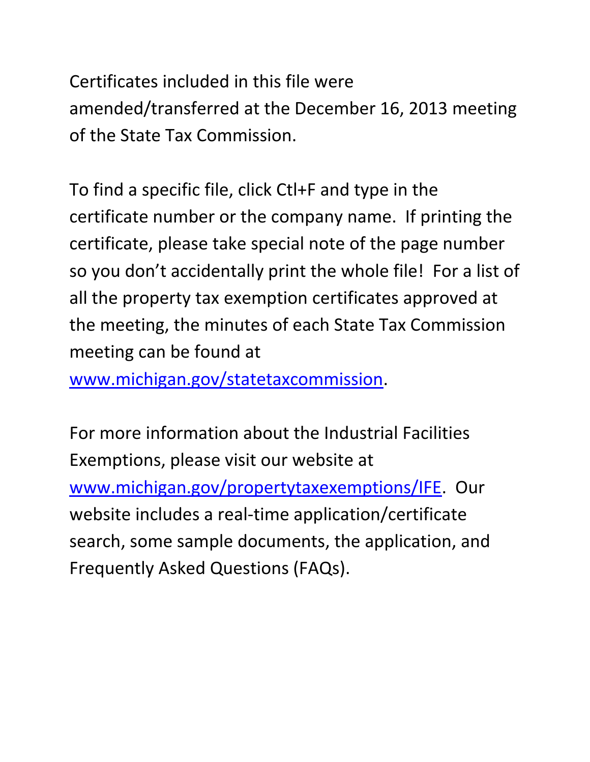Certificates included in this file were amended/transferred at the December 16, 2013 meeting of the State Tax Commission.

To find a specific file, click Ctl+F and type in the certificate number or the company name. If printing the certificate, please take special note of the page number so you don't accidentally print the whole file! For a list of all the property tax exemption certificates approved at the meeting, the minutes of each State Tax Commission meeting can be found at www.michigan.gov/statetaxcommission.

For more information about the Industrial Facilities Exemptions, please visit our website at www.michigan.gov/propertytaxexemptions/IFE. Our website includes a real-time application/certificate search, some sample documents, the application, and Frequently Asked Questions (FAQs).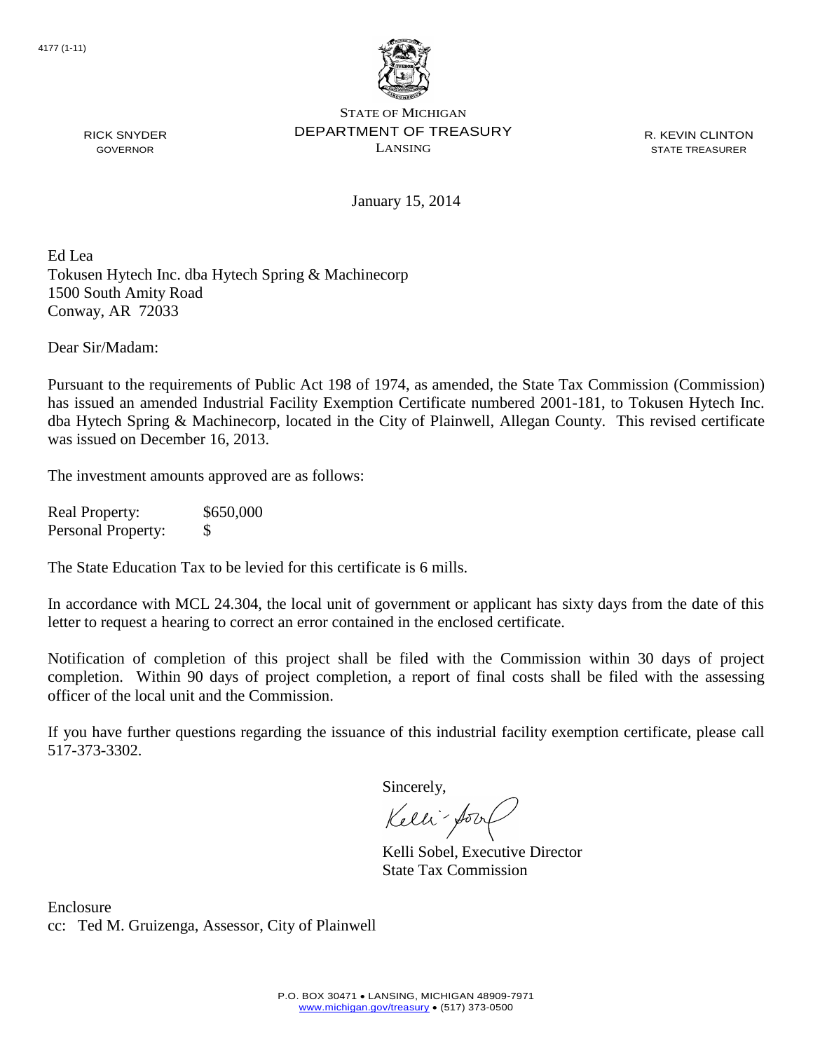4177 (1-11)

RICK SNYDER
GOVERNOR

STATE OF MICHIGAN
DEPARTMENT OF TREASURY
LANSING

R. KEVIN CLINTON
STATE TREASURER

January 15, 2014

Ed Lea
Tokusen Hytech Inc. dba Hytech Spring & Machinecorp
1500 South Amity Road
Conway, AR 72033

Dear Sir/Madam:

Pursuant to the requirements of Public Act 198 of 1974, as amended, the State Tax Commission (Commission) has issued an amended Industrial Facility Exemption Certificate numbered 2001-181, to Tokusen Hytech Inc. dba Hytech Spring & Machinecorp, located in the City of Plainwell, Allegan County. This revised certificate was issued on December 16, 2013.

The investment amounts approved are as follows:

| | |
|---|---|
| Real Property: | $650,000 |
| Personal Property: | $ |

The State Education Tax to be levied for this certificate is 6 mills.

In accordance with MCL 24.304, the local unit of government or applicant has sixty days from the date of this letter to request a hearing to correct an error contained in the enclosed certificate.

Notification of completion of this project shall be filed with the Commission within 30 days of project completion. Within 90 days of project completion, a report of final costs shall be filed with the assessing officer of the local unit and the Commission.

If you have further questions regarding the issuance of this industrial facility exemption certificate, please call 517-373-3302.

Sincerely,

Kelli Sobel, Executive Director
State Tax Commission

Enclosure
cc: Ted M. Gruizenga, Assessor, City of Plainwell

P.O. BOX 30471 • LANSING, MICHIGAN 48909-7971
www.michigan.gov/treasury • (517) 373-0500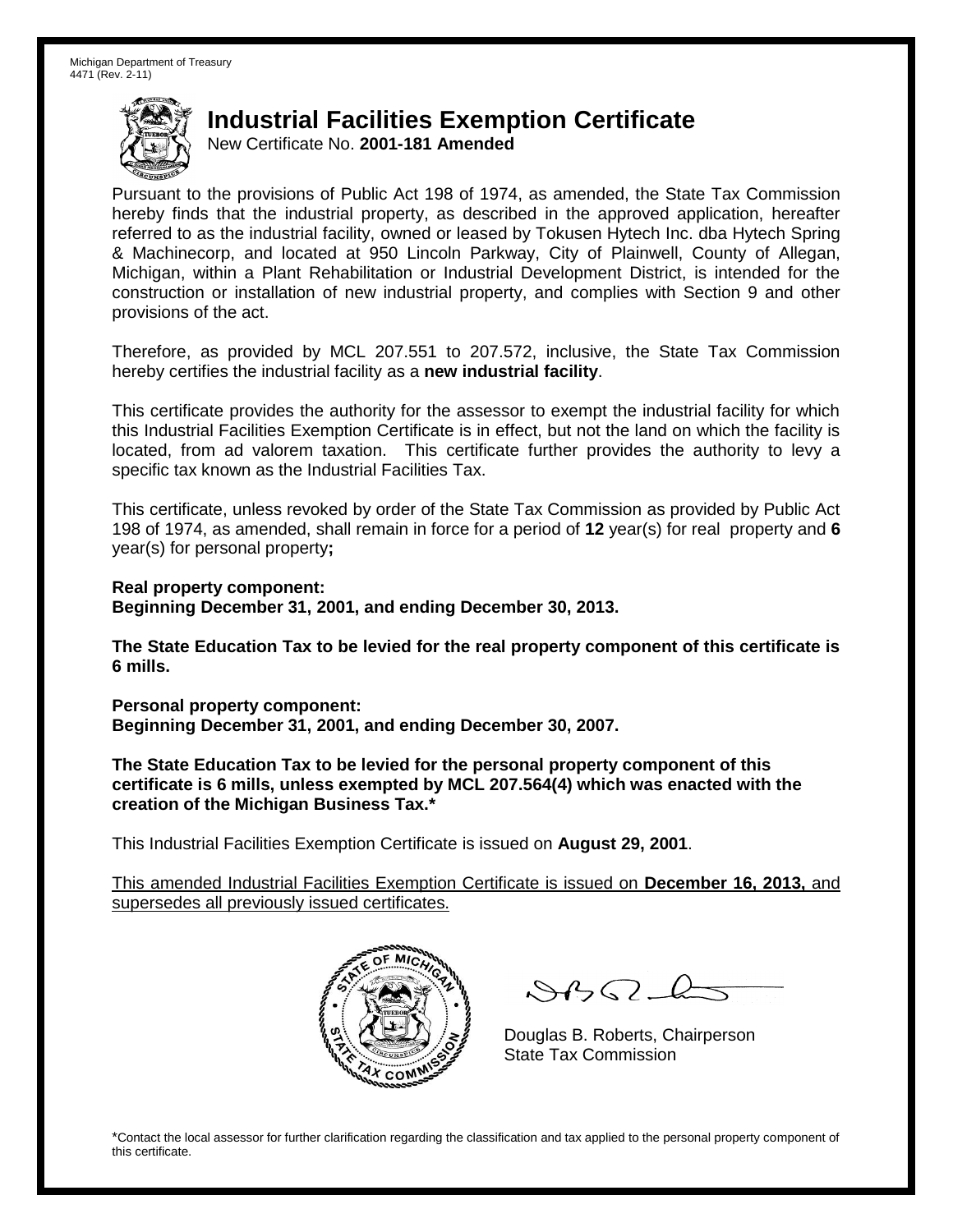Michigan Department of Treasury
4471 (Rev. 2-11)

# Industrial Facilities Exemption Certificate

New Certificate No. **2001-181 Amended**

Pursuant to the provisions of Public Act 198 of 1974, as amended, the State Tax Commission hereby finds that the industrial property, as described in the approved application, hereafter referred to as the industrial facility, owned or leased by Tokusen Hytech Inc. dba Hytech Spring & Machinecorp, and located at 950 Lincoln Parkway, City of Plainwell, County of Allegan, Michigan, within a Plant Rehabilitation or Industrial Development District, is intended for the construction or installation of new industrial property, and complies with Section 9 and other provisions of the act.

Therefore, as provided by MCL 207.551 to 207.572, inclusive, the State Tax Commission hereby certifies the industrial facility as a **new industrial facility**.

This certificate provides the authority for the assessor to exempt the industrial facility for which this Industrial Facilities Exemption Certificate is in effect, but not the land on which the facility is located, from ad valorem taxation. This certificate further provides the authority to levy a specific tax known as the Industrial Facilities Tax.

This certificate, unless revoked by order of the State Tax Commission as provided by Public Act 198 of 1974, as amended, shall remain in force for a period of **12** year(s) for real property and **6** year(s) for personal property**;**

**Real property component:**
**Beginning December 31, 2001, and ending December 30, 2013.**

**The State Education Tax to be levied for the real property component of this certificate is 6 mills.**

**Personal property component:**
**Beginning December 31, 2001, and ending December 30, 2007.**

**The State Education Tax to be levied for the personal property component of this certificate is 6 mills, unless exempted by MCL 207.564(4) which was enacted with the creation of the Michigan Business Tax.***

This Industrial Facilities Exemption Certificate is issued on **August 29, 2001**.

This amended Industrial Facilities Exemption Certificate is issued on **December 16, 2013,** and supersedes all previously issued certificates.

Douglas B. Roberts, Chairperson
State Tax Commission

*Contact the local assessor for further clarification regarding the classification and tax applied to the personal property component of this certificate.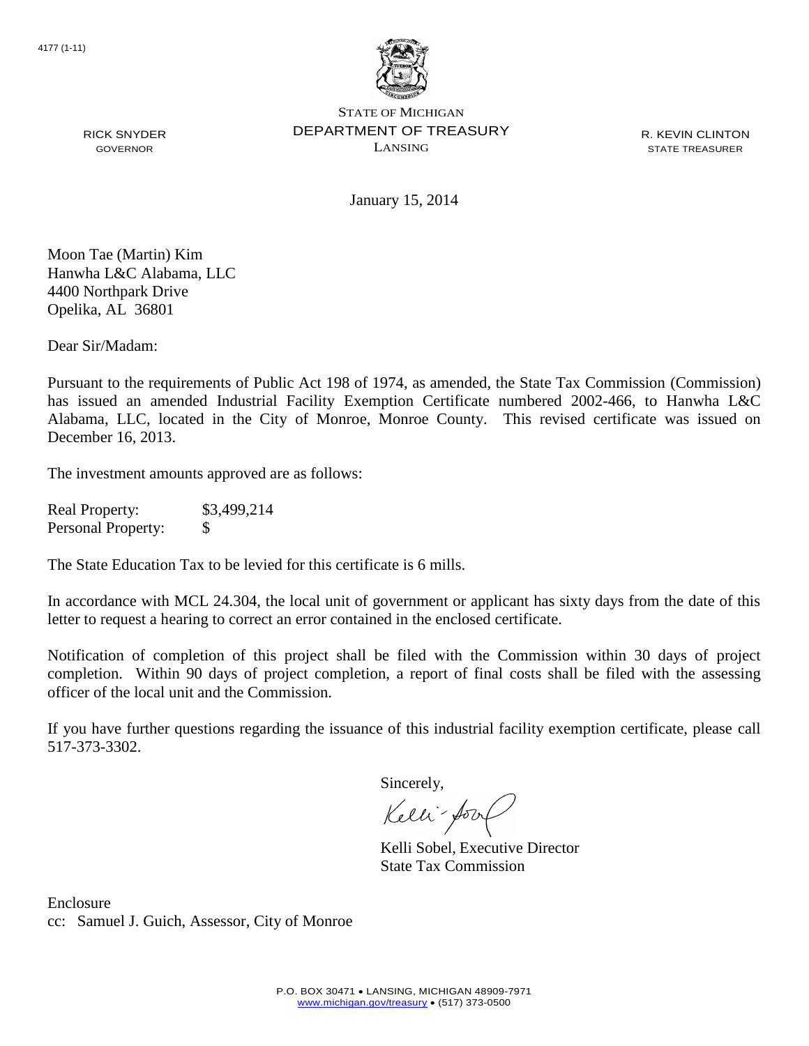4177 (1-11)

STATE OF MICHIGAN
DEPARTMENT OF TREASURY
LANSING

RICK SNYDER
GOVERNOR

R. KEVIN CLINTON
STATE TREASURER

January 15, 2014

Moon Tae (Martin) Kim
Hanwha L&C Alabama, LLC
4400 Northpark Drive
Opelika, AL 36801

Dear Sir/Madam:

Pursuant to the requirements of Public Act 198 of 1974, as amended, the State Tax Commission (Commission) has issued an amended Industrial Facility Exemption Certificate numbered 2002-466, to Hanwha L&C Alabama, LLC, located in the City of Monroe, Monroe County. This revised certificate was issued on December 16, 2013.

The investment amounts approved are as follows:

| | |
|---|---|
| Real Property: | \$3,499,214 |
| Personal Property: | \$ |

The State Education Tax to be levied for this certificate is 6 mills.

In accordance with MCL 24.304, the local unit of government or applicant has sixty days from the date of this letter to request a hearing to correct an error contained in the enclosed certificate.

Notification of completion of this project shall be filed with the Commission within 30 days of project completion. Within 90 days of project completion, a report of final costs shall be filed with the assessing officer of the local unit and the Commission.

If you have further questions regarding the issuance of this industrial facility exemption certificate, please call 517-373-3302.

Sincerely,

Kelli Sobel, Executive Director
State Tax Commission

Enclosure
cc: Samuel J. Guich, Assessor, City of Monroe

P.O. BOX 30471 • LANSING, MICHIGAN 48909-7971
www.michigan.gov/treasury • (517) 373-0500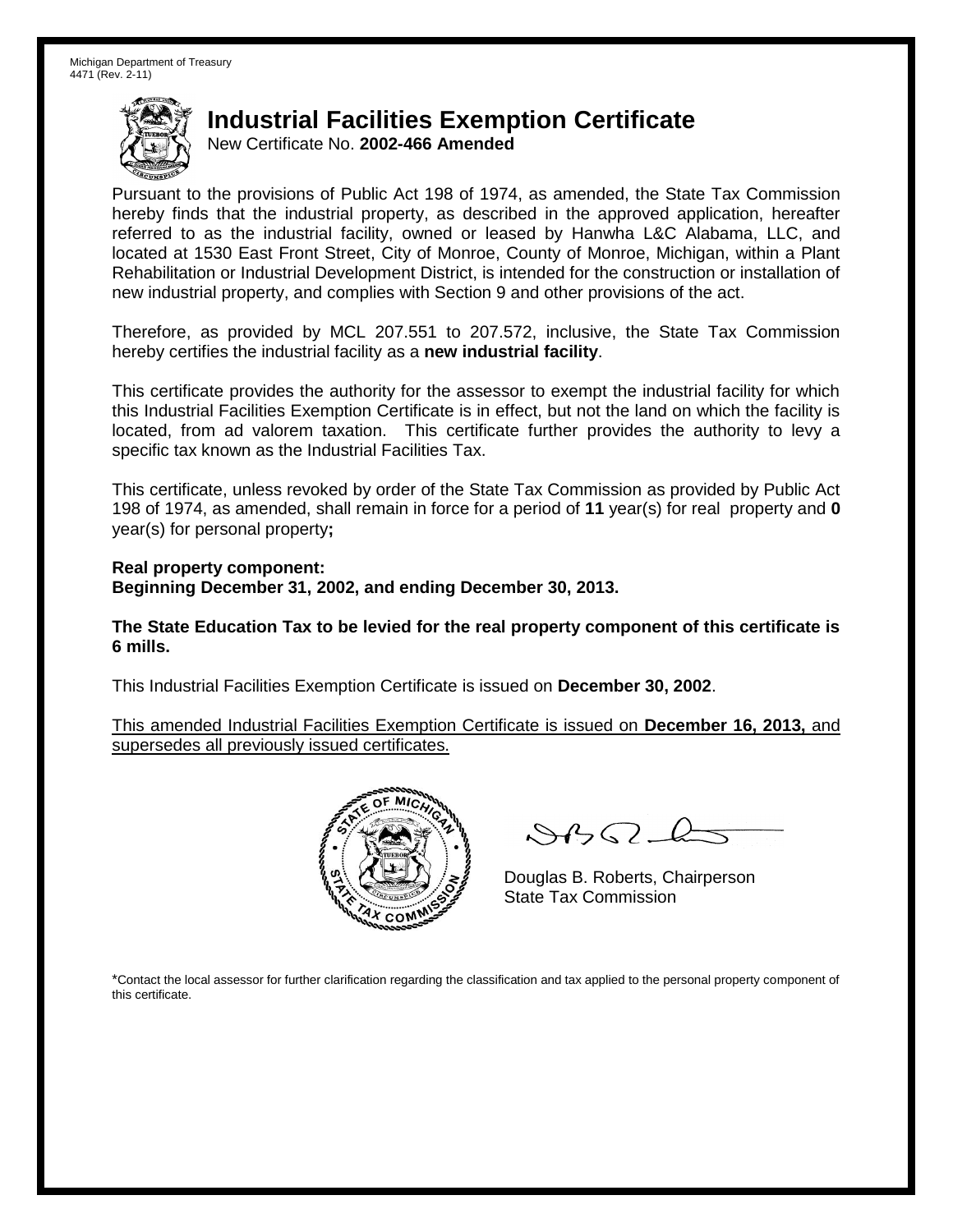Michigan Department of Treasury
4471 (Rev. 2-11)

# Industrial Facilities Exemption Certificate

New Certificate No. **2002-466 Amended**

Pursuant to the provisions of Public Act 198 of 1974, as amended, the State Tax Commission hereby finds that the industrial property, as described in the approved application, hereafter referred to as the industrial facility, owned or leased by Hanwha L&C Alabama, LLC, and located at 1530 East Front Street, City of Monroe, County of Monroe, Michigan, within a Plant Rehabilitation or Industrial Development District, is intended for the construction or installation of new industrial property, and complies with Section 9 and other provisions of the act.

Therefore, as provided by MCL 207.551 to 207.572, inclusive, the State Tax Commission hereby certifies the industrial facility as a **new industrial facility**.

This certificate provides the authority for the assessor to exempt the industrial facility for which this Industrial Facilities Exemption Certificate is in effect, but not the land on which the facility is located, from ad valorem taxation. This certificate further provides the authority to levy a specific tax known as the Industrial Facilities Tax.

This certificate, unless revoked by order of the State Tax Commission as provided by Public Act 198 of 1974, as amended, shall remain in force for a period of **11** year(s) for real property and **0** year(s) for personal property**;**

**Real property component:**
**Beginning December 31, 2002, and ending December 30, 2013.**

**The State Education Tax to be levied for the real property component of this certificate is 6 mills.**

This Industrial Facilities Exemption Certificate is issued on **December 30, 2002**.

This amended Industrial Facilities Exemption Certificate is issued on **December 16, 2013,** and supersedes all previously issued certificates.

Douglas B. Roberts, Chairperson
State Tax Commission

*Contact the local assessor for further clarification regarding the classification and tax applied to the personal property component of this certificate.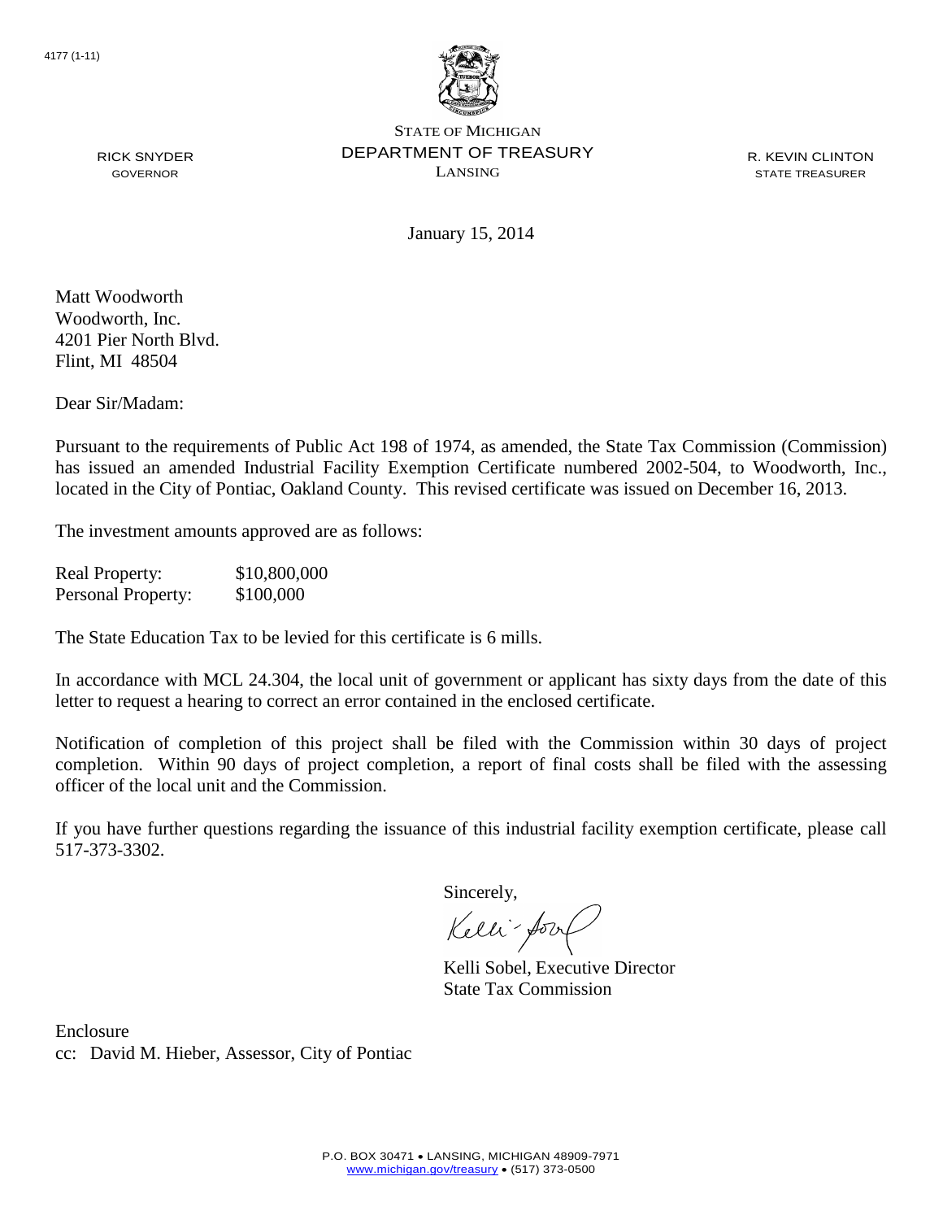4177 (1-11)

STATE OF MICHIGAN
DEPARTMENT OF TREASURY
LANSING

RICK SNYDER
GOVERNOR

R. KEVIN CLINTON
STATE TREASURER

January 15, 2014

Matt Woodworth
Woodworth, Inc.
4201 Pier North Blvd.
Flint, MI 48504

Dear Sir/Madam:

Pursuant to the requirements of Public Act 198 of 1974, as amended, the State Tax Commission (Commission) has issued an amended Industrial Facility Exemption Certificate numbered 2002-504, to Woodworth, Inc., located in the City of Pontiac, Oakland County. This revised certificate was issued on December 16, 2013.

The investment amounts approved are as follows:

| | |
|---|---|
| Real Property: | $10,800,000 |
| Personal Property: | $100,000 |

The State Education Tax to be levied for this certificate is 6 mills.

In accordance with MCL 24.304, the local unit of government or applicant has sixty days from the date of this letter to request a hearing to correct an error contained in the enclosed certificate.

Notification of completion of this project shall be filed with the Commission within 30 days of project completion. Within 90 days of project completion, a report of final costs shall be filed with the assessing officer of the local unit and the Commission.

If you have further questions regarding the issuance of this industrial facility exemption certificate, please call 517-373-3302.

Sincerely,

Kelli Sobel, Executive Director
State Tax Commission

Enclosure
cc: David M. Hieber, Assessor, City of Pontiac

P.O. BOX 30471 • LANSING, MICHIGAN 48909-7971
www.michigan.gov/treasury • (517) 373-0500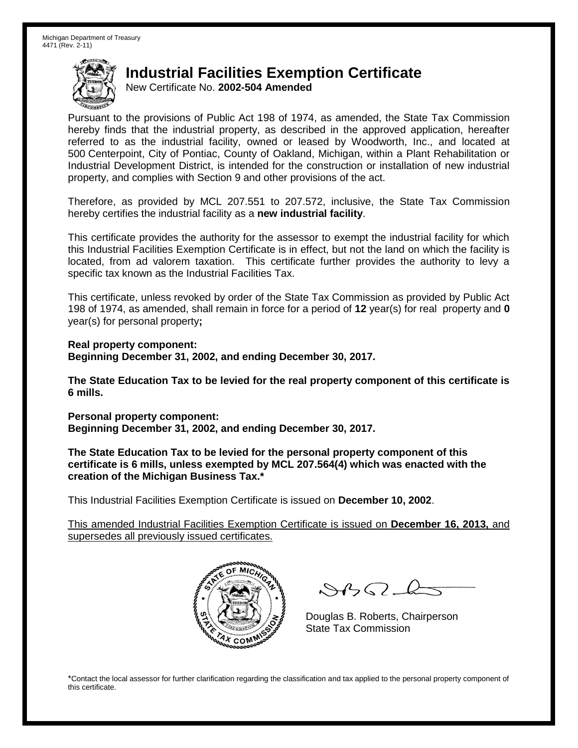Michigan Department of Treasury
4471 (Rev. 2-11)

# Industrial Facilities Exemption Certificate

New Certificate No. **2002-504 Amended**

Pursuant to the provisions of Public Act 198 of 1974, as amended, the State Tax Commission hereby finds that the industrial property, as described in the approved application, hereafter referred to as the industrial facility, owned or leased by Woodworth, Inc., and located at 500 Centerpoint, City of Pontiac, County of Oakland, Michigan, within a Plant Rehabilitation or Industrial Development District, is intended for the construction or installation of new industrial property, and complies with Section 9 and other provisions of the act.

Therefore, as provided by MCL 207.551 to 207.572, inclusive, the State Tax Commission hereby certifies the industrial facility as a **new industrial facility**.

This certificate provides the authority for the assessor to exempt the industrial facility for which this Industrial Facilities Exemption Certificate is in effect, but not the land on which the facility is located, from ad valorem taxation. This certificate further provides the authority to levy a specific tax known as the Industrial Facilities Tax.

This certificate, unless revoked by order of the State Tax Commission as provided by Public Act 198 of 1974, as amended, shall remain in force for a period of **12** year(s) for real property and **0** year(s) for personal property**;**

**Real property component:**
**Beginning December 31, 2002, and ending December 30, 2017.**

**The State Education Tax to be levied for the real property component of this certificate is 6 mills.**

**Personal property component:**
**Beginning December 31, 2002, and ending December 30, 2017.**

**The State Education Tax to be levied for the personal property component of this certificate is 6 mills, unless exempted by MCL 207.564(4) which was enacted with the creation of the Michigan Business Tax.***

This Industrial Facilities Exemption Certificate is issued on **December 10, 2002**.

<u>This amended Industrial Facilities Exemption Certificate is issued on **December 16, 2013,** and supersedes all previously issued certificates.</u>

Douglas B. Roberts, Chairperson
State Tax Commission

*Contact the local assessor for further clarification regarding the classification and tax applied to the personal property component of this certificate.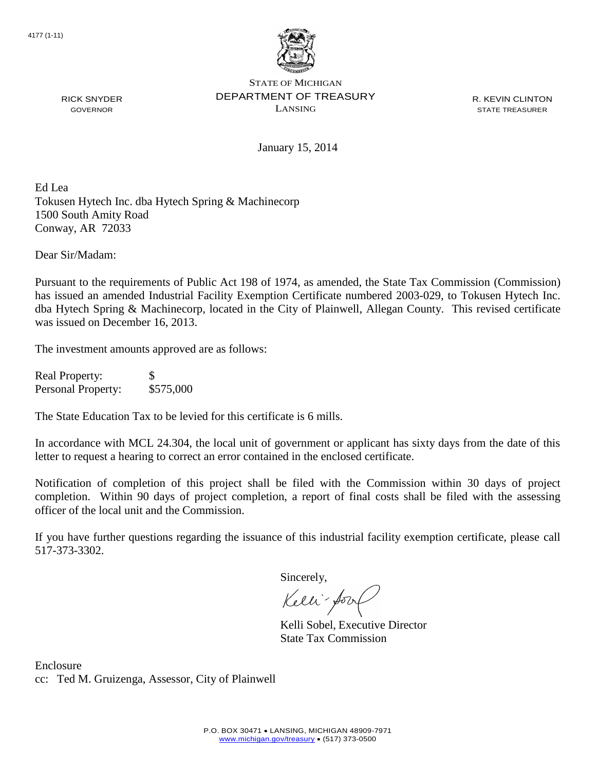4177 (1-11)

STATE OF MICHIGAN
DEPARTMENT OF TREASURY
LANSING

RICK SNYDER
GOVERNOR

R. KEVIN CLINTON
STATE TREASURER

January 15, 2014

Ed Lea
Tokusen Hytech Inc. dba Hytech Spring & Machinecorp
1500 South Amity Road
Conway, AR 72033

Dear Sir/Madam:

Pursuant to the requirements of Public Act 198 of 1974, as amended, the State Tax Commission (Commission) has issued an amended Industrial Facility Exemption Certificate numbered 2003-029, to Tokusen Hytech Inc. dba Hytech Spring & Machinecorp, located in the City of Plainwell, Allegan County. This revised certificate was issued on December 16, 2013.

The investment amounts approved are as follows:

| | |
|---|---|
| Real Property: | $ |
| Personal Property: | $575,000 |

The State Education Tax to be levied for this certificate is 6 mills.

In accordance with MCL 24.304, the local unit of government or applicant has sixty days from the date of this letter to request a hearing to correct an error contained in the enclosed certificate.

Notification of completion of this project shall be filed with the Commission within 30 days of project completion. Within 90 days of project completion, a report of final costs shall be filed with the assessing officer of the local unit and the Commission.

If you have further questions regarding the issuance of this industrial facility exemption certificate, please call 517-373-3302.

Sincerely,

Kelli Sobel, Executive Director
State Tax Commission

Enclosure
cc: Ted M. Gruizenga, Assessor, City of Plainwell

P.O. BOX 30471 • LANSING, MICHIGAN 48909-7971
www.michigan.gov/treasury • (517) 373-0500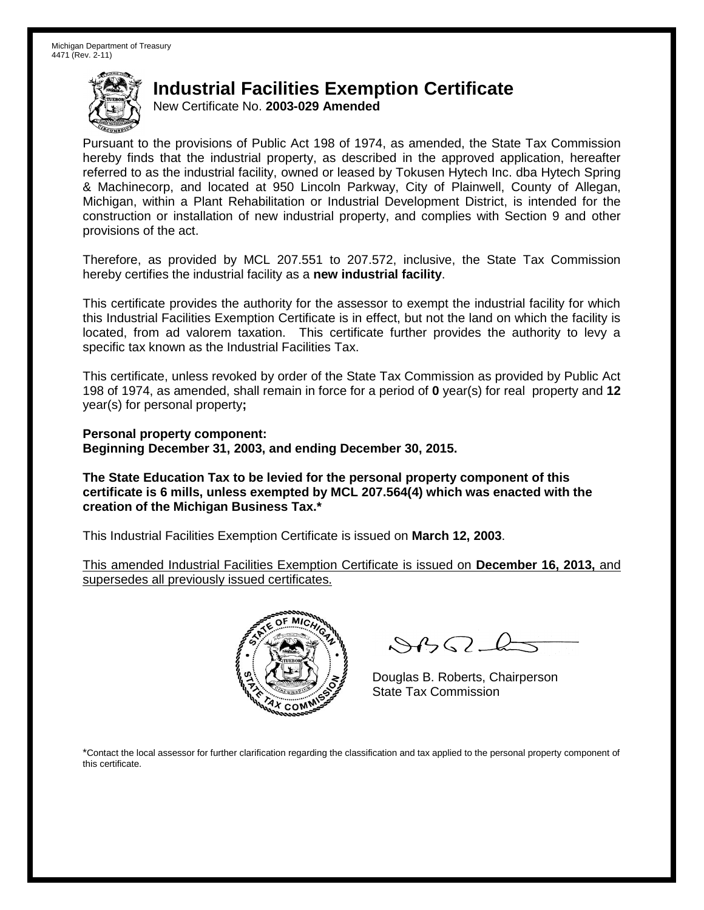Michigan Department of Treasury
4471 (Rev. 2-11)

# Industrial Facilities Exemption Certificate

New Certificate No. **2003-029 Amended**

Pursuant to the provisions of Public Act 198 of 1974, as amended, the State Tax Commission hereby finds that the industrial property, as described in the approved application, hereafter referred to as the industrial facility, owned or leased by Tokusen Hytech Inc. dba Hytech Spring & Machinecorp, and located at 950 Lincoln Parkway, City of Plainwell, County of Allegan, Michigan, within a Plant Rehabilitation or Industrial Development District, is intended for the construction or installation of new industrial property, and complies with Section 9 and other provisions of the act.

Therefore, as provided by MCL 207.551 to 207.572, inclusive, the State Tax Commission hereby certifies the industrial facility as a **new industrial facility**.

This certificate provides the authority for the assessor to exempt the industrial facility for which this Industrial Facilities Exemption Certificate is in effect, but not the land on which the facility is located, from ad valorem taxation. This certificate further provides the authority to levy a specific tax known as the Industrial Facilities Tax.

This certificate, unless revoked by order of the State Tax Commission as provided by Public Act 198 of 1974, as amended, shall remain in force for a period of **0** year(s) for real property and **12** year(s) for personal property**;**

**Personal property component:**
**Beginning December 31, 2003, and ending December 30, 2015.**

**The State Education Tax to be levied for the personal property component of this certificate is 6 mills, unless exempted by MCL 207.564(4) which was enacted with the creation of the Michigan Business Tax.***

This Industrial Facilities Exemption Certificate is issued on **March 12, 2003**.

This amended Industrial Facilities Exemption Certificate is issued on **December 16, 2013,** and supersedes all previously issued certificates.

Douglas B. Roberts, Chairperson
State Tax Commission

*Contact the local assessor for further clarification regarding the classification and tax applied to the personal property component of this certificate.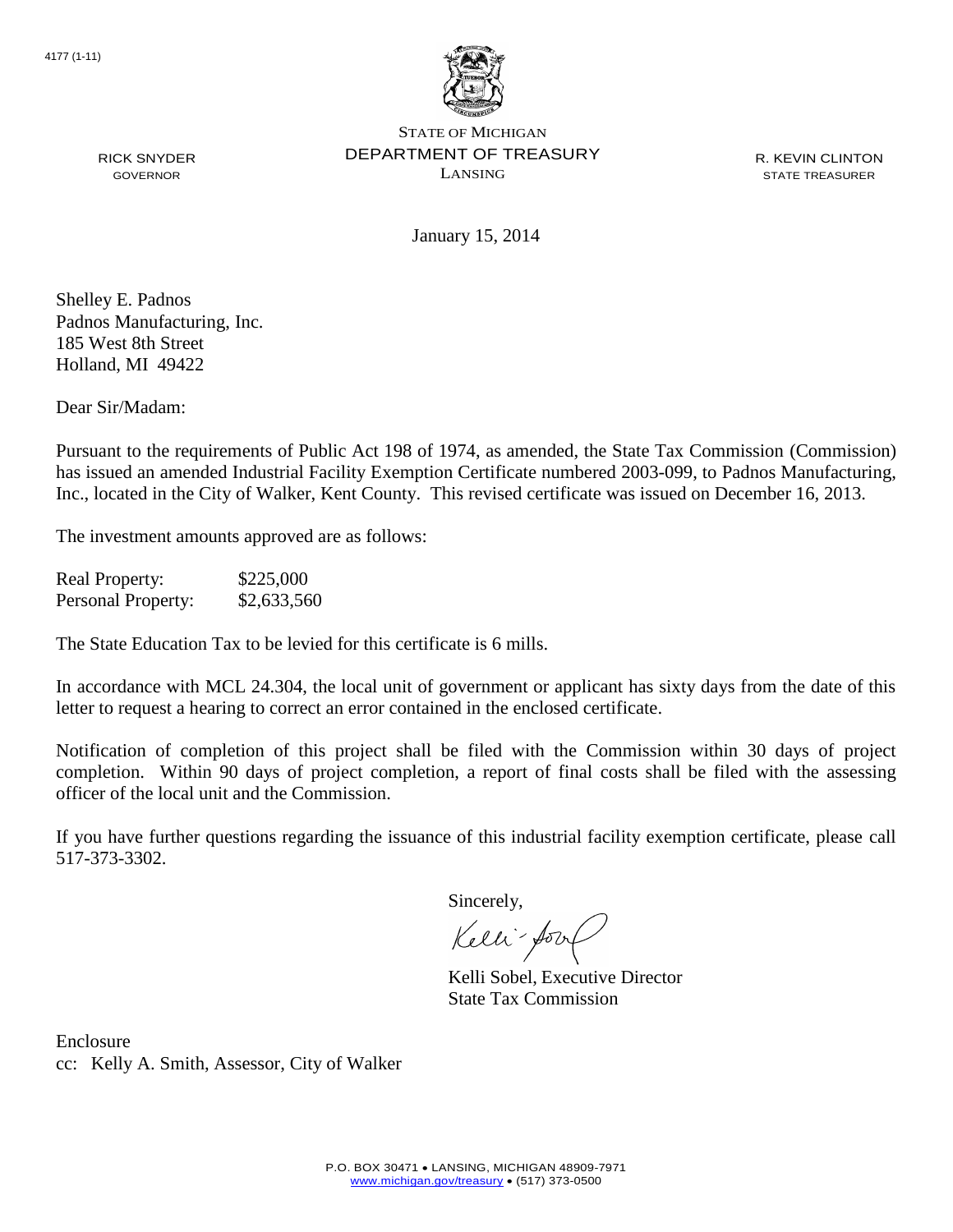4177 (1-11)

STATE OF MICHIGAN
DEPARTMENT OF TREASURY
LANSING

RICK SNYDER
GOVERNOR

R. KEVIN CLINTON
STATE TREASURER

January 15, 2014

Shelley E. Padnos
Padnos Manufacturing, Inc.
185 West 8th Street
Holland, MI 49422

Dear Sir/Madam:

Pursuant to the requirements of Public Act 198 of 1974, as amended, the State Tax Commission (Commission) has issued an amended Industrial Facility Exemption Certificate numbered 2003-099, to Padnos Manufacturing, Inc., located in the City of Walker, Kent County. This revised certificate was issued on December 16, 2013.

The investment amounts approved are as follows:

| | |
|---|---|
| Real Property: | $225,000 |
| Personal Property: | $2,633,560 |

The State Education Tax to be levied for this certificate is 6 mills.

In accordance with MCL 24.304, the local unit of government or applicant has sixty days from the date of this letter to request a hearing to correct an error contained in the enclosed certificate.

Notification of completion of this project shall be filed with the Commission within 30 days of project completion. Within 90 days of project completion, a report of final costs shall be filed with the assessing officer of the local unit and the Commission.

If you have further questions regarding the issuance of this industrial facility exemption certificate, please call 517-373-3302.

Sincerely,

Kelli Sobel, Executive Director
State Tax Commission

Enclosure
cc: Kelly A. Smith, Assessor, City of Walker

P.O. BOX 30471 • LANSING, MICHIGAN 48909-7971
www.michigan.gov/treasury • (517) 373-0500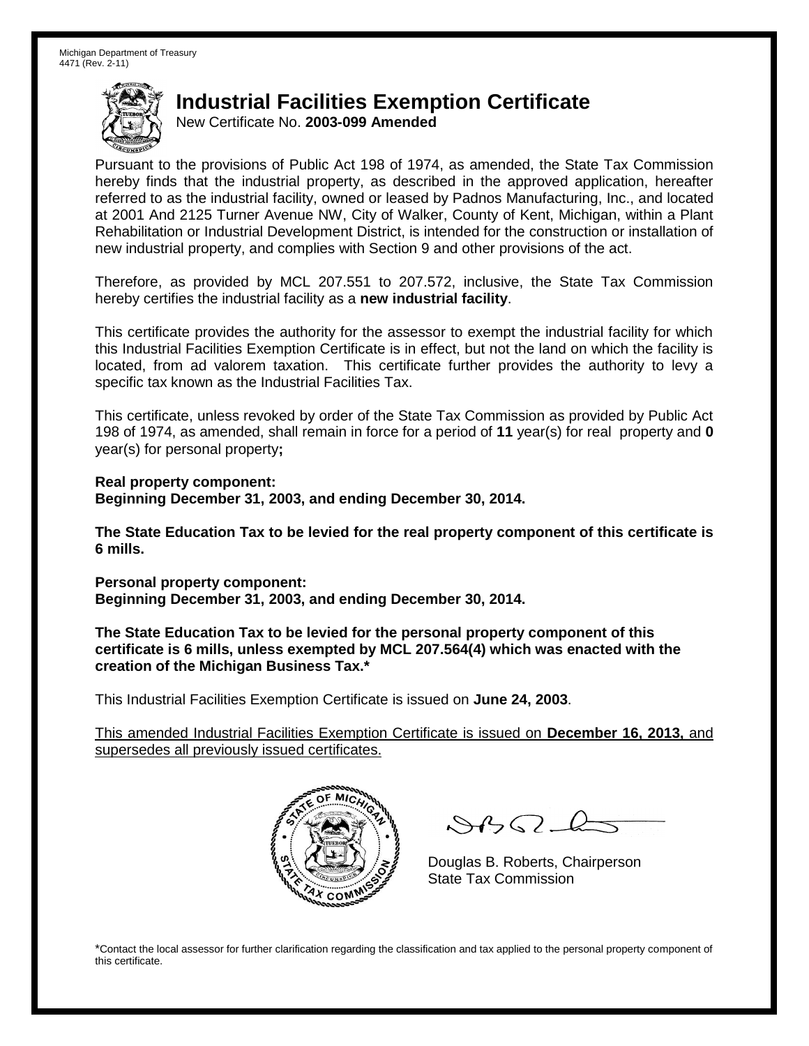Michigan Department of Treasury
4471 (Rev. 2-11)

# Industrial Facilities Exemption Certificate

New Certificate No. **2003-099 Amended**

Pursuant to the provisions of Public Act 198 of 1974, as amended, the State Tax Commission hereby finds that the industrial property, as described in the approved application, hereafter referred to as the industrial facility, owned or leased by Padnos Manufacturing, Inc., and located at 2001 And 2125 Turner Avenue NW, City of Walker, County of Kent, Michigan, within a Plant Rehabilitation or Industrial Development District, is intended for the construction or installation of new industrial property, and complies with Section 9 and other provisions of the act.

Therefore, as provided by MCL 207.551 to 207.572, inclusive, the State Tax Commission hereby certifies the industrial facility as a **new industrial facility**.

This certificate provides the authority for the assessor to exempt the industrial facility for which this Industrial Facilities Exemption Certificate is in effect, but not the land on which the facility is located, from ad valorem taxation. This certificate further provides the authority to levy a specific tax known as the Industrial Facilities Tax.

This certificate, unless revoked by order of the State Tax Commission as provided by Public Act 198 of 1974, as amended, shall remain in force for a period of **11** year(s) for real property and **0** year(s) for personal property**;**

**Real property component:**
**Beginning December 31, 2003, and ending December 30, 2014.**

**The State Education Tax to be levied for the real property component of this certificate is 6 mills.**

**Personal property component:**
**Beginning December 31, 2003, and ending December 30, 2014.**

**The State Education Tax to be levied for the personal property component of this certificate is 6 mills, unless exempted by MCL 207.564(4) which was enacted with the creation of the Michigan Business Tax.***

This Industrial Facilities Exemption Certificate is issued on **June 24, 2003**.

This amended Industrial Facilities Exemption Certificate is issued on **December 16, 2013,** and supersedes all previously issued certificates.

Douglas B. Roberts, Chairperson
State Tax Commission

*Contact the local assessor for further clarification regarding the classification and tax applied to the personal property component of this certificate.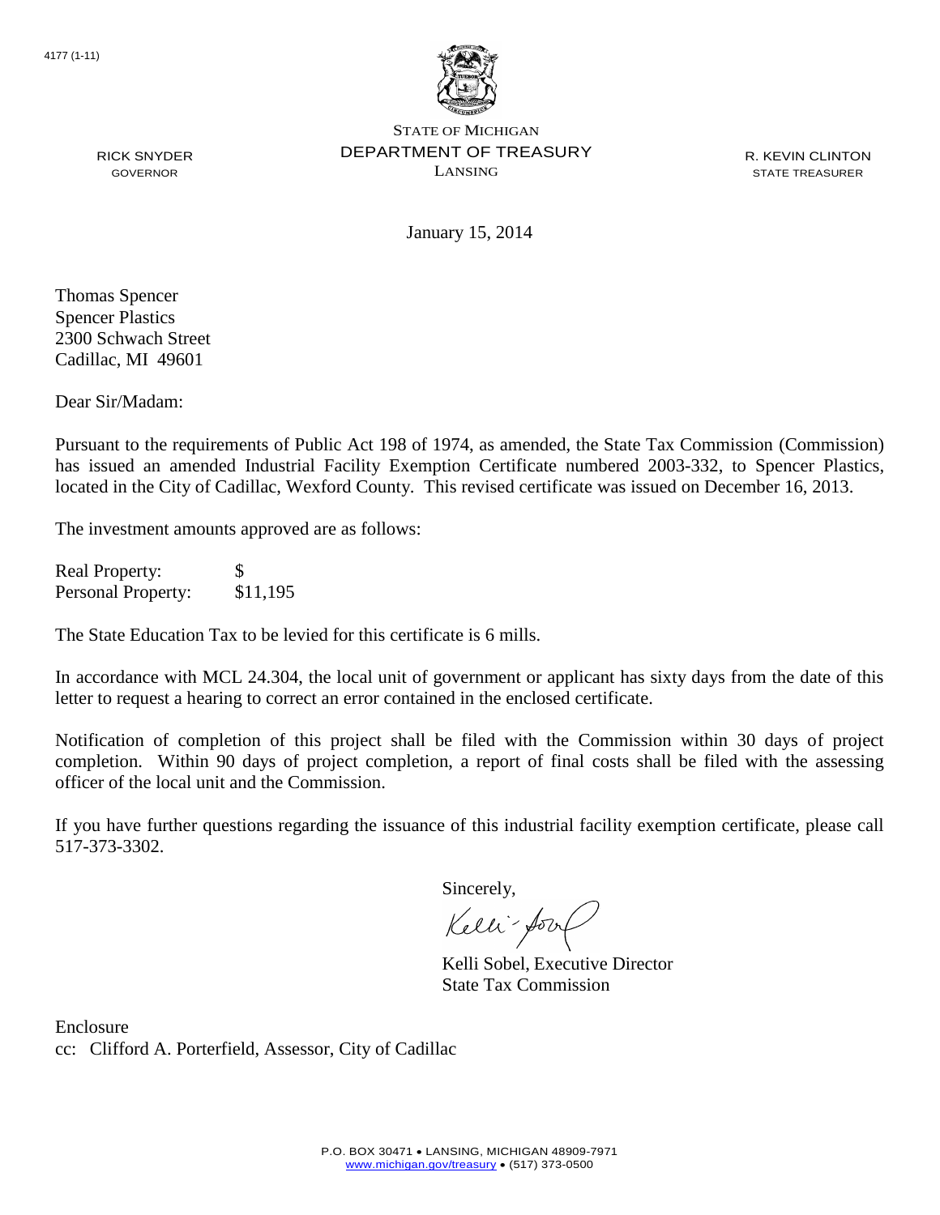4177 (1-11)

STATE OF MICHIGAN
DEPARTMENT OF TREASURY
LANSING

RICK SNYDER
GOVERNOR

R. KEVIN CLINTON
STATE TREASURER

January 15, 2014

Thomas Spencer
Spencer Plastics
2300 Schwach Street
Cadillac, MI 49601

Dear Sir/Madam:

Pursuant to the requirements of Public Act 198 of 1974, as amended, the State Tax Commission (Commission) has issued an amended Industrial Facility Exemption Certificate numbered 2003-332, to Spencer Plastics, located in the City of Cadillac, Wexford County. This revised certificate was issued on December 16, 2013.

The investment amounts approved are as follows:

| | |
|---|---|
| Real Property: | $ |
| Personal Property: | $11,195 |

The State Education Tax to be levied for this certificate is 6 mills.

In accordance with MCL 24.304, the local unit of government or applicant has sixty days from the date of this letter to request a hearing to correct an error contained in the enclosed certificate.

Notification of completion of this project shall be filed with the Commission within 30 days of project completion. Within 90 days of project completion, a report of final costs shall be filed with the assessing officer of the local unit and the Commission.

If you have further questions regarding the issuance of this industrial facility exemption certificate, please call 517-373-3302.

Sincerely,

Kelli Sobel, Executive Director
State Tax Commission

Enclosure
cc: Clifford A. Porterfield, Assessor, City of Cadillac

P.O. BOX 30471 • LANSING, MICHIGAN 48909-7971
www.michigan.gov/treasury • (517) 373-0500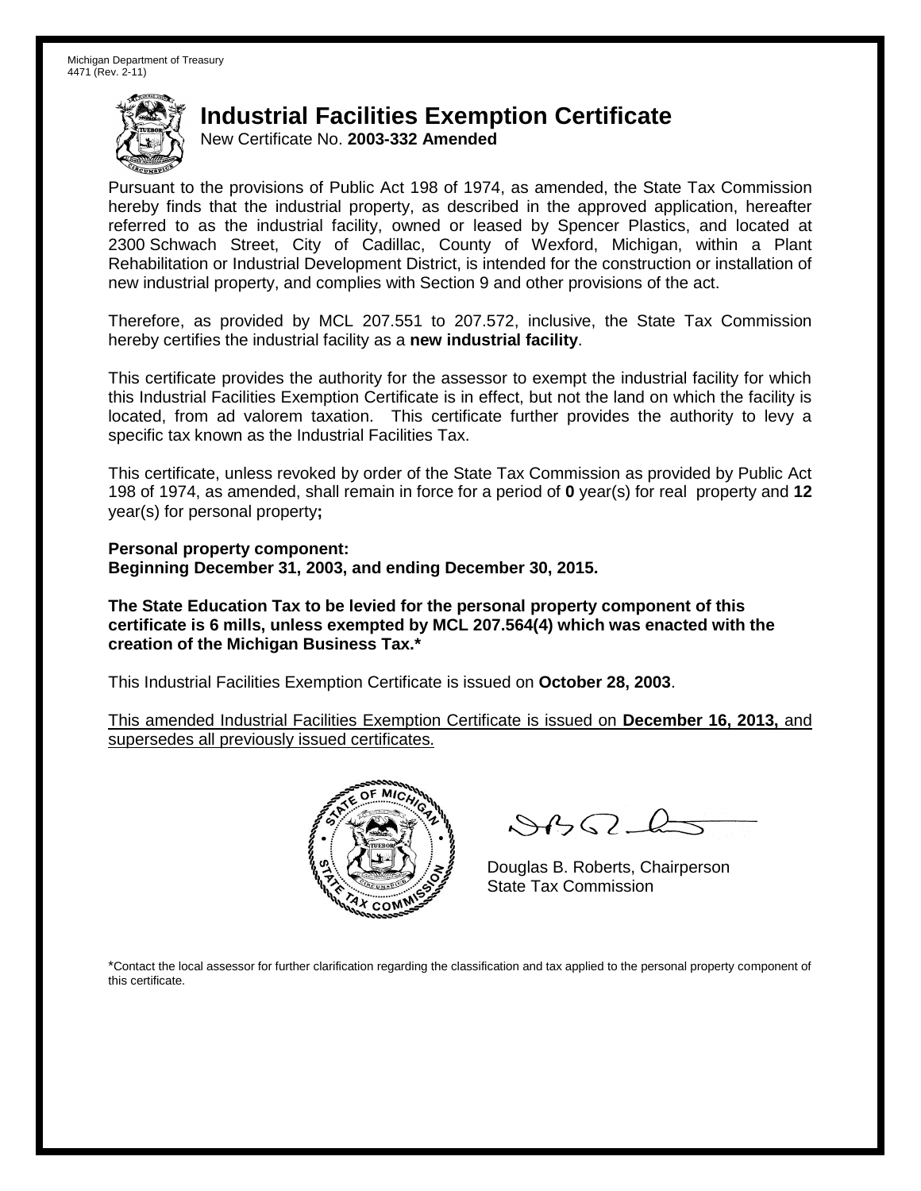Michigan Department of Treasury
4471 (Rev. 2-11)

# Industrial Facilities Exemption Certificate

New Certificate No. **2003-332 Amended**

Pursuant to the provisions of Public Act 198 of 1974, as amended, the State Tax Commission hereby finds that the industrial property, as described in the approved application, hereafter referred to as the industrial facility, owned or leased by Spencer Plastics, and located at 2300 Schwach Street, City of Cadillac, County of Wexford, Michigan, within a Plant Rehabilitation or Industrial Development District, is intended for the construction or installation of new industrial property, and complies with Section 9 and other provisions of the act.

Therefore, as provided by MCL 207.551 to 207.572, inclusive, the State Tax Commission hereby certifies the industrial facility as a **new industrial facility**.

This certificate provides the authority for the assessor to exempt the industrial facility for which this Industrial Facilities Exemption Certificate is in effect, but not the land on which the facility is located, from ad valorem taxation. This certificate further provides the authority to levy a specific tax known as the Industrial Facilities Tax.

This certificate, unless revoked by order of the State Tax Commission as provided by Public Act 198 of 1974, as amended, shall remain in force for a period of **0** year(s) for real property and **12** year(s) for personal property**;**

**Personal property component:**
**Beginning December 31, 2003, and ending December 30, 2015.**

**The State Education Tax to be levied for the personal property component of this certificate is 6 mills, unless exempted by MCL 207.564(4) which was enacted with the creation of the Michigan Business Tax.***

This Industrial Facilities Exemption Certificate is issued on **October 28, 2003**.

This amended Industrial Facilities Exemption Certificate is issued on **December 16, 2013,** and supersedes all previously issued certificates.

Douglas B. Roberts, Chairperson
State Tax Commission

*Contact the local assessor for further clarification regarding the classification and tax applied to the personal property component of this certificate.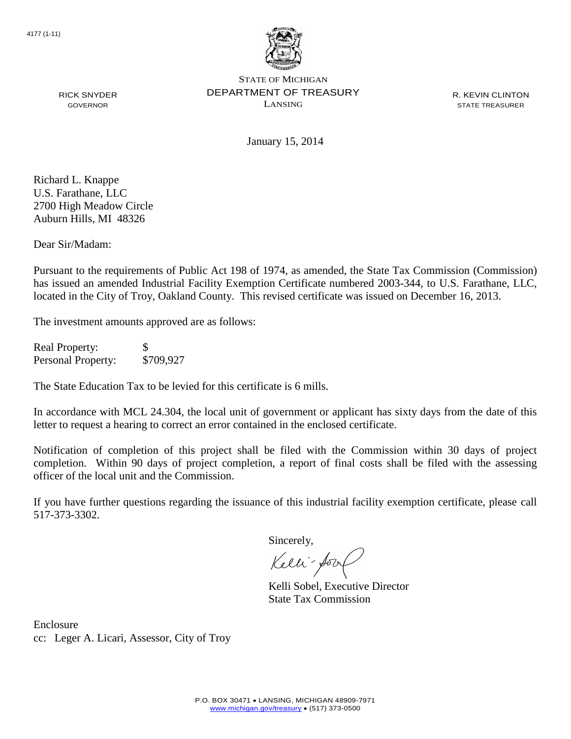4177 (1-11)

STATE OF MICHIGAN
DEPARTMENT OF TREASURY
LANSING

RICK SNYDER
GOVERNOR

R. KEVIN CLINTON
STATE TREASURER

January 15, 2014

Richard L. Knappe
U.S. Farathane, LLC
2700 High Meadow Circle
Auburn Hills, MI 48326

Dear Sir/Madam:

Pursuant to the requirements of Public Act 198 of 1974, as amended, the State Tax Commission (Commission) has issued an amended Industrial Facility Exemption Certificate numbered 2003-344, to U.S. Farathane, LLC, located in the City of Troy, Oakland County. This revised certificate was issued on December 16, 2013.

The investment amounts approved are as follows:

| | |
|---|---|
| Real Property: | $ |
| Personal Property: | $709,927 |

The State Education Tax to be levied for this certificate is 6 mills.

In accordance with MCL 24.304, the local unit of government or applicant has sixty days from the date of this letter to request a hearing to correct an error contained in the enclosed certificate.

Notification of completion of this project shall be filed with the Commission within 30 days of project completion. Within 90 days of project completion, a report of final costs shall be filed with the assessing officer of the local unit and the Commission.

If you have further questions regarding the issuance of this industrial facility exemption certificate, please call 517-373-3302.

Sincerely,

Kelli Sobel, Executive Director
State Tax Commission

Enclosure
cc: Leger A. Licari, Assessor, City of Troy

P.O. BOX 30471 • LANSING, MICHIGAN 48909-7971
www.michigan.gov/treasury • (517) 373-0500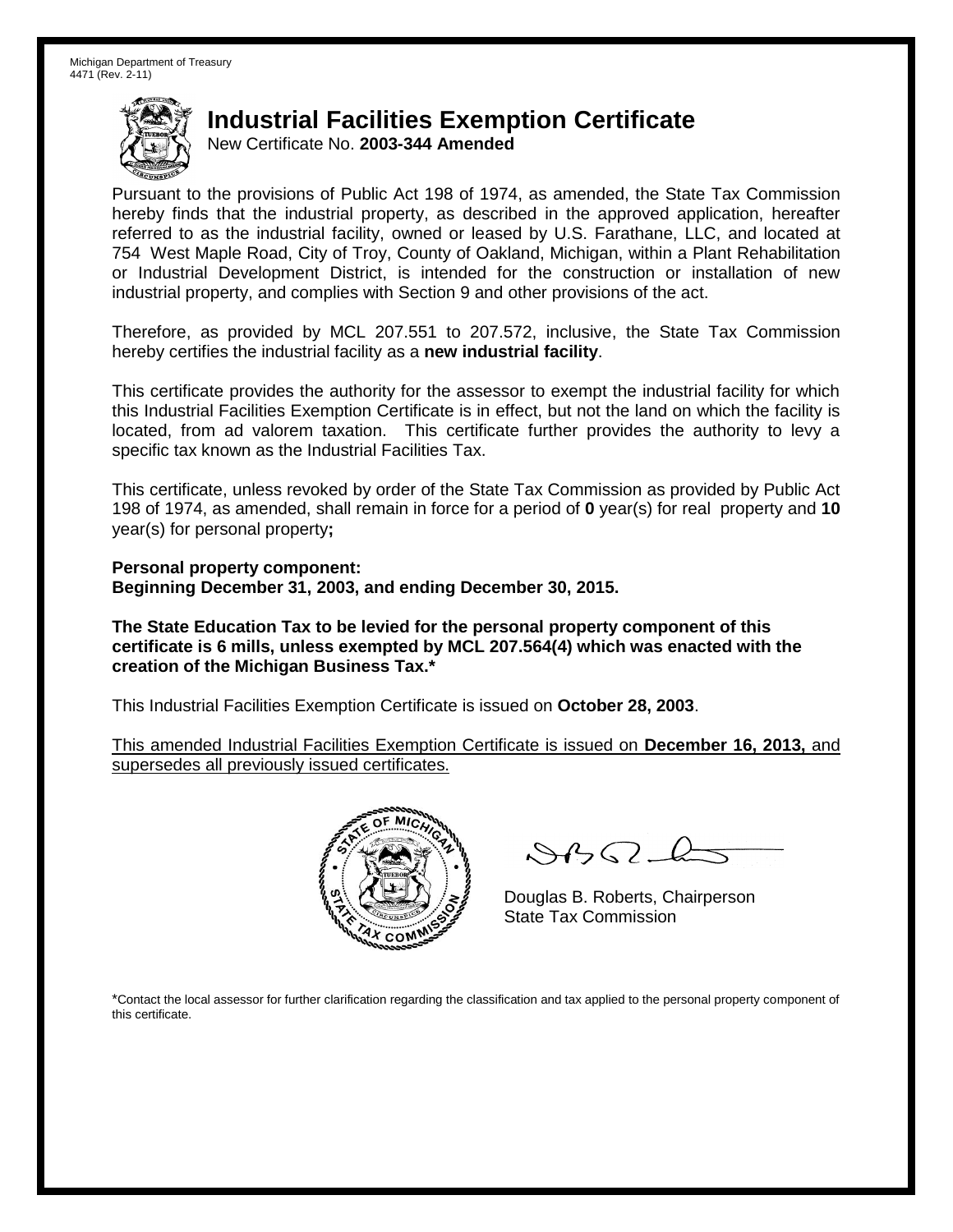Michigan Department of Treasury
4471 (Rev. 2-11)

# Industrial Facilities Exemption Certificate

New Certificate No. **2003-344 Amended**

Pursuant to the provisions of Public Act 198 of 1974, as amended, the State Tax Commission hereby finds that the industrial property, as described in the approved application, hereafter referred to as the industrial facility, owned or leased by U.S. Farathane, LLC, and located at 754 West Maple Road, City of Troy, County of Oakland, Michigan, within a Plant Rehabilitation or Industrial Development District, is intended for the construction or installation of new industrial property, and complies with Section 9 and other provisions of the act.

Therefore, as provided by MCL 207.551 to 207.572, inclusive, the State Tax Commission hereby certifies the industrial facility as a **new industrial facility**.

This certificate provides the authority for the assessor to exempt the industrial facility for which this Industrial Facilities Exemption Certificate is in effect, but not the land on which the facility is located, from ad valorem taxation. This certificate further provides the authority to levy a specific tax known as the Industrial Facilities Tax.

This certificate, unless revoked by order of the State Tax Commission as provided by Public Act 198 of 1974, as amended, shall remain in force for a period of **0** year(s) for real property and **10** year(s) for personal property**;**

**Personal property component:**
**Beginning December 31, 2003, and ending December 30, 2015.**

**The State Education Tax to be levied for the personal property component of this certificate is 6 mills, unless exempted by MCL 207.564(4) which was enacted with the creation of the Michigan Business Tax.***

This Industrial Facilities Exemption Certificate is issued on **October 28, 2003**.

This amended Industrial Facilities Exemption Certificate is issued on **December 16, 2013,** and supersedes all previously issued certificates.

Douglas B. Roberts, Chairperson
State Tax Commission

*Contact the local assessor for further clarification regarding the classification and tax applied to the personal property component of this certificate.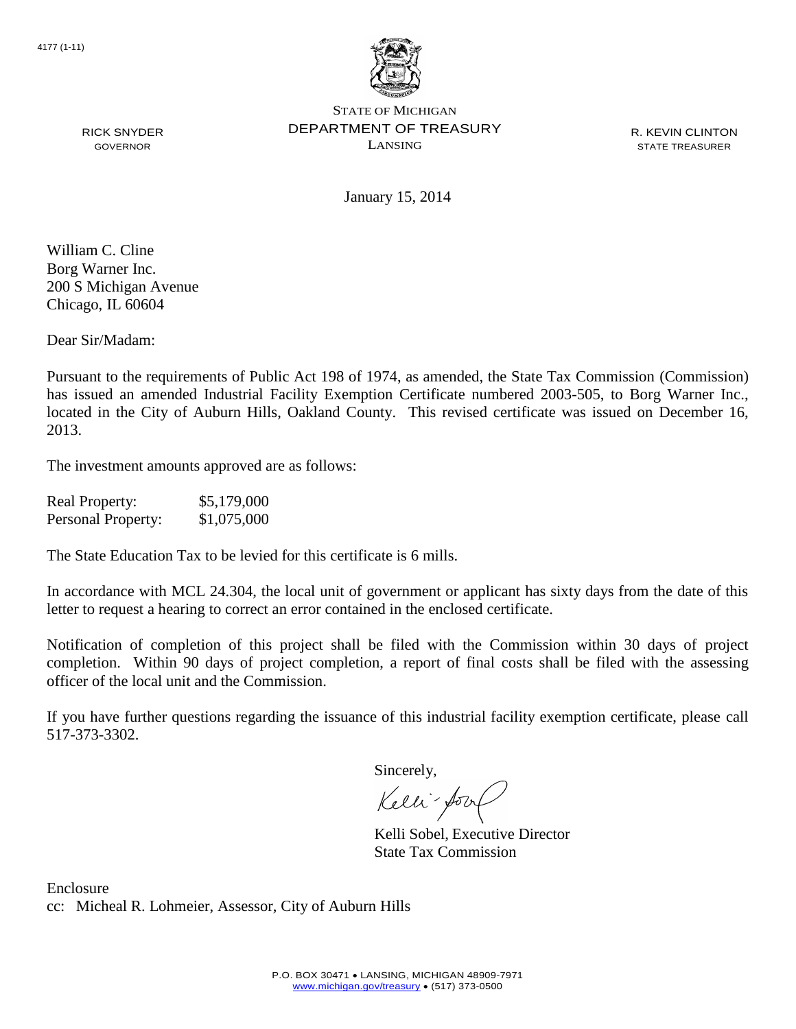4177 (1-11)

STATE OF MICHIGAN
DEPARTMENT OF TREASURY
LANSING

RICK SNYDER
GOVERNOR

R. KEVIN CLINTON
STATE TREASURER

January 15, 2014

William C. Cline
Borg Warner Inc.
200 S Michigan Avenue
Chicago, IL 60604

Dear Sir/Madam:

Pursuant to the requirements of Public Act 198 of 1974, as amended, the State Tax Commission (Commission) has issued an amended Industrial Facility Exemption Certificate numbered 2003-505, to Borg Warner Inc., located in the City of Auburn Hills, Oakland County. This revised certificate was issued on December 16, 2013.

The investment amounts approved are as follows:

| | |
|---|---|
| Real Property: | $5,179,000 |
| Personal Property: | $1,075,000 |

The State Education Tax to be levied for this certificate is 6 mills.

In accordance with MCL 24.304, the local unit of government or applicant has sixty days from the date of this letter to request a hearing to correct an error contained in the enclosed certificate.

Notification of completion of this project shall be filed with the Commission within 30 days of project completion. Within 90 days of project completion, a report of final costs shall be filed with the assessing officer of the local unit and the Commission.

If you have further questions regarding the issuance of this industrial facility exemption certificate, please call 517-373-3302.

Sincerely,

Kelli Sobel, Executive Director
State Tax Commission

Enclosure
cc: Micheal R. Lohmeier, Assessor, City of Auburn Hills

P.O. BOX 30471 • LANSING, MICHIGAN 48909-7971
www.michigan.gov/treasury • (517) 373-0500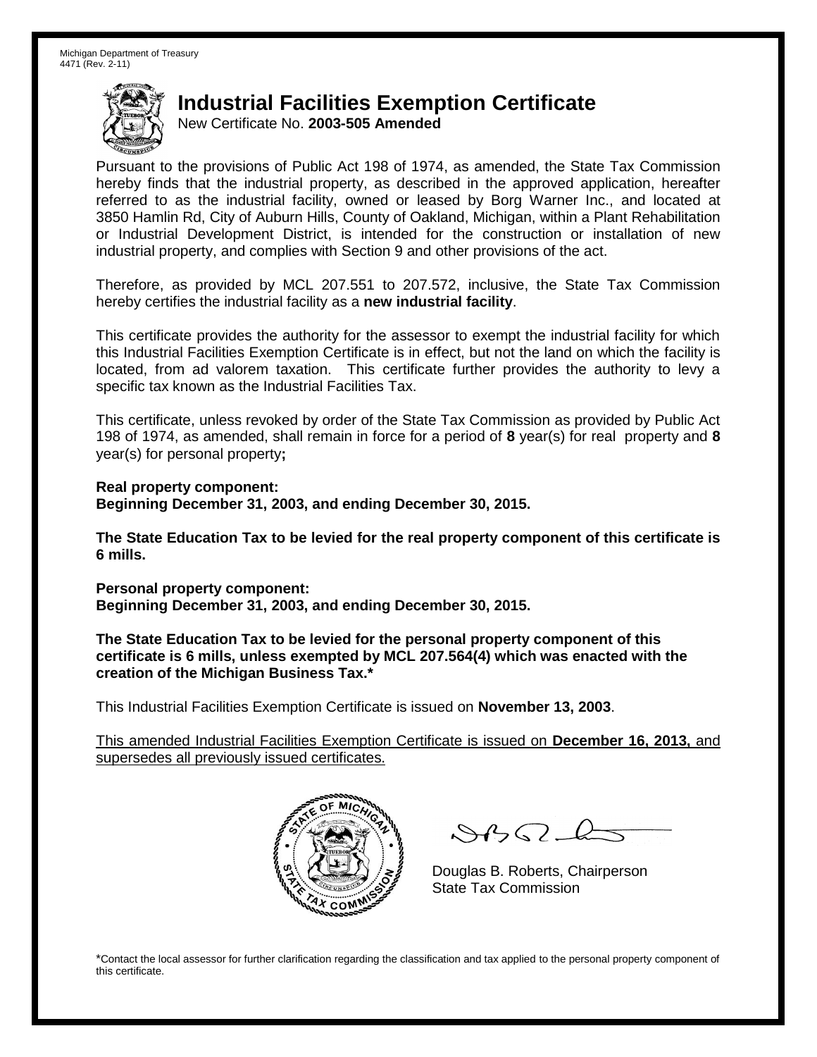Michigan Department of Treasury
4471 (Rev. 2-11)

# Industrial Facilities Exemption Certificate

New Certificate No. **2003-505 Amended**

Pursuant to the provisions of Public Act 198 of 1974, as amended, the State Tax Commission hereby finds that the industrial property, as described in the approved application, hereafter referred to as the industrial facility, owned or leased by Borg Warner Inc., and located at 3850 Hamlin Rd, City of Auburn Hills, County of Oakland, Michigan, within a Plant Rehabilitation or Industrial Development District, is intended for the construction or installation of new industrial property, and complies with Section 9 and other provisions of the act.

Therefore, as provided by MCL 207.551 to 207.572, inclusive, the State Tax Commission hereby certifies the industrial facility as a **new industrial facility**.

This certificate provides the authority for the assessor to exempt the industrial facility for which this Industrial Facilities Exemption Certificate is in effect, but not the land on which the facility is located, from ad valorem taxation. This certificate further provides the authority to levy a specific tax known as the Industrial Facilities Tax.

This certificate, unless revoked by order of the State Tax Commission as provided by Public Act 198 of 1974, as amended, shall remain in force for a period of **8** year(s) for real property and **8** year(s) for personal property**;**

**Real property component:**
**Beginning December 31, 2003, and ending December 30, 2015.**

**The State Education Tax to be levied for the real property component of this certificate is 6 mills.**

**Personal property component:**
**Beginning December 31, 2003, and ending December 30, 2015.**

**The State Education Tax to be levied for the personal property component of this certificate is 6 mills, unless exempted by MCL 207.564(4) which was enacted with the creation of the Michigan Business Tax.***

This Industrial Facilities Exemption Certificate is issued on **November 13, 2003**.

This amended Industrial Facilities Exemption Certificate is issued on **December 16, 2013,** and supersedes all previously issued certificates.

Douglas B. Roberts, Chairperson
State Tax Commission

*Contact the local assessor for further clarification regarding the classification and tax applied to the personal property component of this certificate.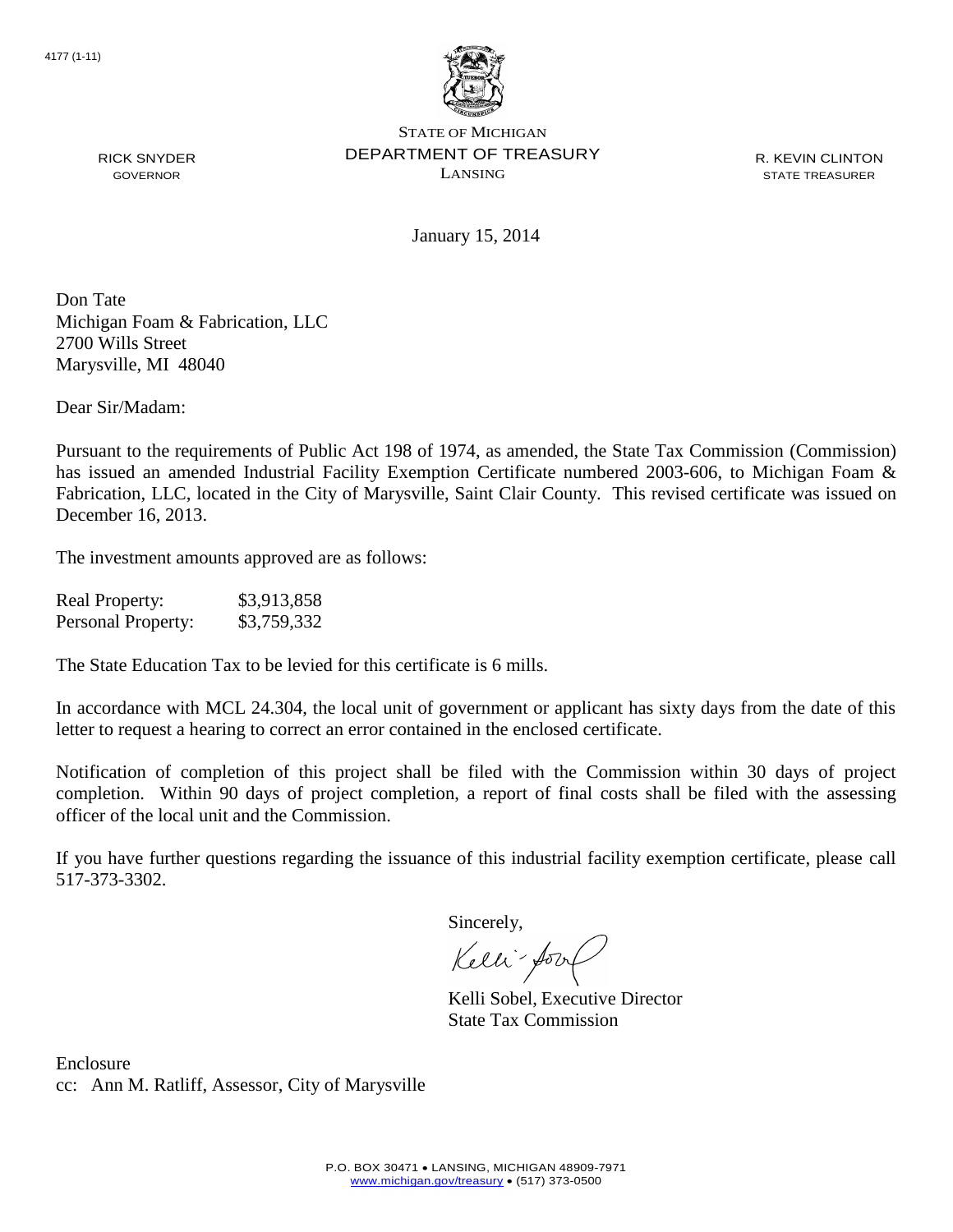4177 (1-11)

STATE OF MICHIGAN
DEPARTMENT OF TREASURY
LANSING

RICK SNYDER
GOVERNOR

R. KEVIN CLINTON
STATE TREASURER

January 15, 2014

Don Tate
Michigan Foam & Fabrication, LLC
2700 Wills Street
Marysville, MI 48040

Dear Sir/Madam:

Pursuant to the requirements of Public Act 198 of 1974, as amended, the State Tax Commission (Commission) has issued an amended Industrial Facility Exemption Certificate numbered 2003-606, to Michigan Foam & Fabrication, LLC, located in the City of Marysville, Saint Clair County. This revised certificate was issued on December 16, 2013.

The investment amounts approved are as follows:

| | |
|---|---|
| Real Property: | \$3,913,858 |
| Personal Property: | \$3,759,332 |

The State Education Tax to be levied for this certificate is 6 mills.

In accordance with MCL 24.304, the local unit of government or applicant has sixty days from the date of this letter to request a hearing to correct an error contained in the enclosed certificate.

Notification of completion of this project shall be filed with the Commission within 30 days of project completion. Within 90 days of project completion, a report of final costs shall be filed with the assessing officer of the local unit and the Commission.

If you have further questions regarding the issuance of this industrial facility exemption certificate, please call 517-373-3302.

Sincerely,

Kelli Sobel, Executive Director
State Tax Commission

Enclosure
cc: Ann M. Ratliff, Assessor, City of Marysville

P.O. BOX 30471 • LANSING, MICHIGAN 48909-7971
www.michigan.gov/treasury • (517) 373-0500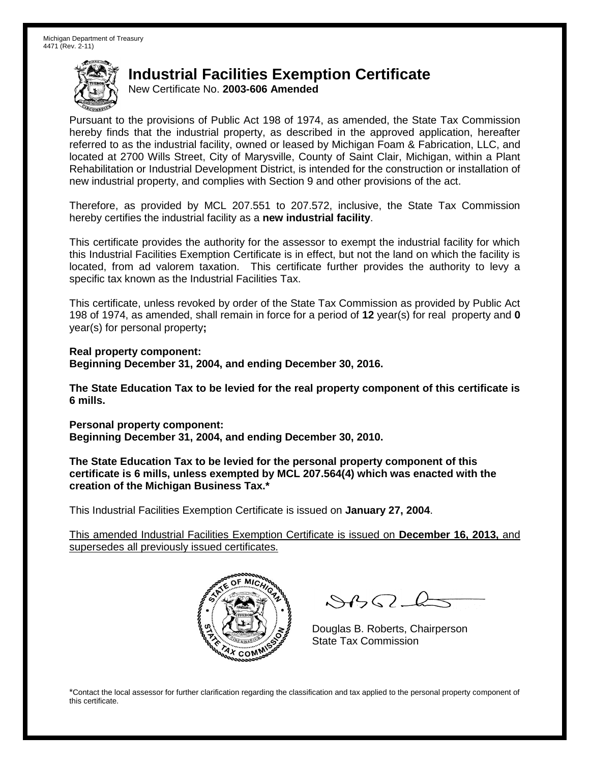Michigan Department of Treasury
4471 (Rev. 2-11)

# Industrial Facilities Exemption Certificate

New Certificate No. **2003-606 Amended**

Pursuant to the provisions of Public Act 198 of 1974, as amended, the State Tax Commission hereby finds that the industrial property, as described in the approved application, hereafter referred to as the industrial facility, owned or leased by Michigan Foam & Fabrication, LLC, and located at 2700 Wills Street, City of Marysville, County of Saint Clair, Michigan, within a Plant Rehabilitation or Industrial Development District, is intended for the construction or installation of new industrial property, and complies with Section 9 and other provisions of the act.

Therefore, as provided by MCL 207.551 to 207.572, inclusive, the State Tax Commission hereby certifies the industrial facility as a **new industrial facility**.

This certificate provides the authority for the assessor to exempt the industrial facility for which this Industrial Facilities Exemption Certificate is in effect, but not the land on which the facility is located, from ad valorem taxation. This certificate further provides the authority to levy a specific tax known as the Industrial Facilities Tax.

This certificate, unless revoked by order of the State Tax Commission as provided by Public Act 198 of 1974, as amended, shall remain in force for a period of **12** year(s) for real property and **0** year(s) for personal property**;**

**Real property component:**
**Beginning December 31, 2004, and ending December 30, 2016.**

**The State Education Tax to be levied for the real property component of this certificate is 6 mills.**

**Personal property component:**
**Beginning December 31, 2004, and ending December 30, 2010.**

**The State Education Tax to be levied for the personal property component of this certificate is 6 mills, unless exempted by MCL 207.564(4) which was enacted with the creation of the Michigan Business Tax.***

This Industrial Facilities Exemption Certificate is issued on **January 27, 2004**.

This amended Industrial Facilities Exemption Certificate is issued on **December 16, 2013,** and supersedes all previously issued certificates.

Douglas B. Roberts, Chairperson
State Tax Commission

*Contact the local assessor for further clarification regarding the classification and tax applied to the personal property component of this certificate.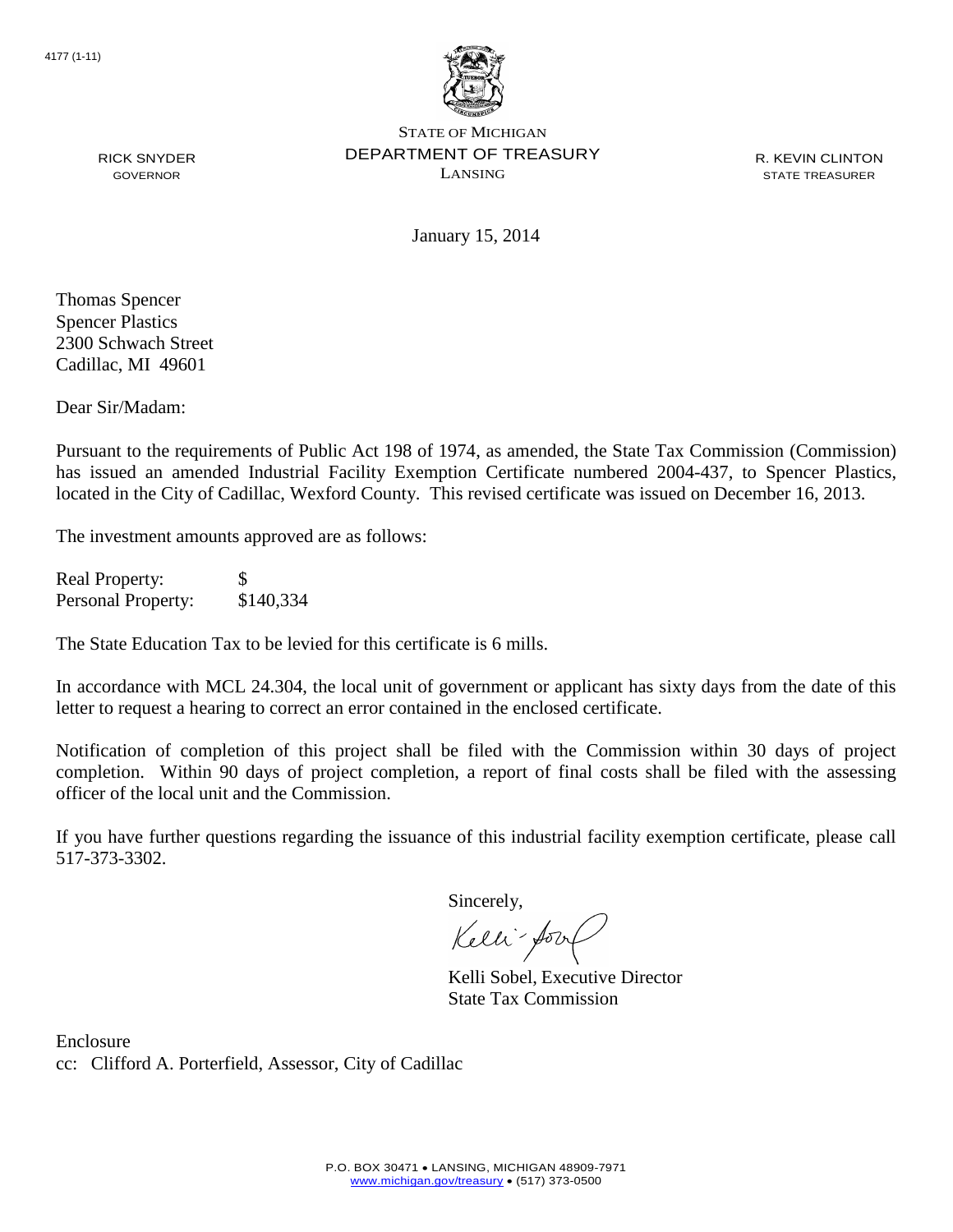4177 (1-11)

STATE OF MICHIGAN
DEPARTMENT OF TREASURY
LANSING

RICK SNYDER
GOVERNOR

R. KEVIN CLINTON
STATE TREASURER

January 15, 2014

Thomas Spencer
Spencer Plastics
2300 Schwach Street
Cadillac, MI 49601

Dear Sir/Madam:

Pursuant to the requirements of Public Act 198 of 1974, as amended, the State Tax Commission (Commission) has issued an amended Industrial Facility Exemption Certificate numbered 2004-437, to Spencer Plastics, located in the City of Cadillac, Wexford County. This revised certificate was issued on December 16, 2013.

The investment amounts approved are as follows:

| | |
|---|---|
| Real Property: | $ |
| Personal Property: | $140,334 |

The State Education Tax to be levied for this certificate is 6 mills.

In accordance with MCL 24.304, the local unit of government or applicant has sixty days from the date of this letter to request a hearing to correct an error contained in the enclosed certificate.

Notification of completion of this project shall be filed with the Commission within 30 days of project completion. Within 90 days of project completion, a report of final costs shall be filed with the assessing officer of the local unit and the Commission.

If you have further questions regarding the issuance of this industrial facility exemption certificate, please call 517-373-3302.

Sincerely,

Kelli Sobel, Executive Director
State Tax Commission

Enclosure
cc: Clifford A. Porterfield, Assessor, City of Cadillac

P.O. BOX 30471 • LANSING, MICHIGAN 48909-7971
www.michigan.gov/treasury • (517) 373-0500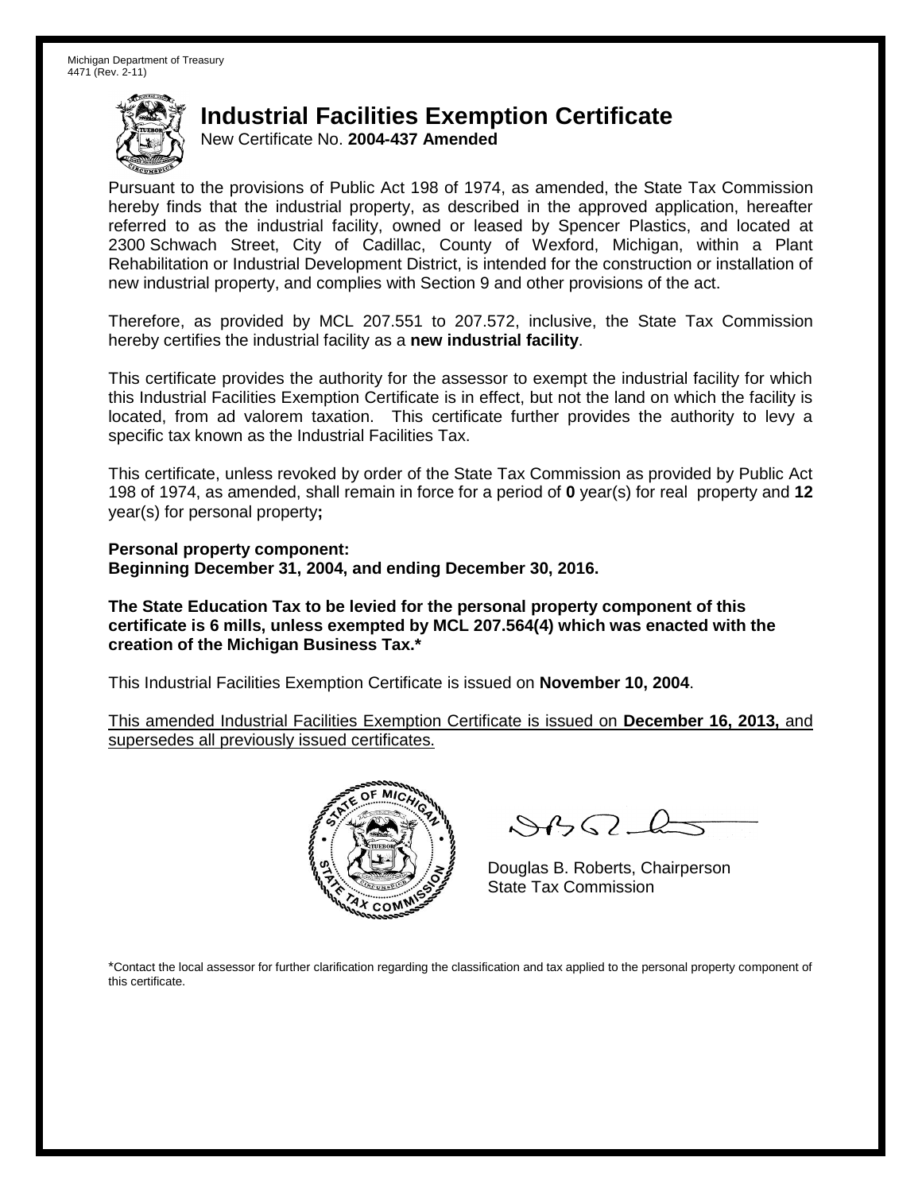Michigan Department of Treasury
4471 (Rev. 2-11)

# Industrial Facilities Exemption Certificate

New Certificate No. **2004-437 Amended**

Pursuant to the provisions of Public Act 198 of 1974, as amended, the State Tax Commission hereby finds that the industrial property, as described in the approved application, hereafter referred to as the industrial facility, owned or leased by Spencer Plastics, and located at 2300 Schwach Street, City of Cadillac, County of Wexford, Michigan, within a Plant Rehabilitation or Industrial Development District, is intended for the construction or installation of new industrial property, and complies with Section 9 and other provisions of the act.

Therefore, as provided by MCL 207.551 to 207.572, inclusive, the State Tax Commission hereby certifies the industrial facility as a **new industrial facility**.

This certificate provides the authority for the assessor to exempt the industrial facility for which this Industrial Facilities Exemption Certificate is in effect, but not the land on which the facility is located, from ad valorem taxation. This certificate further provides the authority to levy a specific tax known as the Industrial Facilities Tax.

This certificate, unless revoked by order of the State Tax Commission as provided by Public Act 198 of 1974, as amended, shall remain in force for a period of **0** year(s) for real property and **12** year(s) for personal property**;**

**Personal property component:**
**Beginning December 31, 2004, and ending December 30, 2016.**

**The State Education Tax to be levied for the personal property component of this certificate is 6 mills, unless exempted by MCL 207.564(4) which was enacted with the creation of the Michigan Business Tax.***

This Industrial Facilities Exemption Certificate is issued on **November 10, 2004**.

This amended Industrial Facilities Exemption Certificate is issued on **December 16, 2013,** and supersedes all previously issued certificates.

Douglas B. Roberts, Chairperson
State Tax Commission

*Contact the local assessor for further clarification regarding the classification and tax applied to the personal property component of this certificate.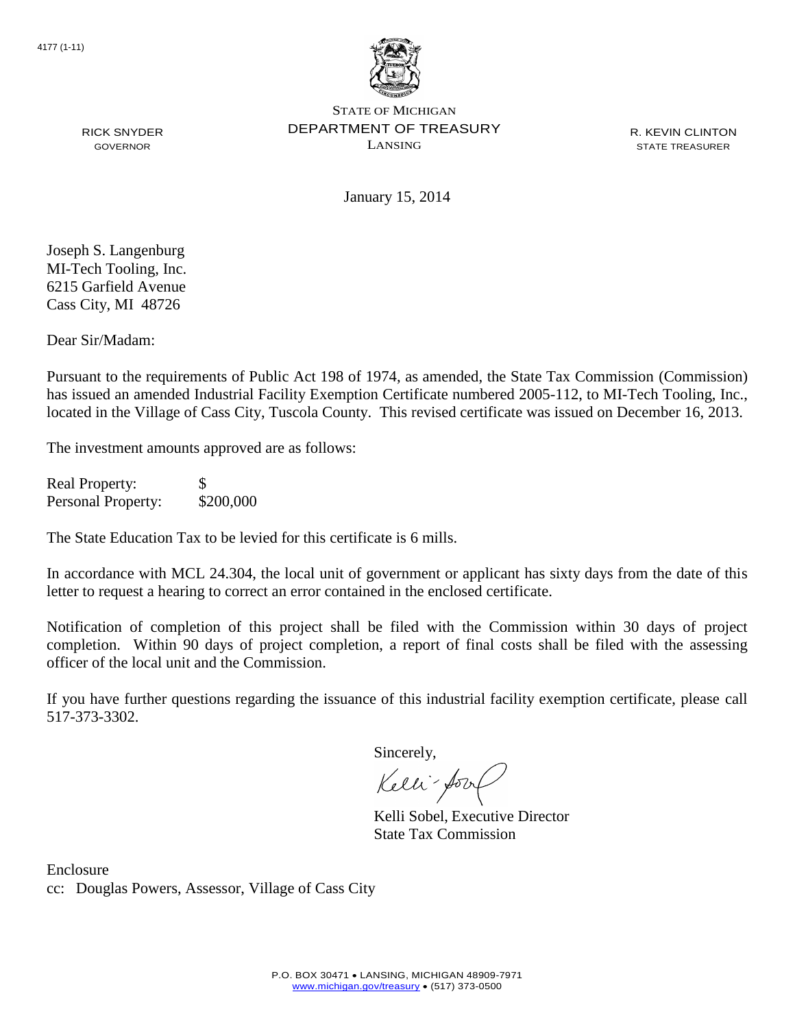4177 (1-11)

STATE OF MICHIGAN
DEPARTMENT OF TREASURY
LANSING

RICK SNYDER
GOVERNOR

R. KEVIN CLINTON
STATE TREASURER

January 15, 2014

Joseph S. Langenburg
MI-Tech Tooling, Inc.
6215 Garfield Avenue
Cass City, MI 48726

Dear Sir/Madam:

Pursuant to the requirements of Public Act 198 of 1974, as amended, the State Tax Commission (Commission) has issued an amended Industrial Facility Exemption Certificate numbered 2005-112, to MI-Tech Tooling, Inc., located in the Village of Cass City, Tuscola County. This revised certificate was issued on December 16, 2013.

The investment amounts approved are as follows:

| | |
|---|---|
| Real Property: | $ |
| Personal Property: | $200,000 |

The State Education Tax to be levied for this certificate is 6 mills.

In accordance with MCL 24.304, the local unit of government or applicant has sixty days from the date of this letter to request a hearing to correct an error contained in the enclosed certificate.

Notification of completion of this project shall be filed with the Commission within 30 days of project completion. Within 90 days of project completion, a report of final costs shall be filed with the assessing officer of the local unit and the Commission.

If you have further questions regarding the issuance of this industrial facility exemption certificate, please call 517-373-3302.

Sincerely,

Kelli Sobel, Executive Director
State Tax Commission

Enclosure
cc: Douglas Powers, Assessor, Village of Cass City

P.O. BOX 30471 • LANSING, MICHIGAN 48909-7971
www.michigan.gov/treasury • (517) 373-0500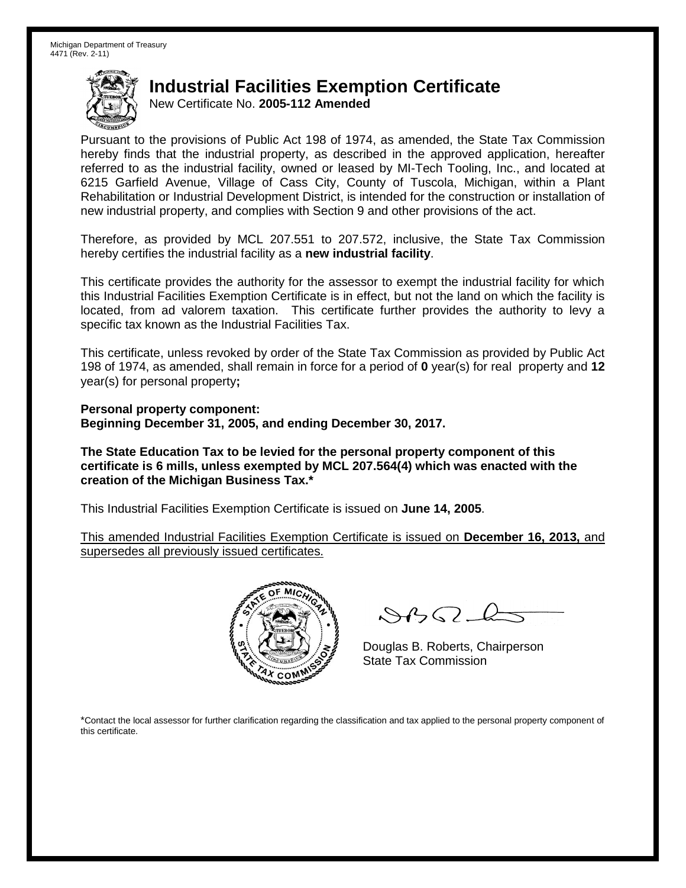Michigan Department of Treasury
4471 (Rev. 2-11)

# Industrial Facilities Exemption Certificate

New Certificate No. **2005-112 Amended**

Pursuant to the provisions of Public Act 198 of 1974, as amended, the State Tax Commission hereby finds that the industrial property, as described in the approved application, hereafter referred to as the industrial facility, owned or leased by MI-Tech Tooling, Inc., and located at 6215 Garfield Avenue, Village of Cass City, County of Tuscola, Michigan, within a Plant Rehabilitation or Industrial Development District, is intended for the construction or installation of new industrial property, and complies with Section 9 and other provisions of the act.

Therefore, as provided by MCL 207.551 to 207.572, inclusive, the State Tax Commission hereby certifies the industrial facility as a **new industrial facility**.

This certificate provides the authority for the assessor to exempt the industrial facility for which this Industrial Facilities Exemption Certificate is in effect, but not the land on which the facility is located, from ad valorem taxation. This certificate further provides the authority to levy a specific tax known as the Industrial Facilities Tax.

This certificate, unless revoked by order of the State Tax Commission as provided by Public Act 198 of 1974, as amended, shall remain in force for a period of **0** year(s) for real property and **12** year(s) for personal property**;**

**Personal property component:**
**Beginning December 31, 2005, and ending December 30, 2017.**

**The State Education Tax to be levied for the personal property component of this certificate is 6 mills, unless exempted by MCL 207.564(4) which was enacted with the creation of the Michigan Business Tax.***

This Industrial Facilities Exemption Certificate is issued on **June 14, 2005**.

This amended Industrial Facilities Exemption Certificate is issued on **December 16, 2013,** and supersedes all previously issued certificates.

Douglas B. Roberts, Chairperson
State Tax Commission

*Contact the local assessor for further clarification regarding the classification and tax applied to the personal property component of this certificate.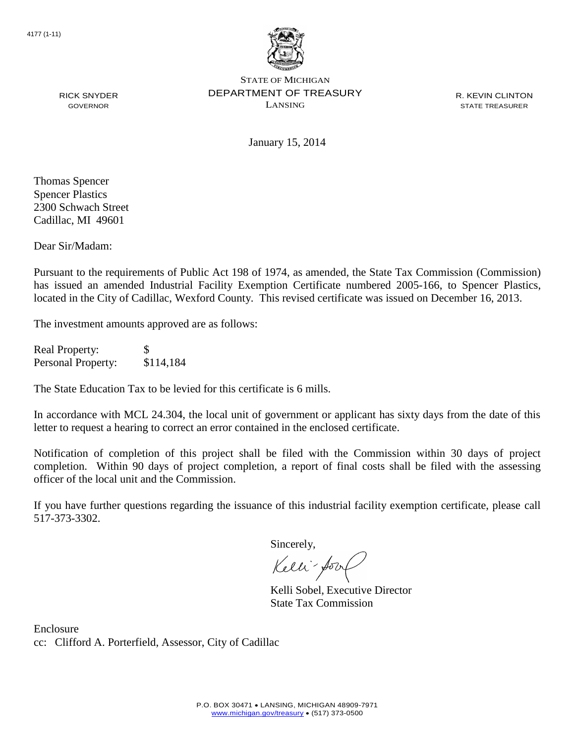4177 (1-11)

STATE OF MICHIGAN
DEPARTMENT OF TREASURY
LANSING

RICK SNYDER
GOVERNOR

R. KEVIN CLINTON
STATE TREASURER

January 15, 2014

Thomas Spencer
Spencer Plastics
2300 Schwach Street
Cadillac, MI 49601

Dear Sir/Madam:

Pursuant to the requirements of Public Act 198 of 1974, as amended, the State Tax Commission (Commission) has issued an amended Industrial Facility Exemption Certificate numbered 2005-166, to Spencer Plastics, located in the City of Cadillac, Wexford County. This revised certificate was issued on December 16, 2013.

The investment amounts approved are as follows:

| | |
|---|---|
| Real Property: | $ |
| Personal Property: | $114,184 |

The State Education Tax to be levied for this certificate is 6 mills.

In accordance with MCL 24.304, the local unit of government or applicant has sixty days from the date of this letter to request a hearing to correct an error contained in the enclosed certificate.

Notification of completion of this project shall be filed with the Commission within 30 days of project completion. Within 90 days of project completion, a report of final costs shall be filed with the assessing officer of the local unit and the Commission.

If you have further questions regarding the issuance of this industrial facility exemption certificate, please call 517-373-3302.

Sincerely,

Kelli Sobel, Executive Director
State Tax Commission

Enclosure
cc: Clifford A. Porterfield, Assessor, City of Cadillac

P.O. BOX 30471 • LANSING, MICHIGAN 48909-7971
www.michigan.gov/treasury • (517) 373-0500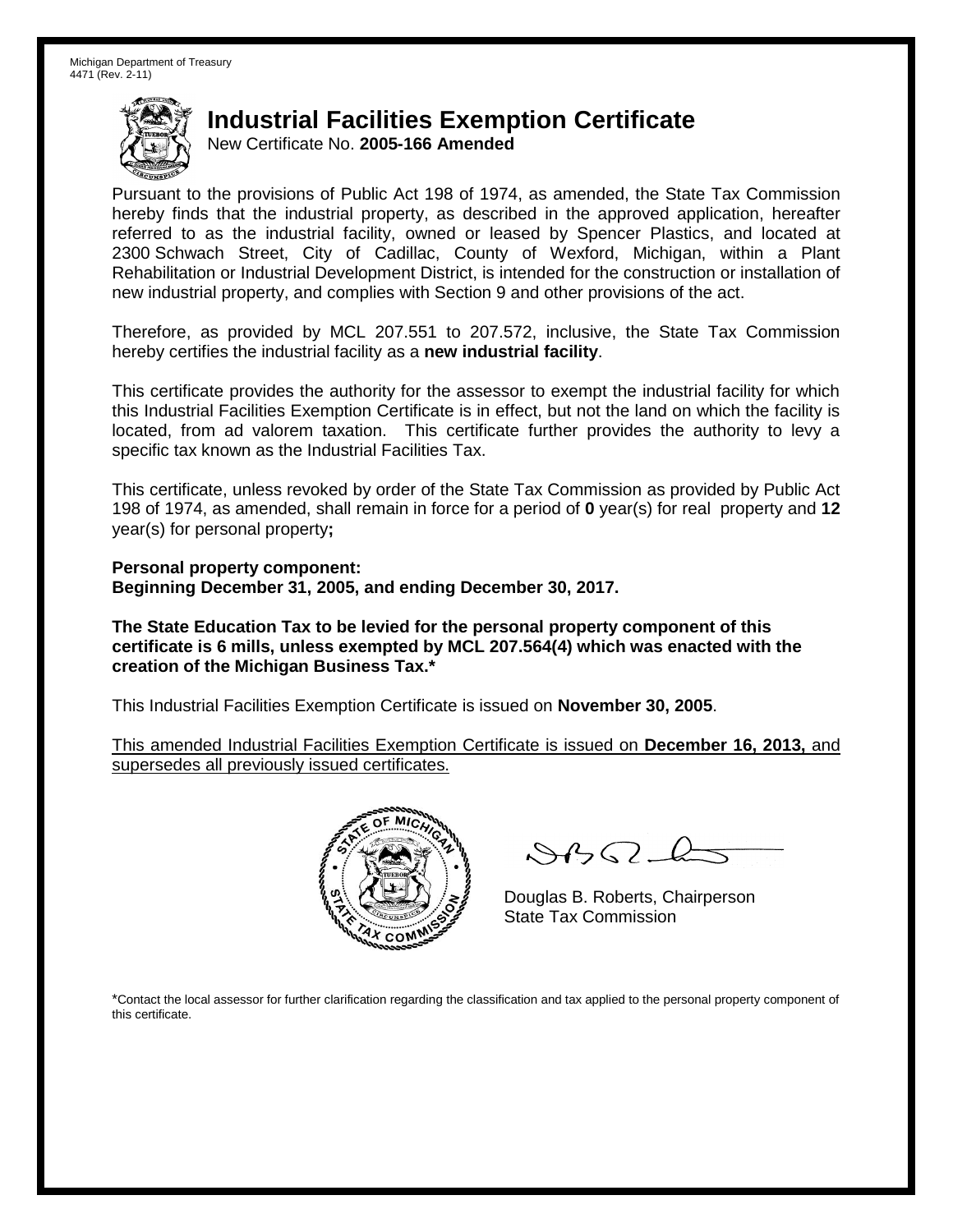Michigan Department of Treasury
4471 (Rev. 2-11)

# Industrial Facilities Exemption Certificate

New Certificate No. **2005-166 Amended**

Pursuant to the provisions of Public Act 198 of 1974, as amended, the State Tax Commission hereby finds that the industrial property, as described in the approved application, hereafter referred to as the industrial facility, owned or leased by Spencer Plastics, and located at 2300 Schwach Street, City of Cadillac, County of Wexford, Michigan, within a Plant Rehabilitation or Industrial Development District, is intended for the construction or installation of new industrial property, and complies with Section 9 and other provisions of the act.

Therefore, as provided by MCL 207.551 to 207.572, inclusive, the State Tax Commission hereby certifies the industrial facility as a **new industrial facility**.

This certificate provides the authority for the assessor to exempt the industrial facility for which this Industrial Facilities Exemption Certificate is in effect, but not the land on which the facility is located, from ad valorem taxation. This certificate further provides the authority to levy a specific tax known as the Industrial Facilities Tax.

This certificate, unless revoked by order of the State Tax Commission as provided by Public Act 198 of 1974, as amended, shall remain in force for a period of **0** year(s) for real property and **12** year(s) for personal property**;**

**Personal property component:**
**Beginning December 31, 2005, and ending December 30, 2017.**

**The State Education Tax to be levied for the personal property component of this certificate is 6 mills, unless exempted by MCL 207.564(4) which was enacted with the creation of the Michigan Business Tax.***

This Industrial Facilities Exemption Certificate is issued on **November 30, 2005**.

This amended Industrial Facilities Exemption Certificate is issued on **December 16, 2013,** and supersedes all previously issued certificates.

Douglas B. Roberts, Chairperson
State Tax Commission

*Contact the local assessor for further clarification regarding the classification and tax applied to the personal property component of this certificate.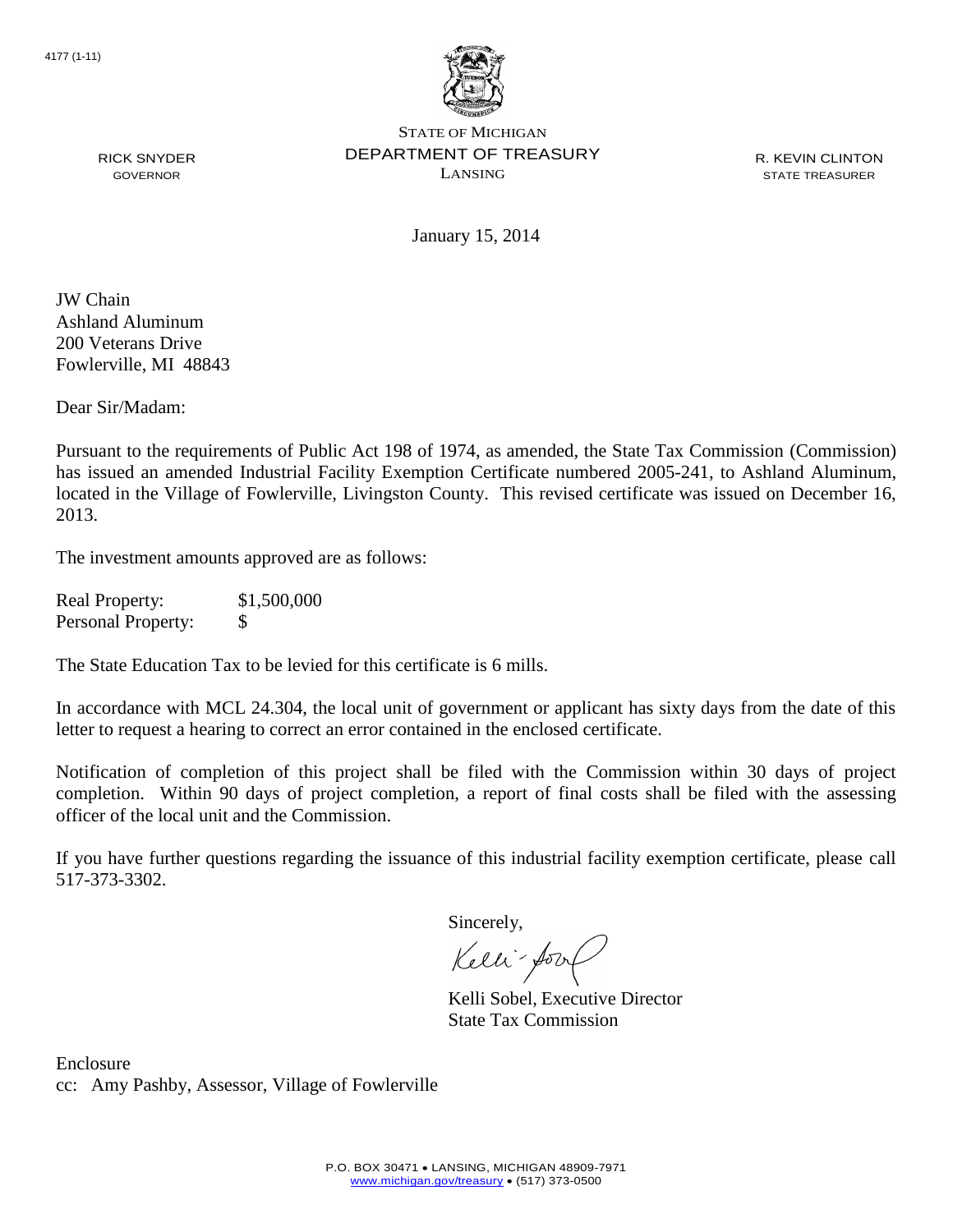4177 (1-11)

STATE OF MICHIGAN
DEPARTMENT OF TREASURY
LANSING

RICK SNYDER
GOVERNOR

R. KEVIN CLINTON
STATE TREASURER

January 15, 2014

JW Chain
Ashland Aluminum
200 Veterans Drive
Fowlerville, MI 48843

Dear Sir/Madam:

Pursuant to the requirements of Public Act 198 of 1974, as amended, the State Tax Commission (Commission) has issued an amended Industrial Facility Exemption Certificate numbered 2005-241, to Ashland Aluminum, located in the Village of Fowlerville, Livingston County. This revised certificate was issued on December 16, 2013.

The investment amounts approved are as follows:

| | |
|---|---|
| Real Property: | $1,500,000 |
| Personal Property: | $ |

The State Education Tax to be levied for this certificate is 6 mills.

In accordance with MCL 24.304, the local unit of government or applicant has sixty days from the date of this letter to request a hearing to correct an error contained in the enclosed certificate.

Notification of completion of this project shall be filed with the Commission within 30 days of project completion. Within 90 days of project completion, a report of final costs shall be filed with the assessing officer of the local unit and the Commission.

If you have further questions regarding the issuance of this industrial facility exemption certificate, please call 517-373-3302.

Sincerely,

Kelli Sobel, Executive Director
State Tax Commission

Enclosure
cc: Amy Pashby, Assessor, Village of Fowlerville

P.O. BOX 30471 • LANSING, MICHIGAN 48909-7971
www.michigan.gov/treasury • (517) 373-0500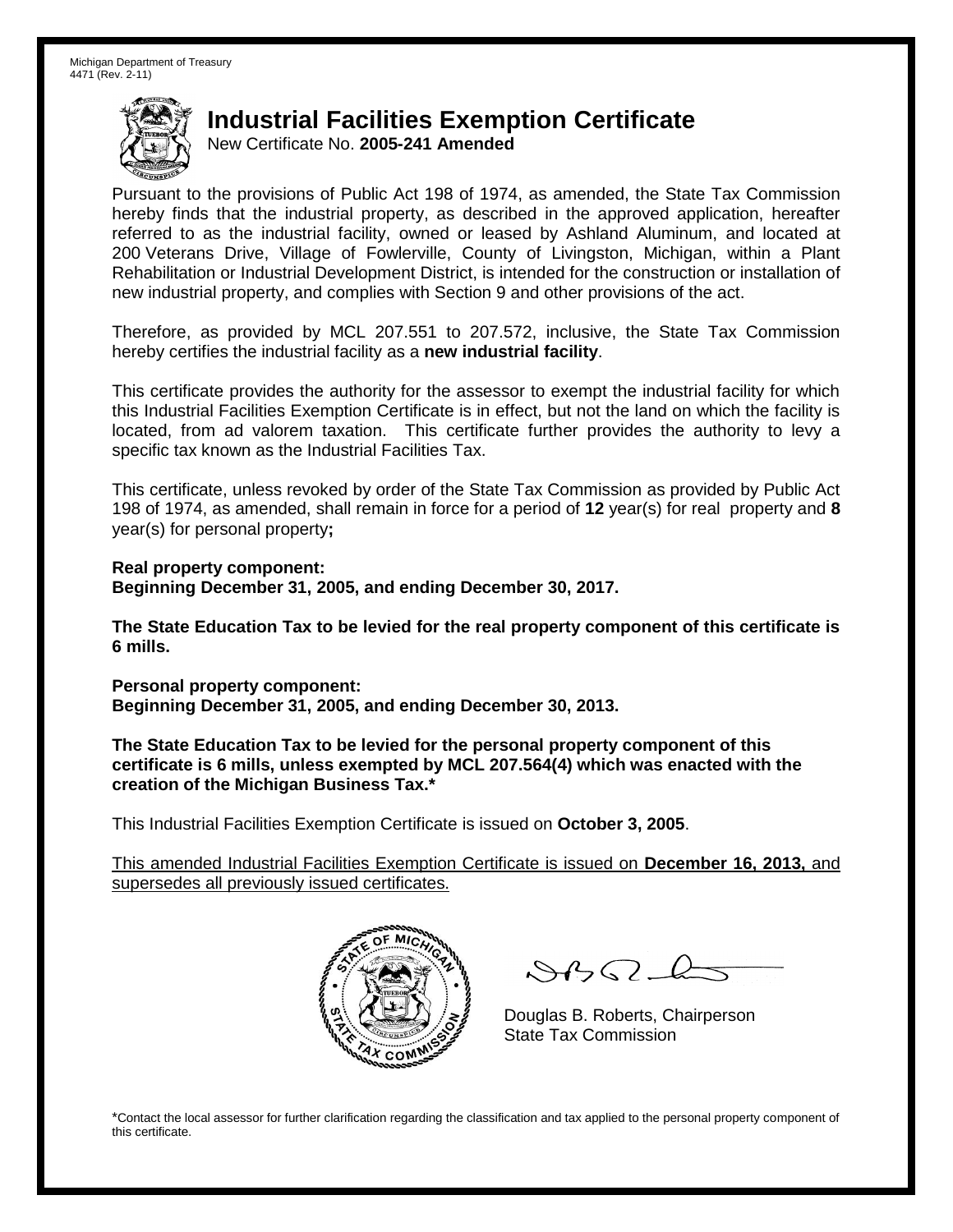Michigan Department of Treasury
4471 (Rev. 2-11)

# Industrial Facilities Exemption Certificate

New Certificate No. **2005-241 Amended**

Pursuant to the provisions of Public Act 198 of 1974, as amended, the State Tax Commission hereby finds that the industrial property, as described in the approved application, hereafter referred to as the industrial facility, owned or leased by Ashland Aluminum, and located at 200 Veterans Drive, Village of Fowlerville, County of Livingston, Michigan, within a Plant Rehabilitation or Industrial Development District, is intended for the construction or installation of new industrial property, and complies with Section 9 and other provisions of the act.

Therefore, as provided by MCL 207.551 to 207.572, inclusive, the State Tax Commission hereby certifies the industrial facility as a **new industrial facility**.

This certificate provides the authority for the assessor to exempt the industrial facility for which this Industrial Facilities Exemption Certificate is in effect, but not the land on which the facility is located, from ad valorem taxation. This certificate further provides the authority to levy a specific tax known as the Industrial Facilities Tax.

This certificate, unless revoked by order of the State Tax Commission as provided by Public Act 198 of 1974, as amended, shall remain in force for a period of **12** year(s) for real property and **8** year(s) for personal property**;**

**Real property component:**
**Beginning December 31, 2005, and ending December 30, 2017.**

**The State Education Tax to be levied for the real property component of this certificate is 6 mills.**

**Personal property component:**
**Beginning December 31, 2005, and ending December 30, 2013.**

**The State Education Tax to be levied for the personal property component of this certificate is 6 mills, unless exempted by MCL 207.564(4) which was enacted with the creation of the Michigan Business Tax.***

This Industrial Facilities Exemption Certificate is issued on **October 3, 2005**.

This amended Industrial Facilities Exemption Certificate is issued on **December 16, 2013,** and supersedes all previously issued certificates.

Douglas B. Roberts, Chairperson
State Tax Commission

*Contact the local assessor for further clarification regarding the classification and tax applied to the personal property component of this certificate.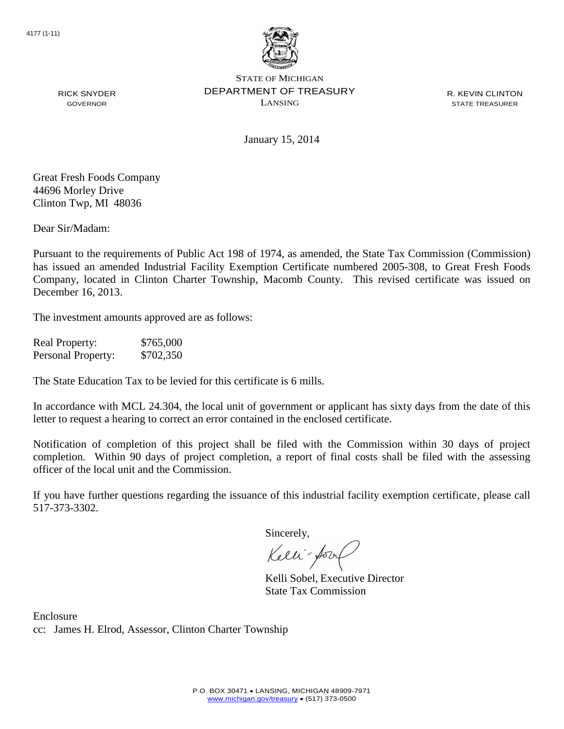4177 (1-11)

STATE OF MICHIGAN
DEPARTMENT OF TREASURY
LANSING

RICK SNYDER
GOVERNOR

R. KEVIN CLINTON
STATE TREASURER

January 15, 2014

Great Fresh Foods Company
44696 Morley Drive
Clinton Twp, MI 48036

Dear Sir/Madam:

Pursuant to the requirements of Public Act 198 of 1974, as amended, the State Tax Commission (Commission) has issued an amended Industrial Facility Exemption Certificate numbered 2005-308, to Great Fresh Foods Company, located in Clinton Charter Township, Macomb County. This revised certificate was issued on December 16, 2013.

The investment amounts approved are as follows:

| | |
|---|---|
| Real Property: | \$765,000 |
| Personal Property: | \$702,350 |

The State Education Tax to be levied for this certificate is 6 mills.

In accordance with MCL 24.304, the local unit of government or applicant has sixty days from the date of this letter to request a hearing to correct an error contained in the enclosed certificate.

Notification of completion of this project shall be filed with the Commission within 30 days of project completion. Within 90 days of project completion, a report of final costs shall be filed with the assessing officer of the local unit and the Commission.

If you have further questions regarding the issuance of this industrial facility exemption certificate, please call 517-373-3302.

Sincerely,

Kelli Sobel, Executive Director
State Tax Commission

Enclosure
cc: James H. Elrod, Assessor, Clinton Charter Township

P.O. BOX 30471 • LANSING, MICHIGAN 48909-7971
www.michigan.gov/treasury • (517) 373-0500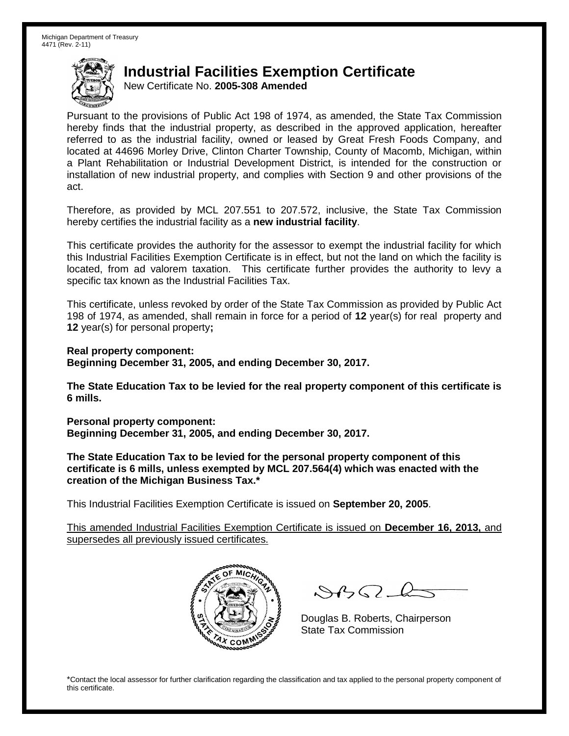Michigan Department of Treasury
4471 (Rev. 2-11)

# Industrial Facilities Exemption Certificate

New Certificate No. **2005-308 Amended**

Pursuant to the provisions of Public Act 198 of 1974, as amended, the State Tax Commission hereby finds that the industrial property, as described in the approved application, hereafter referred to as the industrial facility, owned or leased by Great Fresh Foods Company, and located at 44696 Morley Drive, Clinton Charter Township, County of Macomb, Michigan, within a Plant Rehabilitation or Industrial Development District, is intended for the construction or installation of new industrial property, and complies with Section 9 and other provisions of the act.

Therefore, as provided by MCL 207.551 to 207.572, inclusive, the State Tax Commission hereby certifies the industrial facility as a **new industrial facility**.

This certificate provides the authority for the assessor to exempt the industrial facility for which this Industrial Facilities Exemption Certificate is in effect, but not the land on which the facility is located, from ad valorem taxation. This certificate further provides the authority to levy a specific tax known as the Industrial Facilities Tax.

This certificate, unless revoked by order of the State Tax Commission as provided by Public Act 198 of 1974, as amended, shall remain in force for a period of **12** year(s) for real property and **12** year(s) for personal property**;**

**Real property component:**
**Beginning December 31, 2005, and ending December 30, 2017.**

**The State Education Tax to be levied for the real property component of this certificate is 6 mills.**

**Personal property component:**
**Beginning December 31, 2005, and ending December 30, 2017.**

**The State Education Tax to be levied for the personal property component of this certificate is 6 mills, unless exempted by MCL 207.564(4) which was enacted with the creation of the Michigan Business Tax.***

This Industrial Facilities Exemption Certificate is issued on **September 20, 2005**.

This amended Industrial Facilities Exemption Certificate is issued on **December 16, 2013,** and supersedes all previously issued certificates.

Douglas B. Roberts, Chairperson
State Tax Commission

*Contact the local assessor for further clarification regarding the classification and tax applied to the personal property component of this certificate.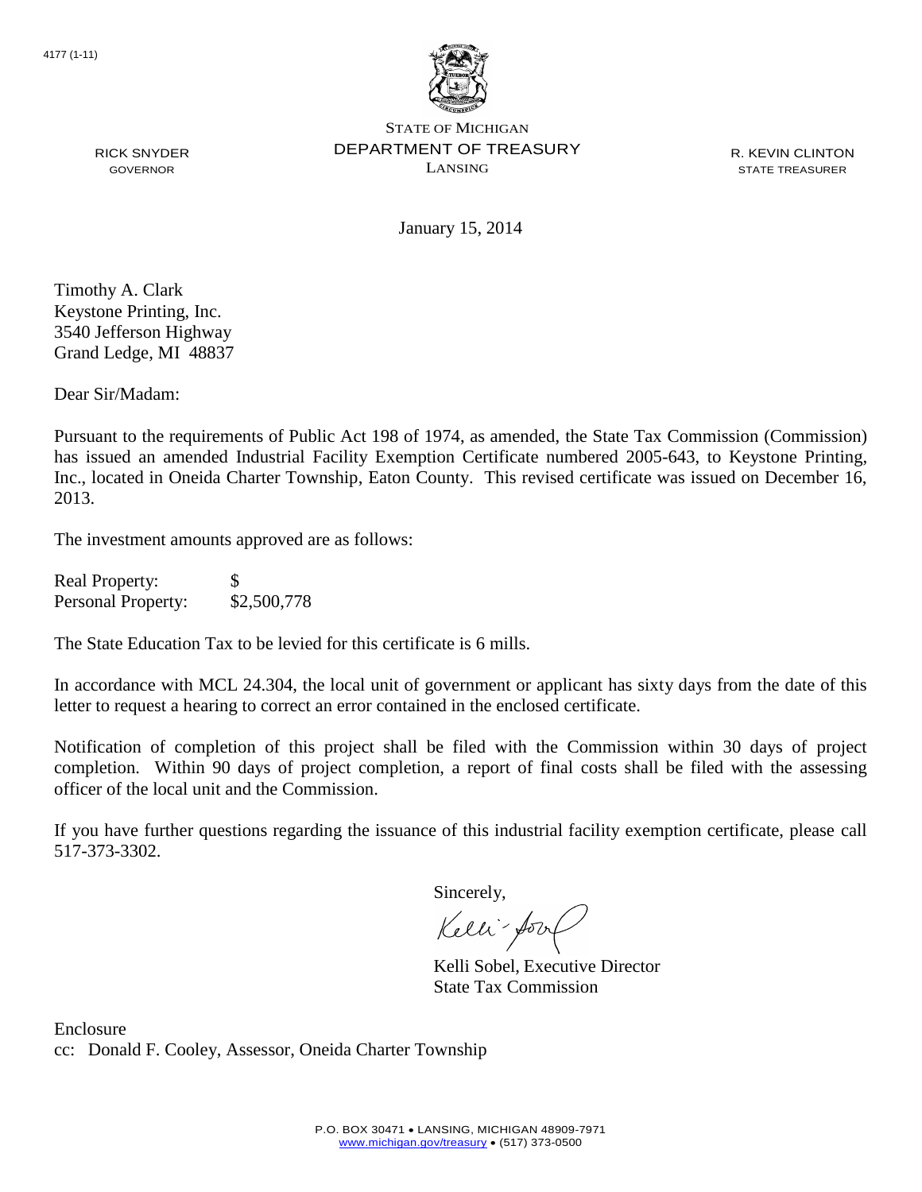4177 (1-11)

STATE OF MICHIGAN
DEPARTMENT OF TREASURY
LANSING

RICK SNYDER
GOVERNOR

R. KEVIN CLINTON
STATE TREASURER

January 15, 2014

Timothy A. Clark
Keystone Printing, Inc.
3540 Jefferson Highway
Grand Ledge, MI 48837

Dear Sir/Madam:

Pursuant to the requirements of Public Act 198 of 1974, as amended, the State Tax Commission (Commission) has issued an amended Industrial Facility Exemption Certificate numbered 2005-643, to Keystone Printing, Inc., located in Oneida Charter Township, Eaton County. This revised certificate was issued on December 16, 2013.

The investment amounts approved are as follows:

| | |
|---|---|
| Real Property: | $ |
| Personal Property: | $2,500,778 |

The State Education Tax to be levied for this certificate is 6 mills.

In accordance with MCL 24.304, the local unit of government or applicant has sixty days from the date of this letter to request a hearing to correct an error contained in the enclosed certificate.

Notification of completion of this project shall be filed with the Commission within 30 days of project completion. Within 90 days of project completion, a report of final costs shall be filed with the assessing officer of the local unit and the Commission.

If you have further questions regarding the issuance of this industrial facility exemption certificate, please call 517-373-3302.

Sincerely,

Kelli Sobel, Executive Director
State Tax Commission

Enclosure
cc: Donald F. Cooley, Assessor, Oneida Charter Township

P.O. BOX 30471 • LANSING, MICHIGAN 48909-7971
www.michigan.gov/treasury • (517) 373-0500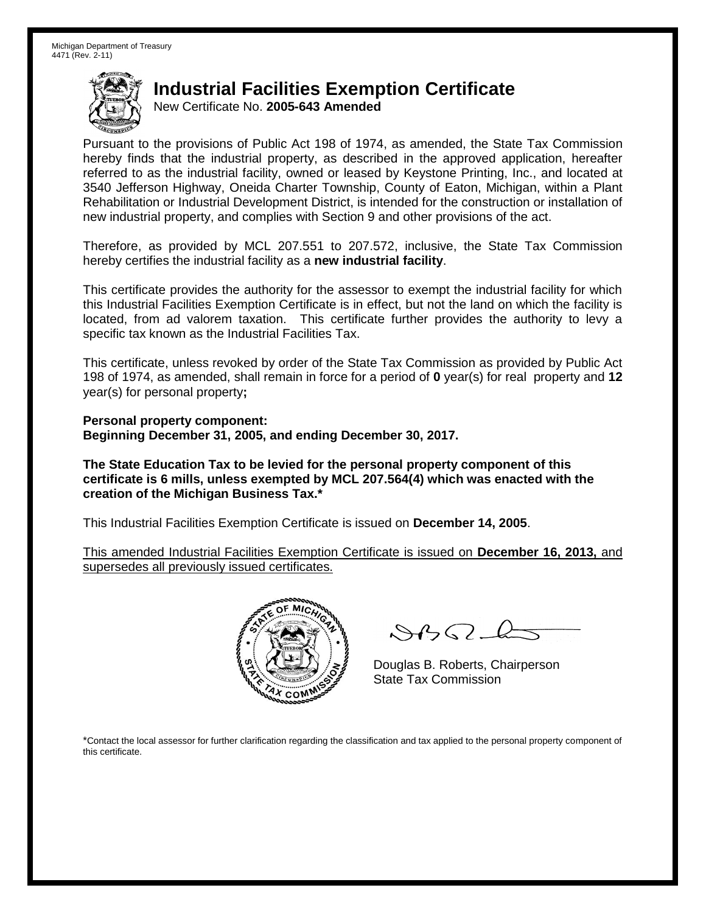Michigan Department of Treasury
4471 (Rev. 2-11)

# Industrial Facilities Exemption Certificate

New Certificate No. **2005-643 Amended**

Pursuant to the provisions of Public Act 198 of 1974, as amended, the State Tax Commission hereby finds that the industrial property, as described in the approved application, hereafter referred to as the industrial facility, owned or leased by Keystone Printing, Inc., and located at 3540 Jefferson Highway, Oneida Charter Township, County of Eaton, Michigan, within a Plant Rehabilitation or Industrial Development District, is intended for the construction or installation of new industrial property, and complies with Section 9 and other provisions of the act.

Therefore, as provided by MCL 207.551 to 207.572, inclusive, the State Tax Commission hereby certifies the industrial facility as a **new industrial facility**.

This certificate provides the authority for the assessor to exempt the industrial facility for which this Industrial Facilities Exemption Certificate is in effect, but not the land on which the facility is located, from ad valorem taxation. This certificate further provides the authority to levy a specific tax known as the Industrial Facilities Tax.

This certificate, unless revoked by order of the State Tax Commission as provided by Public Act 198 of 1974, as amended, shall remain in force for a period of **0** year(s) for real property and **12** year(s) for personal property**;**

**Personal property component:**
**Beginning December 31, 2005, and ending December 30, 2017.**

**The State Education Tax to be levied for the personal property component of this certificate is 6 mills, unless exempted by MCL 207.564(4) which was enacted with the creation of the Michigan Business Tax.***

This Industrial Facilities Exemption Certificate is issued on **December 14, 2005**.

This amended Industrial Facilities Exemption Certificate is issued on **December 16, 2013,** and supersedes all previously issued certificates.

Douglas B. Roberts, Chairperson
State Tax Commission

*Contact the local assessor for further clarification regarding the classification and tax applied to the personal property component of this certificate.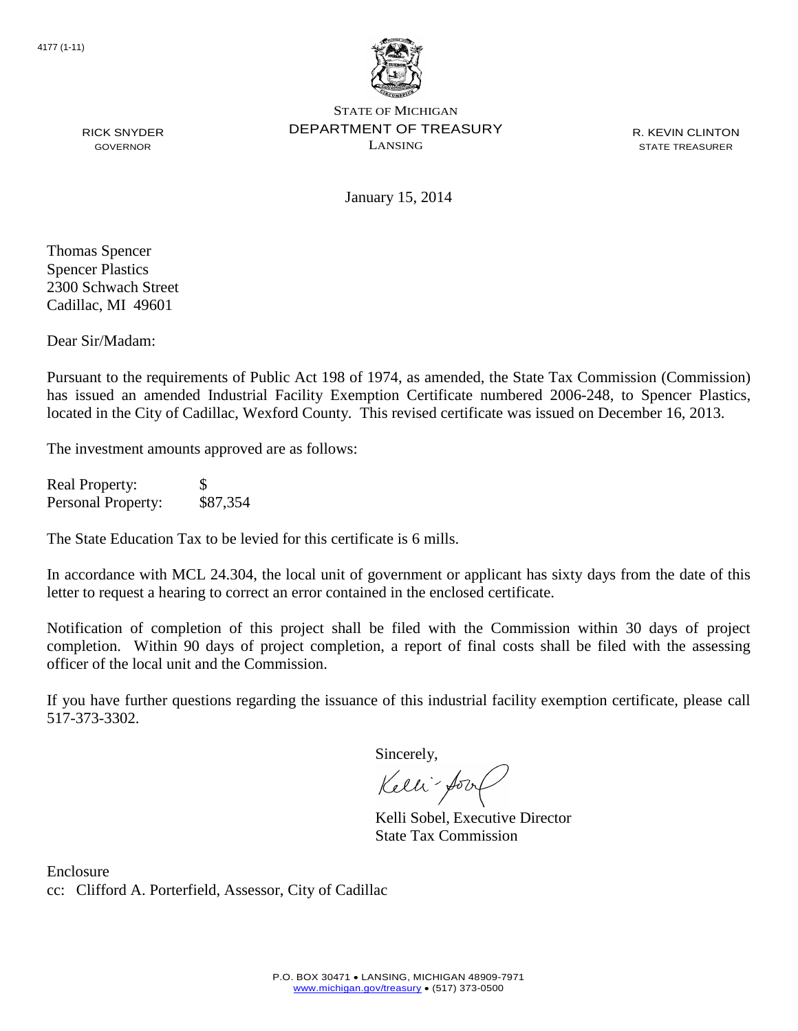4177 (1-11)

STATE OF MICHIGAN
DEPARTMENT OF TREASURY
LANSING

RICK SNYDER
GOVERNOR

R. KEVIN CLINTON
STATE TREASURER

January 15, 2014

Thomas Spencer
Spencer Plastics
2300 Schwach Street
Cadillac, MI 49601

Dear Sir/Madam:

Pursuant to the requirements of Public Act 198 of 1974, as amended, the State Tax Commission (Commission) has issued an amended Industrial Facility Exemption Certificate numbered 2006-248, to Spencer Plastics, located in the City of Cadillac, Wexford County. This revised certificate was issued on December 16, 2013.

The investment amounts approved are as follows:

| | |
|---|---|
| Real Property: | $ |
| Personal Property: | $87,354 |

The State Education Tax to be levied for this certificate is 6 mills.

In accordance with MCL 24.304, the local unit of government or applicant has sixty days from the date of this letter to request a hearing to correct an error contained in the enclosed certificate.

Notification of completion of this project shall be filed with the Commission within 30 days of project completion. Within 90 days of project completion, a report of final costs shall be filed with the assessing officer of the local unit and the Commission.

If you have further questions regarding the issuance of this industrial facility exemption certificate, please call 517-373-3302.

Sincerely,

Kelli Sobel, Executive Director
State Tax Commission

Enclosure
cc: Clifford A. Porterfield, Assessor, City of Cadillac

P.O. BOX 30471 • LANSING, MICHIGAN 48909-7971
www.michigan.gov/treasury • (517) 373-0500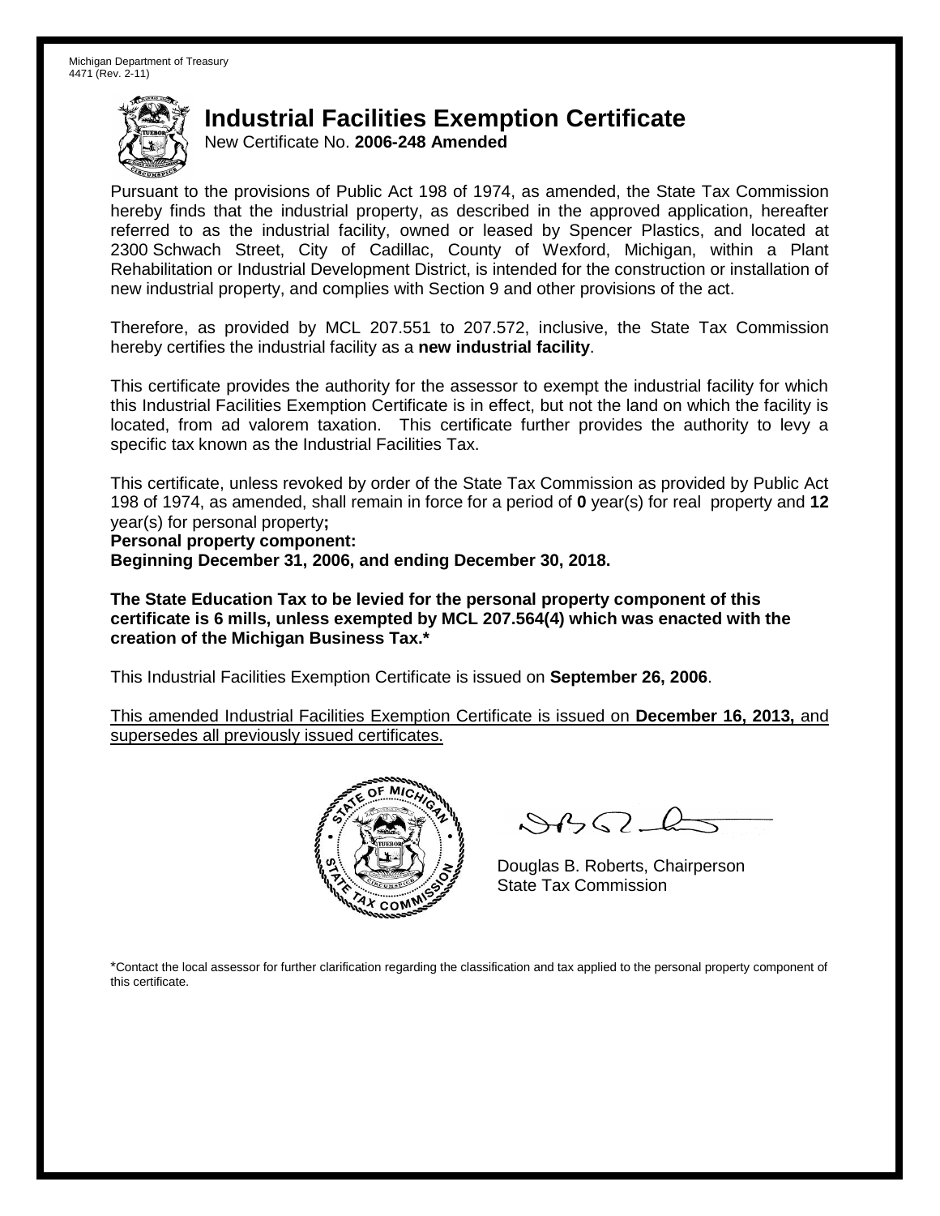Michigan Department of Treasury
4471 (Rev. 2-11)

# Industrial Facilities Exemption Certificate

New Certificate No. **2006-248 Amended**

Pursuant to the provisions of Public Act 198 of 1974, as amended, the State Tax Commission hereby finds that the industrial property, as described in the approved application, hereafter referred to as the industrial facility, owned or leased by Spencer Plastics, and located at 2300 Schwach Street, City of Cadillac, County of Wexford, Michigan, within a Plant Rehabilitation or Industrial Development District, is intended for the construction or installation of new industrial property, and complies with Section 9 and other provisions of the act.

Therefore, as provided by MCL 207.551 to 207.572, inclusive, the State Tax Commission hereby certifies the industrial facility as a **new industrial facility**.

This certificate provides the authority for the assessor to exempt the industrial facility for which this Industrial Facilities Exemption Certificate is in effect, but not the land on which the facility is located, from ad valorem taxation. This certificate further provides the authority to levy a specific tax known as the Industrial Facilities Tax.

This certificate, unless revoked by order of the State Tax Commission as provided by Public Act 198 of 1974, as amended, shall remain in force for a period of **0** year(s) for real property and **12** year(s) for personal property**;**

**Personal property component:**
**Beginning December 31, 2006, and ending December 30, 2018.**

**The State Education Tax to be levied for the personal property component of this certificate is 6 mills, unless exempted by MCL 207.564(4) which was enacted with the creation of the Michigan Business Tax.***

This Industrial Facilities Exemption Certificate is issued on **September 26, 2006**.

<u>This amended Industrial Facilities Exemption Certificate is issued on **December 16, 2013,** and supersedes all previously issued certificates.</u>

Douglas B. Roberts, Chairperson
State Tax Commission

*Contact the local assessor for further clarification regarding the classification and tax applied to the personal property component of this certificate.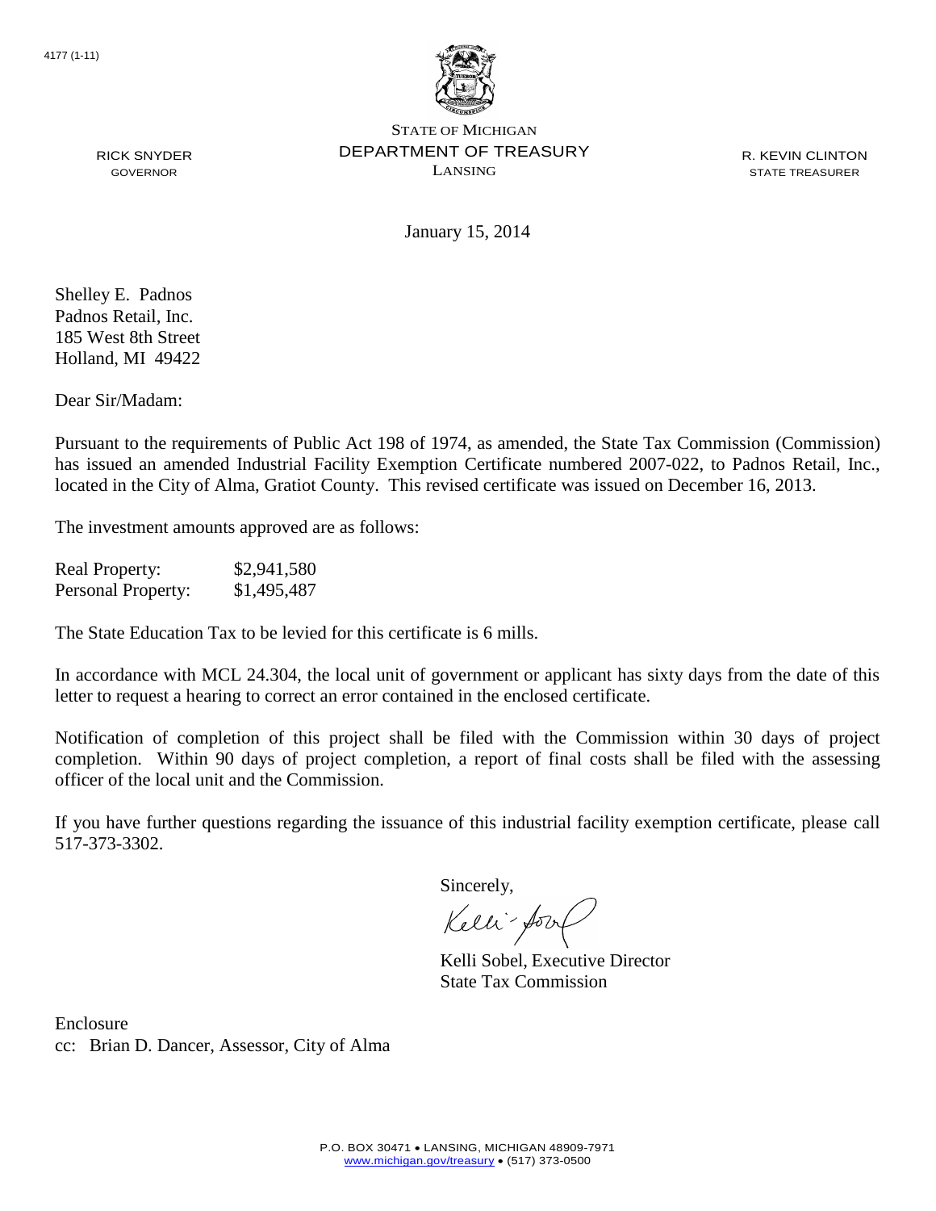4177 (1-11)

STATE OF MICHIGAN
DEPARTMENT OF TREASURY
LANSING

RICK SNYDER
GOVERNOR

R. KEVIN CLINTON
STATE TREASURER

January 15, 2014

Shelley E. Padnos
Padnos Retail, Inc.
185 West 8th Street
Holland, MI 49422

Dear Sir/Madam:

Pursuant to the requirements of Public Act 198 of 1974, as amended, the State Tax Commission (Commission) has issued an amended Industrial Facility Exemption Certificate numbered 2007-022, to Padnos Retail, Inc., located in the City of Alma, Gratiot County. This revised certificate was issued on December 16, 2013.

The investment amounts approved are as follows:

| Real Property: | $2,941,580 |
|---|---|
| Personal Property: | $1,495,487 |

The State Education Tax to be levied for this certificate is 6 mills.

In accordance with MCL 24.304, the local unit of government or applicant has sixty days from the date of this letter to request a hearing to correct an error contained in the enclosed certificate.

Notification of completion of this project shall be filed with the Commission within 30 days of project completion. Within 90 days of project completion, a report of final costs shall be filed with the assessing officer of the local unit and the Commission.

If you have further questions regarding the issuance of this industrial facility exemption certificate, please call 517-373-3302.

Sincerely,

Kelli Sobel, Executive Director
State Tax Commission

Enclosure
cc: Brian D. Dancer, Assessor, City of Alma

P.O. BOX 30471 • LANSING, MICHIGAN 48909-7971
www.michigan.gov/treasury • (517) 373-0500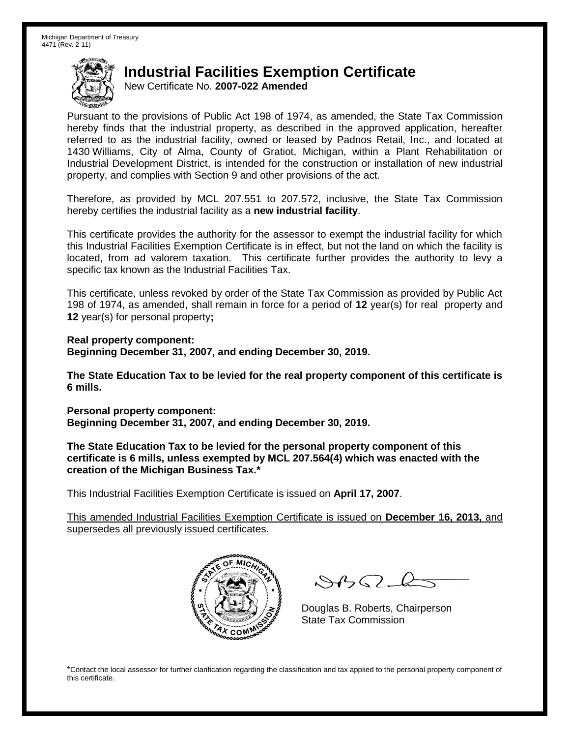Michigan Department of Treasury
4471 (Rev. 2-11)

# Industrial Facilities Exemption Certificate

New Certificate No. **2007-022 Amended**

Pursuant to the provisions of Public Act 198 of 1974, as amended, the State Tax Commission hereby finds that the industrial property, as described in the approved application, hereafter referred to as the industrial facility, owned or leased by Padnos Retail, Inc., and located at 1430 Williams, City of Alma, County of Gratiot, Michigan, within a Plant Rehabilitation or Industrial Development District, is intended for the construction or installation of new industrial property, and complies with Section 9 and other provisions of the act.

Therefore, as provided by MCL 207.551 to 207.572, inclusive, the State Tax Commission hereby certifies the industrial facility as a **new industrial facility**.

This certificate provides the authority for the assessor to exempt the industrial facility for which this Industrial Facilities Exemption Certificate is in effect, but not the land on which the facility is located, from ad valorem taxation. This certificate further provides the authority to levy a specific tax known as the Industrial Facilities Tax.

This certificate, unless revoked by order of the State Tax Commission as provided by Public Act 198 of 1974, as amended, shall remain in force for a period of **12** year(s) for real property and **12** year(s) for personal property**;**

**Real property component:**
**Beginning December 31, 2007, and ending December 30, 2019.**

**The State Education Tax to be levied for the real property component of this certificate is 6 mills.**

**Personal property component:**
**Beginning December 31, 2007, and ending December 30, 2019.**

**The State Education Tax to be levied for the personal property component of this certificate is 6 mills, unless exempted by MCL 207.564(4) which was enacted with the creation of the Michigan Business Tax.***

This Industrial Facilities Exemption Certificate is issued on **April 17, 2007**.

<u>This amended Industrial Facilities Exemption Certificate is issued on **December 16, 2013,** and supersedes all previously issued certificates.</u>

Douglas B. Roberts, Chairperson
State Tax Commission

*Contact the local assessor for further clarification regarding the classification and tax applied to the personal property component of this certificate.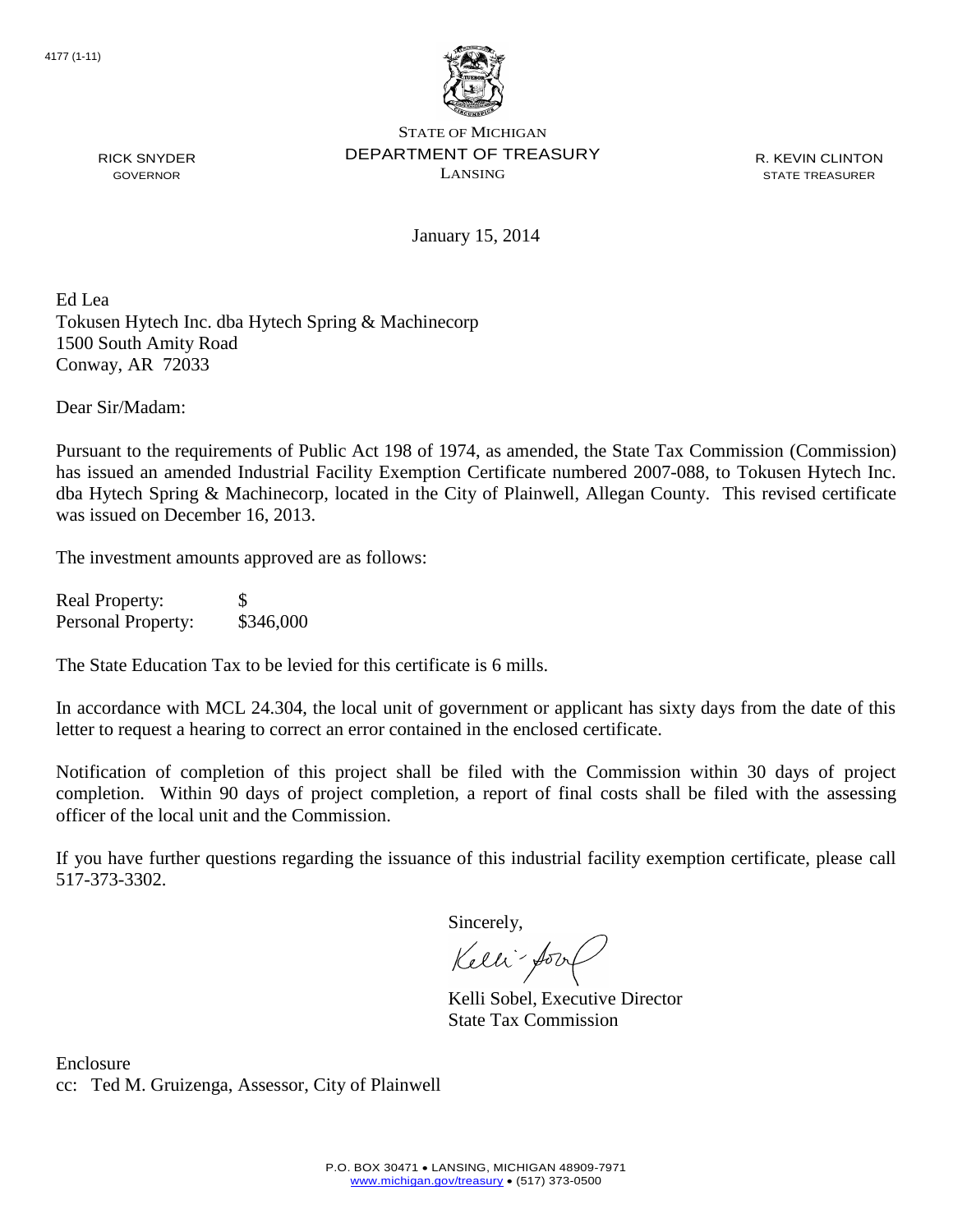4177 (1-11)

STATE OF MICHIGAN
DEPARTMENT OF TREASURY
LANSING

RICK SNYDER
GOVERNOR

R. KEVIN CLINTON
STATE TREASURER

January 15, 2014

Ed Lea
Tokusen Hytech Inc. dba Hytech Spring & Machinecorp
1500 South Amity Road
Conway, AR 72033

Dear Sir/Madam:

Pursuant to the requirements of Public Act 198 of 1974, as amended, the State Tax Commission (Commission) has issued an amended Industrial Facility Exemption Certificate numbered 2007-088, to Tokusen Hytech Inc. dba Hytech Spring & Machinecorp, located in the City of Plainwell, Allegan County. This revised certificate was issued on December 16, 2013.

The investment amounts approved are as follows:

| | |
|---|---|
| Real Property: | $ |
| Personal Property: | $346,000 |

The State Education Tax to be levied for this certificate is 6 mills.

In accordance with MCL 24.304, the local unit of government or applicant has sixty days from the date of this letter to request a hearing to correct an error contained in the enclosed certificate.

Notification of completion of this project shall be filed with the Commission within 30 days of project completion. Within 90 days of project completion, a report of final costs shall be filed with the assessing officer of the local unit and the Commission.

If you have further questions regarding the issuance of this industrial facility exemption certificate, please call 517-373-3302.

Sincerely,

Kelli Sobel, Executive Director
State Tax Commission

Enclosure
cc: Ted M. Gruizenga, Assessor, City of Plainwell

P.O. BOX 30471 • LANSING, MICHIGAN 48909-7971
www.michigan.gov/treasury • (517) 373-0500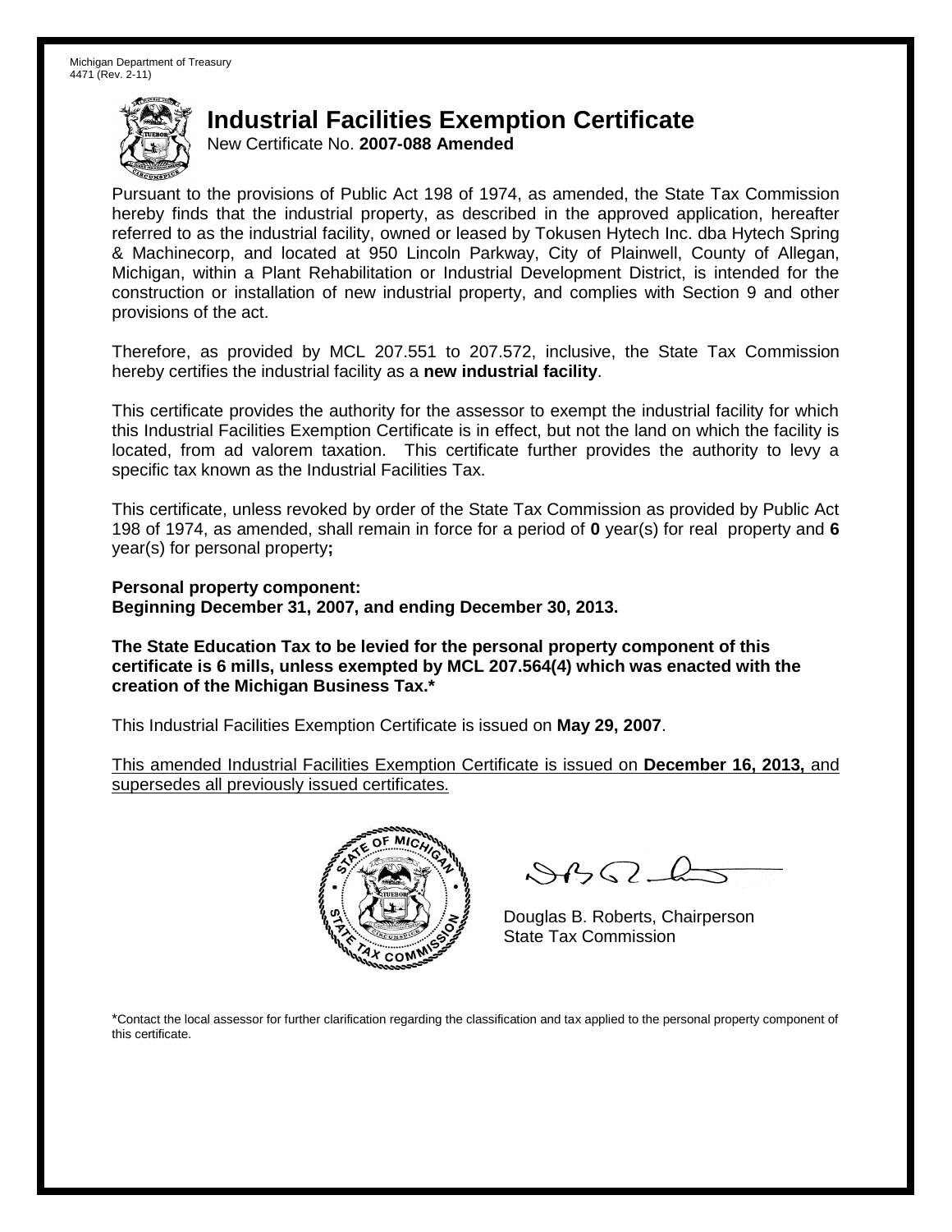Michigan Department of Treasury
4471 (Rev. 2-11)

# Industrial Facilities Exemption Certificate

New Certificate No. **2007-088 Amended**

Pursuant to the provisions of Public Act 198 of 1974, as amended, the State Tax Commission hereby finds that the industrial property, as described in the approved application, hereafter referred to as the industrial facility, owned or leased by Tokusen Hytech Inc. dba Hytech Spring & Machinecorp, and located at 950 Lincoln Parkway, City of Plainwell, County of Allegan, Michigan, within a Plant Rehabilitation or Industrial Development District, is intended for the construction or installation of new industrial property, and complies with Section 9 and other provisions of the act.

Therefore, as provided by MCL 207.551 to 207.572, inclusive, the State Tax Commission hereby certifies the industrial facility as a **new industrial facility**.

This certificate provides the authority for the assessor to exempt the industrial facility for which this Industrial Facilities Exemption Certificate is in effect, but not the land on which the facility is located, from ad valorem taxation. This certificate further provides the authority to levy a specific tax known as the Industrial Facilities Tax.

This certificate, unless revoked by order of the State Tax Commission as provided by Public Act 198 of 1974, as amended, shall remain in force for a period of **0** year(s) for real property and **6** year(s) for personal property**;**

**Personal property component:**
**Beginning December 31, 2007, and ending December 30, 2013.**

**The State Education Tax to be levied for the personal property component of this certificate is 6 mills, unless exempted by MCL 207.564(4) which was enacted with the creation of the Michigan Business Tax.***

This Industrial Facilities Exemption Certificate is issued on **May 29, 2007**.

This amended Industrial Facilities Exemption Certificate is issued on **December 16, 2013,** and supersedes all previously issued certificates.

Douglas B. Roberts, Chairperson
State Tax Commission

*Contact the local assessor for further clarification regarding the classification and tax applied to the personal property component of this certificate.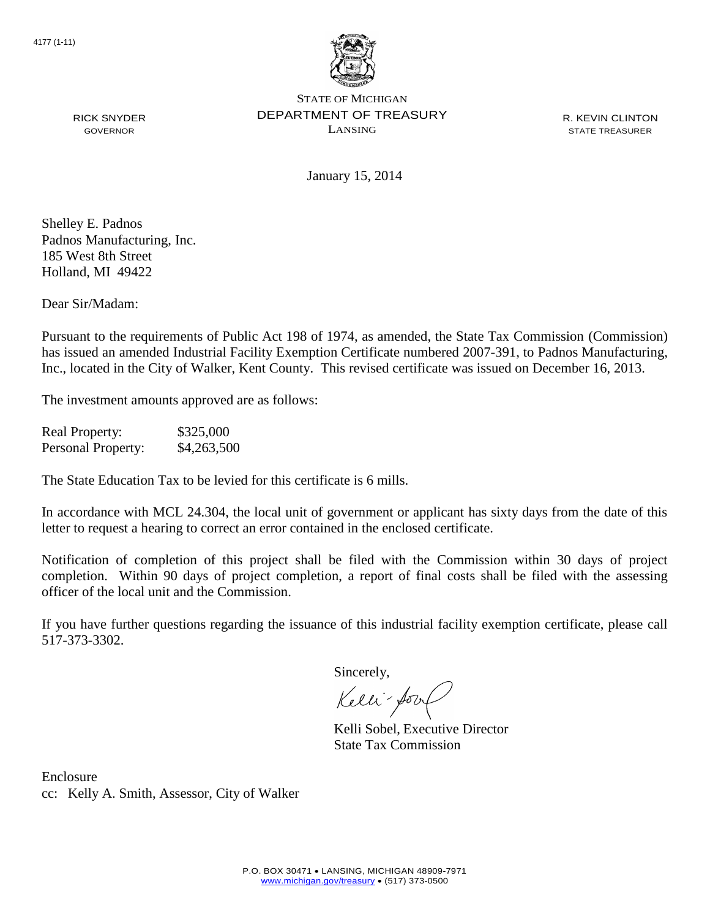4177 (1-11)

STATE OF MICHIGAN
DEPARTMENT OF TREASURY
LANSING

RICK SNYDER
GOVERNOR

R. KEVIN CLINTON
STATE TREASURER

January 15, 2014

Shelley E. Padnos
Padnos Manufacturing, Inc.
185 West 8th Street
Holland, MI 49422

Dear Sir/Madam:

Pursuant to the requirements of Public Act 198 of 1974, as amended, the State Tax Commission (Commission) has issued an amended Industrial Facility Exemption Certificate numbered 2007-391, to Padnos Manufacturing, Inc., located in the City of Walker, Kent County. This revised certificate was issued on December 16, 2013.

The investment amounts approved are as follows:

| Real Property: | $325,000 |
|---|---|
| Personal Property: | $4,263,500 |

The State Education Tax to be levied for this certificate is 6 mills.

In accordance with MCL 24.304, the local unit of government or applicant has sixty days from the date of this letter to request a hearing to correct an error contained in the enclosed certificate.

Notification of completion of this project shall be filed with the Commission within 30 days of project completion. Within 90 days of project completion, a report of final costs shall be filed with the assessing officer of the local unit and the Commission.

If you have further questions regarding the issuance of this industrial facility exemption certificate, please call 517-373-3302.

Sincerely,

Kelli Sobel, Executive Director
State Tax Commission

Enclosure
cc: Kelly A. Smith, Assessor, City of Walker

P.O. BOX 30471 • LANSING, MICHIGAN 48909-7971
www.michigan.gov/treasury • (517) 373-0500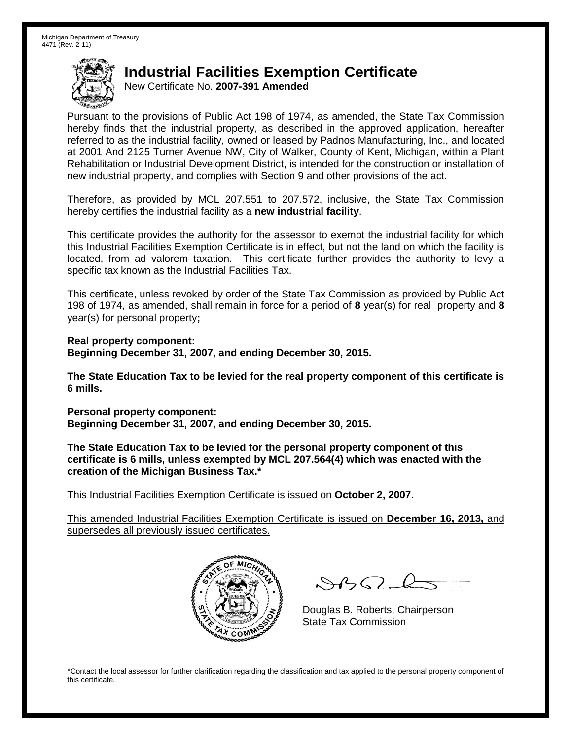Michigan Department of Treasury
4471 (Rev. 2-11)

# Industrial Facilities Exemption Certificate

New Certificate No. **2007-391 Amended**

Pursuant to the provisions of Public Act 198 of 1974, as amended, the State Tax Commission hereby finds that the industrial property, as described in the approved application, hereafter referred to as the industrial facility, owned or leased by Padnos Manufacturing, Inc., and located at 2001 And 2125 Turner Avenue NW, City of Walker, County of Kent, Michigan, within a Plant Rehabilitation or Industrial Development District, is intended for the construction or installation of new industrial property, and complies with Section 9 and other provisions of the act.

Therefore, as provided by MCL 207.551 to 207.572, inclusive, the State Tax Commission hereby certifies the industrial facility as a **new industrial facility**.

This certificate provides the authority for the assessor to exempt the industrial facility for which this Industrial Facilities Exemption Certificate is in effect, but not the land on which the facility is located, from ad valorem taxation. This certificate further provides the authority to levy a specific tax known as the Industrial Facilities Tax.

This certificate, unless revoked by order of the State Tax Commission as provided by Public Act 198 of 1974, as amended, shall remain in force for a period of **8** year(s) for real property and **8** year(s) for personal property**;**

**Real property component:**
**Beginning December 31, 2007, and ending December 30, 2015.**

**The State Education Tax to be levied for the real property component of this certificate is 6 mills.**

**Personal property component:**
**Beginning December 31, 2007, and ending December 30, 2015.**

**The State Education Tax to be levied for the personal property component of this certificate is 6 mills, unless exempted by MCL 207.564(4) which was enacted with the creation of the Michigan Business Tax.***

This Industrial Facilities Exemption Certificate is issued on **October 2, 2007**.

This amended Industrial Facilities Exemption Certificate is issued on **December 16, 2013,** and supersedes all previously issued certificates.

Douglas B. Roberts, Chairperson
State Tax Commission

*Contact the local assessor for further clarification regarding the classification and tax applied to the personal property component of this certificate.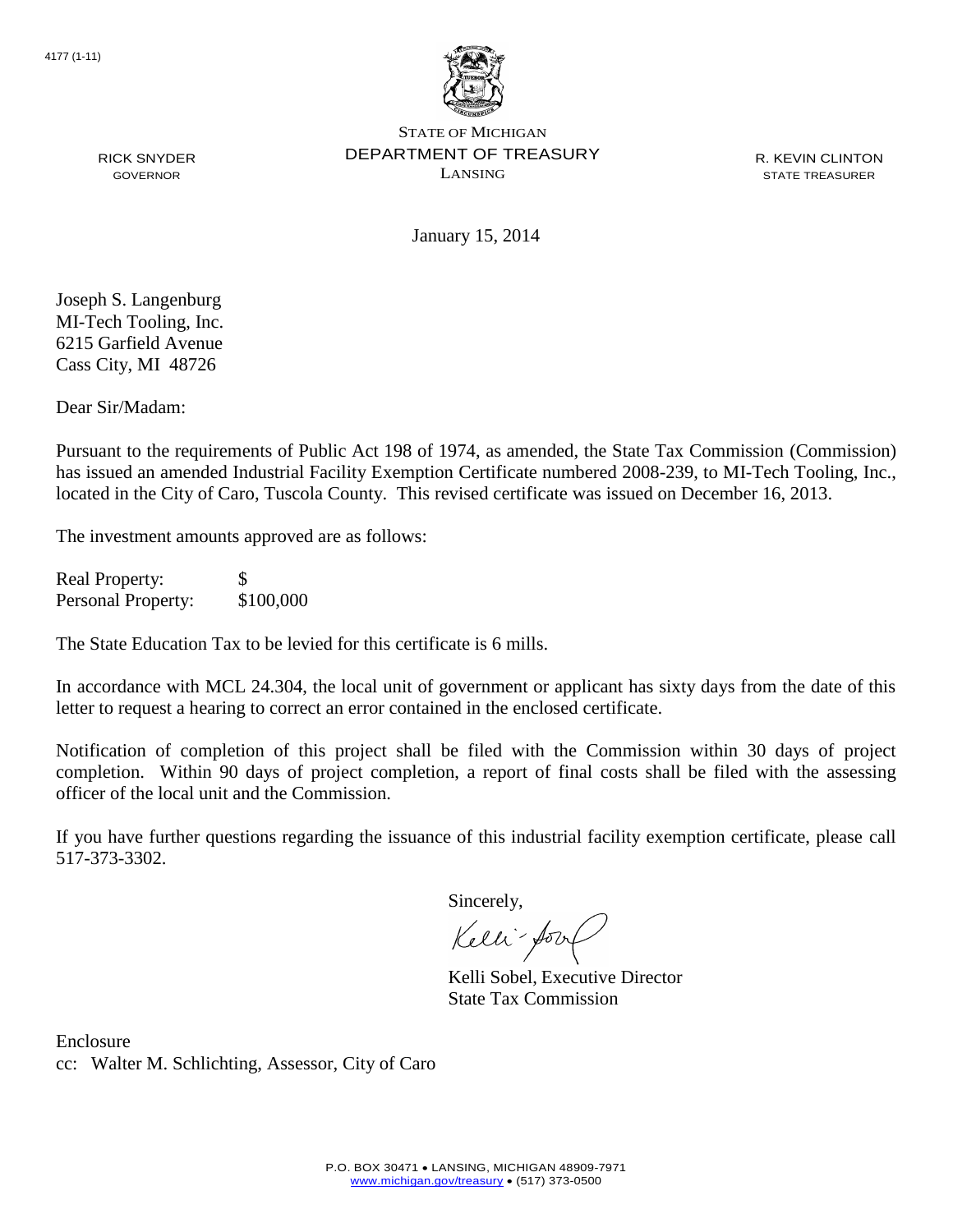4177 (1-11)

STATE OF MICHIGAN
DEPARTMENT OF TREASURY
LANSING

RICK SNYDER
GOVERNOR

R. KEVIN CLINTON
STATE TREASURER

January 15, 2014

Joseph S. Langenburg
MI-Tech Tooling, Inc.
6215 Garfield Avenue
Cass City, MI 48726

Dear Sir/Madam:

Pursuant to the requirements of Public Act 198 of 1974, as amended, the State Tax Commission (Commission) has issued an amended Industrial Facility Exemption Certificate numbered 2008-239, to MI-Tech Tooling, Inc., located in the City of Caro, Tuscola County. This revised certificate was issued on December 16, 2013.

The investment amounts approved are as follows:

| | |
|---|---|
| Real Property: | $ |
| Personal Property: | $100,000 |

The State Education Tax to be levied for this certificate is 6 mills.

In accordance with MCL 24.304, the local unit of government or applicant has sixty days from the date of this letter to request a hearing to correct an error contained in the enclosed certificate.

Notification of completion of this project shall be filed with the Commission within 30 days of project completion. Within 90 days of project completion, a report of final costs shall be filed with the assessing officer of the local unit and the Commission.

If you have further questions regarding the issuance of this industrial facility exemption certificate, please call 517-373-3302.

Sincerely,

Kelli Sobel, Executive Director
State Tax Commission

Enclosure
cc: Walter M. Schlichting, Assessor, City of Caro

P.O. BOX 30471 • LANSING, MICHIGAN 48909-7971
www.michigan.gov/treasury • (517) 373-0500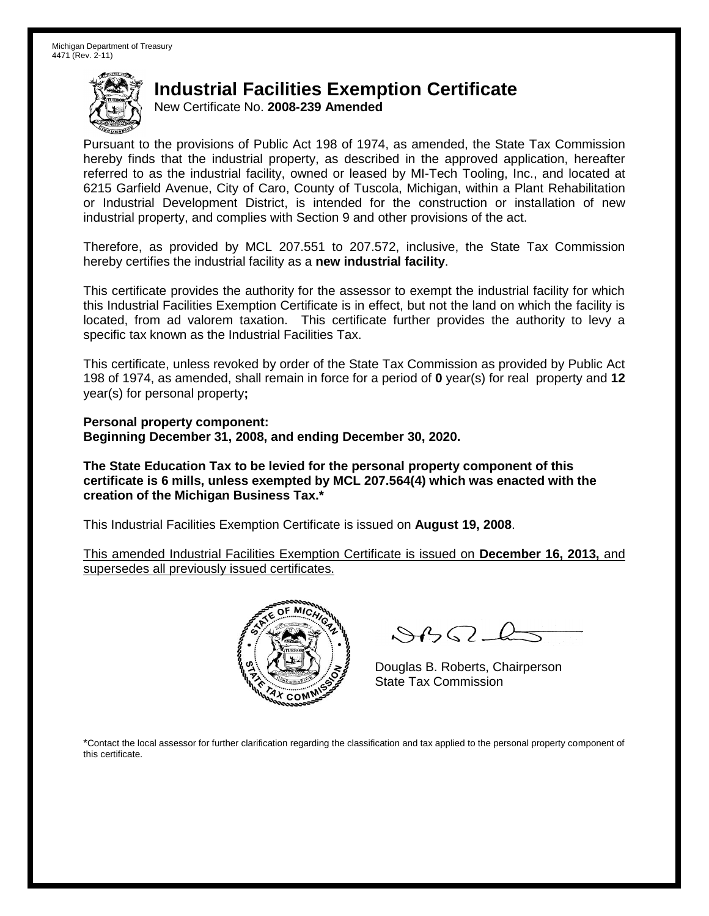Michigan Department of Treasury
4471 (Rev. 2-11)

# Industrial Facilities Exemption Certificate

New Certificate No. **2008-239 Amended**

Pursuant to the provisions of Public Act 198 of 1974, as amended, the State Tax Commission hereby finds that the industrial property, as described in the approved application, hereafter referred to as the industrial facility, owned or leased by MI-Tech Tooling, Inc., and located at 6215 Garfield Avenue, City of Caro, County of Tuscola, Michigan, within a Plant Rehabilitation or Industrial Development District, is intended for the construction or installation of new industrial property, and complies with Section 9 and other provisions of the act.

Therefore, as provided by MCL 207.551 to 207.572, inclusive, the State Tax Commission hereby certifies the industrial facility as a **new industrial facility**.

This certificate provides the authority for the assessor to exempt the industrial facility for which this Industrial Facilities Exemption Certificate is in effect, but not the land on which the facility is located, from ad valorem taxation. This certificate further provides the authority to levy a specific tax known as the Industrial Facilities Tax.

This certificate, unless revoked by order of the State Tax Commission as provided by Public Act 198 of 1974, as amended, shall remain in force for a period of **0** year(s) for real property and **12** year(s) for personal property**;**

**Personal property component:**
**Beginning December 31, 2008, and ending December 30, 2020.**

**The State Education Tax to be levied for the personal property component of this certificate is 6 mills, unless exempted by MCL 207.564(4) which was enacted with the creation of the Michigan Business Tax.***

This Industrial Facilities Exemption Certificate is issued on **August 19, 2008**.

This amended Industrial Facilities Exemption Certificate is issued on **December 16, 2013,** and supersedes all previously issued certificates.

Douglas B. Roberts, Chairperson
State Tax Commission

*Contact the local assessor for further clarification regarding the classification and tax applied to the personal property component of this certificate.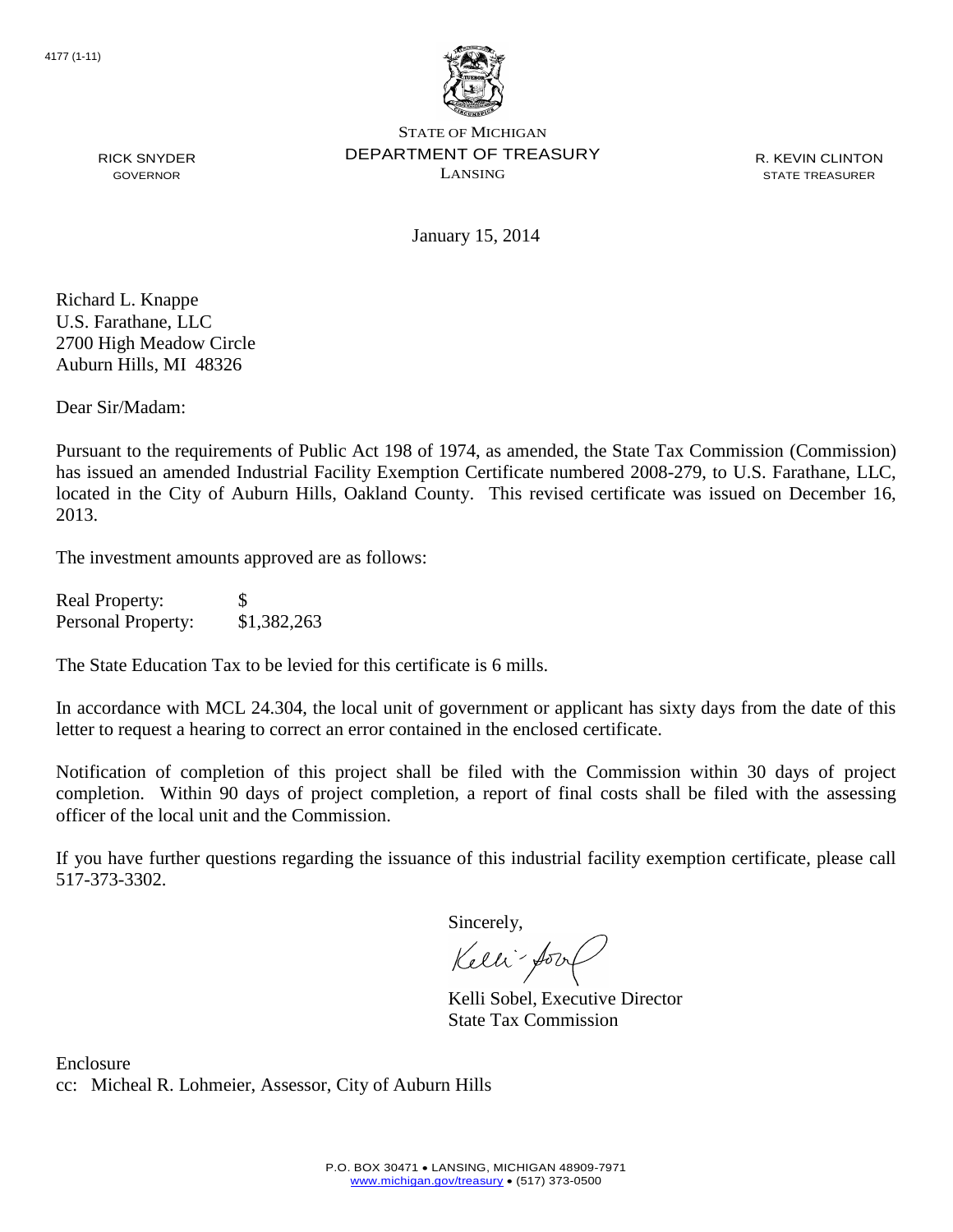4177 (1-11)

RICK SNYDER
GOVERNOR

STATE OF MICHIGAN
DEPARTMENT OF TREASURY
LANSING

R. KEVIN CLINTON
STATE TREASURER

January 15, 2014

Richard L. Knappe
U.S. Farathane, LLC
2700 High Meadow Circle
Auburn Hills, MI 48326

Dear Sir/Madam:

Pursuant to the requirements of Public Act 198 of 1974, as amended, the State Tax Commission (Commission) has issued an amended Industrial Facility Exemption Certificate numbered 2008-279, to U.S. Farathane, LLC, located in the City of Auburn Hills, Oakland County. This revised certificate was issued on December 16, 2013.

The investment amounts approved are as follows:

| | |
|---|---|
| Real Property: | $ |
| Personal Property: | $1,382,263 |

The State Education Tax to be levied for this certificate is 6 mills.

In accordance with MCL 24.304, the local unit of government or applicant has sixty days from the date of this letter to request a hearing to correct an error contained in the enclosed certificate.

Notification of completion of this project shall be filed with the Commission within 30 days of project completion. Within 90 days of project completion, a report of final costs shall be filed with the assessing officer of the local unit and the Commission.

If you have further questions regarding the issuance of this industrial facility exemption certificate, please call 517-373-3302.

Sincerely,

Kelli Sobel, Executive Director
State Tax Commission

Enclosure
cc: Micheal R. Lohmeier, Assessor, City of Auburn Hills

P.O. BOX 30471 • LANSING, MICHIGAN 48909-7971
www.michigan.gov/treasury • (517) 373-0500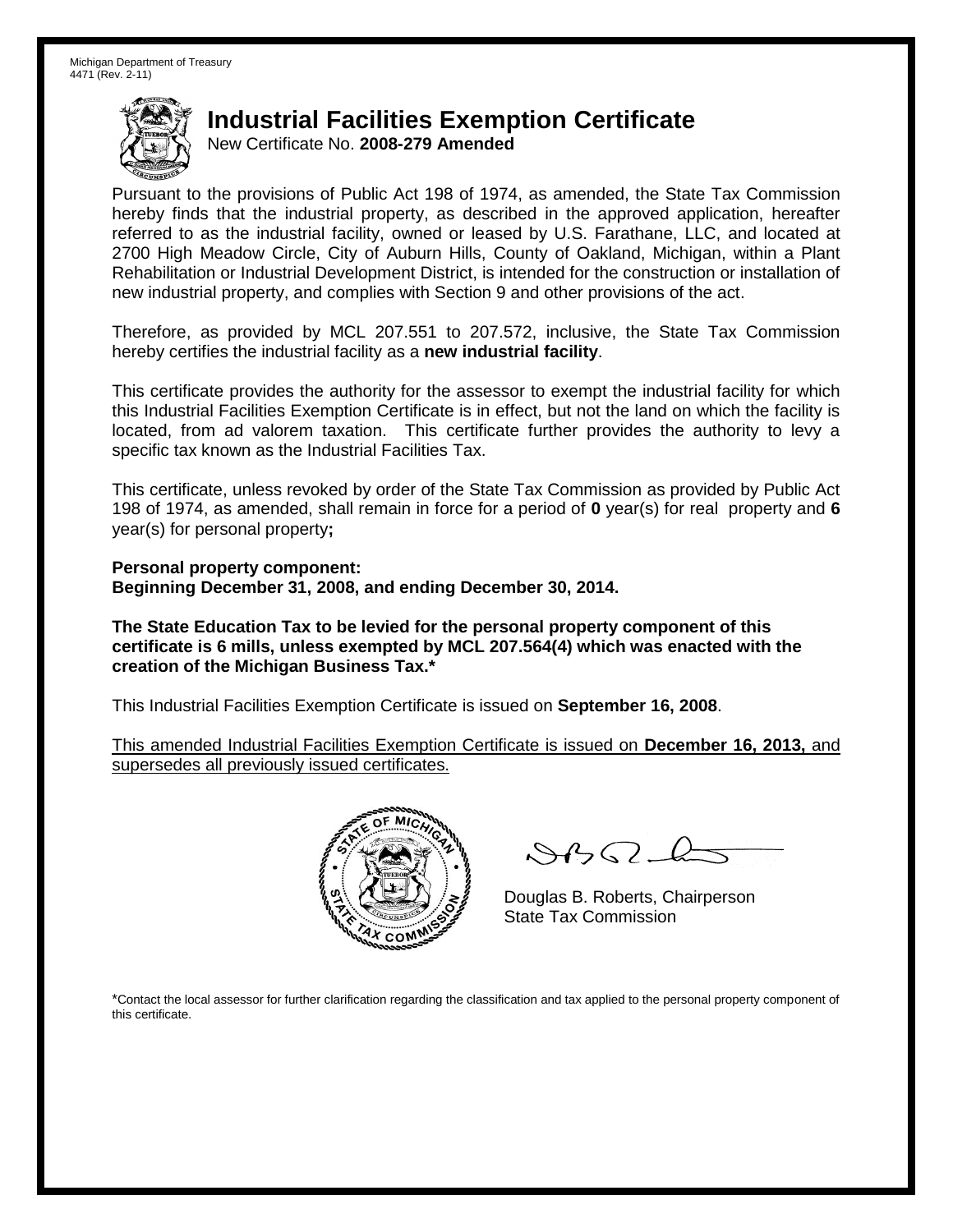Michigan Department of Treasury
4471 (Rev. 2-11)

# Industrial Facilities Exemption Certificate

New Certificate No. **2008-279 Amended**

Pursuant to the provisions of Public Act 198 of 1974, as amended, the State Tax Commission hereby finds that the industrial property, as described in the approved application, hereafter referred to as the industrial facility, owned or leased by U.S. Farathane, LLC, and located at 2700 High Meadow Circle, City of Auburn Hills, County of Oakland, Michigan, within a Plant Rehabilitation or Industrial Development District, is intended for the construction or installation of new industrial property, and complies with Section 9 and other provisions of the act.

Therefore, as provided by MCL 207.551 to 207.572, inclusive, the State Tax Commission hereby certifies the industrial facility as a **new industrial facility**.

This certificate provides the authority for the assessor to exempt the industrial facility for which this Industrial Facilities Exemption Certificate is in effect, but not the land on which the facility is located, from ad valorem taxation. This certificate further provides the authority to levy a specific tax known as the Industrial Facilities Tax.

This certificate, unless revoked by order of the State Tax Commission as provided by Public Act 198 of 1974, as amended, shall remain in force for a period of **0** year(s) for real property and **6** year(s) for personal property**;**

**Personal property component:**
**Beginning December 31, 2008, and ending December 30, 2014.**

**The State Education Tax to be levied for the personal property component of this certificate is 6 mills, unless exempted by MCL 207.564(4) which was enacted with the creation of the Michigan Business Tax.***

This Industrial Facilities Exemption Certificate is issued on **September 16, 2008**.

This amended Industrial Facilities Exemption Certificate is issued on **December 16, 2013,** and supersedes all previously issued certificates.

Douglas B. Roberts, Chairperson
State Tax Commission

*Contact the local assessor for further clarification regarding the classification and tax applied to the personal property component of this certificate.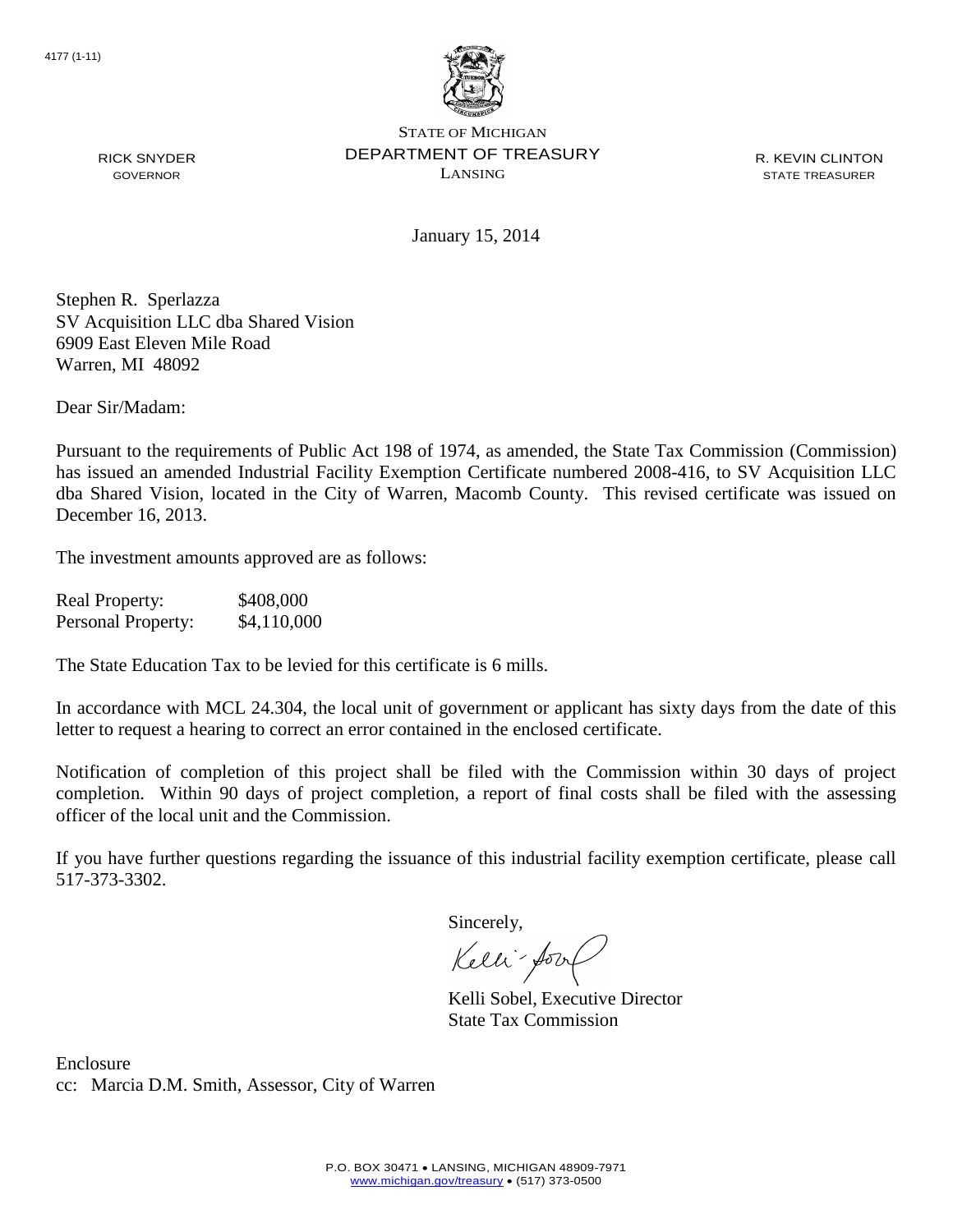4177 (1-11)

STATE OF MICHIGAN
DEPARTMENT OF TREASURY
LANSING

RICK SNYDER
GOVERNOR

R. KEVIN CLINTON
STATE TREASURER

January 15, 2014

Stephen R. Sperlazza
SV Acquisition LLC dba Shared Vision
6909 East Eleven Mile Road
Warren, MI 48092

Dear Sir/Madam:

Pursuant to the requirements of Public Act 198 of 1974, as amended, the State Tax Commission (Commission) has issued an amended Industrial Facility Exemption Certificate numbered 2008-416, to SV Acquisition LLC dba Shared Vision, located in the City of Warren, Macomb County. This revised certificate was issued on December 16, 2013.

The investment amounts approved are as follows:

| | |
|---|---|
| Real Property: | \$408,000 |
| Personal Property: | \$4,110,000 |

The State Education Tax to be levied for this certificate is 6 mills.

In accordance with MCL 24.304, the local unit of government or applicant has sixty days from the date of this letter to request a hearing to correct an error contained in the enclosed certificate.

Notification of completion of this project shall be filed with the Commission within 30 days of project completion. Within 90 days of project completion, a report of final costs shall be filed with the assessing officer of the local unit and the Commission.

If you have further questions regarding the issuance of this industrial facility exemption certificate, please call 517-373-3302.

Sincerely,

Kelli Sobel, Executive Director
State Tax Commission

Enclosure
cc: Marcia D.M. Smith, Assessor, City of Warren

P.O. BOX 30471 • LANSING, MICHIGAN 48909-7971
www.michigan.gov/treasury • (517) 373-0500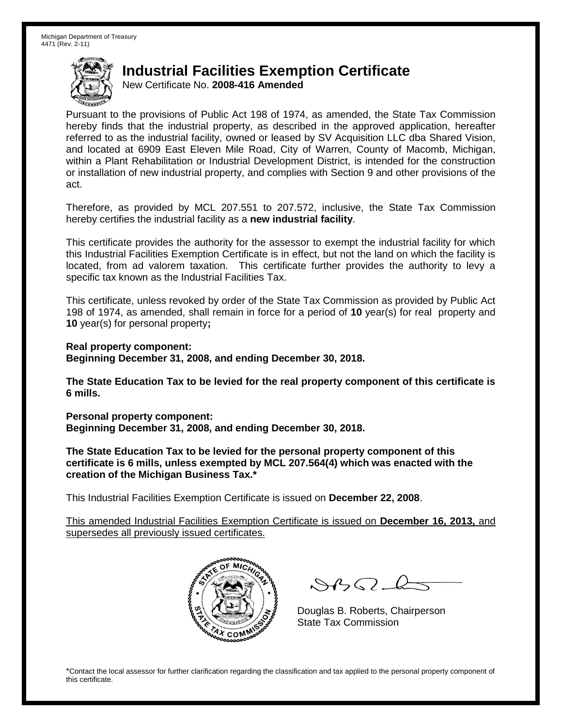Michigan Department of Treasury
4471 (Rev. 2-11)

# Industrial Facilities Exemption Certificate

New Certificate No. **2008-416 Amended**

Pursuant to the provisions of Public Act 198 of 1974, as amended, the State Tax Commission hereby finds that the industrial property, as described in the approved application, hereafter referred to as the industrial facility, owned or leased by SV Acquisition LLC dba Shared Vision, and located at 6909 East Eleven Mile Road, City of Warren, County of Macomb, Michigan, within a Plant Rehabilitation or Industrial Development District, is intended for the construction or installation of new industrial property, and complies with Section 9 and other provisions of the act.

Therefore, as provided by MCL 207.551 to 207.572, inclusive, the State Tax Commission hereby certifies the industrial facility as a **new industrial facility**.

This certificate provides the authority for the assessor to exempt the industrial facility for which this Industrial Facilities Exemption Certificate is in effect, but not the land on which the facility is located, from ad valorem taxation. This certificate further provides the authority to levy a specific tax known as the Industrial Facilities Tax.

This certificate, unless revoked by order of the State Tax Commission as provided by Public Act 198 of 1974, as amended, shall remain in force for a period of **10** year(s) for real property and **10** year(s) for personal property**;**

**Real property component:**
**Beginning December 31, 2008, and ending December 30, 2018.**

**The State Education Tax to be levied for the real property component of this certificate is 6 mills.**

**Personal property component:**
**Beginning December 31, 2008, and ending December 30, 2018.**

**The State Education Tax to be levied for the personal property component of this certificate is 6 mills, unless exempted by MCL 207.564(4) which was enacted with the creation of the Michigan Business Tax.***

This Industrial Facilities Exemption Certificate is issued on **December 22, 2008**.

This amended Industrial Facilities Exemption Certificate is issued on **December 16, 2013,** and supersedes all previously issued certificates.

Douglas B. Roberts, Chairperson
State Tax Commission

*Contact the local assessor for further clarification regarding the classification and tax applied to the personal property component of this certificate.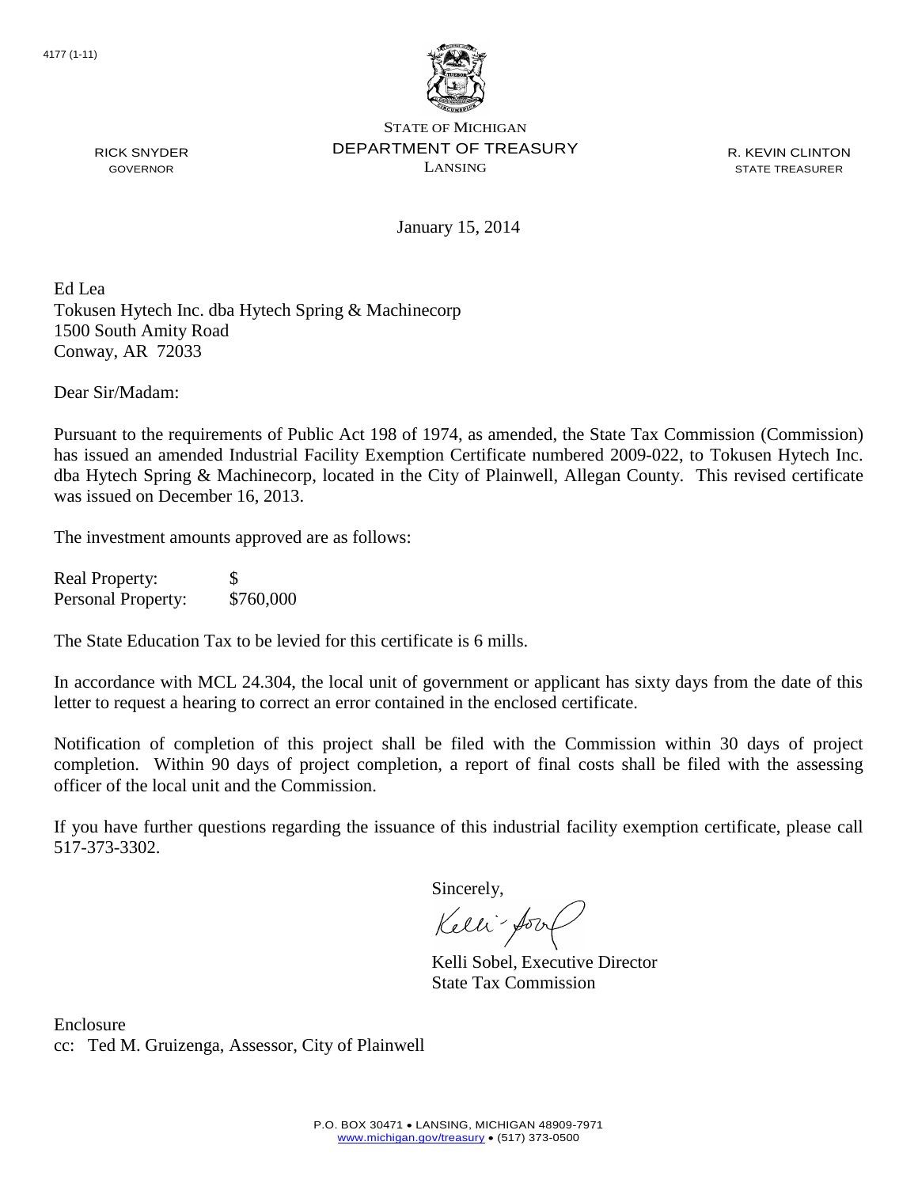4177 (1-11)

STATE OF MICHIGAN
DEPARTMENT OF TREASURY
LANSING

RICK SNYDER
GOVERNOR

R. KEVIN CLINTON
STATE TREASURER

January 15, 2014

Ed Lea
Tokusen Hytech Inc. dba Hytech Spring & Machinecorp
1500 South Amity Road
Conway, AR 72033

Dear Sir/Madam:

Pursuant to the requirements of Public Act 198 of 1974, as amended, the State Tax Commission (Commission) has issued an amended Industrial Facility Exemption Certificate numbered 2009-022, to Tokusen Hytech Inc. dba Hytech Spring & Machinecorp, located in the City of Plainwell, Allegan County. This revised certificate was issued on December 16, 2013.

The investment amounts approved are as follows:

| | |
|---|---|
| Real Property: | $ |
| Personal Property: | $760,000 |

The State Education Tax to be levied for this certificate is 6 mills.

In accordance with MCL 24.304, the local unit of government or applicant has sixty days from the date of this letter to request a hearing to correct an error contained in the enclosed certificate.

Notification of completion of this project shall be filed with the Commission within 30 days of project completion. Within 90 days of project completion, a report of final costs shall be filed with the assessing officer of the local unit and the Commission.

If you have further questions regarding the issuance of this industrial facility exemption certificate, please call 517-373-3302.

Sincerely,

Kelli Sobel, Executive Director
State Tax Commission

Enclosure
cc: Ted M. Gruizenga, Assessor, City of Plainwell

P.O. BOX 30471 • LANSING, MICHIGAN 48909-7971
www.michigan.gov/treasury • (517) 373-0500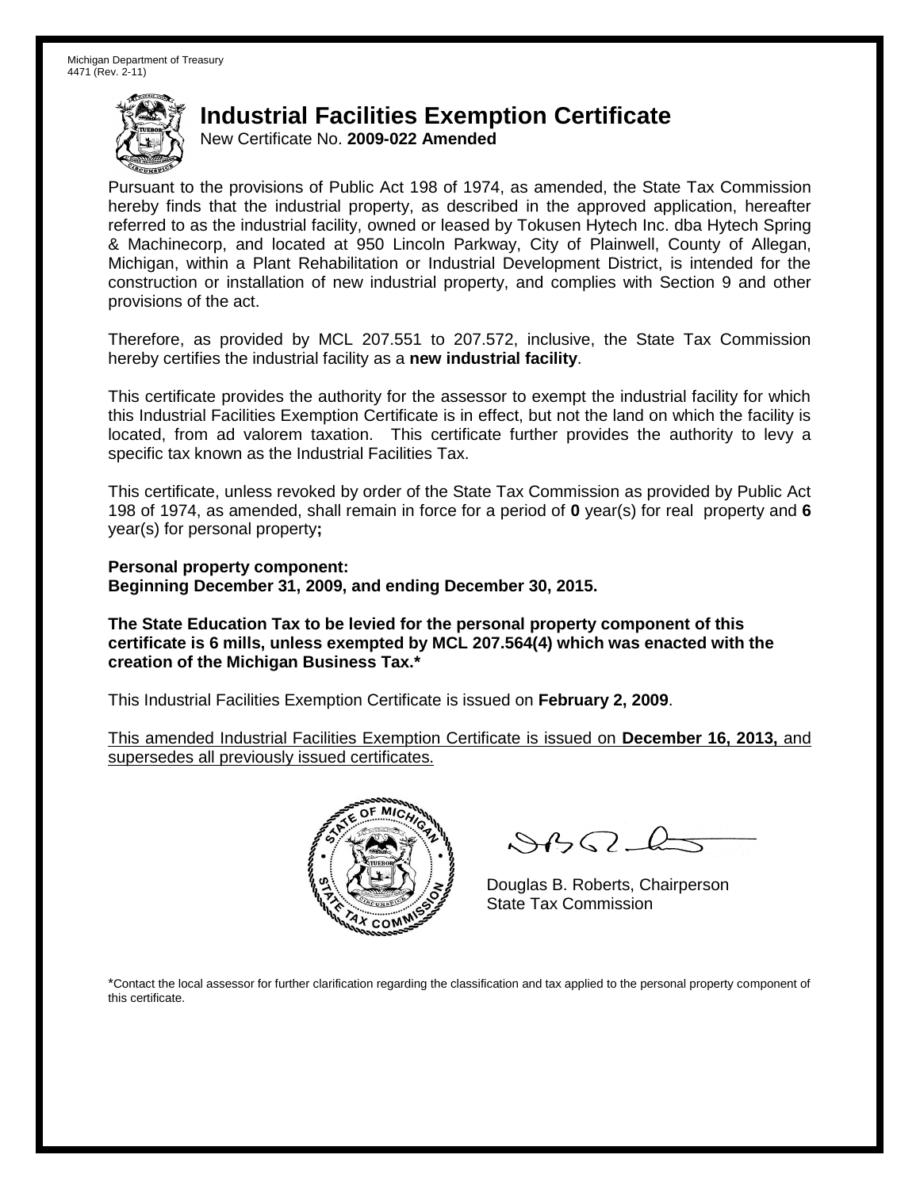Michigan Department of Treasury
4471 (Rev. 2-11)

# Industrial Facilities Exemption Certificate

New Certificate No. **2009-022 Amended**

Pursuant to the provisions of Public Act 198 of 1974, as amended, the State Tax Commission hereby finds that the industrial property, as described in the approved application, hereafter referred to as the industrial facility, owned or leased by Tokusen Hytech Inc. dba Hytech Spring & Machinecorp, and located at 950 Lincoln Parkway, City of Plainwell, County of Allegan, Michigan, within a Plant Rehabilitation or Industrial Development District, is intended for the construction or installation of new industrial property, and complies with Section 9 and other provisions of the act.

Therefore, as provided by MCL 207.551 to 207.572, inclusive, the State Tax Commission hereby certifies the industrial facility as a **new industrial facility**.

This certificate provides the authority for the assessor to exempt the industrial facility for which this Industrial Facilities Exemption Certificate is in effect, but not the land on which the facility is located, from ad valorem taxation. This certificate further provides the authority to levy a specific tax known as the Industrial Facilities Tax.

This certificate, unless revoked by order of the State Tax Commission as provided by Public Act 198 of 1974, as amended, shall remain in force for a period of **0** year(s) for real property and **6** year(s) for personal property**;**

**Personal property component:**
**Beginning December 31, 2009, and ending December 30, 2015.**

**The State Education Tax to be levied for the personal property component of this certificate is 6 mills, unless exempted by MCL 207.564(4) which was enacted with the creation of the Michigan Business Tax.***

This Industrial Facilities Exemption Certificate is issued on **February 2, 2009**.

This amended Industrial Facilities Exemption Certificate is issued on **December 16, 2013,** and supersedes all previously issued certificates.

Douglas B. Roberts, Chairperson
State Tax Commission

*Contact the local assessor for further clarification regarding the classification and tax applied to the personal property component of this certificate.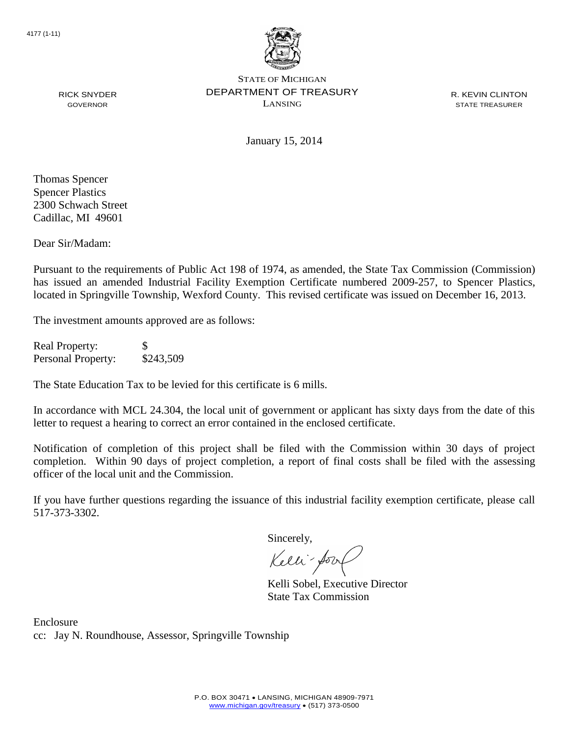4177 (1-11)

STATE OF MICHIGAN
DEPARTMENT OF TREASURY
LANSING

RICK SNYDER
GOVERNOR

R. KEVIN CLINTON
STATE TREASURER

January 15, 2014

Thomas Spencer
Spencer Plastics
2300 Schwach Street
Cadillac, MI 49601

Dear Sir/Madam:

Pursuant to the requirements of Public Act 198 of 1974, as amended, the State Tax Commission (Commission) has issued an amended Industrial Facility Exemption Certificate numbered 2009-257, to Spencer Plastics, located in Springville Township, Wexford County. This revised certificate was issued on December 16, 2013.

The investment amounts approved are as follows:

| | |
|---|---|
| Real Property: | $ |
| Personal Property: | $243,509 |

The State Education Tax to be levied for this certificate is 6 mills.

In accordance with MCL 24.304, the local unit of government or applicant has sixty days from the date of this letter to request a hearing to correct an error contained in the enclosed certificate.

Notification of completion of this project shall be filed with the Commission within 30 days of project completion. Within 90 days of project completion, a report of final costs shall be filed with the assessing officer of the local unit and the Commission.

If you have further questions regarding the issuance of this industrial facility exemption certificate, please call 517-373-3302.

Sincerely,

Kelli Sobel, Executive Director
State Tax Commission

Enclosure
cc: Jay N. Roundhouse, Assessor, Springville Township

P.O. BOX 30471 • LANSING, MICHIGAN 48909-7971
www.michigan.gov/treasury • (517) 373-0500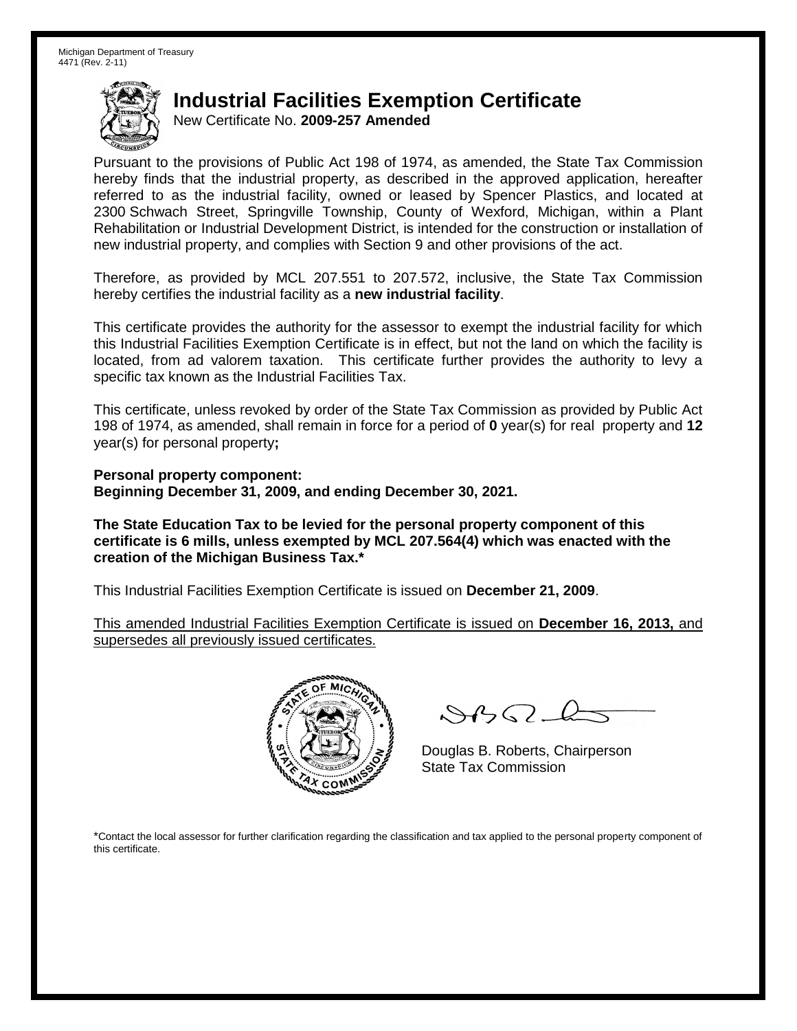Michigan Department of Treasury
4471 (Rev. 2-11)

# Industrial Facilities Exemption Certificate

New Certificate No. **2009-257 Amended**

Pursuant to the provisions of Public Act 198 of 1974, as amended, the State Tax Commission hereby finds that the industrial property, as described in the approved application, hereafter referred to as the industrial facility, owned or leased by Spencer Plastics, and located at 2300 Schwach Street, Springville Township, County of Wexford, Michigan, within a Plant Rehabilitation or Industrial Development District, is intended for the construction or installation of new industrial property, and complies with Section 9 and other provisions of the act.

Therefore, as provided by MCL 207.551 to 207.572, inclusive, the State Tax Commission hereby certifies the industrial facility as a **new industrial facility**.

This certificate provides the authority for the assessor to exempt the industrial facility for which this Industrial Facilities Exemption Certificate is in effect, but not the land on which the facility is located, from ad valorem taxation. This certificate further provides the authority to levy a specific tax known as the Industrial Facilities Tax.

This certificate, unless revoked by order of the State Tax Commission as provided by Public Act 198 of 1974, as amended, shall remain in force for a period of **0** year(s) for real property and **12** year(s) for personal property**;**

**Personal property component:**
**Beginning December 31, 2009, and ending December 30, 2021.**

**The State Education Tax to be levied for the personal property component of this certificate is 6 mills, unless exempted by MCL 207.564(4) which was enacted with the creation of the Michigan Business Tax.***

This Industrial Facilities Exemption Certificate is issued on **December 21, 2009**.

This amended Industrial Facilities Exemption Certificate is issued on **December 16, 2013,** and supersedes all previously issued certificates.

Douglas B. Roberts, Chairperson
State Tax Commission

*Contact the local assessor for further clarification regarding the classification and tax applied to the personal property component of this certificate.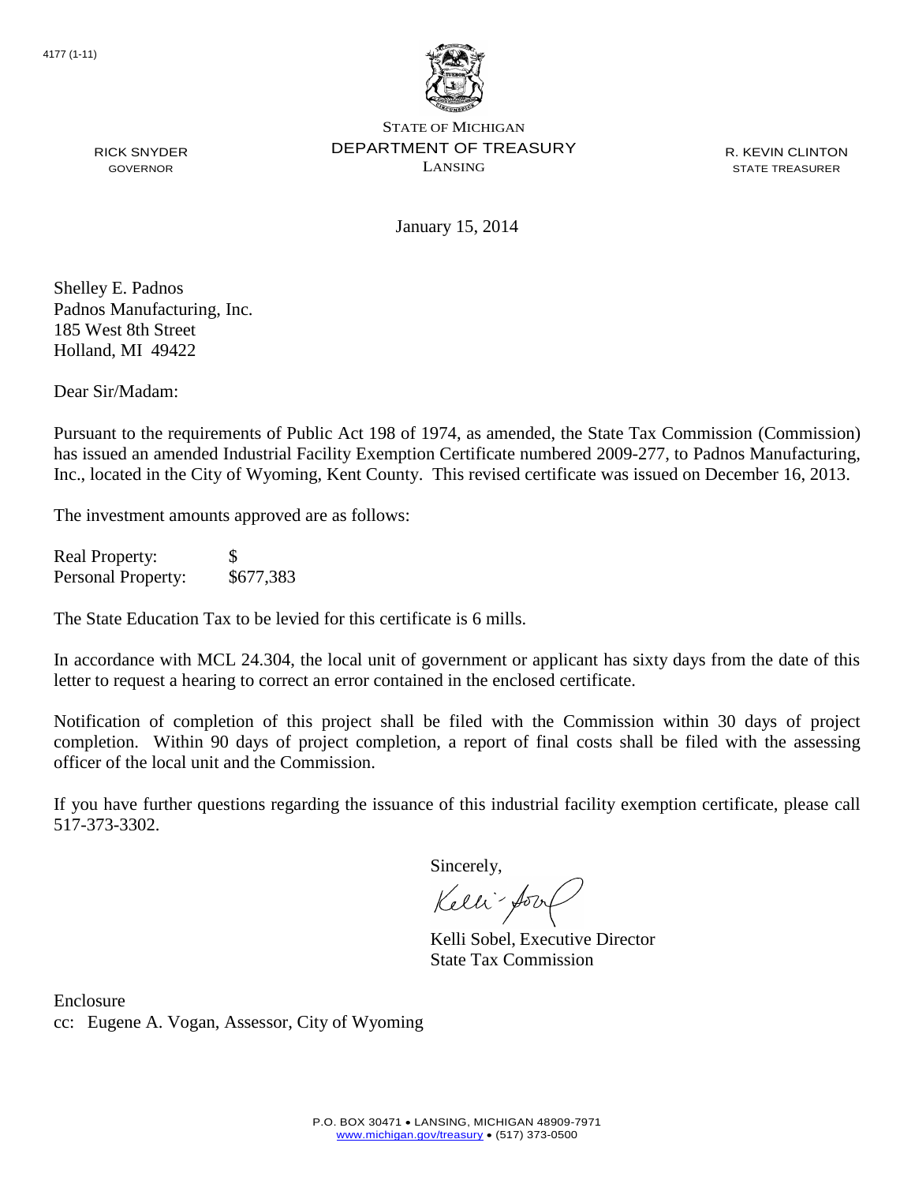4177 (1-11)

STATE OF MICHIGAN
DEPARTMENT OF TREASURY
LANSING

RICK SNYDER
GOVERNOR

R. KEVIN CLINTON
STATE TREASURER

January 15, 2014

Shelley E. Padnos
Padnos Manufacturing, Inc.
185 West 8th Street
Holland, MI 49422

Dear Sir/Madam:

Pursuant to the requirements of Public Act 198 of 1974, as amended, the State Tax Commission (Commission) has issued an amended Industrial Facility Exemption Certificate numbered 2009-277, to Padnos Manufacturing, Inc., located in the City of Wyoming, Kent County. This revised certificate was issued on December 16, 2013.

The investment amounts approved are as follows:

| | |
|---|---|
| Real Property: | $ |
| Personal Property: | $677,383 |

The State Education Tax to be levied for this certificate is 6 mills.

In accordance with MCL 24.304, the local unit of government or applicant has sixty days from the date of this letter to request a hearing to correct an error contained in the enclosed certificate.

Notification of completion of this project shall be filed with the Commission within 30 days of project completion. Within 90 days of project completion, a report of final costs shall be filed with the assessing officer of the local unit and the Commission.

If you have further questions regarding the issuance of this industrial facility exemption certificate, please call 517-373-3302.

Sincerely,

Kelli Sobel, Executive Director
State Tax Commission

Enclosure
cc: Eugene A. Vogan, Assessor, City of Wyoming

P.O. BOX 30471 • LANSING, MICHIGAN 48909-7971
www.michigan.gov/treasury • (517) 373-0500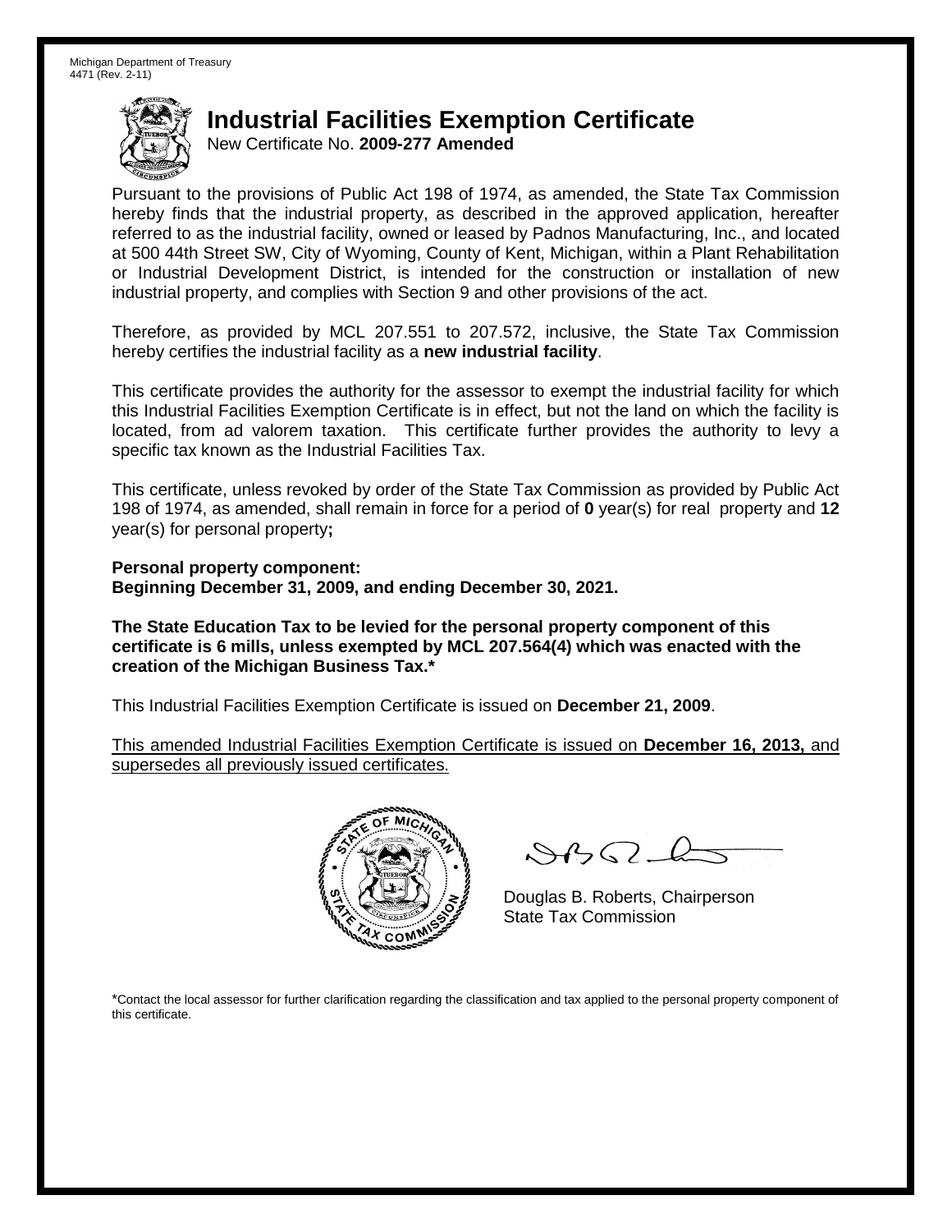Michigan Department of Treasury
4471 (Rev. 2-11)

# Industrial Facilities Exemption Certificate

New Certificate No. **2009-277 Amended**

Pursuant to the provisions of Public Act 198 of 1974, as amended, the State Tax Commission hereby finds that the industrial property, as described in the approved application, hereafter referred to as the industrial facility, owned or leased by Padnos Manufacturing, Inc., and located at 500 44th Street SW, City of Wyoming, County of Kent, Michigan, within a Plant Rehabilitation or Industrial Development District, is intended for the construction or installation of new industrial property, and complies with Section 9 and other provisions of the act.

Therefore, as provided by MCL 207.551 to 207.572, inclusive, the State Tax Commission hereby certifies the industrial facility as a **new industrial facility**.

This certificate provides the authority for the assessor to exempt the industrial facility for which this Industrial Facilities Exemption Certificate is in effect, but not the land on which the facility is located, from ad valorem taxation. This certificate further provides the authority to levy a specific tax known as the Industrial Facilities Tax.

This certificate, unless revoked by order of the State Tax Commission as provided by Public Act 198 of 1974, as amended, shall remain in force for a period of **0** year(s) for real property and **12** year(s) for personal property**;**

**Personal property component:**
**Beginning December 31, 2009, and ending December 30, 2021.**

**The State Education Tax to be levied for the personal property component of this certificate is 6 mills, unless exempted by MCL 207.564(4) which was enacted with the creation of the Michigan Business Tax.***

This Industrial Facilities Exemption Certificate is issued on **December 21, 2009**.

This amended Industrial Facilities Exemption Certificate is issued on **December 16, 2013,** and supersedes all previously issued certificates.

Douglas B. Roberts, Chairperson
State Tax Commission

*Contact the local assessor for further clarification regarding the classification and tax applied to the personal property component of this certificate.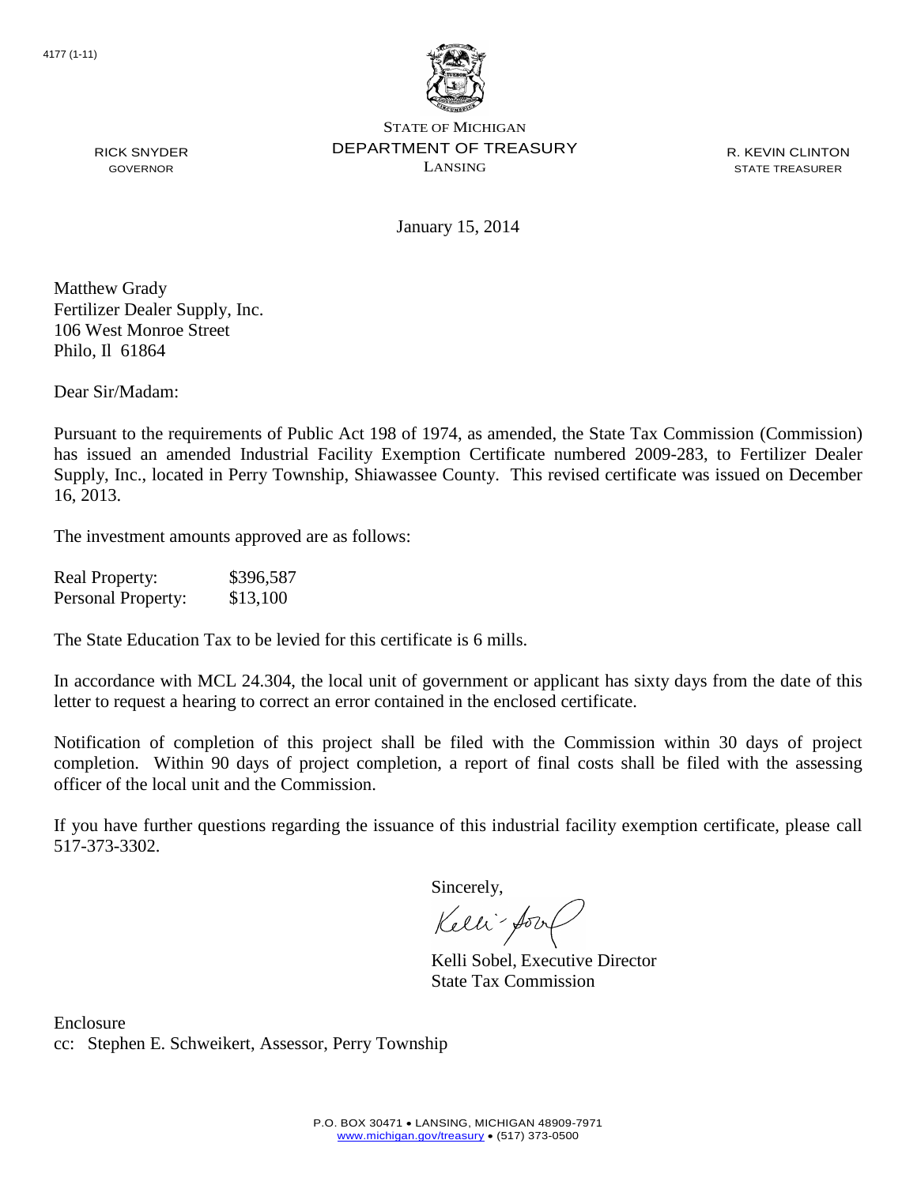4177 (1-11)

STATE OF MICHIGAN
DEPARTMENT OF TREASURY
LANSING

RICK SNYDER
GOVERNOR

R. KEVIN CLINTON
STATE TREASURER

January 15, 2014

Matthew Grady
Fertilizer Dealer Supply, Inc.
106 West Monroe Street
Philo, Il 61864

Dear Sir/Madam:

Pursuant to the requirements of Public Act 198 of 1974, as amended, the State Tax Commission (Commission) has issued an amended Industrial Facility Exemption Certificate numbered 2009-283, to Fertilizer Dealer Supply, Inc., located in Perry Township, Shiawassee County. This revised certificate was issued on December 16, 2013.

The investment amounts approved are as follows:

| | |
|---|---|
| Real Property: | $396,587 |
| Personal Property: | $13,100 |

The State Education Tax to be levied for this certificate is 6 mills.

In accordance with MCL 24.304, the local unit of government or applicant has sixty days from the date of this letter to request a hearing to correct an error contained in the enclosed certificate.

Notification of completion of this project shall be filed with the Commission within 30 days of project completion. Within 90 days of project completion, a report of final costs shall be filed with the assessing officer of the local unit and the Commission.

If you have further questions regarding the issuance of this industrial facility exemption certificate, please call 517-373-3302.

Sincerely,

Kelli Sobel, Executive Director
State Tax Commission

Enclosure
cc: Stephen E. Schweikert, Assessor, Perry Township

P.O. BOX 30471 • LANSING, MICHIGAN 48909-7971
www.michigan.gov/treasury • (517) 373-0500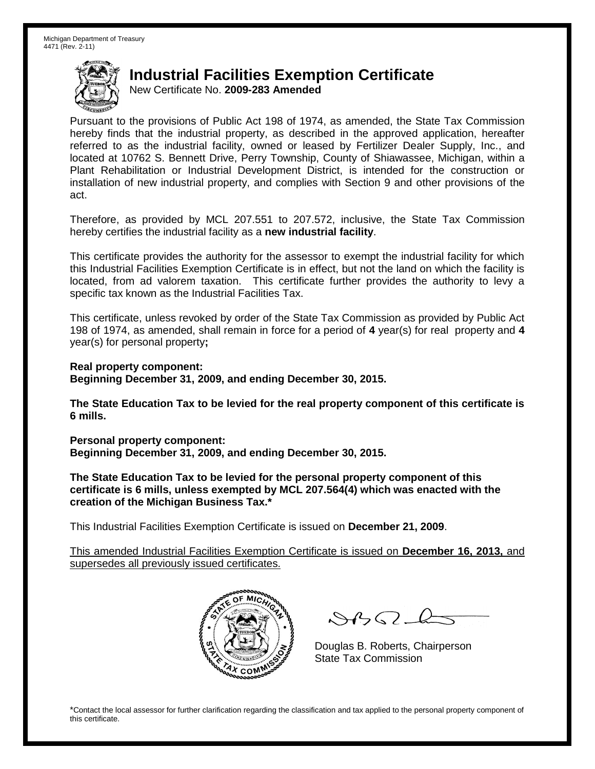Michigan Department of Treasury
4471 (Rev. 2-11)

# Industrial Facilities Exemption Certificate

New Certificate No. **2009-283 Amended**

Pursuant to the provisions of Public Act 198 of 1974, as amended, the State Tax Commission hereby finds that the industrial property, as described in the approved application, hereafter referred to as the industrial facility, owned or leased by Fertilizer Dealer Supply, Inc., and located at 10762 S. Bennett Drive, Perry Township, County of Shiawassee, Michigan, within a Plant Rehabilitation or Industrial Development District, is intended for the construction or installation of new industrial property, and complies with Section 9 and other provisions of the act.

Therefore, as provided by MCL 207.551 to 207.572, inclusive, the State Tax Commission hereby certifies the industrial facility as a **new industrial facility**.

This certificate provides the authority for the assessor to exempt the industrial facility for which this Industrial Facilities Exemption Certificate is in effect, but not the land on which the facility is located, from ad valorem taxation. This certificate further provides the authority to levy a specific tax known as the Industrial Facilities Tax.

This certificate, unless revoked by order of the State Tax Commission as provided by Public Act 198 of 1974, as amended, shall remain in force for a period of **4** year(s) for real property and **4** year(s) for personal property**;**

**Real property component:**
**Beginning December 31, 2009, and ending December 30, 2015.**

**The State Education Tax to be levied for the real property component of this certificate is 6 mills.**

**Personal property component:**
**Beginning December 31, 2009, and ending December 30, 2015.**

**The State Education Tax to be levied for the personal property component of this certificate is 6 mills, unless exempted by MCL 207.564(4) which was enacted with the creation of the Michigan Business Tax.***

This Industrial Facilities Exemption Certificate is issued on **December 21, 2009**.

This amended Industrial Facilities Exemption Certificate is issued on **December 16, 2013,** and supersedes all previously issued certificates.

Douglas B. Roberts, Chairperson
State Tax Commission

*Contact the local assessor for further clarification regarding the classification and tax applied to the personal property component of this certificate.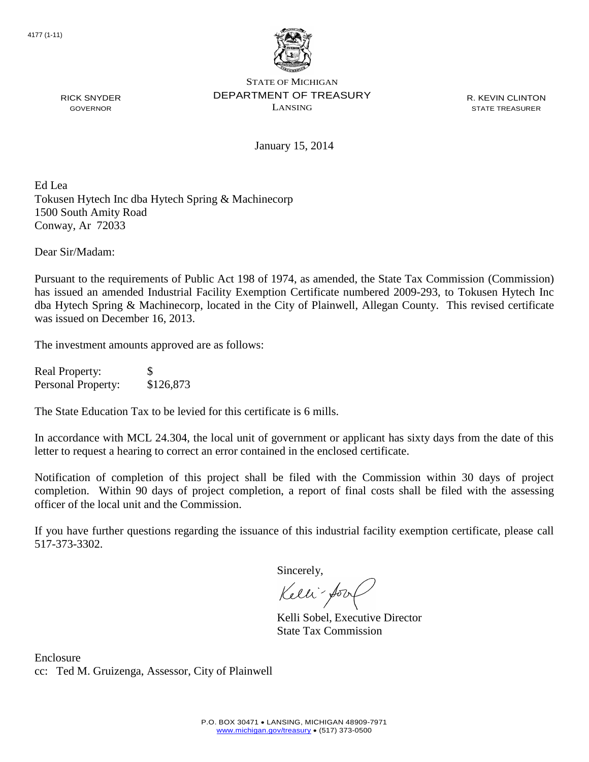4177 (1-11)

STATE OF MICHIGAN
DEPARTMENT OF TREASURY
LANSING

RICK SNYDER
GOVERNOR

R. KEVIN CLINTON
STATE TREASURER

January 15, 2014

Ed Lea
Tokusen Hytech Inc dba Hytech Spring & Machinecorp
1500 South Amity Road
Conway, Ar 72033

Dear Sir/Madam:

Pursuant to the requirements of Public Act 198 of 1974, as amended, the State Tax Commission (Commission) has issued an amended Industrial Facility Exemption Certificate numbered 2009-293, to Tokusen Hytech Inc dba Hytech Spring & Machinecorp, located in the City of Plainwell, Allegan County. This revised certificate was issued on December 16, 2013.

The investment amounts approved are as follows:

| | |
|---|---|
| Real Property: | $ |
| Personal Property: | $126,873 |

The State Education Tax to be levied for this certificate is 6 mills.

In accordance with MCL 24.304, the local unit of government or applicant has sixty days from the date of this letter to request a hearing to correct an error contained in the enclosed certificate.

Notification of completion of this project shall be filed with the Commission within 30 days of project completion. Within 90 days of project completion, a report of final costs shall be filed with the assessing officer of the local unit and the Commission.

If you have further questions regarding the issuance of this industrial facility exemption certificate, please call 517-373-3302.

Sincerely,

Kelli Sobel, Executive Director
State Tax Commission

Enclosure
cc: Ted M. Gruizenga, Assessor, City of Plainwell

P.O. BOX 30471 • LANSING, MICHIGAN 48909-7971
www.michigan.gov/treasury • (517) 373-0500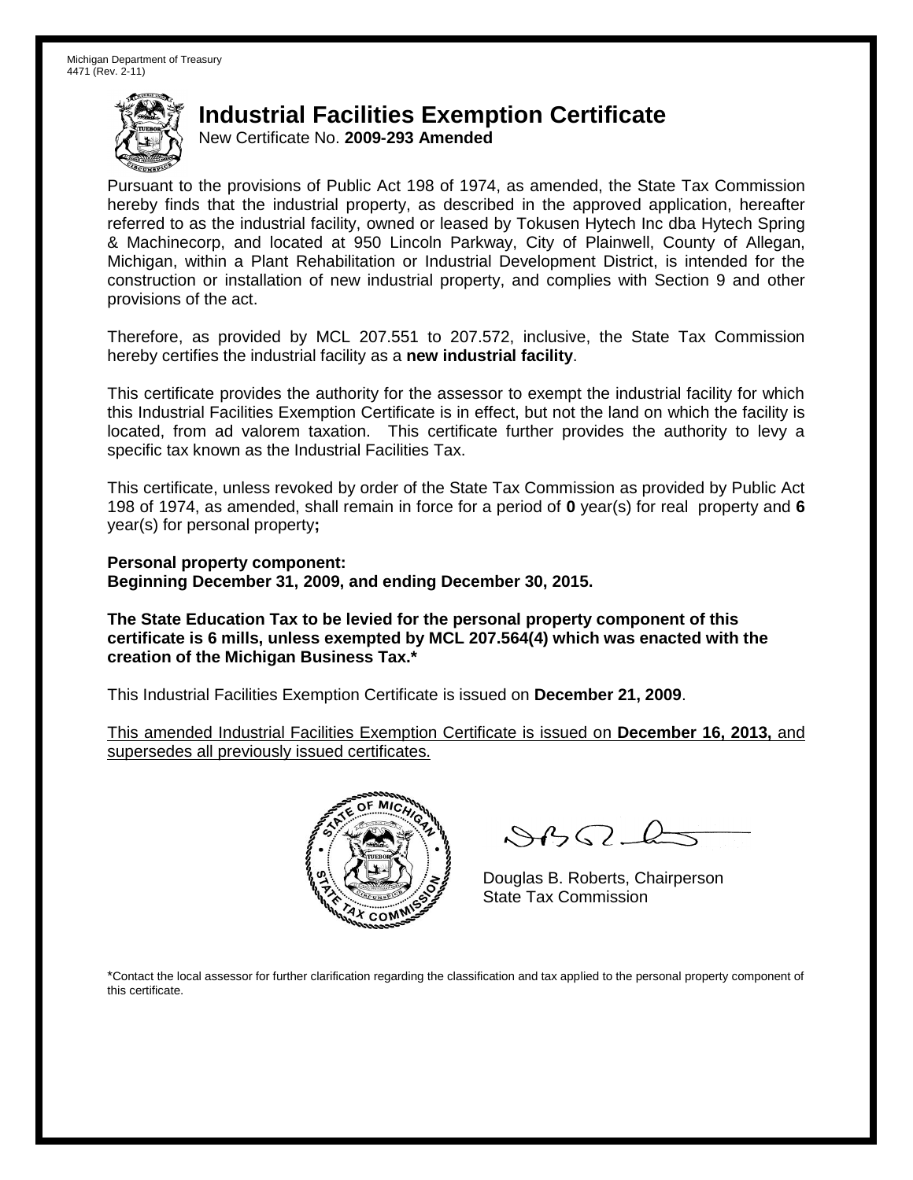Michigan Department of Treasury
4471 (Rev. 2-11)

# Industrial Facilities Exemption Certificate

New Certificate No. **2009-293 Amended**

Pursuant to the provisions of Public Act 198 of 1974, as amended, the State Tax Commission hereby finds that the industrial property, as described in the approved application, hereafter referred to as the industrial facility, owned or leased by Tokusen Hytech Inc dba Hytech Spring & Machinecorp, and located at 950 Lincoln Parkway, City of Plainwell, County of Allegan, Michigan, within a Plant Rehabilitation or Industrial Development District, is intended for the construction or installation of new industrial property, and complies with Section 9 and other provisions of the act.

Therefore, as provided by MCL 207.551 to 207.572, inclusive, the State Tax Commission hereby certifies the industrial facility as a **new industrial facility**.

This certificate provides the authority for the assessor to exempt the industrial facility for which this Industrial Facilities Exemption Certificate is in effect, but not the land on which the facility is located, from ad valorem taxation. This certificate further provides the authority to levy a specific tax known as the Industrial Facilities Tax.

This certificate, unless revoked by order of the State Tax Commission as provided by Public Act 198 of 1974, as amended, shall remain in force for a period of **0** year(s) for real property and **6** year(s) for personal property**;**

**Personal property component:**
**Beginning December 31, 2009, and ending December 30, 2015.**

**The State Education Tax to be levied for the personal property component of this certificate is 6 mills, unless exempted by MCL 207.564(4) which was enacted with the creation of the Michigan Business Tax.***

This Industrial Facilities Exemption Certificate is issued on **December 21, 2009**.

This amended Industrial Facilities Exemption Certificate is issued on **December 16, 2013,** and supersedes all previously issued certificates.

Douglas B. Roberts, Chairperson
State Tax Commission

*Contact the local assessor for further clarification regarding the classification and tax applied to the personal property component of this certificate.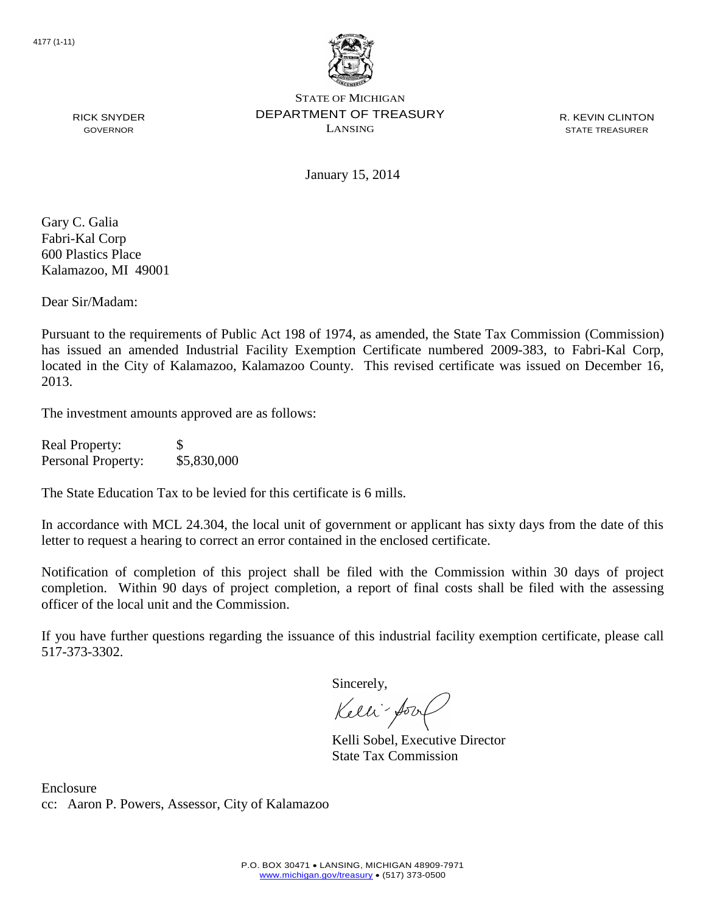4177 (1-11)

STATE OF MICHIGAN
DEPARTMENT OF TREASURY
LANSING

RICK SNYDER
GOVERNOR

R. KEVIN CLINTON
STATE TREASURER

January 15, 2014

Gary C. Galia
Fabri-Kal Corp
600 Plastics Place
Kalamazoo, MI 49001

Dear Sir/Madam:

Pursuant to the requirements of Public Act 198 of 1974, as amended, the State Tax Commission (Commission) has issued an amended Industrial Facility Exemption Certificate numbered 2009-383, to Fabri-Kal Corp, located in the City of Kalamazoo, Kalamazoo County. This revised certificate was issued on December 16, 2013.

The investment amounts approved are as follows:

| | |
|---|---|
| Real Property: | $ |
| Personal Property: | $5,830,000 |

The State Education Tax to be levied for this certificate is 6 mills.

In accordance with MCL 24.304, the local unit of government or applicant has sixty days from the date of this letter to request a hearing to correct an error contained in the enclosed certificate.

Notification of completion of this project shall be filed with the Commission within 30 days of project completion. Within 90 days of project completion, a report of final costs shall be filed with the assessing officer of the local unit and the Commission.

If you have further questions regarding the issuance of this industrial facility exemption certificate, please call 517-373-3302.

Sincerely,

Kelli Sobel, Executive Director
State Tax Commission

Enclosure
cc: Aaron P. Powers, Assessor, City of Kalamazoo

P.O. BOX 30471 • LANSING, MICHIGAN 48909-7971
www.michigan.gov/treasury • (517) 373-0500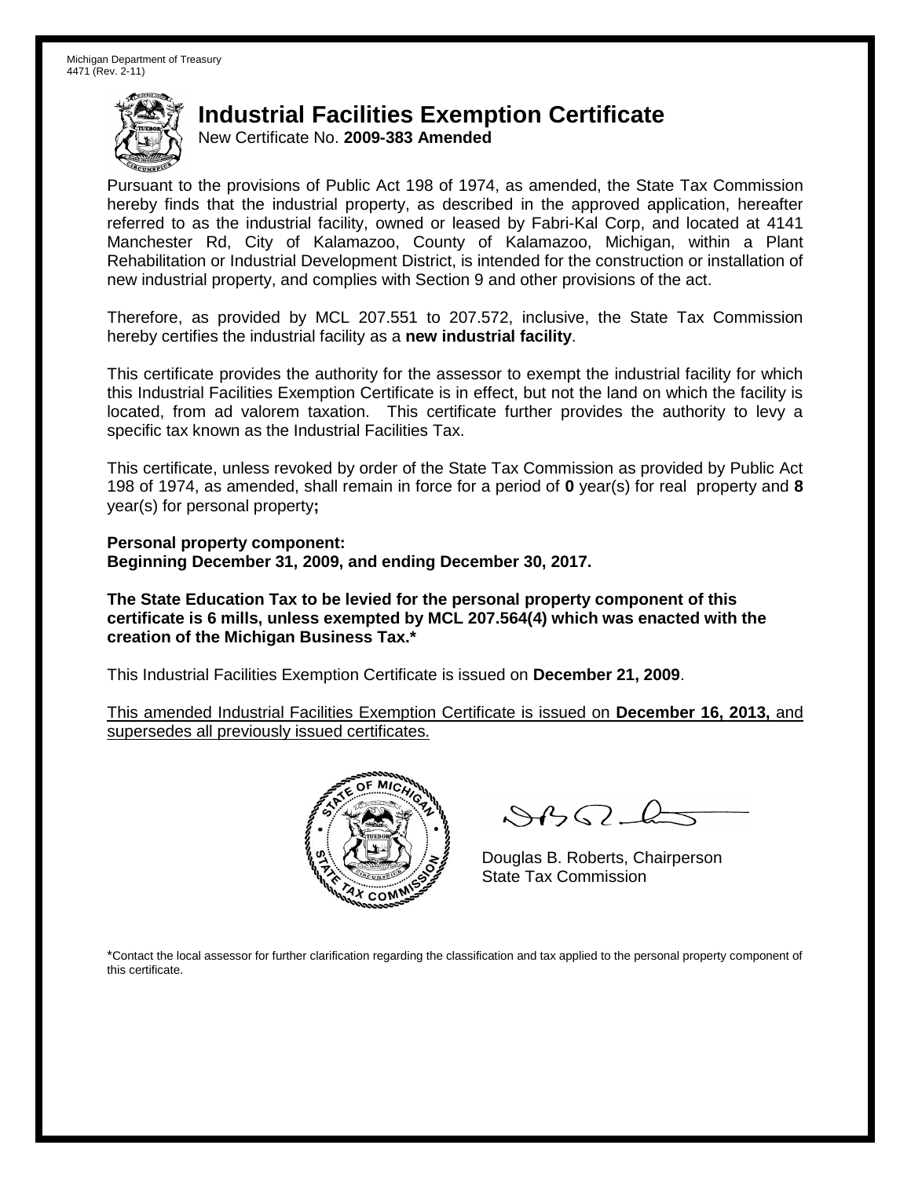Michigan Department of Treasury
4471 (Rev. 2-11)

# Industrial Facilities Exemption Certificate

New Certificate No. **2009-383 Amended**

Pursuant to the provisions of Public Act 198 of 1974, as amended, the State Tax Commission hereby finds that the industrial property, as described in the approved application, hereafter referred to as the industrial facility, owned or leased by Fabri-Kal Corp, and located at 4141 Manchester Rd, City of Kalamazoo, County of Kalamazoo, Michigan, within a Plant Rehabilitation or Industrial Development District, is intended for the construction or installation of new industrial property, and complies with Section 9 and other provisions of the act.

Therefore, as provided by MCL 207.551 to 207.572, inclusive, the State Tax Commission hereby certifies the industrial facility as a **new industrial facility**.

This certificate provides the authority for the assessor to exempt the industrial facility for which this Industrial Facilities Exemption Certificate is in effect, but not the land on which the facility is located, from ad valorem taxation. This certificate further provides the authority to levy a specific tax known as the Industrial Facilities Tax.

This certificate, unless revoked by order of the State Tax Commission as provided by Public Act 198 of 1974, as amended, shall remain in force for a period of **0** year(s) for real property and **8** year(s) for personal property**;**

**Personal property component:**
**Beginning December 31, 2009, and ending December 30, 2017.**

**The State Education Tax to be levied for the personal property component of this certificate is 6 mills, unless exempted by MCL 207.564(4) which was enacted with the creation of the Michigan Business Tax.***

This Industrial Facilities Exemption Certificate is issued on **December 21, 2009**.

This amended Industrial Facilities Exemption Certificate is issued on **December 16, 2013,** and supersedes all previously issued certificates.

Douglas B. Roberts, Chairperson
State Tax Commission

*Contact the local assessor for further clarification regarding the classification and tax applied to the personal property component of this certificate.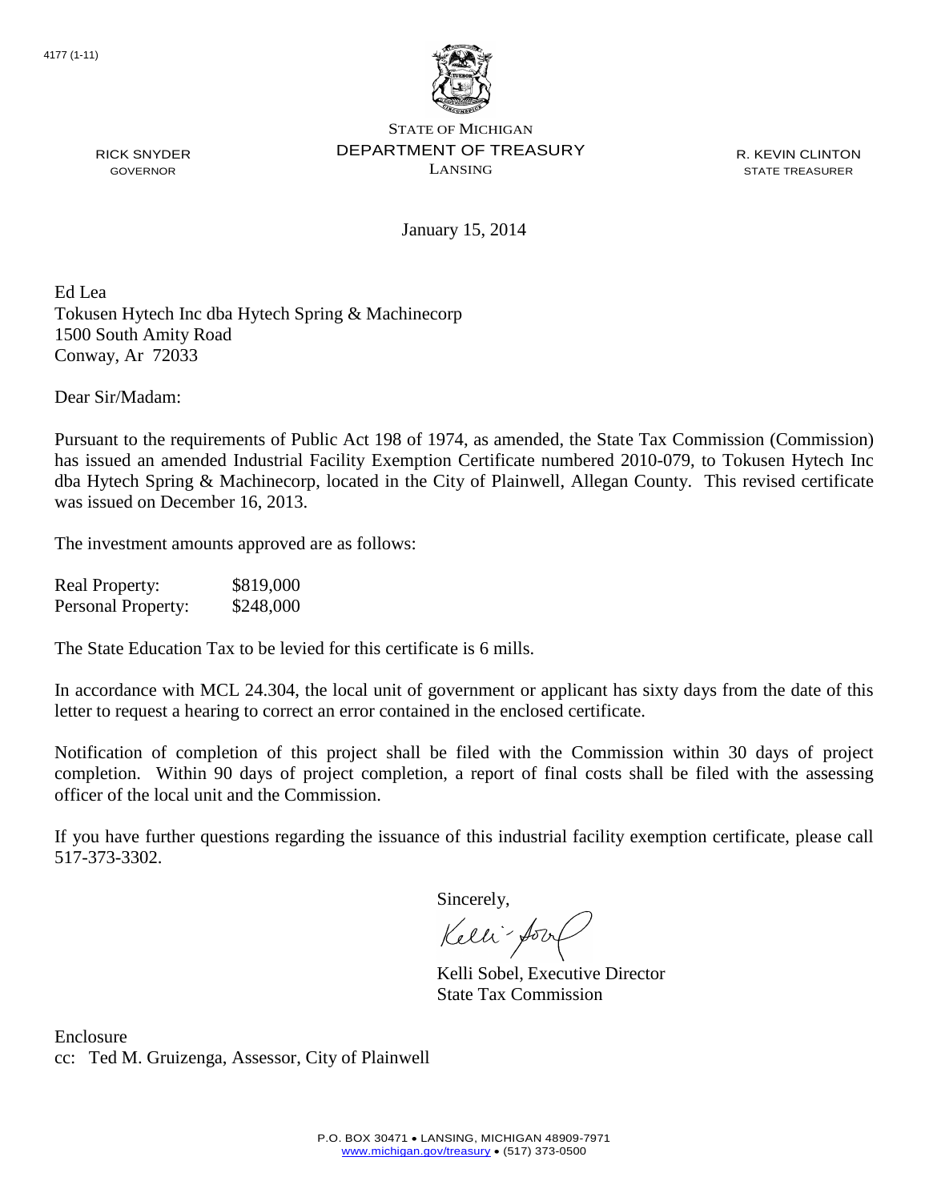4177 (1-11)

STATE OF MICHIGAN
DEPARTMENT OF TREASURY
LANSING

RICK SNYDER
GOVERNOR

R. KEVIN CLINTON
STATE TREASURER

January 15, 2014

Ed Lea
Tokusen Hytech Inc dba Hytech Spring & Machinecorp
1500 South Amity Road
Conway, Ar 72033

Dear Sir/Madam:

Pursuant to the requirements of Public Act 198 of 1974, as amended, the State Tax Commission (Commission) has issued an amended Industrial Facility Exemption Certificate numbered 2010-079, to Tokusen Hytech Inc dba Hytech Spring & Machinecorp, located in the City of Plainwell, Allegan County. This revised certificate was issued on December 16, 2013.

The investment amounts approved are as follows:

| | |
|---|---|
| Real Property: | $819,000 |
| Personal Property: | $248,000 |

The State Education Tax to be levied for this certificate is 6 mills.

In accordance with MCL 24.304, the local unit of government or applicant has sixty days from the date of this letter to request a hearing to correct an error contained in the enclosed certificate.

Notification of completion of this project shall be filed with the Commission within 30 days of project completion. Within 90 days of project completion, a report of final costs shall be filed with the assessing officer of the local unit and the Commission.

If you have further questions regarding the issuance of this industrial facility exemption certificate, please call 517-373-3302.

Sincerely,

Kelli Sobel, Executive Director
State Tax Commission

Enclosure
cc: Ted M. Gruizenga, Assessor, City of Plainwell

P.O. BOX 30471 • LANSING, MICHIGAN 48909-7971
www.michigan.gov/treasury • (517) 373-0500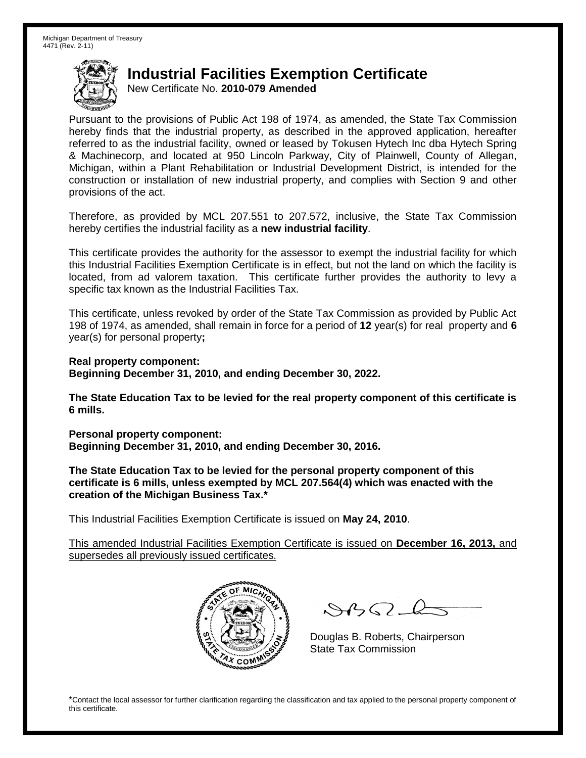Michigan Department of Treasury
4471 (Rev. 2-11)

# Industrial Facilities Exemption Certificate

New Certificate No. **2010-079 Amended**

Pursuant to the provisions of Public Act 198 of 1974, as amended, the State Tax Commission hereby finds that the industrial property, as described in the approved application, hereafter referred to as the industrial facility, owned or leased by Tokusen Hytech Inc dba Hytech Spring & Machinecorp, and located at 950 Lincoln Parkway, City of Plainwell, County of Allegan, Michigan, within a Plant Rehabilitation or Industrial Development District, is intended for the construction or installation of new industrial property, and complies with Section 9 and other provisions of the act.

Therefore, as provided by MCL 207.551 to 207.572, inclusive, the State Tax Commission hereby certifies the industrial facility as a **new industrial facility**.

This certificate provides the authority for the assessor to exempt the industrial facility for which this Industrial Facilities Exemption Certificate is in effect, but not the land on which the facility is located, from ad valorem taxation. This certificate further provides the authority to levy a specific tax known as the Industrial Facilities Tax.

This certificate, unless revoked by order of the State Tax Commission as provided by Public Act 198 of 1974, as amended, shall remain in force for a period of **12** year(s) for real property and **6** year(s) for personal property**;**

**Real property component:**
**Beginning December 31, 2010, and ending December 30, 2022.**

**The State Education Tax to be levied for the real property component of this certificate is 6 mills.**

**Personal property component:**
**Beginning December 31, 2010, and ending December 30, 2016.**

**The State Education Tax to be levied for the personal property component of this certificate is 6 mills, unless exempted by MCL 207.564(4) which was enacted with the creation of the Michigan Business Tax.***

This Industrial Facilities Exemption Certificate is issued on **May 24, 2010**.

This amended Industrial Facilities Exemption Certificate is issued on **December 16, 2013,** and supersedes all previously issued certificates.

Douglas B. Roberts, Chairperson
State Tax Commission

*Contact the local assessor for further clarification regarding the classification and tax applied to the personal property component of this certificate.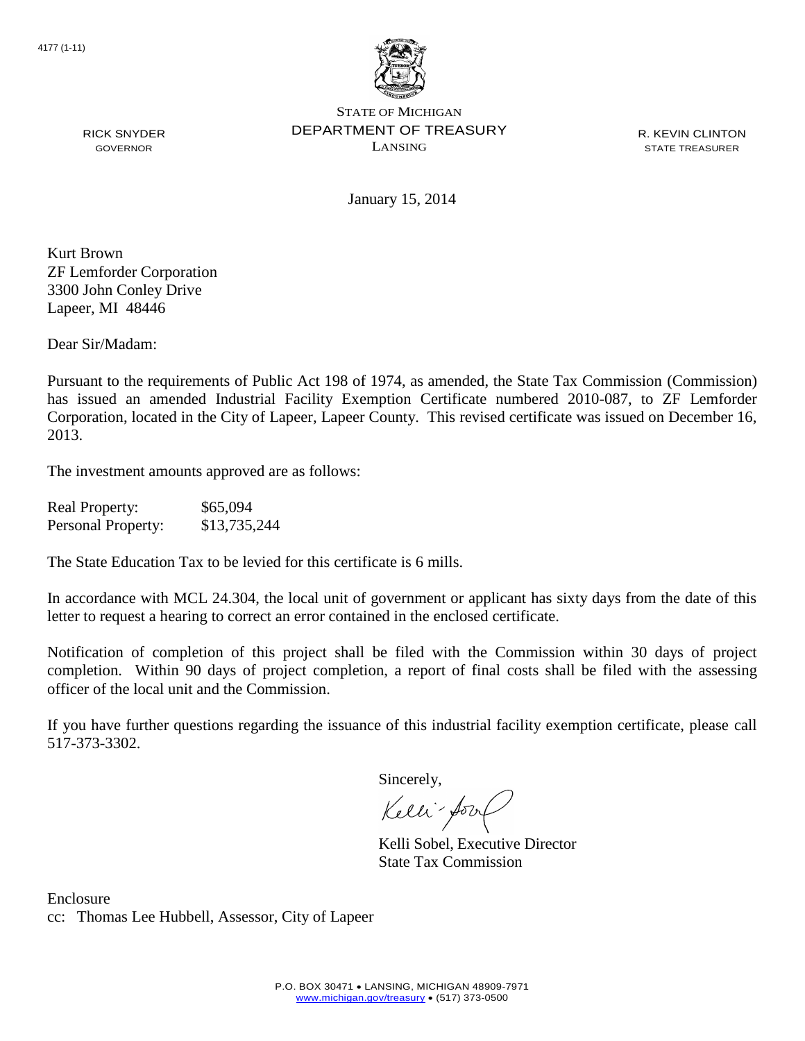4177 (1-11)

STATE OF MICHIGAN
DEPARTMENT OF TREASURY
LANSING

RICK SNYDER
GOVERNOR

R. KEVIN CLINTON
STATE TREASURER

January 15, 2014

Kurt Brown
ZF Lemforder Corporation
3300 John Conley Drive
Lapeer, MI 48446

Dear Sir/Madam:

Pursuant to the requirements of Public Act 198 of 1974, as amended, the State Tax Commission (Commission) has issued an amended Industrial Facility Exemption Certificate numbered 2010-087, to ZF Lemforder Corporation, located in the City of Lapeer, Lapeer County. This revised certificate was issued on December 16, 2013.

The investment amounts approved are as follows:

| | |
|---|---|
| Real Property: | $65,094 |
| Personal Property: | $13,735,244 |

The State Education Tax to be levied for this certificate is 6 mills.

In accordance with MCL 24.304, the local unit of government or applicant has sixty days from the date of this letter to request a hearing to correct an error contained in the enclosed certificate.

Notification of completion of this project shall be filed with the Commission within 30 days of project completion. Within 90 days of project completion, a report of final costs shall be filed with the assessing officer of the local unit and the Commission.

If you have further questions regarding the issuance of this industrial facility exemption certificate, please call 517-373-3302.

Sincerely,

Kelli Sobel, Executive Director
State Tax Commission

Enclosure
cc: Thomas Lee Hubbell, Assessor, City of Lapeer

P.O. BOX 30471 • LANSING, MICHIGAN 48909-7971
www.michigan.gov/treasury • (517) 373-0500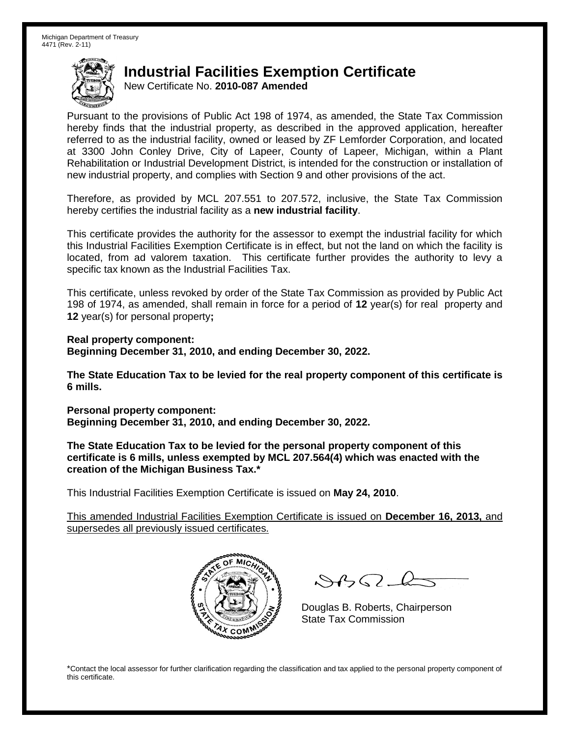Michigan Department of Treasury
4471 (Rev. 2-11)

# Industrial Facilities Exemption Certificate

New Certificate No. **2010-087 Amended**

Pursuant to the provisions of Public Act 198 of 1974, as amended, the State Tax Commission hereby finds that the industrial property, as described in the approved application, hereafter referred to as the industrial facility, owned or leased by ZF Lemforder Corporation, and located at 3300 John Conley Drive, City of Lapeer, County of Lapeer, Michigan, within a Plant Rehabilitation or Industrial Development District, is intended for the construction or installation of new industrial property, and complies with Section 9 and other provisions of the act.

Therefore, as provided by MCL 207.551 to 207.572, inclusive, the State Tax Commission hereby certifies the industrial facility as a **new industrial facility**.

This certificate provides the authority for the assessor to exempt the industrial facility for which this Industrial Facilities Exemption Certificate is in effect, but not the land on which the facility is located, from ad valorem taxation. This certificate further provides the authority to levy a specific tax known as the Industrial Facilities Tax.

This certificate, unless revoked by order of the State Tax Commission as provided by Public Act 198 of 1974, as amended, shall remain in force for a period of **12** year(s) for real property and **12** year(s) for personal property**;**

**Real property component:**
**Beginning December 31, 2010, and ending December 30, 2022.**

**The State Education Tax to be levied for the real property component of this certificate is 6 mills.**

**Personal property component:**
**Beginning December 31, 2010, and ending December 30, 2022.**

**The State Education Tax to be levied for the personal property component of this certificate is 6 mills, unless exempted by MCL 207.564(4) which was enacted with the creation of the Michigan Business Tax.***

This Industrial Facilities Exemption Certificate is issued on **May 24, 2010**.

This amended Industrial Facilities Exemption Certificate is issued on **December 16, 2013,** and supersedes all previously issued certificates.

Douglas B. Roberts, Chairperson
State Tax Commission

*Contact the local assessor for further clarification regarding the classification and tax applied to the personal property component of this certificate.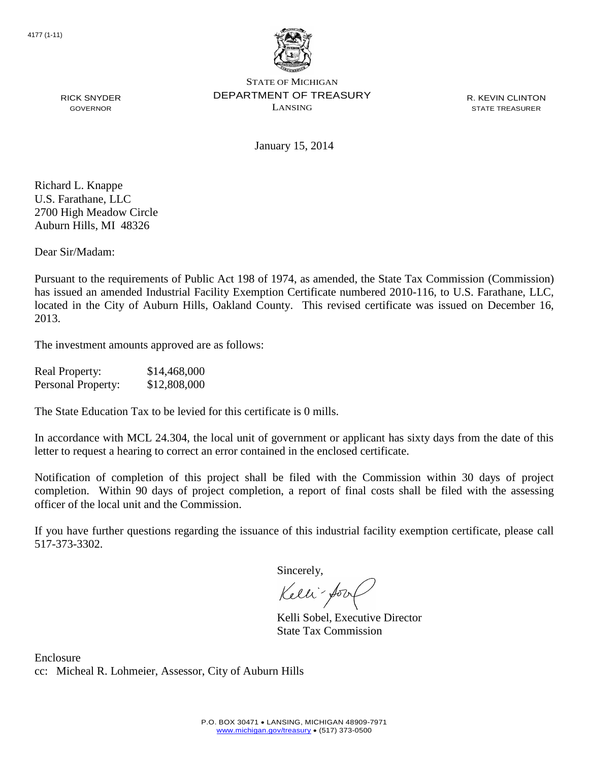4177 (1-11)

STATE OF MICHIGAN
DEPARTMENT OF TREASURY
LANSING

RICK SNYDER
GOVERNOR

R. KEVIN CLINTON
STATE TREASURER

January 15, 2014

Richard L. Knappe
U.S. Farathane, LLC
2700 High Meadow Circle
Auburn Hills, MI 48326

Dear Sir/Madam:

Pursuant to the requirements of Public Act 198 of 1974, as amended, the State Tax Commission (Commission) has issued an amended Industrial Facility Exemption Certificate numbered 2010-116, to U.S. Farathane, LLC, located in the City of Auburn Hills, Oakland County. This revised certificate was issued on December 16, 2013.

The investment amounts approved are as follows:

| | |
|---|---|
| Real Property: | $14,468,000 |
| Personal Property: | $12,808,000 |

The State Education Tax to be levied for this certificate is 0 mills.

In accordance with MCL 24.304, the local unit of government or applicant has sixty days from the date of this letter to request a hearing to correct an error contained in the enclosed certificate.

Notification of completion of this project shall be filed with the Commission within 30 days of project completion. Within 90 days of project completion, a report of final costs shall be filed with the assessing officer of the local unit and the Commission.

If you have further questions regarding the issuance of this industrial facility exemption certificate, please call 517-373-3302.

Sincerely,

Kelli Sobel, Executive Director
State Tax Commission

Enclosure
cc: Micheal R. Lohmeier, Assessor, City of Auburn Hills

P.O. BOX 30471 • LANSING, MICHIGAN 48909-7971
www.michigan.gov/treasury • (517) 373-0500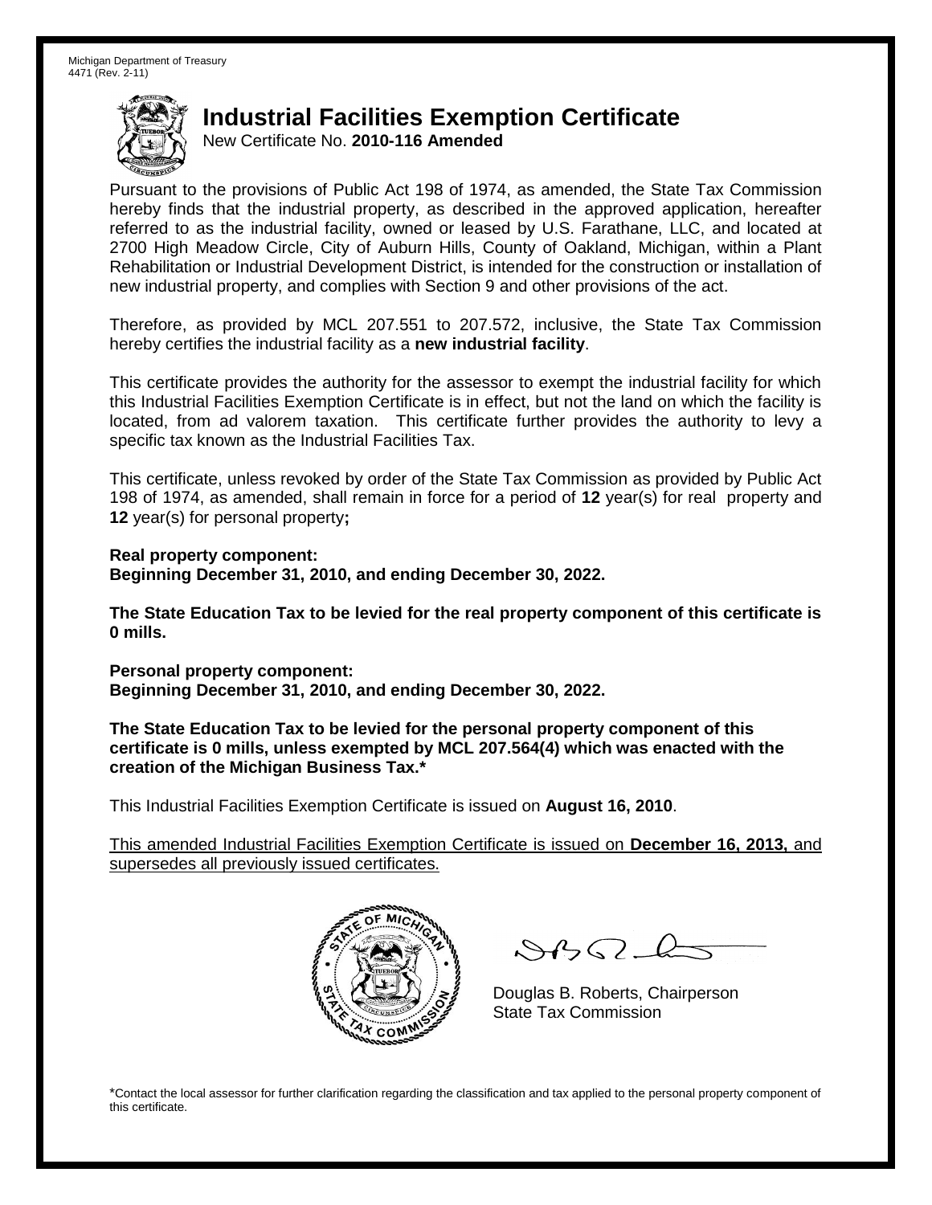Michigan Department of Treasury
4471 (Rev. 2-11)

# Industrial Facilities Exemption Certificate

New Certificate No. **2010-116 Amended**

Pursuant to the provisions of Public Act 198 of 1974, as amended, the State Tax Commission hereby finds that the industrial property, as described in the approved application, hereafter referred to as the industrial facility, owned or leased by U.S. Farathane, LLC, and located at 2700 High Meadow Circle, City of Auburn Hills, County of Oakland, Michigan, within a Plant Rehabilitation or Industrial Development District, is intended for the construction or installation of new industrial property, and complies with Section 9 and other provisions of the act.

Therefore, as provided by MCL 207.551 to 207.572, inclusive, the State Tax Commission hereby certifies the industrial facility as a **new industrial facility**.

This certificate provides the authority for the assessor to exempt the industrial facility for which this Industrial Facilities Exemption Certificate is in effect, but not the land on which the facility is located, from ad valorem taxation. This certificate further provides the authority to levy a specific tax known as the Industrial Facilities Tax.

This certificate, unless revoked by order of the State Tax Commission as provided by Public Act 198 of 1974, as amended, shall remain in force for a period of **12** year(s) for real property and **12** year(s) for personal property**;**

**Real property component:**
**Beginning December 31, 2010, and ending December 30, 2022.**

**The State Education Tax to be levied for the real property component of this certificate is 0 mills.**

**Personal property component:**
**Beginning December 31, 2010, and ending December 30, 2022.**

**The State Education Tax to be levied for the personal property component of this certificate is 0 mills, unless exempted by MCL 207.564(4) which was enacted with the creation of the Michigan Business Tax.***

This Industrial Facilities Exemption Certificate is issued on **August 16, 2010**.

<u>This amended Industrial Facilities Exemption Certificate is issued on **December 16, 2013,** and supersedes all previously issued certificates.</u>

Douglas B. Roberts, Chairperson
State Tax Commission

*Contact the local assessor for further clarification regarding the classification and tax applied to the personal property component of this certificate.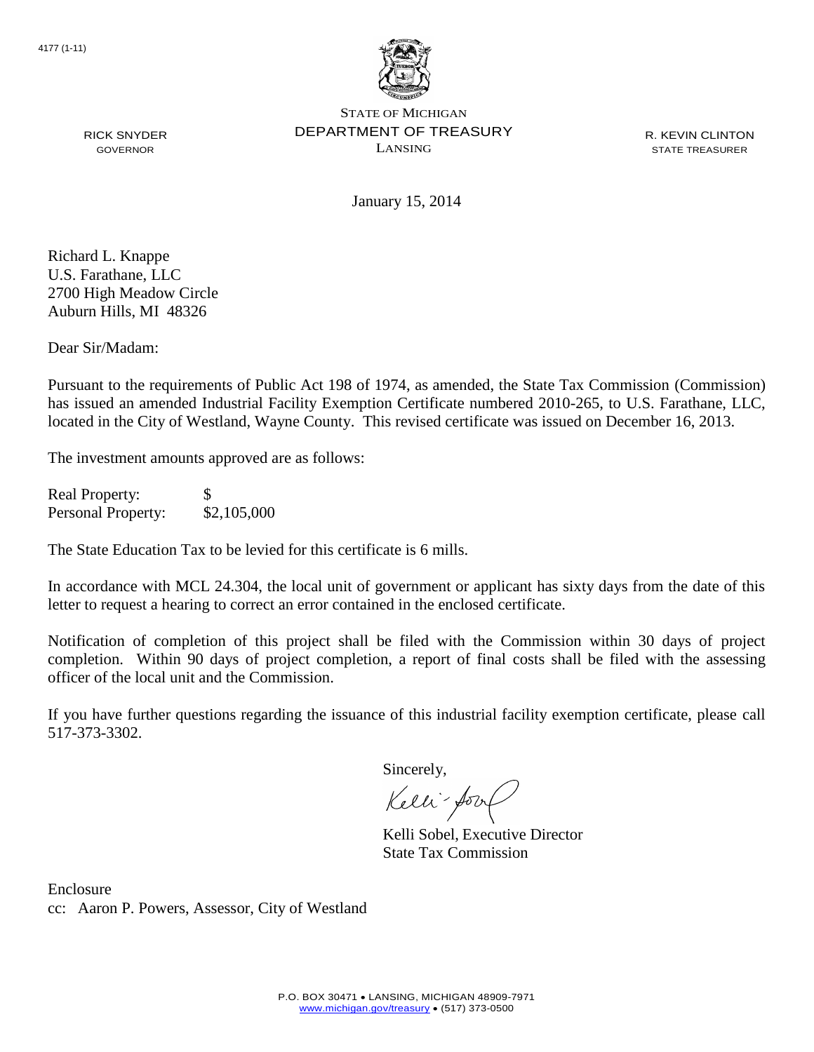4177 (1-11)

STATE OF MICHIGAN
DEPARTMENT OF TREASURY
LANSING

RICK SNYDER
GOVERNOR

R. KEVIN CLINTON
STATE TREASURER

January 15, 2014

Richard L. Knappe
U.S. Farathane, LLC
2700 High Meadow Circle
Auburn Hills, MI 48326

Dear Sir/Madam:

Pursuant to the requirements of Public Act 198 of 1974, as amended, the State Tax Commission (Commission) has issued an amended Industrial Facility Exemption Certificate numbered 2010-265, to U.S. Farathane, LLC, located in the City of Westland, Wayne County. This revised certificate was issued on December 16, 2013.

The investment amounts approved are as follows:

| | |
|---|---|
| Real Property: | $ |
| Personal Property: | $2,105,000 |

The State Education Tax to be levied for this certificate is 6 mills.

In accordance with MCL 24.304, the local unit of government or applicant has sixty days from the date of this letter to request a hearing to correct an error contained in the enclosed certificate.

Notification of completion of this project shall be filed with the Commission within 30 days of project completion. Within 90 days of project completion, a report of final costs shall be filed with the assessing officer of the local unit and the Commission.

If you have further questions regarding the issuance of this industrial facility exemption certificate, please call 517-373-3302.

Sincerely,

Kelli Sobel, Executive Director
State Tax Commission

Enclosure
cc: Aaron P. Powers, Assessor, City of Westland

P.O. BOX 30471 • LANSING, MICHIGAN 48909-7971
www.michigan.gov/treasury • (517) 373-0500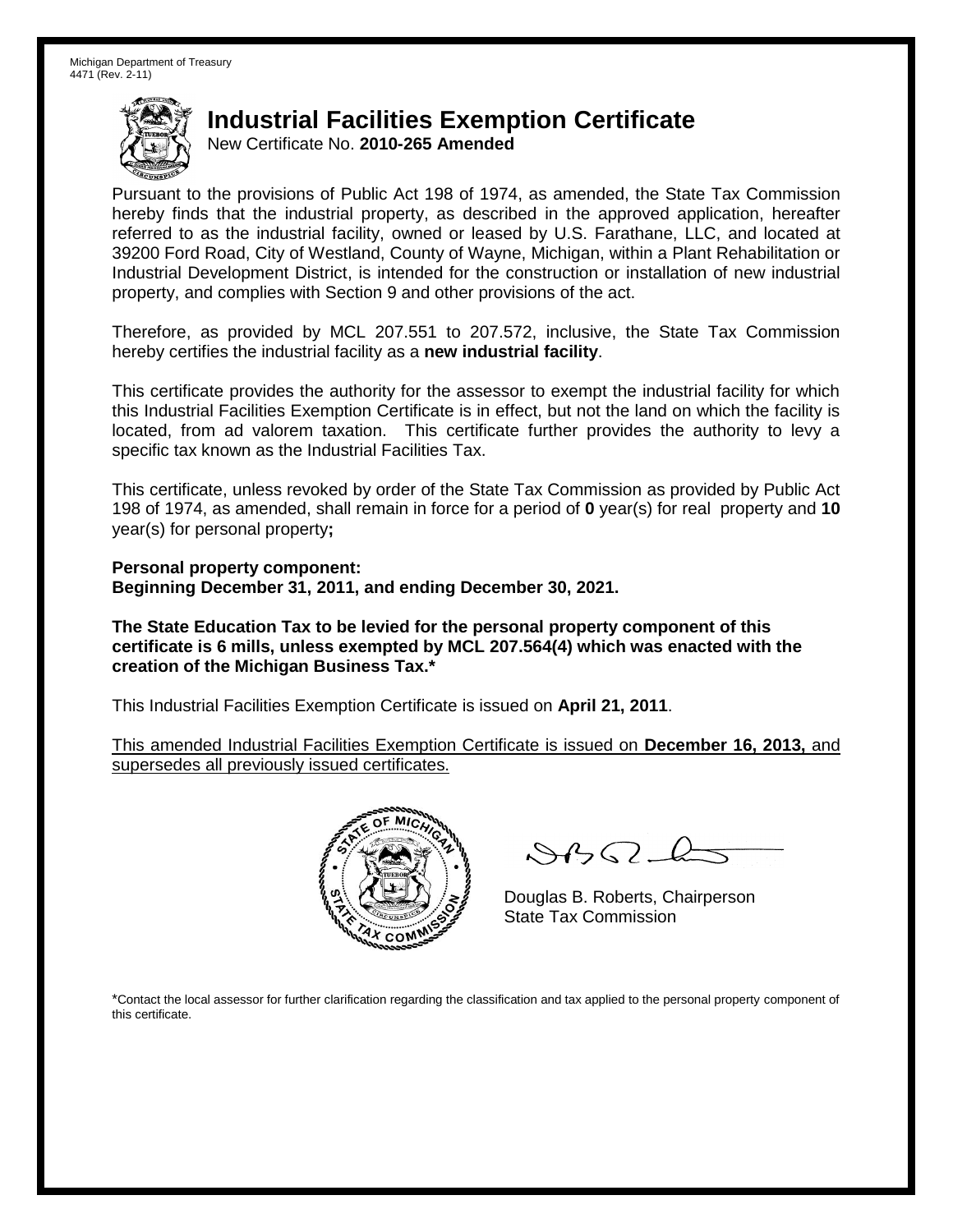Michigan Department of Treasury
4471 (Rev. 2-11)

# Industrial Facilities Exemption Certificate

New Certificate No. **2010-265 Amended**

Pursuant to the provisions of Public Act 198 of 1974, as amended, the State Tax Commission hereby finds that the industrial property, as described in the approved application, hereafter referred to as the industrial facility, owned or leased by U.S. Farathane, LLC, and located at 39200 Ford Road, City of Westland, County of Wayne, Michigan, within a Plant Rehabilitation or Industrial Development District, is intended for the construction or installation of new industrial property, and complies with Section 9 and other provisions of the act.

Therefore, as provided by MCL 207.551 to 207.572, inclusive, the State Tax Commission hereby certifies the industrial facility as a **new industrial facility**.

This certificate provides the authority for the assessor to exempt the industrial facility for which this Industrial Facilities Exemption Certificate is in effect, but not the land on which the facility is located, from ad valorem taxation. This certificate further provides the authority to levy a specific tax known as the Industrial Facilities Tax.

This certificate, unless revoked by order of the State Tax Commission as provided by Public Act 198 of 1974, as amended, shall remain in force for a period of **0** year(s) for real property and **10** year(s) for personal property**;**

**Personal property component:**
**Beginning December 31, 2011, and ending December 30, 2021.**

**The State Education Tax to be levied for the personal property component of this certificate is 6 mills, unless exempted by MCL 207.564(4) which was enacted with the creation of the Michigan Business Tax.***

This Industrial Facilities Exemption Certificate is issued on **April 21, 2011**.

This amended Industrial Facilities Exemption Certificate is issued on **December 16, 2013,** and supersedes all previously issued certificates.

Douglas B. Roberts, Chairperson
State Tax Commission

*Contact the local assessor for further clarification regarding the classification and tax applied to the personal property component of this certificate.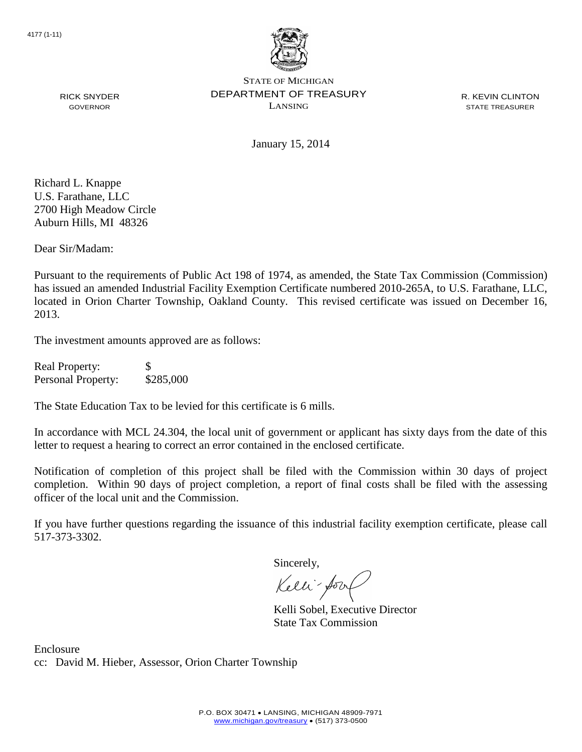4177 (1-11)

STATE OF MICHIGAN
DEPARTMENT OF TREASURY
LANSING

RICK SNYDER
GOVERNOR

R. KEVIN CLINTON
STATE TREASURER

January 15, 2014

Richard L. Knappe
U.S. Farathane, LLC
2700 High Meadow Circle
Auburn Hills, MI 48326

Dear Sir/Madam:

Pursuant to the requirements of Public Act 198 of 1974, as amended, the State Tax Commission (Commission) has issued an amended Industrial Facility Exemption Certificate numbered 2010-265A, to U.S. Farathane, LLC, located in Orion Charter Township, Oakland County. This revised certificate was issued on December 16, 2013.

The investment amounts approved are as follows:

| | |
|---|---|
| Real Property: | $ |
| Personal Property: | $285,000 |

The State Education Tax to be levied for this certificate is 6 mills.

In accordance with MCL 24.304, the local unit of government or applicant has sixty days from the date of this letter to request a hearing to correct an error contained in the enclosed certificate.

Notification of completion of this project shall be filed with the Commission within 30 days of project completion. Within 90 days of project completion, a report of final costs shall be filed with the assessing officer of the local unit and the Commission.

If you have further questions regarding the issuance of this industrial facility exemption certificate, please call 517-373-3302.

Sincerely,

Kelli Sobel, Executive Director
State Tax Commission

Enclosure
cc: David M. Hieber, Assessor, Orion Charter Township

P.O. BOX 30471 • LANSING, MICHIGAN 48909-7971
www.michigan.gov/treasury • (517) 373-0500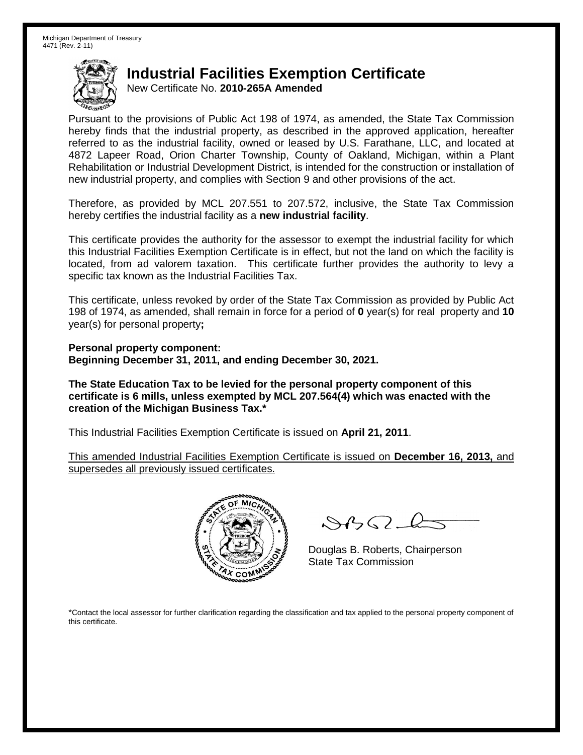Michigan Department of Treasury
4471 (Rev. 2-11)

# Industrial Facilities Exemption Certificate

New Certificate No. **2010-265A Amended**

Pursuant to the provisions of Public Act 198 of 1974, as amended, the State Tax Commission hereby finds that the industrial property, as described in the approved application, hereafter referred to as the industrial facility, owned or leased by U.S. Farathane, LLC, and located at 4872 Lapeer Road, Orion Charter Township, County of Oakland, Michigan, within a Plant Rehabilitation or Industrial Development District, is intended for the construction or installation of new industrial property, and complies with Section 9 and other provisions of the act.

Therefore, as provided by MCL 207.551 to 207.572, inclusive, the State Tax Commission hereby certifies the industrial facility as a **new industrial facility**.

This certificate provides the authority for the assessor to exempt the industrial facility for which this Industrial Facilities Exemption Certificate is in effect, but not the land on which the facility is located, from ad valorem taxation. This certificate further provides the authority to levy a specific tax known as the Industrial Facilities Tax.

This certificate, unless revoked by order of the State Tax Commission as provided by Public Act 198 of 1974, as amended, shall remain in force for a period of **0** year(s) for real property and **10** year(s) for personal property**;**

**Personal property component:**
**Beginning December 31, 2011, and ending December 30, 2021.**

**The State Education Tax to be levied for the personal property component of this certificate is 6 mills, unless exempted by MCL 207.564(4) which was enacted with the creation of the Michigan Business Tax.***

This Industrial Facilities Exemption Certificate is issued on **April 21, 2011**.

This amended Industrial Facilities Exemption Certificate is issued on **December 16, 2013,** and supersedes all previously issued certificates.

Douglas B. Roberts, Chairperson
State Tax Commission

*Contact the local assessor for further clarification regarding the classification and tax applied to the personal property component of this certificate.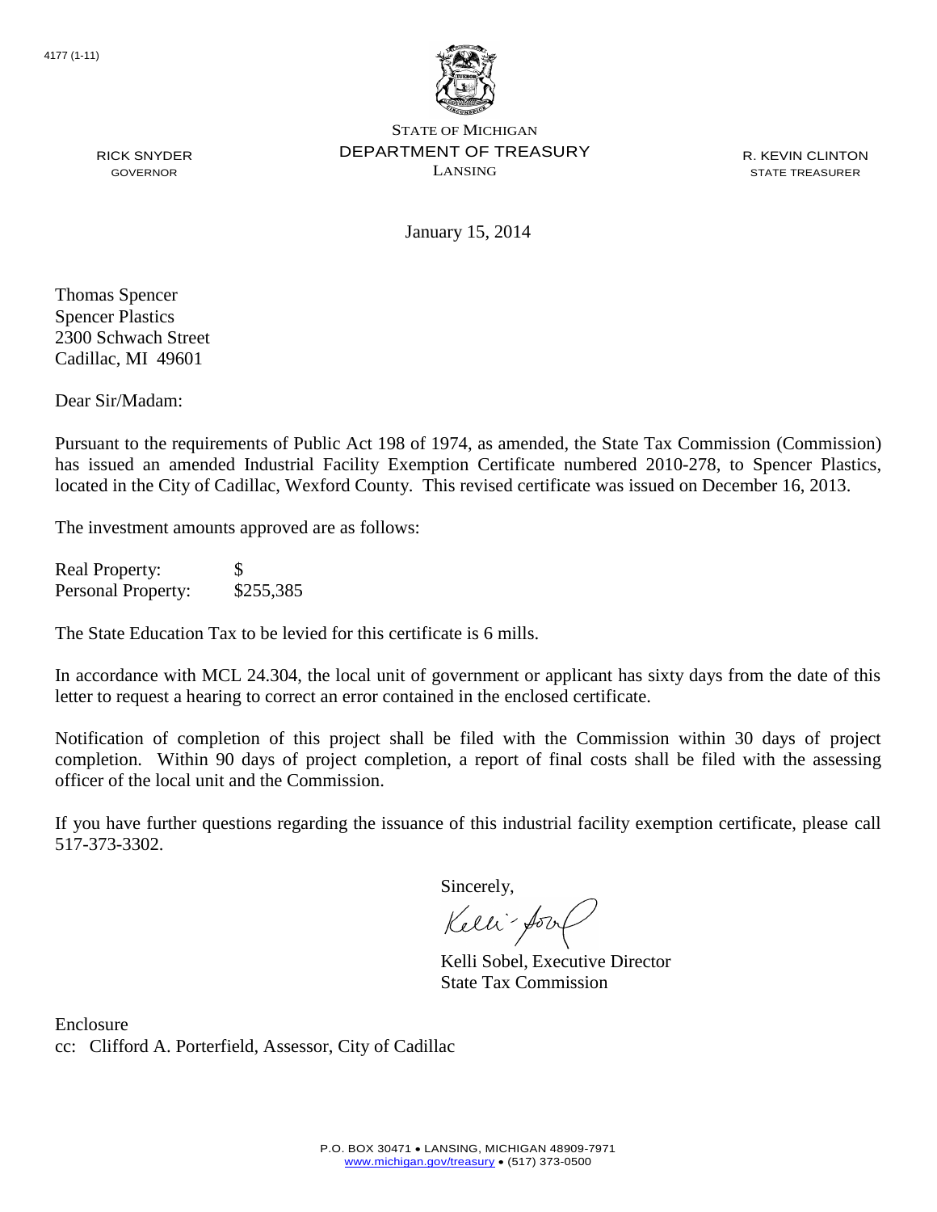4177 (1-11)

STATE OF MICHIGAN
DEPARTMENT OF TREASURY
LANSING

RICK SNYDER
GOVERNOR

R. KEVIN CLINTON
STATE TREASURER

January 15, 2014

Thomas Spencer
Spencer Plastics
2300 Schwach Street
Cadillac, MI 49601

Dear Sir/Madam:

Pursuant to the requirements of Public Act 198 of 1974, as amended, the State Tax Commission (Commission) has issued an amended Industrial Facility Exemption Certificate numbered 2010-278, to Spencer Plastics, located in the City of Cadillac, Wexford County. This revised certificate was issued on December 16, 2013.

The investment amounts approved are as follows:

| | |
|---|---|
| Real Property: | $ |
| Personal Property: | $255,385 |

The State Education Tax to be levied for this certificate is 6 mills.

In accordance with MCL 24.304, the local unit of government or applicant has sixty days from the date of this letter to request a hearing to correct an error contained in the enclosed certificate.

Notification of completion of this project shall be filed with the Commission within 30 days of project completion. Within 90 days of project completion, a report of final costs shall be filed with the assessing officer of the local unit and the Commission.

If you have further questions regarding the issuance of this industrial facility exemption certificate, please call 517-373-3302.

Sincerely,

Kelli Sobel, Executive Director
State Tax Commission

Enclosure
cc: Clifford A. Porterfield, Assessor, City of Cadillac

P.O. BOX 30471 • LANSING, MICHIGAN 48909-7971
www.michigan.gov/treasury • (517) 373-0500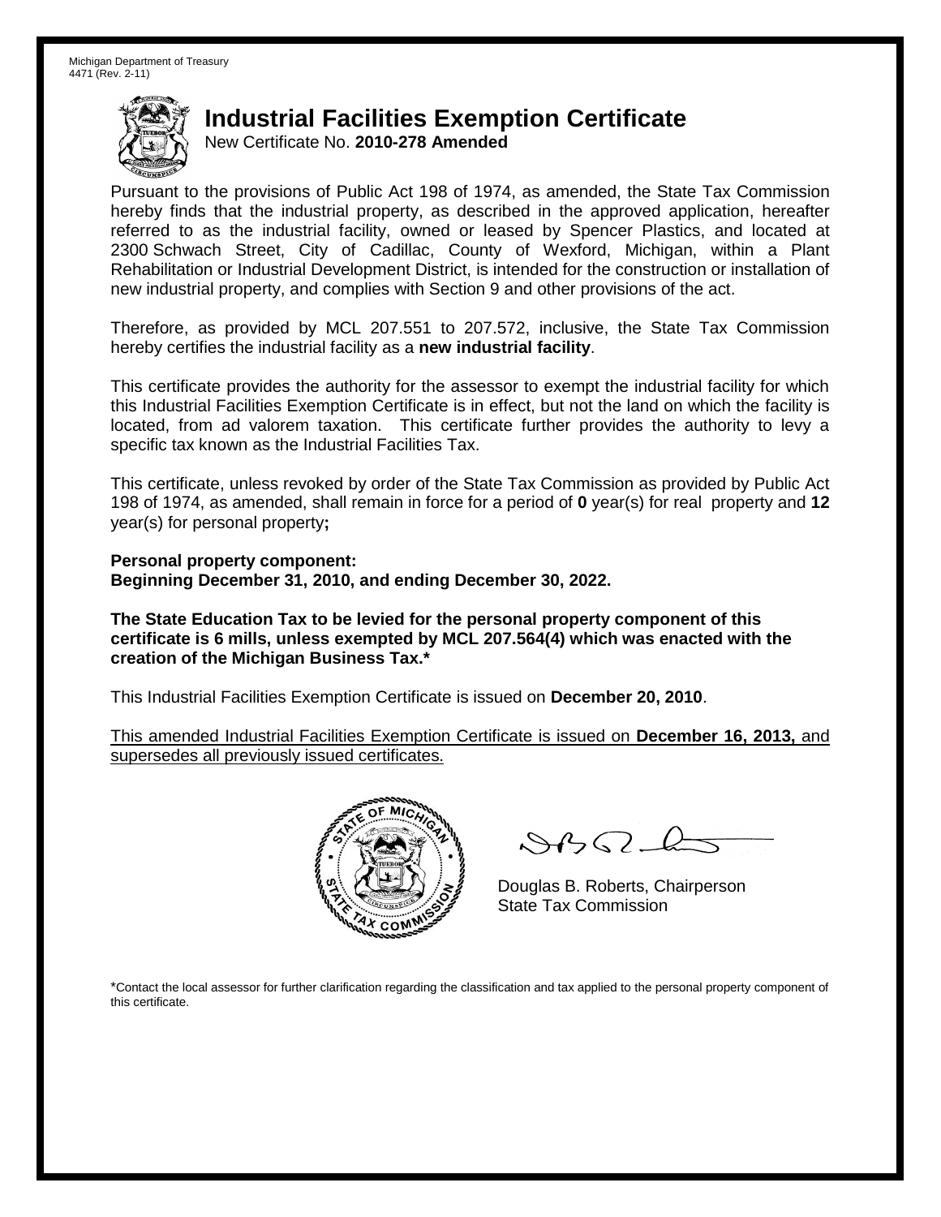Michigan Department of Treasury
4471 (Rev. 2-11)

# Industrial Facilities Exemption Certificate

New Certificate No. **2010-278 Amended**

Pursuant to the provisions of Public Act 198 of 1974, as amended, the State Tax Commission hereby finds that the industrial property, as described in the approved application, hereafter referred to as the industrial facility, owned or leased by Spencer Plastics, and located at 2300 Schwach Street, City of Cadillac, County of Wexford, Michigan, within a Plant Rehabilitation or Industrial Development District, is intended for the construction or installation of new industrial property, and complies with Section 9 and other provisions of the act.

Therefore, as provided by MCL 207.551 to 207.572, inclusive, the State Tax Commission hereby certifies the industrial facility as a **new industrial facility**.

This certificate provides the authority for the assessor to exempt the industrial facility for which this Industrial Facilities Exemption Certificate is in effect, but not the land on which the facility is located, from ad valorem taxation. This certificate further provides the authority to levy a specific tax known as the Industrial Facilities Tax.

This certificate, unless revoked by order of the State Tax Commission as provided by Public Act 198 of 1974, as amended, shall remain in force for a period of **0** year(s) for real property and **12** year(s) for personal property**;**

**Personal property component:**
**Beginning December 31, 2010, and ending December 30, 2022.**

**The State Education Tax to be levied for the personal property component of this certificate is 6 mills, unless exempted by MCL 207.564(4) which was enacted with the creation of the Michigan Business Tax.***

This Industrial Facilities Exemption Certificate is issued on **December 20, 2010**.

This amended Industrial Facilities Exemption Certificate is issued on **December 16, 2013,** and supersedes all previously issued certificates.

Douglas B. Roberts, Chairperson
State Tax Commission

*Contact the local assessor for further clarification regarding the classification and tax applied to the personal property component of this certificate.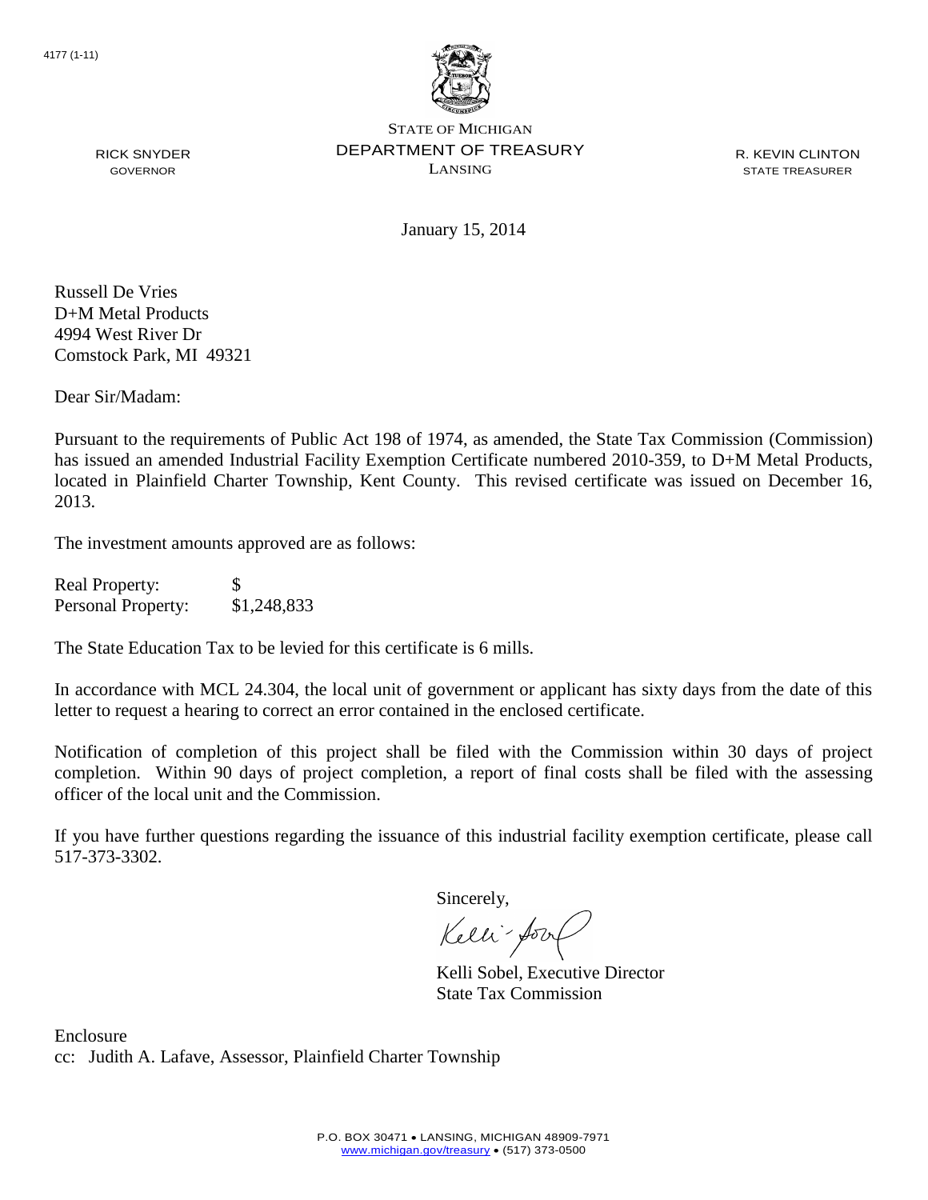4177 (1-11)

STATE OF MICHIGAN
DEPARTMENT OF TREASURY
LANSING

RICK SNYDER
GOVERNOR

R. KEVIN CLINTON
STATE TREASURER

January 15, 2014

Russell De Vries
D+M Metal Products
4994 West River Dr
Comstock Park, MI 49321

Dear Sir/Madam:

Pursuant to the requirements of Public Act 198 of 1974, as amended, the State Tax Commission (Commission) has issued an amended Industrial Facility Exemption Certificate numbered 2010-359, to D+M Metal Products, located in Plainfield Charter Township, Kent County. This revised certificate was issued on December 16, 2013.

The investment amounts approved are as follows:

| | |
|---|---|
| Real Property: | $ |
| Personal Property: | $1,248,833 |

The State Education Tax to be levied for this certificate is 6 mills.

In accordance with MCL 24.304, the local unit of government or applicant has sixty days from the date of this letter to request a hearing to correct an error contained in the enclosed certificate.

Notification of completion of this project shall be filed with the Commission within 30 days of project completion. Within 90 days of project completion, a report of final costs shall be filed with the assessing officer of the local unit and the Commission.

If you have further questions regarding the issuance of this industrial facility exemption certificate, please call 517-373-3302.

Sincerely,

Kelli Sobel, Executive Director
State Tax Commission

Enclosure
cc: Judith A. Lafave, Assessor, Plainfield Charter Township

P.O. BOX 30471 • LANSING, MICHIGAN 48909-7971
www.michigan.gov/treasury • (517) 373-0500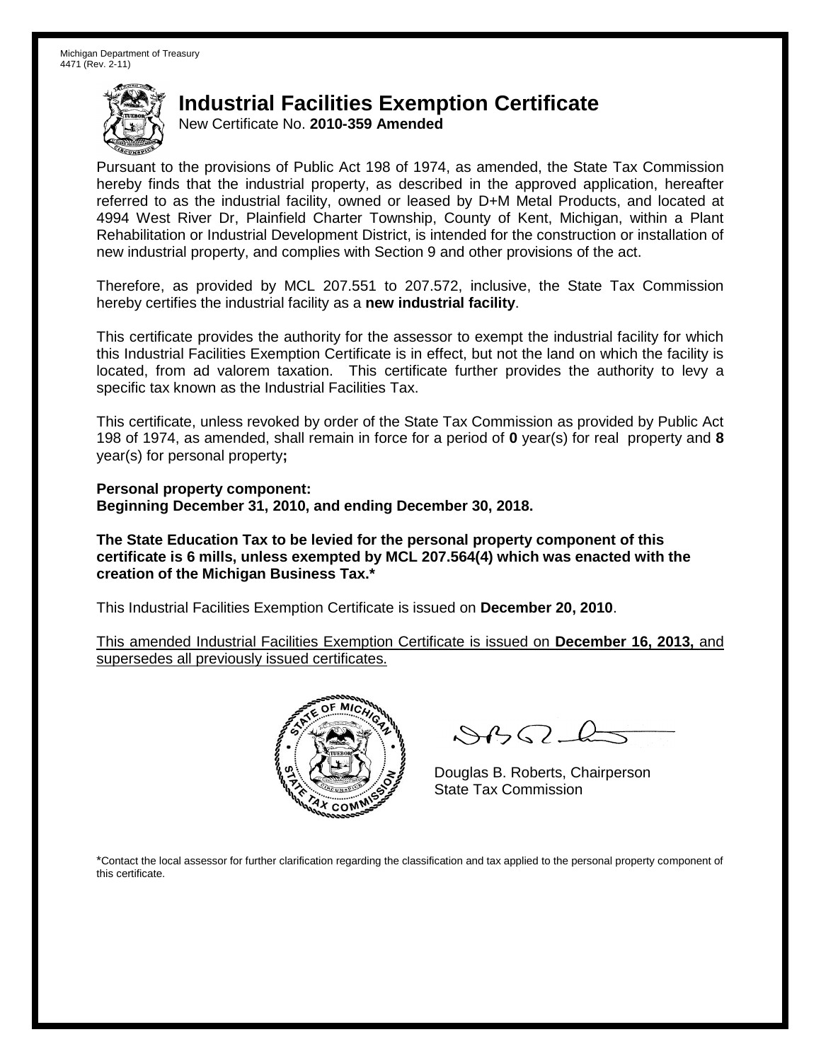Michigan Department of Treasury
4471 (Rev. 2-11)

# Industrial Facilities Exemption Certificate

New Certificate No. **2010-359 Amended**

Pursuant to the provisions of Public Act 198 of 1974, as amended, the State Tax Commission hereby finds that the industrial property, as described in the approved application, hereafter referred to as the industrial facility, owned or leased by D+M Metal Products, and located at 4994 West River Dr, Plainfield Charter Township, County of Kent, Michigan, within a Plant Rehabilitation or Industrial Development District, is intended for the construction or installation of new industrial property, and complies with Section 9 and other provisions of the act.

Therefore, as provided by MCL 207.551 to 207.572, inclusive, the State Tax Commission hereby certifies the industrial facility as a **new industrial facility**.

This certificate provides the authority for the assessor to exempt the industrial facility for which this Industrial Facilities Exemption Certificate is in effect, but not the land on which the facility is located, from ad valorem taxation. This certificate further provides the authority to levy a specific tax known as the Industrial Facilities Tax.

This certificate, unless revoked by order of the State Tax Commission as provided by Public Act 198 of 1974, as amended, shall remain in force for a period of **0** year(s) for real property and **8** year(s) for personal property**;**

**Personal property component:**
**Beginning December 31, 2010, and ending December 30, 2018.**

**The State Education Tax to be levied for the personal property component of this certificate is 6 mills, unless exempted by MCL 207.564(4) which was enacted with the creation of the Michigan Business Tax.***

This Industrial Facilities Exemption Certificate is issued on **December 20, 2010**.

This amended Industrial Facilities Exemption Certificate is issued on **December 16, 2013,** and supersedes all previously issued certificates.

Douglas B. Roberts, Chairperson
State Tax Commission

*Contact the local assessor for further clarification regarding the classification and tax applied to the personal property component of this certificate.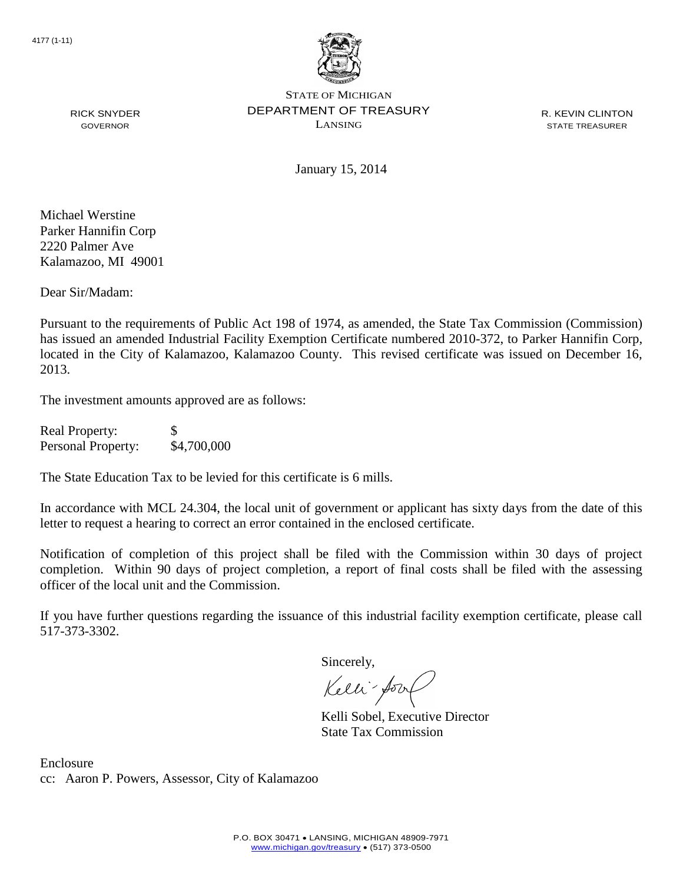4177 (1-11)

STATE OF MICHIGAN
DEPARTMENT OF TREASURY
LANSING

RICK SNYDER
GOVERNOR

R. KEVIN CLINTON
STATE TREASURER

January 15, 2014

Michael Werstine
Parker Hannifin Corp
2220 Palmer Ave
Kalamazoo, MI 49001

Dear Sir/Madam:

Pursuant to the requirements of Public Act 198 of 1974, as amended, the State Tax Commission (Commission) has issued an amended Industrial Facility Exemption Certificate numbered 2010-372, to Parker Hannifin Corp, located in the City of Kalamazoo, Kalamazoo County. This revised certificate was issued on December 16, 2013.

The investment amounts approved are as follows:

| | |
|---|---|
| Real Property: | $ |
| Personal Property: | $4,700,000 |

The State Education Tax to be levied for this certificate is 6 mills.

In accordance with MCL 24.304, the local unit of government or applicant has sixty days from the date of this letter to request a hearing to correct an error contained in the enclosed certificate.

Notification of completion of this project shall be filed with the Commission within 30 days of project completion. Within 90 days of project completion, a report of final costs shall be filed with the assessing officer of the local unit and the Commission.

If you have further questions regarding the issuance of this industrial facility exemption certificate, please call 517-373-3302.

Sincerely,

Kelli Sobel, Executive Director
State Tax Commission

Enclosure
cc: Aaron P. Powers, Assessor, City of Kalamazoo

P.O. BOX 30471 • LANSING, MICHIGAN 48909-7971
www.michigan.gov/treasury • (517) 373-0500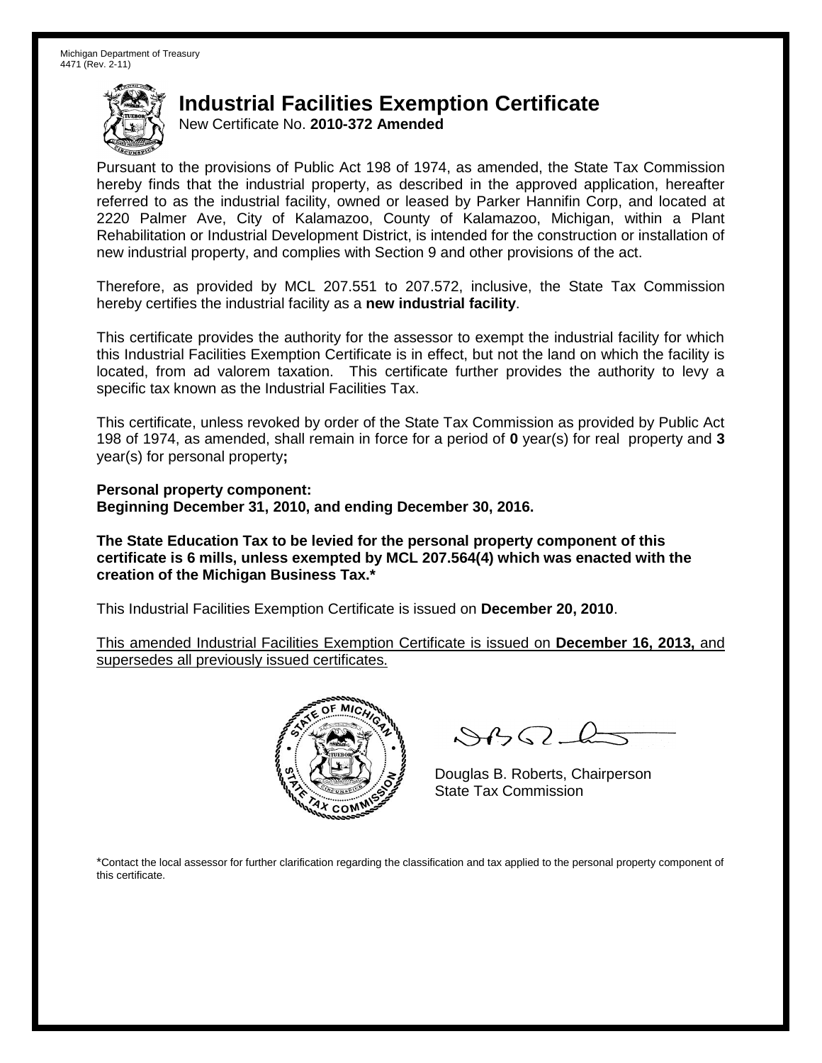Michigan Department of Treasury
4471 (Rev. 2-11)

# Industrial Facilities Exemption Certificate

New Certificate No. **2010-372 Amended**

Pursuant to the provisions of Public Act 198 of 1974, as amended, the State Tax Commission hereby finds that the industrial property, as described in the approved application, hereafter referred to as the industrial facility, owned or leased by Parker Hannifin Corp, and located at 2220 Palmer Ave, City of Kalamazoo, County of Kalamazoo, Michigan, within a Plant Rehabilitation or Industrial Development District, is intended for the construction or installation of new industrial property, and complies with Section 9 and other provisions of the act.

Therefore, as provided by MCL 207.551 to 207.572, inclusive, the State Tax Commission hereby certifies the industrial facility as a **new industrial facility**.

This certificate provides the authority for the assessor to exempt the industrial facility for which this Industrial Facilities Exemption Certificate is in effect, but not the land on which the facility is located, from ad valorem taxation. This certificate further provides the authority to levy a specific tax known as the Industrial Facilities Tax.

This certificate, unless revoked by order of the State Tax Commission as provided by Public Act 198 of 1974, as amended, shall remain in force for a period of **0** year(s) for real property and **3** year(s) for personal property**;**

**Personal property component:**
**Beginning December 31, 2010, and ending December 30, 2016.**

**The State Education Tax to be levied for the personal property component of this certificate is 6 mills, unless exempted by MCL 207.564(4) which was enacted with the creation of the Michigan Business Tax.***

This Industrial Facilities Exemption Certificate is issued on **December 20, 2010**.

This amended Industrial Facilities Exemption Certificate is issued on **December 16, 2013,** and supersedes all previously issued certificates.

Douglas B. Roberts, Chairperson
State Tax Commission

*Contact the local assessor for further clarification regarding the classification and tax applied to the personal property component of this certificate.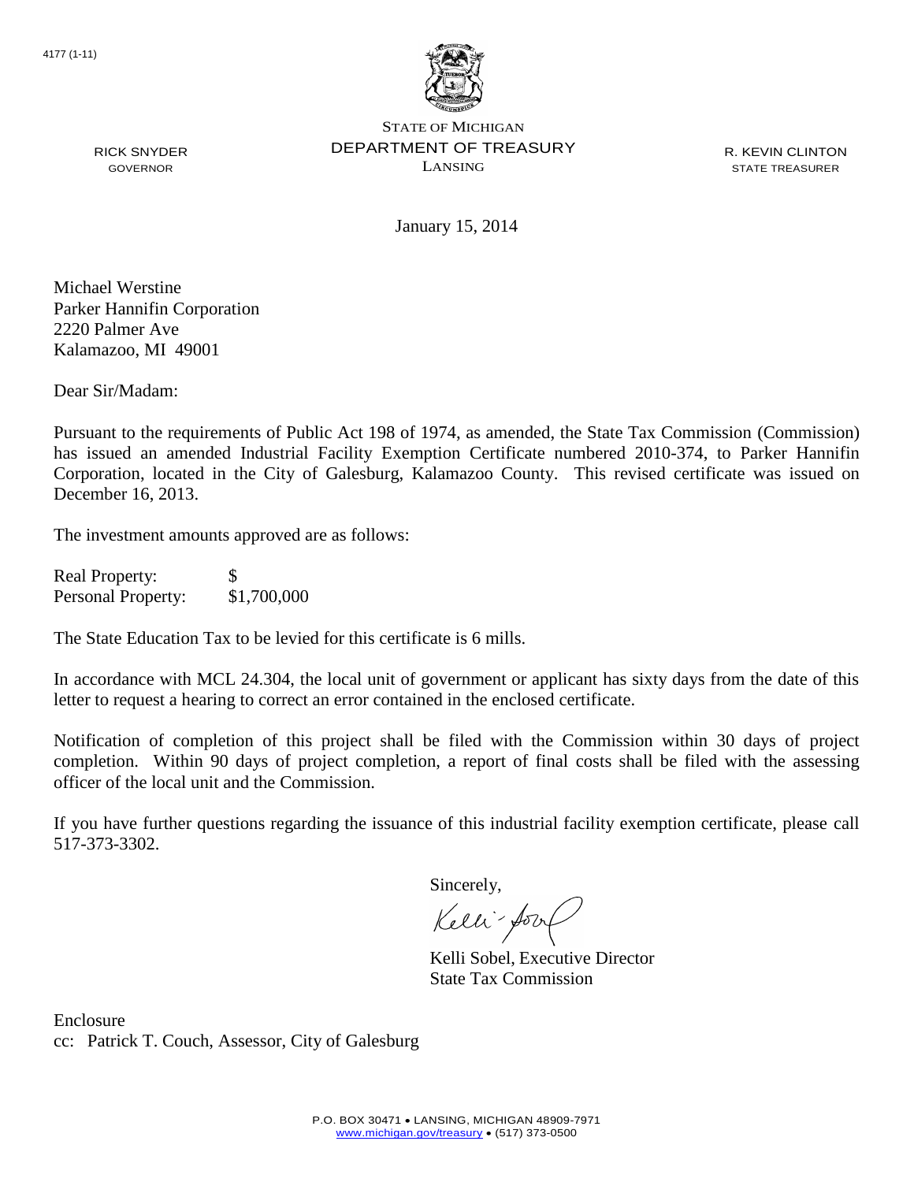4177 (1-11)

STATE OF MICHIGAN
DEPARTMENT OF TREASURY
LANSING

RICK SNYDER
GOVERNOR

R. KEVIN CLINTON
STATE TREASURER

January 15, 2014

Michael Werstine
Parker Hannifin Corporation
2220 Palmer Ave
Kalamazoo, MI 49001

Dear Sir/Madam:

Pursuant to the requirements of Public Act 198 of 1974, as amended, the State Tax Commission (Commission) has issued an amended Industrial Facility Exemption Certificate numbered 2010-374, to Parker Hannifin Corporation, located in the City of Galesburg, Kalamazoo County. This revised certificate was issued on December 16, 2013.

The investment amounts approved are as follows:

| | |
|---|---|
| Real Property: | $ |
| Personal Property: | $1,700,000 |

The State Education Tax to be levied for this certificate is 6 mills.

In accordance with MCL 24.304, the local unit of government or applicant has sixty days from the date of this letter to request a hearing to correct an error contained in the enclosed certificate.

Notification of completion of this project shall be filed with the Commission within 30 days of project completion. Within 90 days of project completion, a report of final costs shall be filed with the assessing officer of the local unit and the Commission.

If you have further questions regarding the issuance of this industrial facility exemption certificate, please call 517-373-3302.

Sincerely,

Kelli Sobel, Executive Director
State Tax Commission

Enclosure
cc: Patrick T. Couch, Assessor, City of Galesburg

P.O. BOX 30471 • LANSING, MICHIGAN 48909-7971
www.michigan.gov/treasury • (517) 373-0500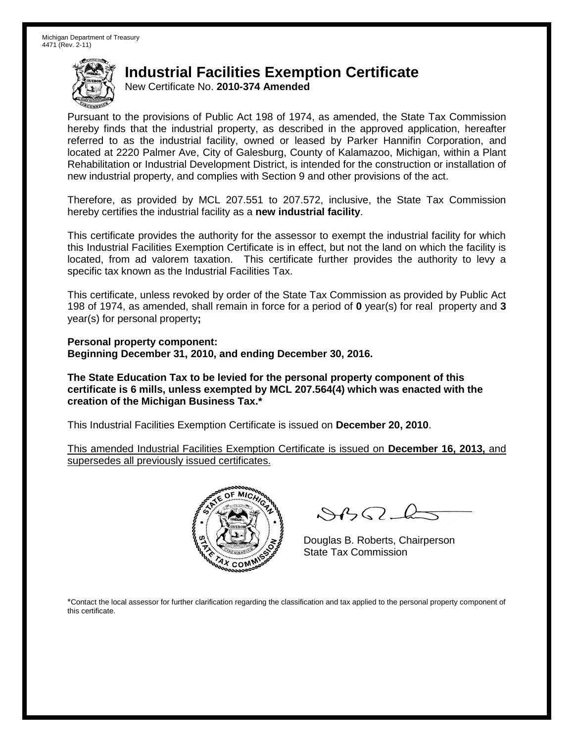Michigan Department of Treasury
4471 (Rev. 2-11)

# Industrial Facilities Exemption Certificate

New Certificate No. **2010-374 Amended**

Pursuant to the provisions of Public Act 198 of 1974, as amended, the State Tax Commission hereby finds that the industrial property, as described in the approved application, hereafter referred to as the industrial facility, owned or leased by Parker Hannifin Corporation, and located at 2220 Palmer Ave, City of Galesburg, County of Kalamazoo, Michigan, within a Plant Rehabilitation or Industrial Development District, is intended for the construction or installation of new industrial property, and complies with Section 9 and other provisions of the act.

Therefore, as provided by MCL 207.551 to 207.572, inclusive, the State Tax Commission hereby certifies the industrial facility as a **new industrial facility**.

This certificate provides the authority for the assessor to exempt the industrial facility for which this Industrial Facilities Exemption Certificate is in effect, but not the land on which the facility is located, from ad valorem taxation. This certificate further provides the authority to levy a specific tax known as the Industrial Facilities Tax.

This certificate, unless revoked by order of the State Tax Commission as provided by Public Act 198 of 1974, as amended, shall remain in force for a period of **0** year(s) for real property and **3** year(s) for personal property**;**

**Personal property component:**
**Beginning December 31, 2010, and ending December 30, 2016.**

**The State Education Tax to be levied for the personal property component of this certificate is 6 mills, unless exempted by MCL 207.564(4) which was enacted with the creation of the Michigan Business Tax.***

This Industrial Facilities Exemption Certificate is issued on **December 20, 2010**.

This amended Industrial Facilities Exemption Certificate is issued on **December 16, 2013,** and supersedes all previously issued certificates.

Douglas B. Roberts, Chairperson
State Tax Commission

*Contact the local assessor for further clarification regarding the classification and tax applied to the personal property component of this certificate.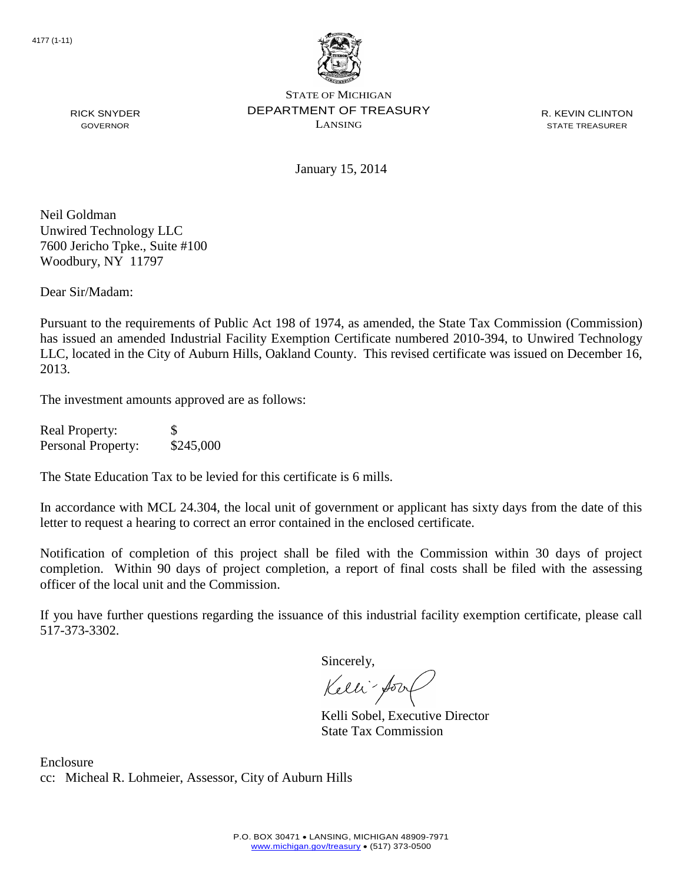4177 (1-11)

STATE OF MICHIGAN
DEPARTMENT OF TREASURY
LANSING

RICK SNYDER
GOVERNOR

R. KEVIN CLINTON
STATE TREASURER

January 15, 2014

Neil Goldman
Unwired Technology LLC
7600 Jericho Tpke., Suite #100
Woodbury, NY 11797

Dear Sir/Madam:

Pursuant to the requirements of Public Act 198 of 1974, as amended, the State Tax Commission (Commission) has issued an amended Industrial Facility Exemption Certificate numbered 2010-394, to Unwired Technology LLC, located in the City of Auburn Hills, Oakland County. This revised certificate was issued on December 16, 2013.

The investment amounts approved are as follows:

| | |
|---|---|
| Real Property: | $ |
| Personal Property: | $245,000 |

The State Education Tax to be levied for this certificate is 6 mills.

In accordance with MCL 24.304, the local unit of government or applicant has sixty days from the date of this letter to request a hearing to correct an error contained in the enclosed certificate.

Notification of completion of this project shall be filed with the Commission within 30 days of project completion. Within 90 days of project completion, a report of final costs shall be filed with the assessing officer of the local unit and the Commission.

If you have further questions regarding the issuance of this industrial facility exemption certificate, please call 517-373-3302.

Sincerely,

Kelli Sobel, Executive Director
State Tax Commission

Enclosure
cc: Micheal R. Lohmeier, Assessor, City of Auburn Hills

P.O. BOX 30471 • LANSING, MICHIGAN 48909-7971
www.michigan.gov/treasury • (517) 373-0500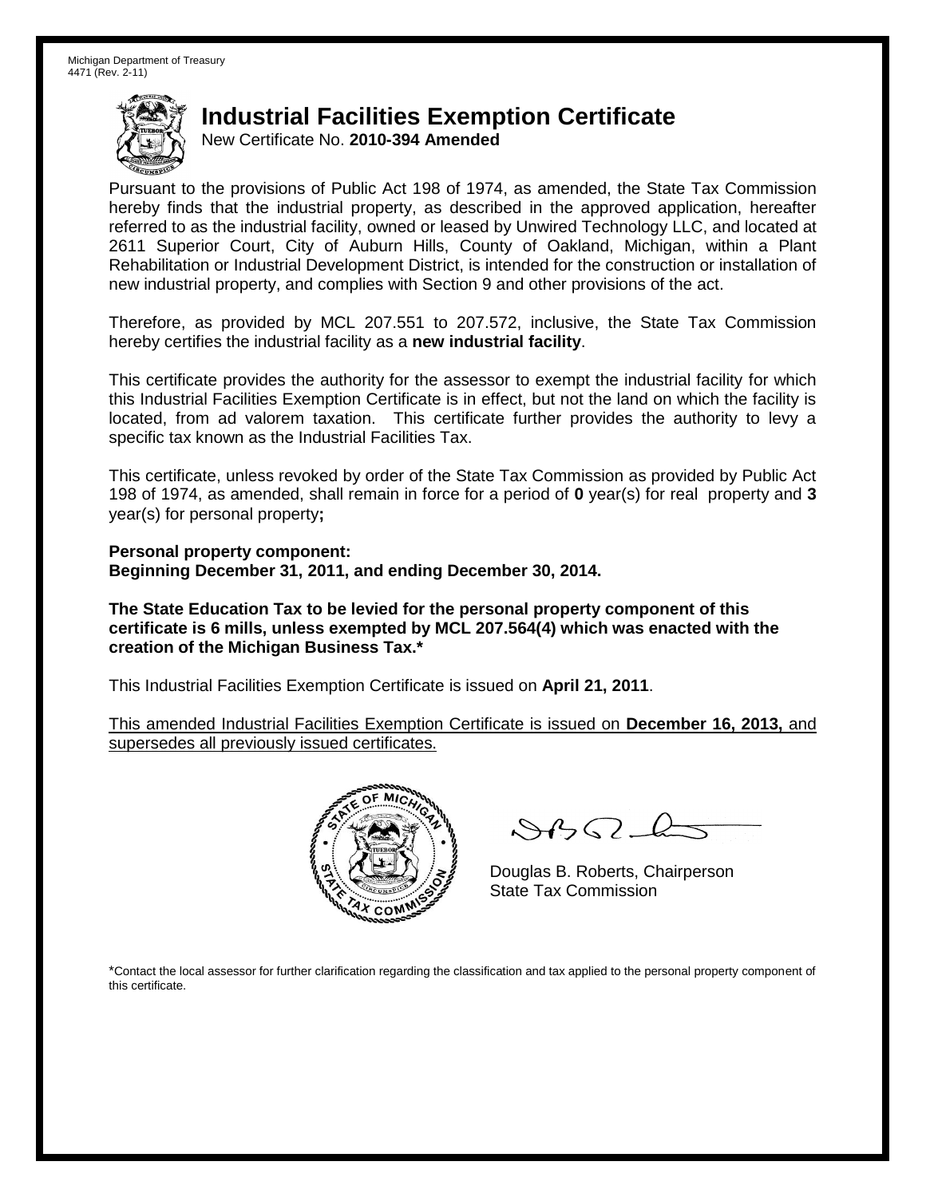Michigan Department of Treasury
4471 (Rev. 2-11)

# Industrial Facilities Exemption Certificate

New Certificate No. **2010-394 Amended**

Pursuant to the provisions of Public Act 198 of 1974, as amended, the State Tax Commission hereby finds that the industrial property, as described in the approved application, hereafter referred to as the industrial facility, owned or leased by Unwired Technology LLC, and located at 2611 Superior Court, City of Auburn Hills, County of Oakland, Michigan, within a Plant Rehabilitation or Industrial Development District, is intended for the construction or installation of new industrial property, and complies with Section 9 and other provisions of the act.

Therefore, as provided by MCL 207.551 to 207.572, inclusive, the State Tax Commission hereby certifies the industrial facility as a **new industrial facility**.

This certificate provides the authority for the assessor to exempt the industrial facility for which this Industrial Facilities Exemption Certificate is in effect, but not the land on which the facility is located, from ad valorem taxation. This certificate further provides the authority to levy a specific tax known as the Industrial Facilities Tax.

This certificate, unless revoked by order of the State Tax Commission as provided by Public Act 198 of 1974, as amended, shall remain in force for a period of **0** year(s) for real property and **3** year(s) for personal property**;**

**Personal property component:**
**Beginning December 31, 2011, and ending December 30, 2014.**

**The State Education Tax to be levied for the personal property component of this certificate is 6 mills, unless exempted by MCL 207.564(4) which was enacted with the creation of the Michigan Business Tax.***

This Industrial Facilities Exemption Certificate is issued on **April 21, 2011**.

This amended Industrial Facilities Exemption Certificate is issued on **December 16, 2013,** and supersedes all previously issued certificates.

Douglas B. Roberts, Chairperson
State Tax Commission

*Contact the local assessor for further clarification regarding the classification and tax applied to the personal property component of this certificate.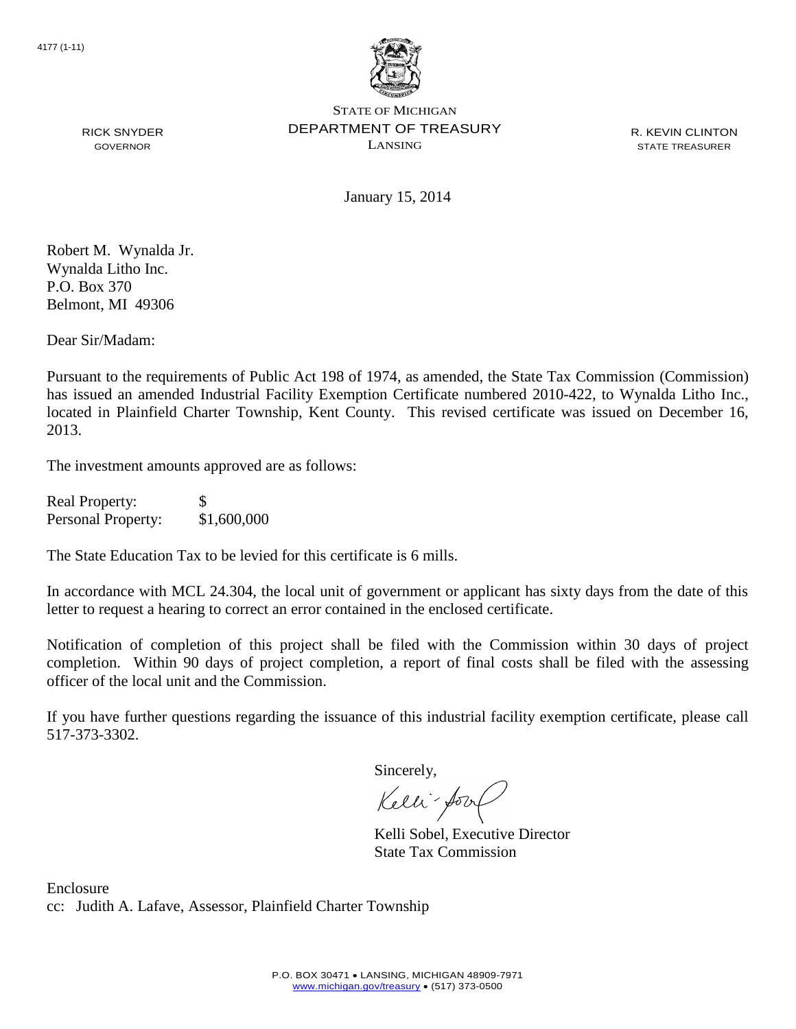4177 (1-11)

STATE OF MICHIGAN
DEPARTMENT OF TREASURY
LANSING

RICK SNYDER
GOVERNOR

R. KEVIN CLINTON
STATE TREASURER

January 15, 2014

Robert M. Wynalda Jr.
Wynalda Litho Inc.
P.O. Box 370
Belmont, MI 49306

Dear Sir/Madam:

Pursuant to the requirements of Public Act 198 of 1974, as amended, the State Tax Commission (Commission) has issued an amended Industrial Facility Exemption Certificate numbered 2010-422, to Wynalda Litho Inc., located in Plainfield Charter Township, Kent County. This revised certificate was issued on December 16, 2013.

The investment amounts approved are as follows:

| | |
|---|---|
| Real Property: | $ |
| Personal Property: | $1,600,000 |

The State Education Tax to be levied for this certificate is 6 mills.

In accordance with MCL 24.304, the local unit of government or applicant has sixty days from the date of this letter to request a hearing to correct an error contained in the enclosed certificate.

Notification of completion of this project shall be filed with the Commission within 30 days of project completion. Within 90 days of project completion, a report of final costs shall be filed with the assessing officer of the local unit and the Commission.

If you have further questions regarding the issuance of this industrial facility exemption certificate, please call 517-373-3302.

Sincerely,

Kelli Sobel, Executive Director
State Tax Commission

Enclosure
cc: Judith A. Lafave, Assessor, Plainfield Charter Township

P.O. BOX 30471 • LANSING, MICHIGAN 48909-7971
www.michigan.gov/treasury • (517) 373-0500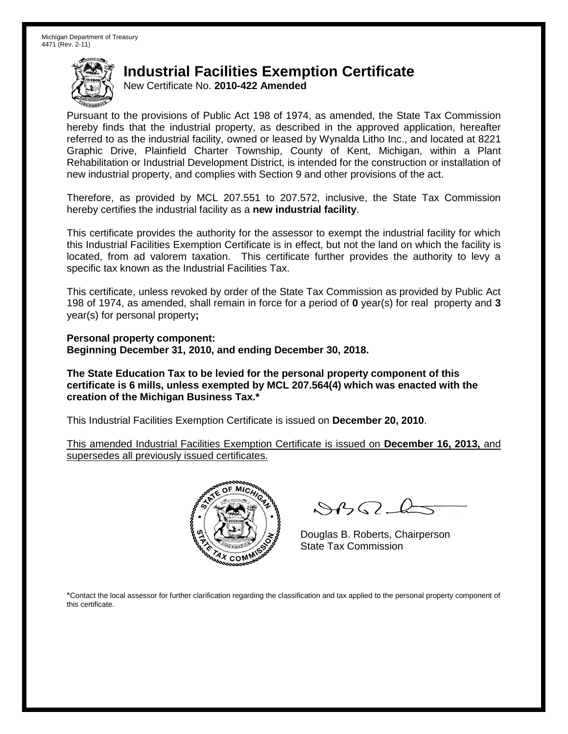Michigan Department of Treasury
4471 (Rev. 2-11)

# Industrial Facilities Exemption Certificate

New Certificate No. **2010-422 Amended**

Pursuant to the provisions of Public Act 198 of 1974, as amended, the State Tax Commission hereby finds that the industrial property, as described in the approved application, hereafter referred to as the industrial facility, owned or leased by Wynalda Litho Inc., and located at 8221 Graphic Drive, Plainfield Charter Township, County of Kent, Michigan, within a Plant Rehabilitation or Industrial Development District, is intended for the construction or installation of new industrial property, and complies with Section 9 and other provisions of the act.

Therefore, as provided by MCL 207.551 to 207.572, inclusive, the State Tax Commission hereby certifies the industrial facility as a **new industrial facility**.

This certificate provides the authority for the assessor to exempt the industrial facility for which this Industrial Facilities Exemption Certificate is in effect, but not the land on which the facility is located, from ad valorem taxation. This certificate further provides the authority to levy a specific tax known as the Industrial Facilities Tax.

This certificate, unless revoked by order of the State Tax Commission as provided by Public Act 198 of 1974, as amended, shall remain in force for a period of **0** year(s) for real property and **3** year(s) for personal property**;**

**Personal property component:**
**Beginning December 31, 2010, and ending December 30, 2018.**

**The State Education Tax to be levied for the personal property component of this certificate is 6 mills, unless exempted by MCL 207.564(4) which was enacted with the creation of the Michigan Business Tax.***

This Industrial Facilities Exemption Certificate is issued on **December 20, 2010**.

This amended Industrial Facilities Exemption Certificate is issued on **December 16, 2013,** and supersedes all previously issued certificates.

Douglas B. Roberts, Chairperson
State Tax Commission

*Contact the local assessor for further clarification regarding the classification and tax applied to the personal property component of this certificate.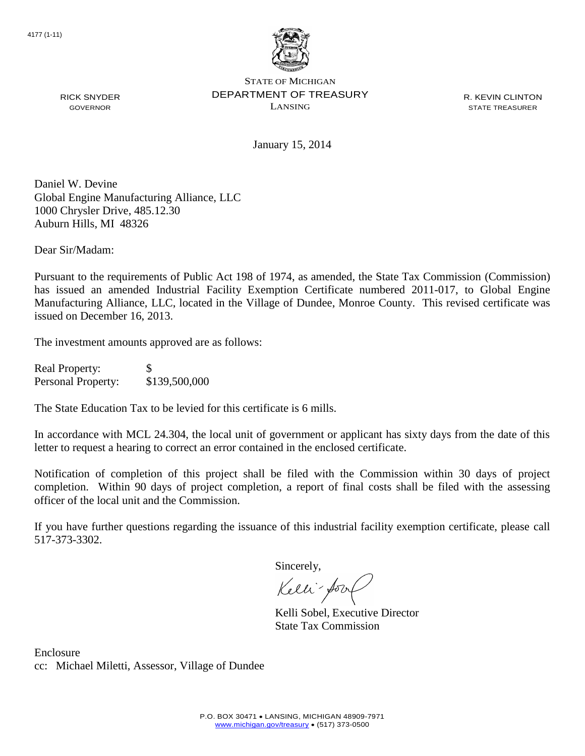4177 (1-11)

STATE OF MICHIGAN
DEPARTMENT OF TREASURY
LANSING

RICK SNYDER
GOVERNOR

R. KEVIN CLINTON
STATE TREASURER

January 15, 2014

Daniel W. Devine
Global Engine Manufacturing Alliance, LLC
1000 Chrysler Drive, 485.12.30
Auburn Hills, MI 48326

Dear Sir/Madam:

Pursuant to the requirements of Public Act 198 of 1974, as amended, the State Tax Commission (Commission) has issued an amended Industrial Facility Exemption Certificate numbered 2011-017, to Global Engine Manufacturing Alliance, LLC, located in the Village of Dundee, Monroe County. This revised certificate was issued on December 16, 2013.

The investment amounts approved are as follows:

| | |
|---|---|
| Real Property: | $ |
| Personal Property: | $139,500,000 |

The State Education Tax to be levied for this certificate is 6 mills.

In accordance with MCL 24.304, the local unit of government or applicant has sixty days from the date of this letter to request a hearing to correct an error contained in the enclosed certificate.

Notification of completion of this project shall be filed with the Commission within 30 days of project completion. Within 90 days of project completion, a report of final costs shall be filed with the assessing officer of the local unit and the Commission.

If you have further questions regarding the issuance of this industrial facility exemption certificate, please call 517-373-3302.

Sincerely,

Kelli Sobel, Executive Director
State Tax Commission

Enclosure
cc: Michael Miletti, Assessor, Village of Dundee

P.O. BOX 30471 • LANSING, MICHIGAN 48909-7971
www.michigan.gov/treasury • (517) 373-0500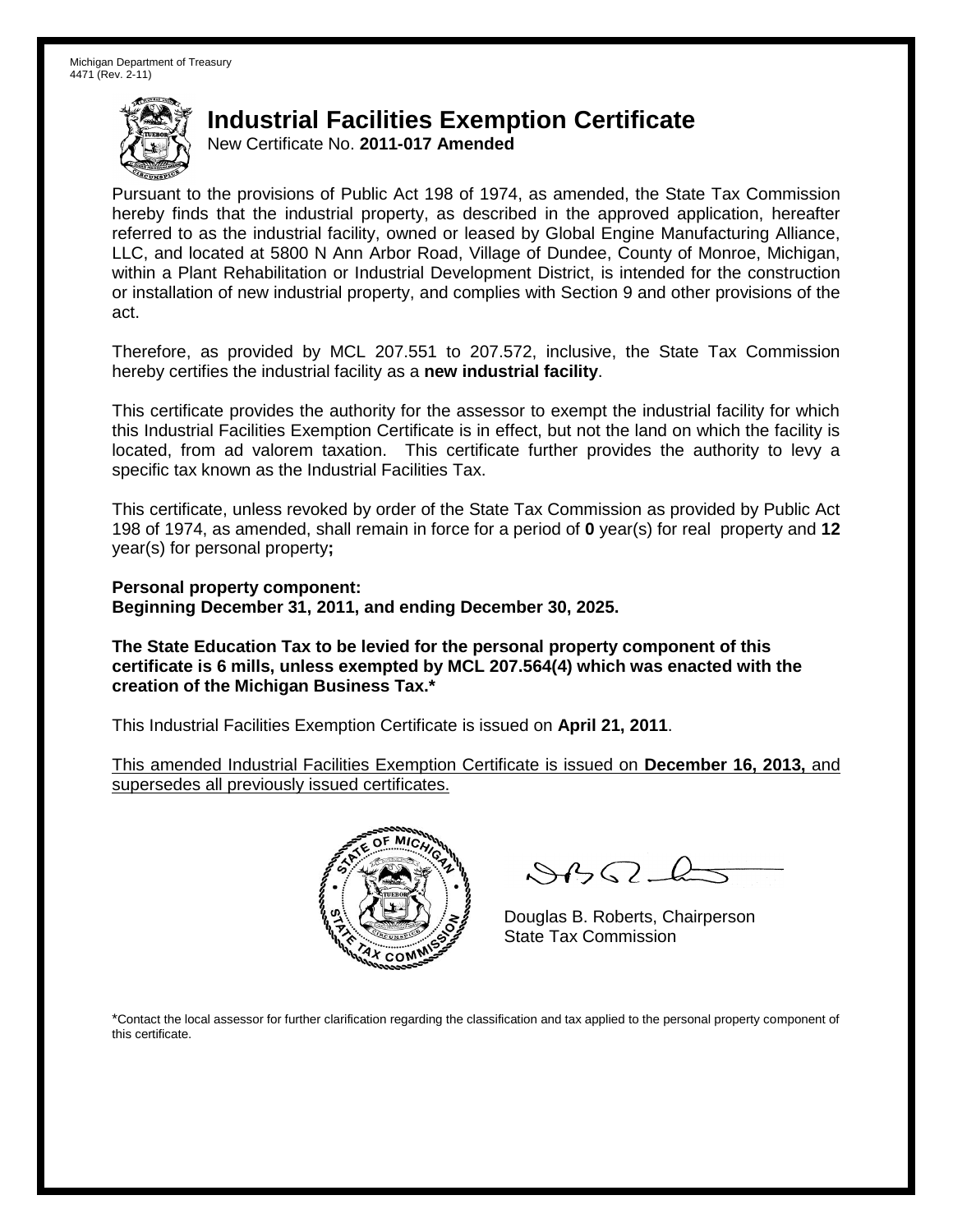Michigan Department of Treasury
4471 (Rev. 2-11)

# Industrial Facilities Exemption Certificate

New Certificate No. **2011-017 Amended**

Pursuant to the provisions of Public Act 198 of 1974, as amended, the State Tax Commission hereby finds that the industrial property, as described in the approved application, hereafter referred to as the industrial facility, owned or leased by Global Engine Manufacturing Alliance, LLC, and located at 5800 N Ann Arbor Road, Village of Dundee, County of Monroe, Michigan, within a Plant Rehabilitation or Industrial Development District, is intended for the construction or installation of new industrial property, and complies with Section 9 and other provisions of the act.

Therefore, as provided by MCL 207.551 to 207.572, inclusive, the State Tax Commission hereby certifies the industrial facility as a **new industrial facility**.

This certificate provides the authority for the assessor to exempt the industrial facility for which this Industrial Facilities Exemption Certificate is in effect, but not the land on which the facility is located, from ad valorem taxation. This certificate further provides the authority to levy a specific tax known as the Industrial Facilities Tax.

This certificate, unless revoked by order of the State Tax Commission as provided by Public Act 198 of 1974, as amended, shall remain in force for a period of **0** year(s) for real property and **12** year(s) for personal property**;**

**Personal property component:**
**Beginning December 31, 2011, and ending December 30, 2025.**

**The State Education Tax to be levied for the personal property component of this certificate is 6 mills, unless exempted by MCL 207.564(4) which was enacted with the creation of the Michigan Business Tax.***

This Industrial Facilities Exemption Certificate is issued on **April 21, 2011**.

This amended Industrial Facilities Exemption Certificate is issued on **December 16, 2013,** and supersedes all previously issued certificates.

Douglas B. Roberts, Chairperson
State Tax Commission

*Contact the local assessor for further clarification regarding the classification and tax applied to the personal property component of this certificate.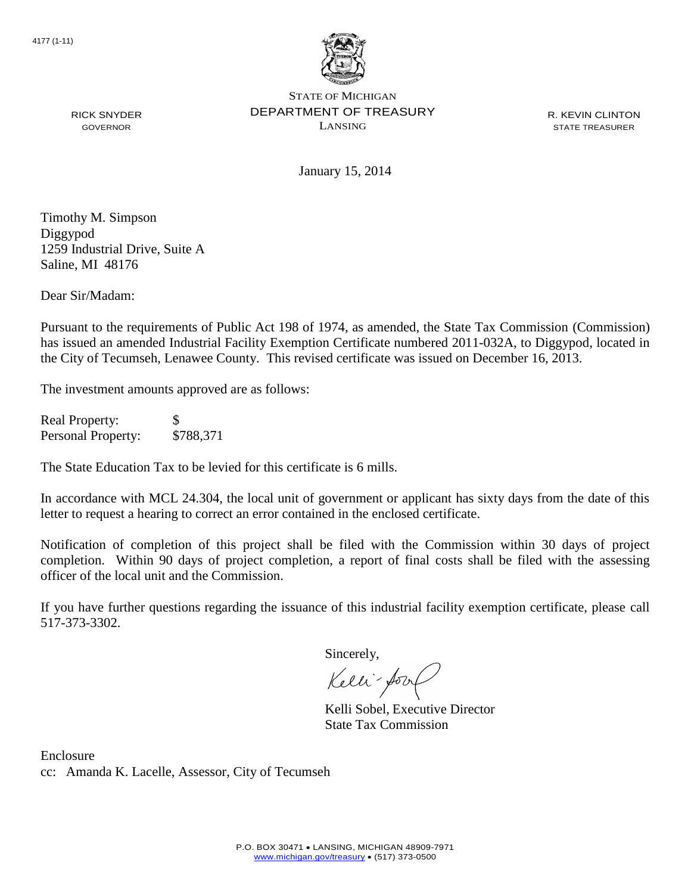4177 (1-11)

STATE OF MICHIGAN
DEPARTMENT OF TREASURY
LANSING

RICK SNYDER
GOVERNOR

R. KEVIN CLINTON
STATE TREASURER

January 15, 2014

Timothy M. Simpson
Diggypod
1259 Industrial Drive, Suite A
Saline, MI 48176

Dear Sir/Madam:

Pursuant to the requirements of Public Act 198 of 1974, as amended, the State Tax Commission (Commission) has issued an amended Industrial Facility Exemption Certificate numbered 2011-032A, to Diggypod, located in the City of Tecumseh, Lenawee County. This revised certificate was issued on December 16, 2013.

The investment amounts approved are as follows:

| | |
|---|---|
| Real Property: | $ |
| Personal Property: | $788,371 |

The State Education Tax to be levied for this certificate is 6 mills.

In accordance with MCL 24.304, the local unit of government or applicant has sixty days from the date of this letter to request a hearing to correct an error contained in the enclosed certificate.

Notification of completion of this project shall be filed with the Commission within 30 days of project completion. Within 90 days of project completion, a report of final costs shall be filed with the assessing officer of the local unit and the Commission.

If you have further questions regarding the issuance of this industrial facility exemption certificate, please call 517-373-3302.

Sincerely,

Kelli Sobel, Executive Director
State Tax Commission

Enclosure
cc: Amanda K. Lacelle, Assessor, City of Tecumseh

P.O. BOX 30471 • LANSING, MICHIGAN 48909-7971
www.michigan.gov/treasury • (517) 373-0500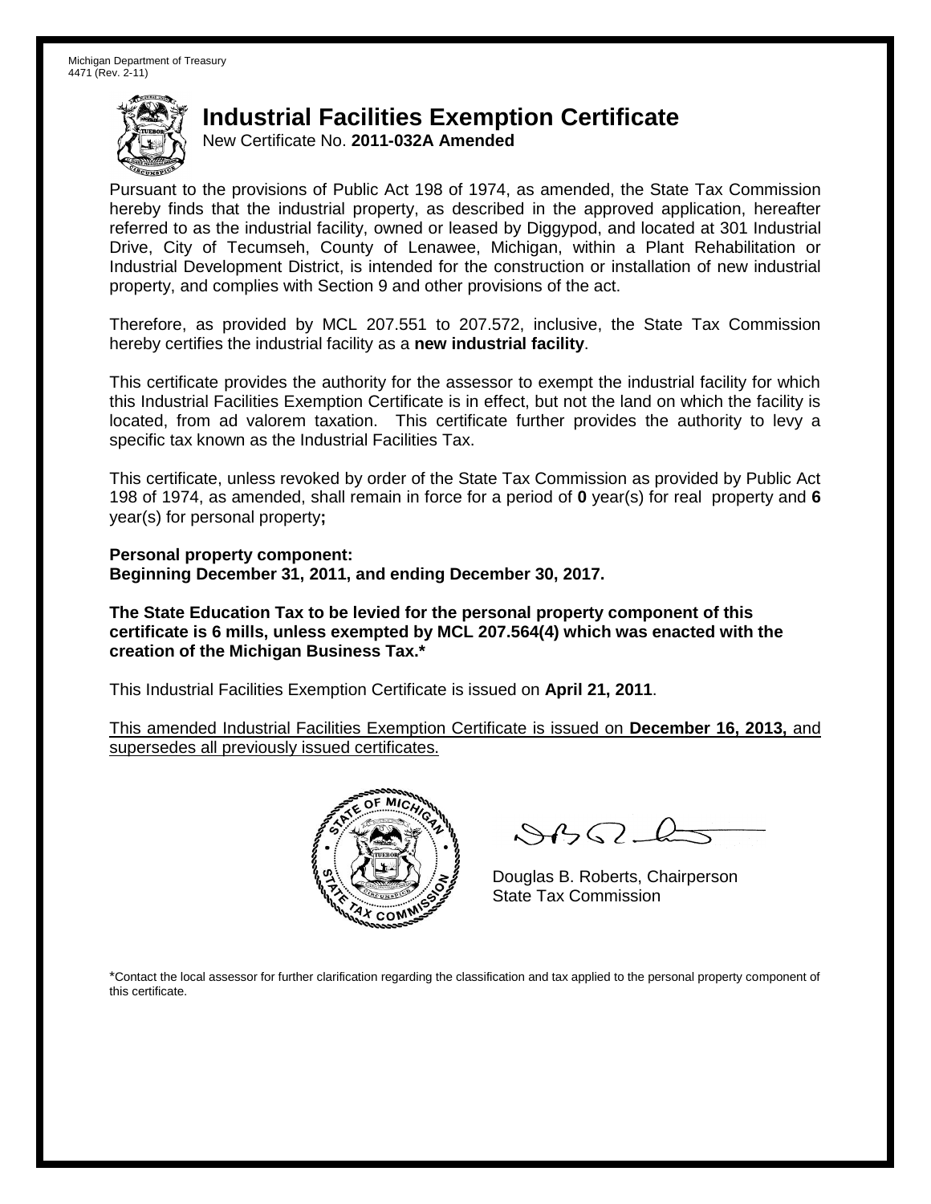Michigan Department of Treasury
4471 (Rev. 2-11)

# Industrial Facilities Exemption Certificate

New Certificate No. **2011-032A Amended**

Pursuant to the provisions of Public Act 198 of 1974, as amended, the State Tax Commission hereby finds that the industrial property, as described in the approved application, hereafter referred to as the industrial facility, owned or leased by Diggypod, and located at 301 Industrial Drive, City of Tecumseh, County of Lenawee, Michigan, within a Plant Rehabilitation or Industrial Development District, is intended for the construction or installation of new industrial property, and complies with Section 9 and other provisions of the act.

Therefore, as provided by MCL 207.551 to 207.572, inclusive, the State Tax Commission hereby certifies the industrial facility as a **new industrial facility**.

This certificate provides the authority for the assessor to exempt the industrial facility for which this Industrial Facilities Exemption Certificate is in effect, but not the land on which the facility is located, from ad valorem taxation. This certificate further provides the authority to levy a specific tax known as the Industrial Facilities Tax.

This certificate, unless revoked by order of the State Tax Commission as provided by Public Act 198 of 1974, as amended, shall remain in force for a period of **0** year(s) for real property and **6** year(s) for personal property**;**

**Personal property component:**
**Beginning December 31, 2011, and ending December 30, 2017.**

**The State Education Tax to be levied for the personal property component of this certificate is 6 mills, unless exempted by MCL 207.564(4) which was enacted with the creation of the Michigan Business Tax.***

This Industrial Facilities Exemption Certificate is issued on **April 21, 2011**.

This amended Industrial Facilities Exemption Certificate is issued on **December 16, 2013,** and supersedes all previously issued certificates.

Douglas B. Roberts, Chairperson
State Tax Commission

*Contact the local assessor for further clarification regarding the classification and tax applied to the personal property component of this certificate.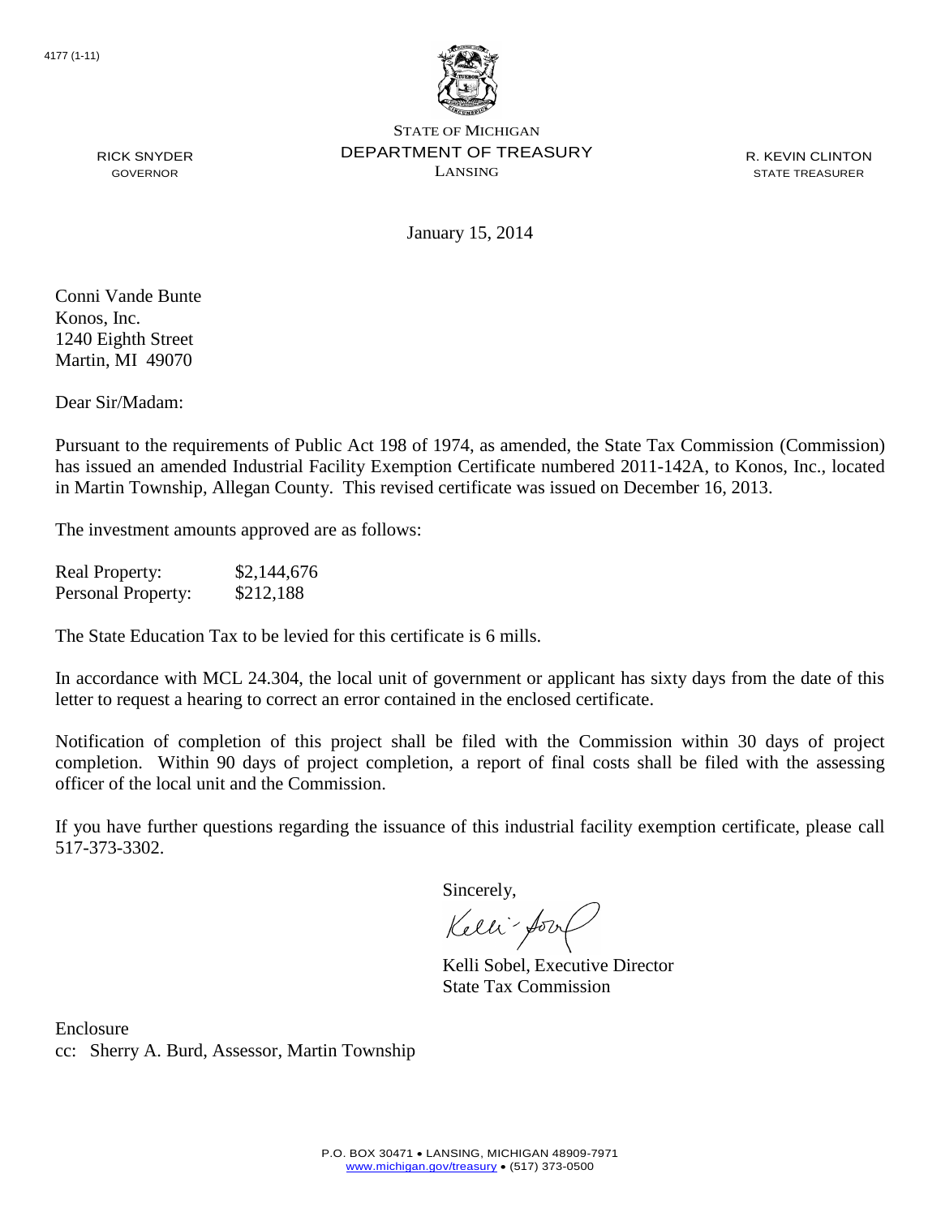4177 (1-11)

STATE OF MICHIGAN
DEPARTMENT OF TREASURY
LANSING

RICK SNYDER
GOVERNOR

R. KEVIN CLINTON
STATE TREASURER

January 15, 2014

Conni Vande Bunte
Konos, Inc.
1240 Eighth Street
Martin, MI 49070

Dear Sir/Madam:

Pursuant to the requirements of Public Act 198 of 1974, as amended, the State Tax Commission (Commission) has issued an amended Industrial Facility Exemption Certificate numbered 2011-142A, to Konos, Inc., located in Martin Township, Allegan County. This revised certificate was issued on December 16, 2013.

The investment amounts approved are as follows:

| | |
|---|---|
| Real Property: | $2,144,676 |
| Personal Property: | $212,188 |

The State Education Tax to be levied for this certificate is 6 mills.

In accordance with MCL 24.304, the local unit of government or applicant has sixty days from the date of this letter to request a hearing to correct an error contained in the enclosed certificate.

Notification of completion of this project shall be filed with the Commission within 30 days of project completion. Within 90 days of project completion, a report of final costs shall be filed with the assessing officer of the local unit and the Commission.

If you have further questions regarding the issuance of this industrial facility exemption certificate, please call 517-373-3302.

Sincerely,

Kelli Sobel, Executive Director
State Tax Commission

Enclosure
cc: Sherry A. Burd, Assessor, Martin Township

P.O. BOX 30471 • LANSING, MICHIGAN 48909-7971
www.michigan.gov/treasury • (517) 373-0500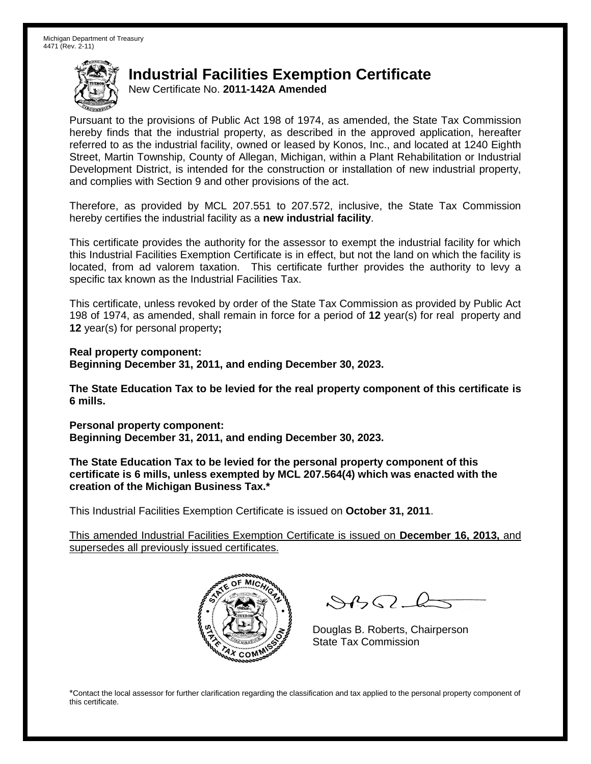Michigan Department of Treasury
4471 (Rev. 2-11)

# Industrial Facilities Exemption Certificate

New Certificate No. **2011-142A Amended**

Pursuant to the provisions of Public Act 198 of 1974, as amended, the State Tax Commission hereby finds that the industrial property, as described in the approved application, hereafter referred to as the industrial facility, owned or leased by Konos, Inc., and located at 1240 Eighth Street, Martin Township, County of Allegan, Michigan, within a Plant Rehabilitation or Industrial Development District, is intended for the construction or installation of new industrial property, and complies with Section 9 and other provisions of the act.

Therefore, as provided by MCL 207.551 to 207.572, inclusive, the State Tax Commission hereby certifies the industrial facility as a **new industrial facility**.

This certificate provides the authority for the assessor to exempt the industrial facility for which this Industrial Facilities Exemption Certificate is in effect, but not the land on which the facility is located, from ad valorem taxation. This certificate further provides the authority to levy a specific tax known as the Industrial Facilities Tax.

This certificate, unless revoked by order of the State Tax Commission as provided by Public Act 198 of 1974, as amended, shall remain in force for a period of **12** year(s) for real property and **12** year(s) for personal property**;**

**Real property component:**
**Beginning December 31, 2011, and ending December 30, 2023.**

**The State Education Tax to be levied for the real property component of this certificate is 6 mills.**

**Personal property component:**
**Beginning December 31, 2011, and ending December 30, 2023.**

**The State Education Tax to be levied for the personal property component of this certificate is 6 mills, unless exempted by MCL 207.564(4) which was enacted with the creation of the Michigan Business Tax.***

This Industrial Facilities Exemption Certificate is issued on **October 31, 2011**.

<u>This amended Industrial Facilities Exemption Certificate is issued on **December 16, 2013,** and supersedes all previously issued certificates.</u>

Douglas B. Roberts, Chairperson
State Tax Commission

*Contact the local assessor for further clarification regarding the classification and tax applied to the personal property component of this certificate.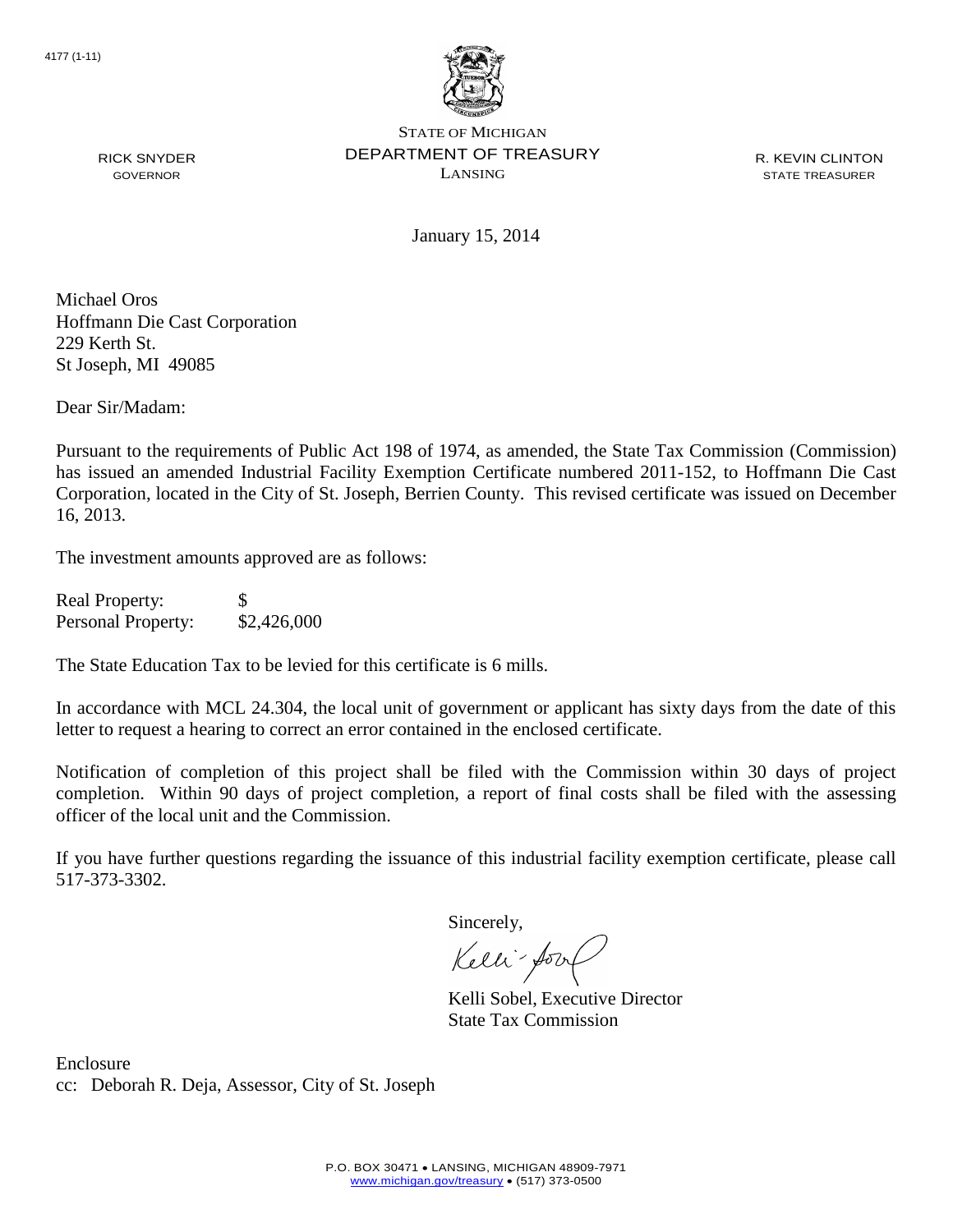4177 (1-11)

STATE OF MICHIGAN
DEPARTMENT OF TREASURY
LANSING

RICK SNYDER
GOVERNOR

R. KEVIN CLINTON
STATE TREASURER

January 15, 2014

Michael Oros
Hoffmann Die Cast Corporation
229 Kerth St.
St Joseph, MI 49085

Dear Sir/Madam:

Pursuant to the requirements of Public Act 198 of 1974, as amended, the State Tax Commission (Commission) has issued an amended Industrial Facility Exemption Certificate numbered 2011-152, to Hoffmann Die Cast Corporation, located in the City of St. Joseph, Berrien County. This revised certificate was issued on December 16, 2013.

The investment amounts approved are as follows:

| | |
|---|---|
| Real Property: | $ |
| Personal Property: | $2,426,000 |

The State Education Tax to be levied for this certificate is 6 mills.

In accordance with MCL 24.304, the local unit of government or applicant has sixty days from the date of this letter to request a hearing to correct an error contained in the enclosed certificate.

Notification of completion of this project shall be filed with the Commission within 30 days of project completion. Within 90 days of project completion, a report of final costs shall be filed with the assessing officer of the local unit and the Commission.

If you have further questions regarding the issuance of this industrial facility exemption certificate, please call 517-373-3302.

Sincerely,

Kelli Sobel, Executive Director
State Tax Commission

Enclosure
cc: Deborah R. Deja, Assessor, City of St. Joseph

P.O. BOX 30471 • LANSING, MICHIGAN 48909-7971
www.michigan.gov/treasury • (517) 373-0500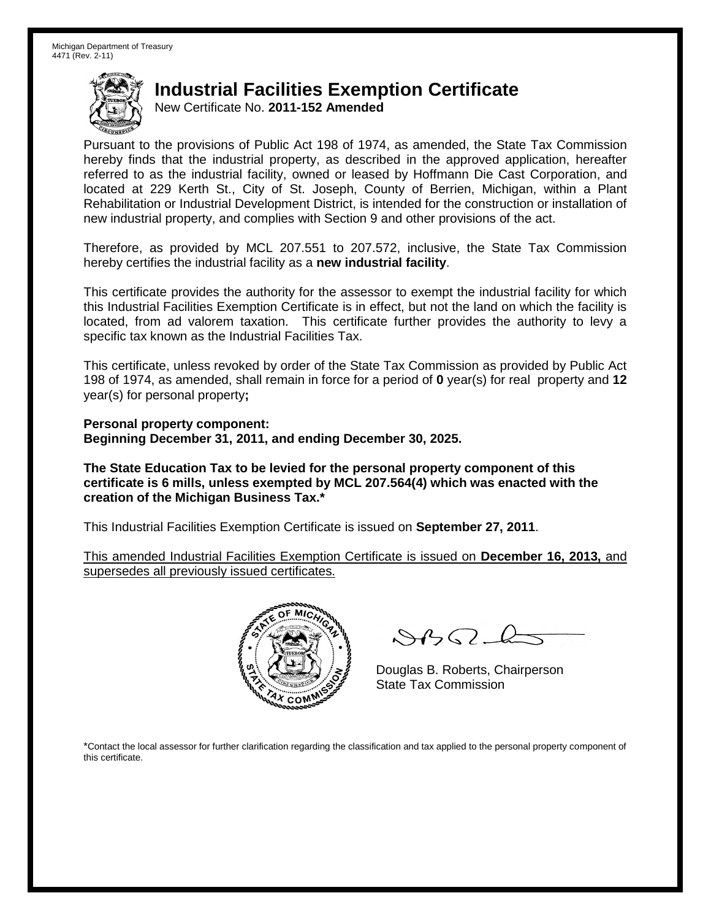Michigan Department of Treasury
4471 (Rev. 2-11)

# Industrial Facilities Exemption Certificate

New Certificate No. **2011-152 Amended**

Pursuant to the provisions of Public Act 198 of 1974, as amended, the State Tax Commission hereby finds that the industrial property, as described in the approved application, hereafter referred to as the industrial facility, owned or leased by Hoffmann Die Cast Corporation, and located at 229 Kerth St., City of St. Joseph, County of Berrien, Michigan, within a Plant Rehabilitation or Industrial Development District, is intended for the construction or installation of new industrial property, and complies with Section 9 and other provisions of the act.

Therefore, as provided by MCL 207.551 to 207.572, inclusive, the State Tax Commission hereby certifies the industrial facility as a **new industrial facility**.

This certificate provides the authority for the assessor to exempt the industrial facility for which this Industrial Facilities Exemption Certificate is in effect, but not the land on which the facility is located, from ad valorem taxation. This certificate further provides the authority to levy a specific tax known as the Industrial Facilities Tax.

This certificate, unless revoked by order of the State Tax Commission as provided by Public Act 198 of 1974, as amended, shall remain in force for a period of **0** year(s) for real property and **12** year(s) for personal property**;**

**Personal property component:**
**Beginning December 31, 2011, and ending December 30, 2025.**

**The State Education Tax to be levied for the personal property component of this certificate is 6 mills, unless exempted by MCL 207.564(4) which was enacted with the creation of the Michigan Business Tax.***

This Industrial Facilities Exemption Certificate is issued on **September 27, 2011**.

This amended Industrial Facilities Exemption Certificate is issued on **December 16, 2013,** and supersedes all previously issued certificates.

Douglas B. Roberts, Chairperson
State Tax Commission

*Contact the local assessor for further clarification regarding the classification and tax applied to the personal property component of this certificate.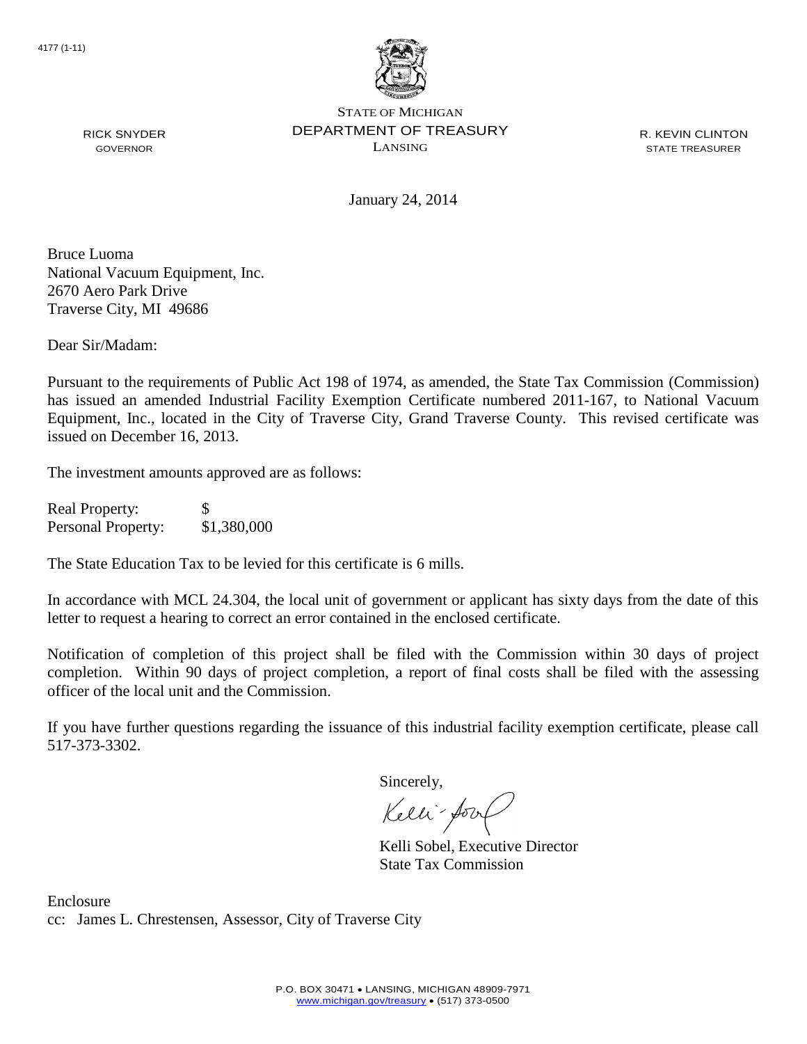4177 (1-11)

STATE OF MICHIGAN
DEPARTMENT OF TREASURY
LANSING

RICK SNYDER
GOVERNOR

R. KEVIN CLINTON
STATE TREASURER

January 24, 2014

Bruce Luoma
National Vacuum Equipment, Inc.
2670 Aero Park Drive
Traverse City, MI 49686

Dear Sir/Madam:

Pursuant to the requirements of Public Act 198 of 1974, as amended, the State Tax Commission (Commission) has issued an amended Industrial Facility Exemption Certificate numbered 2011-167, to National Vacuum Equipment, Inc., located in the City of Traverse City, Grand Traverse County. This revised certificate was issued on December 16, 2013.

The investment amounts approved are as follows:

| | |
|---|---|
| Real Property: | $ |
| Personal Property: | $1,380,000 |

The State Education Tax to be levied for this certificate is 6 mills.

In accordance with MCL 24.304, the local unit of government or applicant has sixty days from the date of this letter to request a hearing to correct an error contained in the enclosed certificate.

Notification of completion of this project shall be filed with the Commission within 30 days of project completion. Within 90 days of project completion, a report of final costs shall be filed with the assessing officer of the local unit and the Commission.

If you have further questions regarding the issuance of this industrial facility exemption certificate, please call 517-373-3302.

Sincerely,

Kelli Sobel, Executive Director
State Tax Commission

Enclosure
cc: James L. Chrestensen, Assessor, City of Traverse City

P.O. BOX 30471 • LANSING, MICHIGAN 48909-7971
www.michigan.gov/treasury • (517) 373-0500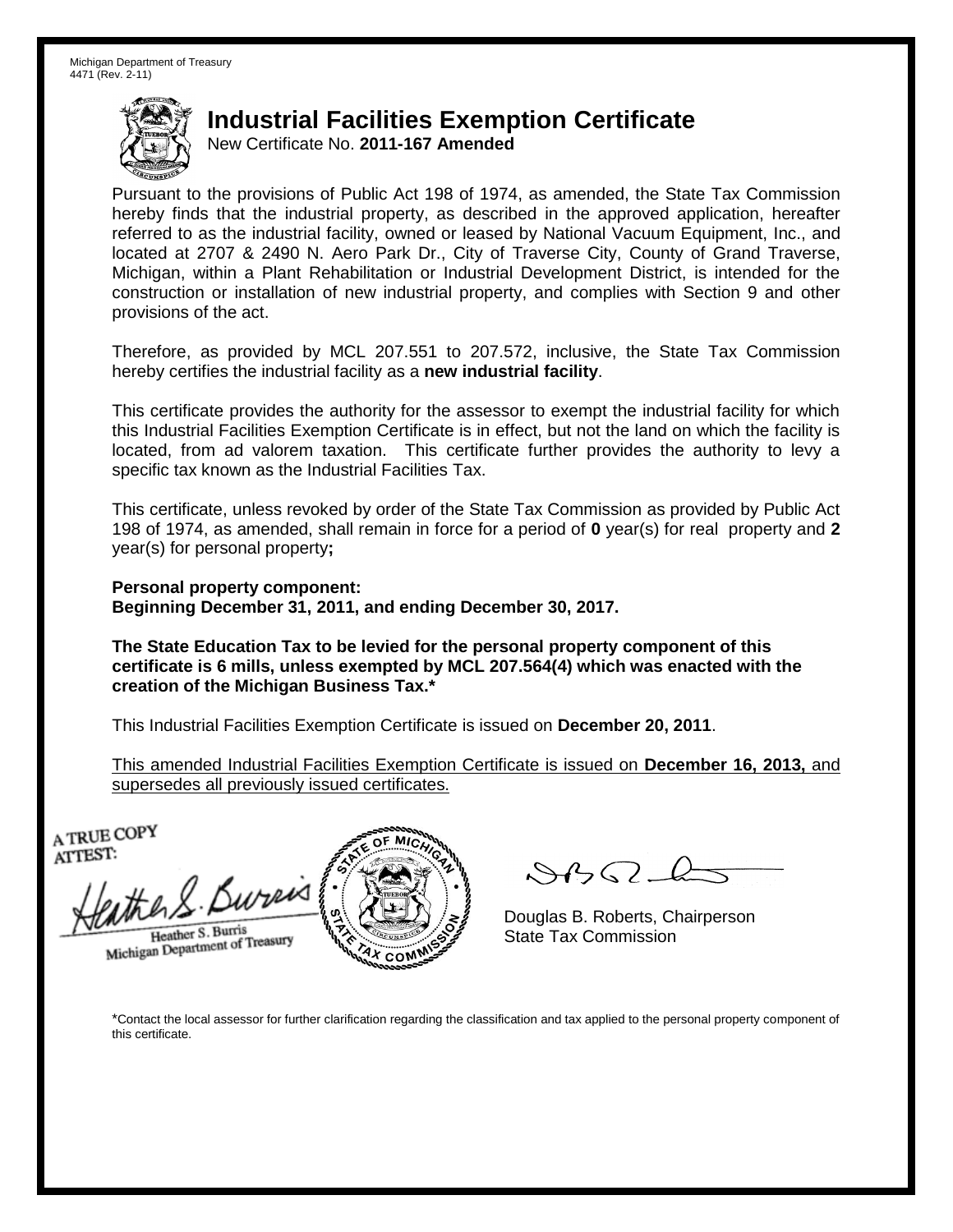Michigan Department of Treasury
4471 (Rev. 2-11)

# Industrial Facilities Exemption Certificate

New Certificate No. **2011-167 Amended**

Pursuant to the provisions of Public Act 198 of 1974, as amended, the State Tax Commission hereby finds that the industrial property, as described in the approved application, hereafter referred to as the industrial facility, owned or leased by National Vacuum Equipment, Inc., and located at 2707 & 2490 N. Aero Park Dr., City of Traverse City, County of Grand Traverse, Michigan, within a Plant Rehabilitation or Industrial Development District, is intended for the construction or installation of new industrial property, and complies with Section 9 and other provisions of the act.

Therefore, as provided by MCL 207.551 to 207.572, inclusive, the State Tax Commission hereby certifies the industrial facility as a **new industrial facility**.

This certificate provides the authority for the assessor to exempt the industrial facility for which this Industrial Facilities Exemption Certificate is in effect, but not the land on which the facility is located, from ad valorem taxation. This certificate further provides the authority to levy a specific tax known as the Industrial Facilities Tax.

This certificate, unless revoked by order of the State Tax Commission as provided by Public Act 198 of 1974, as amended, shall remain in force for a period of **0** year(s) for real property and **2** year(s) for personal property**;**

**Personal property component:**
**Beginning December 31, 2011, and ending December 30, 2017.**

**The State Education Tax to be levied for the personal property component of this certificate is 6 mills, unless exempted by MCL 207.564(4) which was enacted with the creation of the Michigan Business Tax.***

This Industrial Facilities Exemption Certificate is issued on **December 20, 2011**.

This amended Industrial Facilities Exemption Certificate is issued on **December 16, 2013,** and supersedes all previously issued certificates.

A TRUE COPY
ATTEST:

Heather S. Burris
Michigan Department of Treasury

Douglas B. Roberts, Chairperson
State Tax Commission

*Contact the local assessor for further clarification regarding the classification and tax applied to the personal property component of this certificate.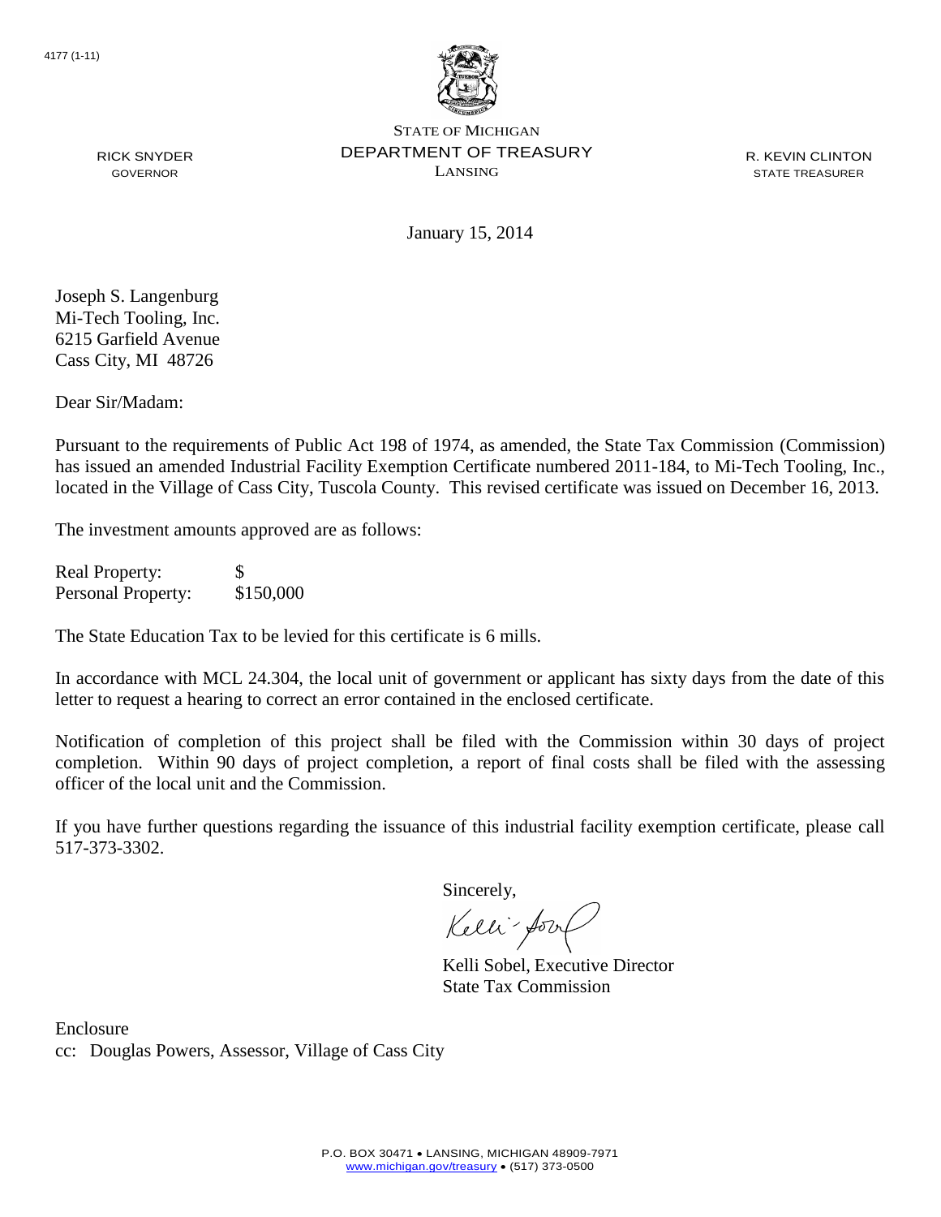4177 (1-11)

STATE OF MICHIGAN
DEPARTMENT OF TREASURY
LANSING

RICK SNYDER
GOVERNOR

R. KEVIN CLINTON
STATE TREASURER

January 15, 2014

Joseph S. Langenburg
Mi-Tech Tooling, Inc.
6215 Garfield Avenue
Cass City, MI 48726

Dear Sir/Madam:

Pursuant to the requirements of Public Act 198 of 1974, as amended, the State Tax Commission (Commission) has issued an amended Industrial Facility Exemption Certificate numbered 2011-184, to Mi-Tech Tooling, Inc., located in the Village of Cass City, Tuscola County. This revised certificate was issued on December 16, 2013.

The investment amounts approved are as follows:

| | |
|---|---|
| Real Property: | $ |
| Personal Property: | $150,000 |

The State Education Tax to be levied for this certificate is 6 mills.

In accordance with MCL 24.304, the local unit of government or applicant has sixty days from the date of this letter to request a hearing to correct an error contained in the enclosed certificate.

Notification of completion of this project shall be filed with the Commission within 30 days of project completion. Within 90 days of project completion, a report of final costs shall be filed with the assessing officer of the local unit and the Commission.

If you have further questions regarding the issuance of this industrial facility exemption certificate, please call 517-373-3302.

Sincerely,

Kelli Sobel, Executive Director
State Tax Commission

Enclosure
cc: Douglas Powers, Assessor, Village of Cass City

P.O. BOX 30471 • LANSING, MICHIGAN 48909-7971
www.michigan.gov/treasury • (517) 373-0500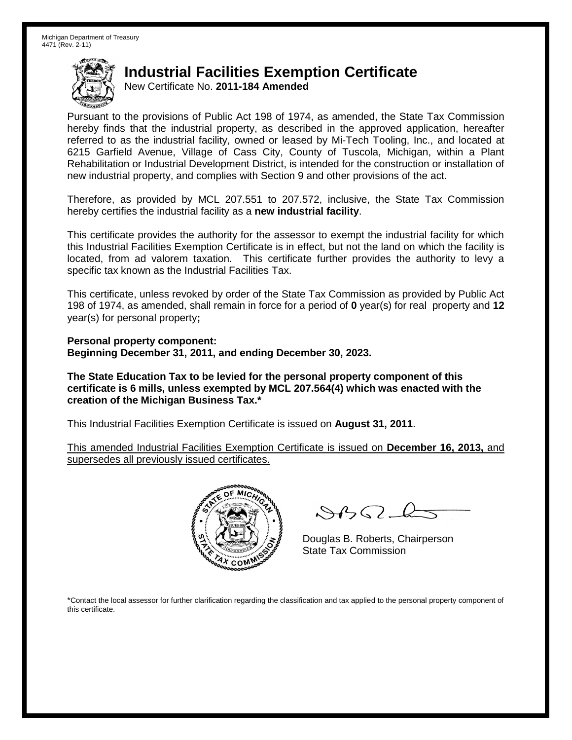Michigan Department of Treasury
4471 (Rev. 2-11)

# Industrial Facilities Exemption Certificate

New Certificate No. **2011-184 Amended**

Pursuant to the provisions of Public Act 198 of 1974, as amended, the State Tax Commission hereby finds that the industrial property, as described in the approved application, hereafter referred to as the industrial facility, owned or leased by Mi-Tech Tooling, Inc., and located at 6215 Garfield Avenue, Village of Cass City, County of Tuscola, Michigan, within a Plant Rehabilitation or Industrial Development District, is intended for the construction or installation of new industrial property, and complies with Section 9 and other provisions of the act.

Therefore, as provided by MCL 207.551 to 207.572, inclusive, the State Tax Commission hereby certifies the industrial facility as a **new industrial facility**.

This certificate provides the authority for the assessor to exempt the industrial facility for which this Industrial Facilities Exemption Certificate is in effect, but not the land on which the facility is located, from ad valorem taxation. This certificate further provides the authority to levy a specific tax known as the Industrial Facilities Tax.

This certificate, unless revoked by order of the State Tax Commission as provided by Public Act 198 of 1974, as amended, shall remain in force for a period of **0** year(s) for real property and **12** year(s) for personal property**;**

**Personal property component:**
**Beginning December 31, 2011, and ending December 30, 2023.**

**The State Education Tax to be levied for the personal property component of this certificate is 6 mills, unless exempted by MCL 207.564(4) which was enacted with the creation of the Michigan Business Tax.***

This Industrial Facilities Exemption Certificate is issued on **August 31, 2011**.

This amended Industrial Facilities Exemption Certificate is issued on **December 16, 2013,** and supersedes all previously issued certificates.

Douglas B. Roberts, Chairperson
State Tax Commission

*Contact the local assessor for further clarification regarding the classification and tax applied to the personal property component of this certificate.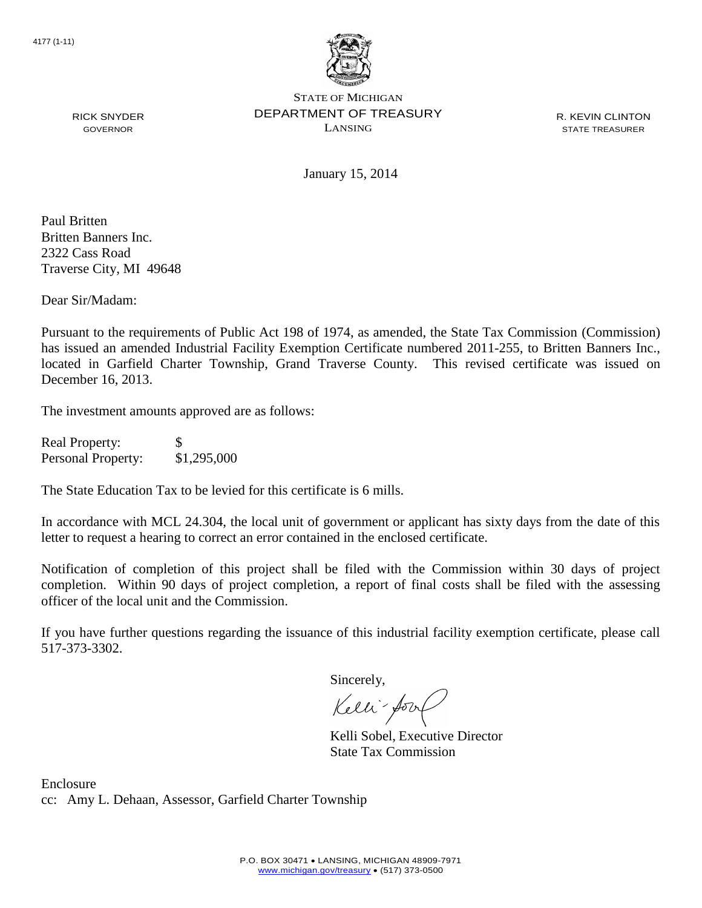4177 (1-11)

STATE OF MICHIGAN
DEPARTMENT OF TREASURY
LANSING

RICK SNYDER
GOVERNOR

R. KEVIN CLINTON
STATE TREASURER

January 15, 2014

Paul Britten
Britten Banners Inc.
2322 Cass Road
Traverse City, MI 49648

Dear Sir/Madam:

Pursuant to the requirements of Public Act 198 of 1974, as amended, the State Tax Commission (Commission) has issued an amended Industrial Facility Exemption Certificate numbered 2011-255, to Britten Banners Inc., located in Garfield Charter Township, Grand Traverse County. This revised certificate was issued on December 16, 2013.

The investment amounts approved are as follows:

| | |
|---|---|
| Real Property: | $ |
| Personal Property: | $1,295,000 |

The State Education Tax to be levied for this certificate is 6 mills.

In accordance with MCL 24.304, the local unit of government or applicant has sixty days from the date of this letter to request a hearing to correct an error contained in the enclosed certificate.

Notification of completion of this project shall be filed with the Commission within 30 days of project completion. Within 90 days of project completion, a report of final costs shall be filed with the assessing officer of the local unit and the Commission.

If you have further questions regarding the issuance of this industrial facility exemption certificate, please call 517-373-3302.

Sincerely,

Kelli Sobel, Executive Director
State Tax Commission

Enclosure
cc: Amy L. Dehaan, Assessor, Garfield Charter Township

P.O. BOX 30471 • LANSING, MICHIGAN 48909-7971
www.michigan.gov/treasury • (517) 373-0500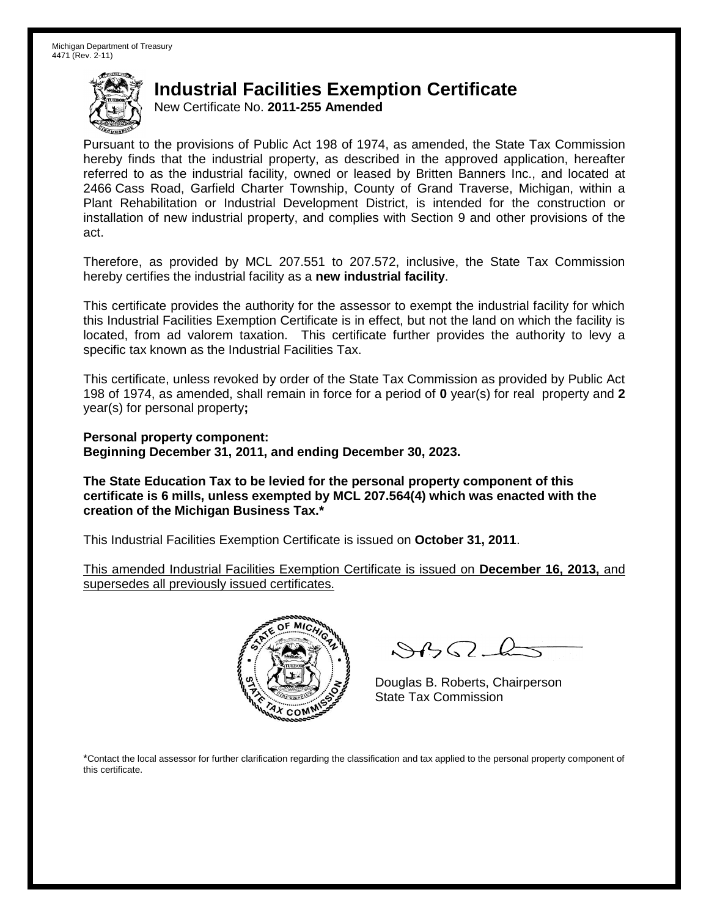Michigan Department of Treasury
4471 (Rev. 2-11)

# Industrial Facilities Exemption Certificate

New Certificate No. **2011-255 Amended**

Pursuant to the provisions of Public Act 198 of 1974, as amended, the State Tax Commission hereby finds that the industrial property, as described in the approved application, hereafter referred to as the industrial facility, owned or leased by Britten Banners Inc., and located at 2466 Cass Road, Garfield Charter Township, County of Grand Traverse, Michigan, within a Plant Rehabilitation or Industrial Development District, is intended for the construction or installation of new industrial property, and complies with Section 9 and other provisions of the act.

Therefore, as provided by MCL 207.551 to 207.572, inclusive, the State Tax Commission hereby certifies the industrial facility as a **new industrial facility**.

This certificate provides the authority for the assessor to exempt the industrial facility for which this Industrial Facilities Exemption Certificate is in effect, but not the land on which the facility is located, from ad valorem taxation. This certificate further provides the authority to levy a specific tax known as the Industrial Facilities Tax.

This certificate, unless revoked by order of the State Tax Commission as provided by Public Act 198 of 1974, as amended, shall remain in force for a period of **0** year(s) for real property and **2** year(s) for personal property**;**

**Personal property component:**
**Beginning December 31, 2011, and ending December 30, 2023.**

**The State Education Tax to be levied for the personal property component of this certificate is 6 mills, unless exempted by MCL 207.564(4) which was enacted with the creation of the Michigan Business Tax.***

This Industrial Facilities Exemption Certificate is issued on **October 31, 2011**.

This amended Industrial Facilities Exemption Certificate is issued on **December 16, 2013,** and supersedes all previously issued certificates.

Douglas B. Roberts, Chairperson
State Tax Commission

*Contact the local assessor for further clarification regarding the classification and tax applied to the personal property component of this certificate.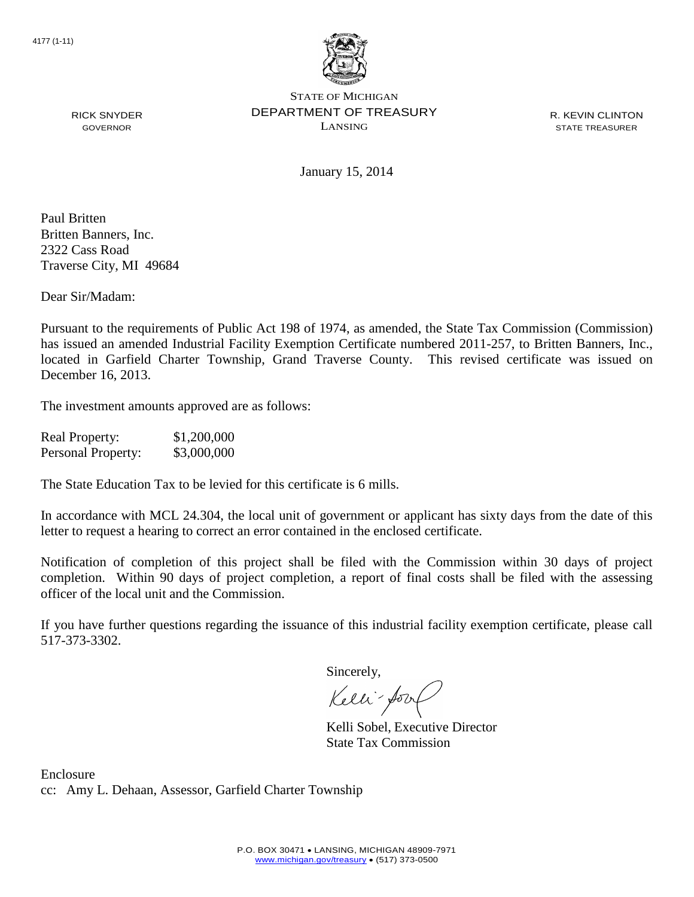4177 (1-11)

STATE OF MICHIGAN
DEPARTMENT OF TREASURY
LANSING

RICK SNYDER
GOVERNOR

R. KEVIN CLINTON
STATE TREASURER

January 15, 2014

Paul Britten
Britten Banners, Inc.
2322 Cass Road
Traverse City, MI 49684

Dear Sir/Madam:

Pursuant to the requirements of Public Act 198 of 1974, as amended, the State Tax Commission (Commission) has issued an amended Industrial Facility Exemption Certificate numbered 2011-257, to Britten Banners, Inc., located in Garfield Charter Township, Grand Traverse County. This revised certificate was issued on December 16, 2013.

The investment amounts approved are as follows:

| | |
|---|---|
| Real Property: | \$1,200,000 |
| Personal Property: | \$3,000,000 |

The State Education Tax to be levied for this certificate is 6 mills.

In accordance with MCL 24.304, the local unit of government or applicant has sixty days from the date of this letter to request a hearing to correct an error contained in the enclosed certificate.

Notification of completion of this project shall be filed with the Commission within 30 days of project completion. Within 90 days of project completion, a report of final costs shall be filed with the assessing officer of the local unit and the Commission.

If you have further questions regarding the issuance of this industrial facility exemption certificate, please call 517-373-3302.

Sincerely,

Kelli Sobel, Executive Director
State Tax Commission

Enclosure
cc: Amy L. Dehaan, Assessor, Garfield Charter Township

P.O. BOX 30471 • LANSING, MICHIGAN 48909-7971
www.michigan.gov/treasury • (517) 373-0500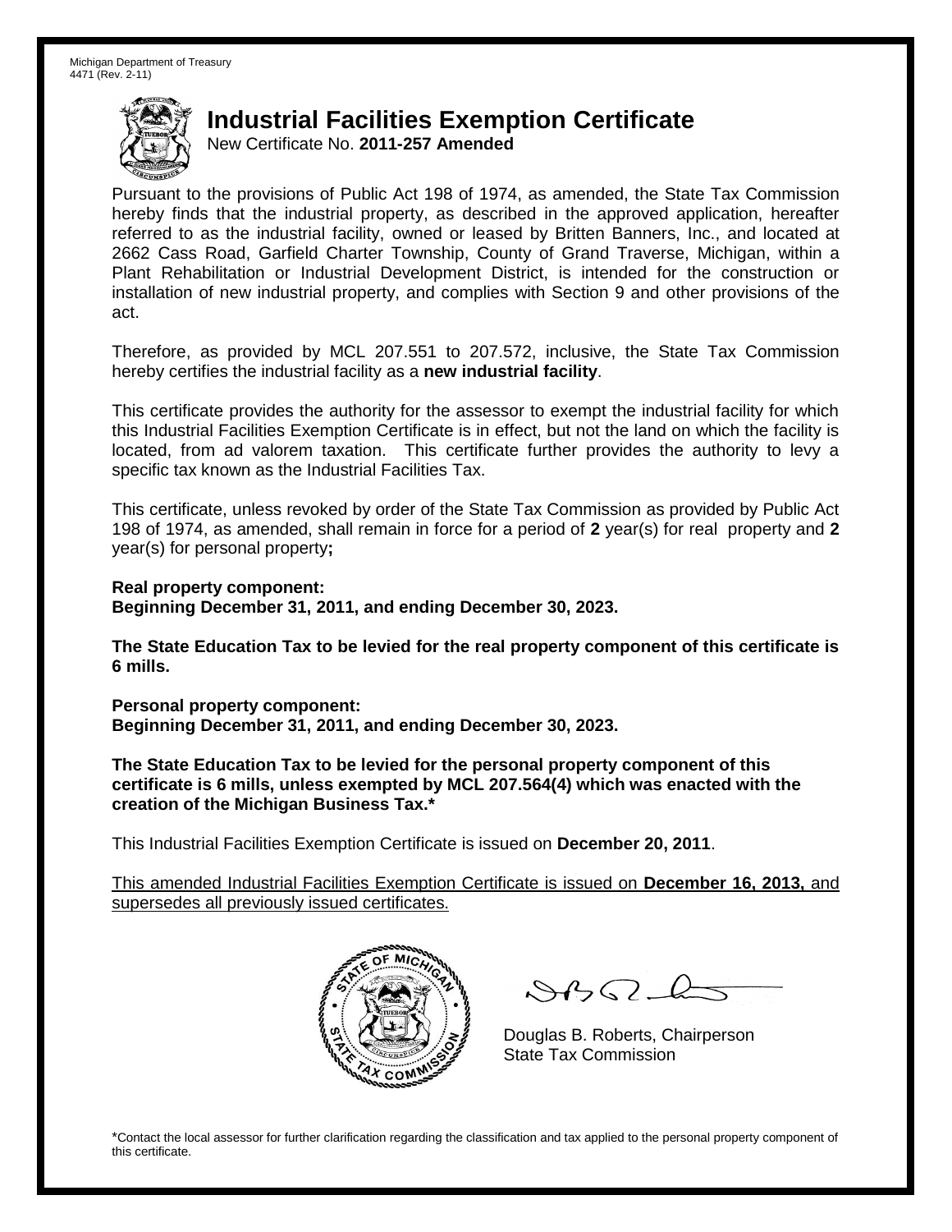Michigan Department of Treasury
4471 (Rev. 2-11)

# Industrial Facilities Exemption Certificate

New Certificate No. **2011-257 Amended**

Pursuant to the provisions of Public Act 198 of 1974, as amended, the State Tax Commission hereby finds that the industrial property, as described in the approved application, hereafter referred to as the industrial facility, owned or leased by Britten Banners, Inc., and located at 2662 Cass Road, Garfield Charter Township, County of Grand Traverse, Michigan, within a Plant Rehabilitation or Industrial Development District, is intended for the construction or installation of new industrial property, and complies with Section 9 and other provisions of the act.

Therefore, as provided by MCL 207.551 to 207.572, inclusive, the State Tax Commission hereby certifies the industrial facility as a **new industrial facility**.

This certificate provides the authority for the assessor to exempt the industrial facility for which this Industrial Facilities Exemption Certificate is in effect, but not the land on which the facility is located, from ad valorem taxation. This certificate further provides the authority to levy a specific tax known as the Industrial Facilities Tax.

This certificate, unless revoked by order of the State Tax Commission as provided by Public Act 198 of 1974, as amended, shall remain in force for a period of **2** year(s) for real property and **2** year(s) for personal property**;**

**Real property component:**
**Beginning December 31, 2011, and ending December 30, 2023.**

**The State Education Tax to be levied for the real property component of this certificate is 6 mills.**

**Personal property component:**
**Beginning December 31, 2011, and ending December 30, 2023.**

**The State Education Tax to be levied for the personal property component of this certificate is 6 mills, unless exempted by MCL 207.564(4) which was enacted with the creation of the Michigan Business Tax.***

This Industrial Facilities Exemption Certificate is issued on **December 20, 2011**.

<u>This amended Industrial Facilities Exemption Certificate is issued on **December 16, 2013,** and supersedes all previously issued certificates.</u>

Douglas B. Roberts, Chairperson
State Tax Commission

*Contact the local assessor for further clarification regarding the classification and tax applied to the personal property component of this certificate.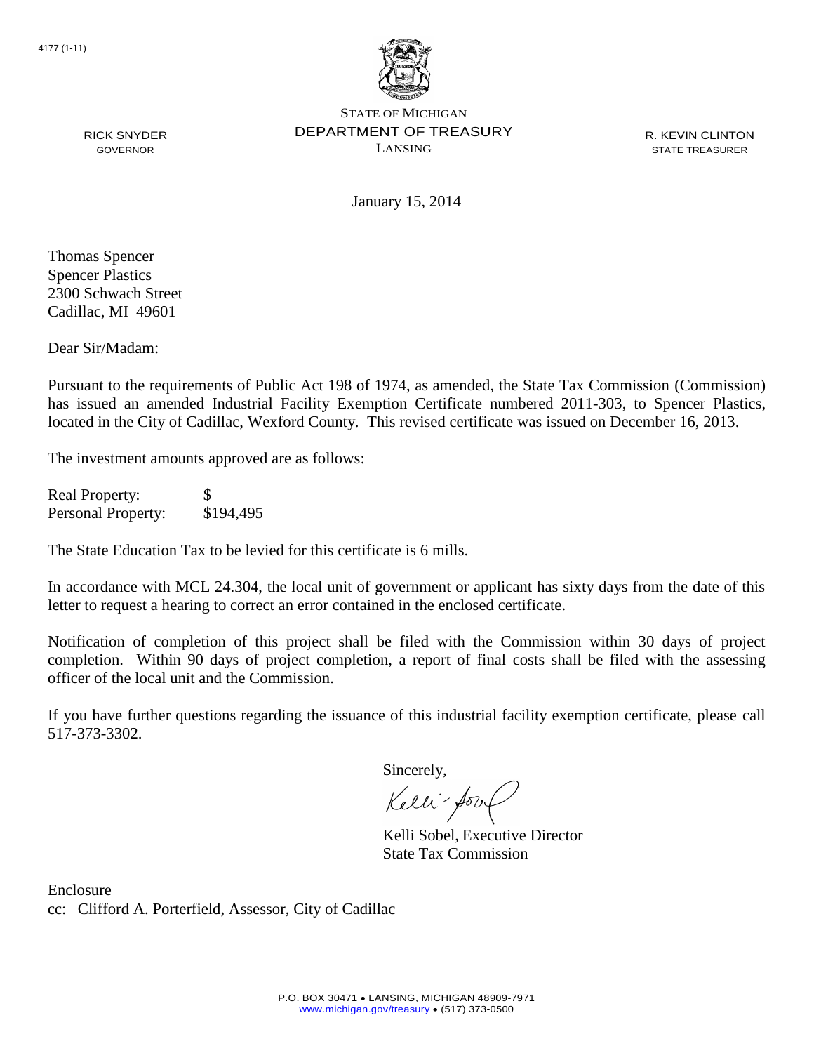4177 (1-11)

STATE OF MICHIGAN
DEPARTMENT OF TREASURY
LANSING

RICK SNYDER
GOVERNOR

R. KEVIN CLINTON
STATE TREASURER

January 15, 2014

Thomas Spencer
Spencer Plastics
2300 Schwach Street
Cadillac, MI 49601

Dear Sir/Madam:

Pursuant to the requirements of Public Act 198 of 1974, as amended, the State Tax Commission (Commission) has issued an amended Industrial Facility Exemption Certificate numbered 2011-303, to Spencer Plastics, located in the City of Cadillac, Wexford County. This revised certificate was issued on December 16, 2013.

The investment amounts approved are as follows:

| | |
|---|---|
| Real Property: | $ |
| Personal Property: | $194,495 |

The State Education Tax to be levied for this certificate is 6 mills.

In accordance with MCL 24.304, the local unit of government or applicant has sixty days from the date of this letter to request a hearing to correct an error contained in the enclosed certificate.

Notification of completion of this project shall be filed with the Commission within 30 days of project completion. Within 90 days of project completion, a report of final costs shall be filed with the assessing officer of the local unit and the Commission.

If you have further questions regarding the issuance of this industrial facility exemption certificate, please call 517-373-3302.

Sincerely,

Kelli Sobel, Executive Director
State Tax Commission

Enclosure
cc: Clifford A. Porterfield, Assessor, City of Cadillac

P.O. BOX 30471 • LANSING, MICHIGAN 48909-7971
www.michigan.gov/treasury • (517) 373-0500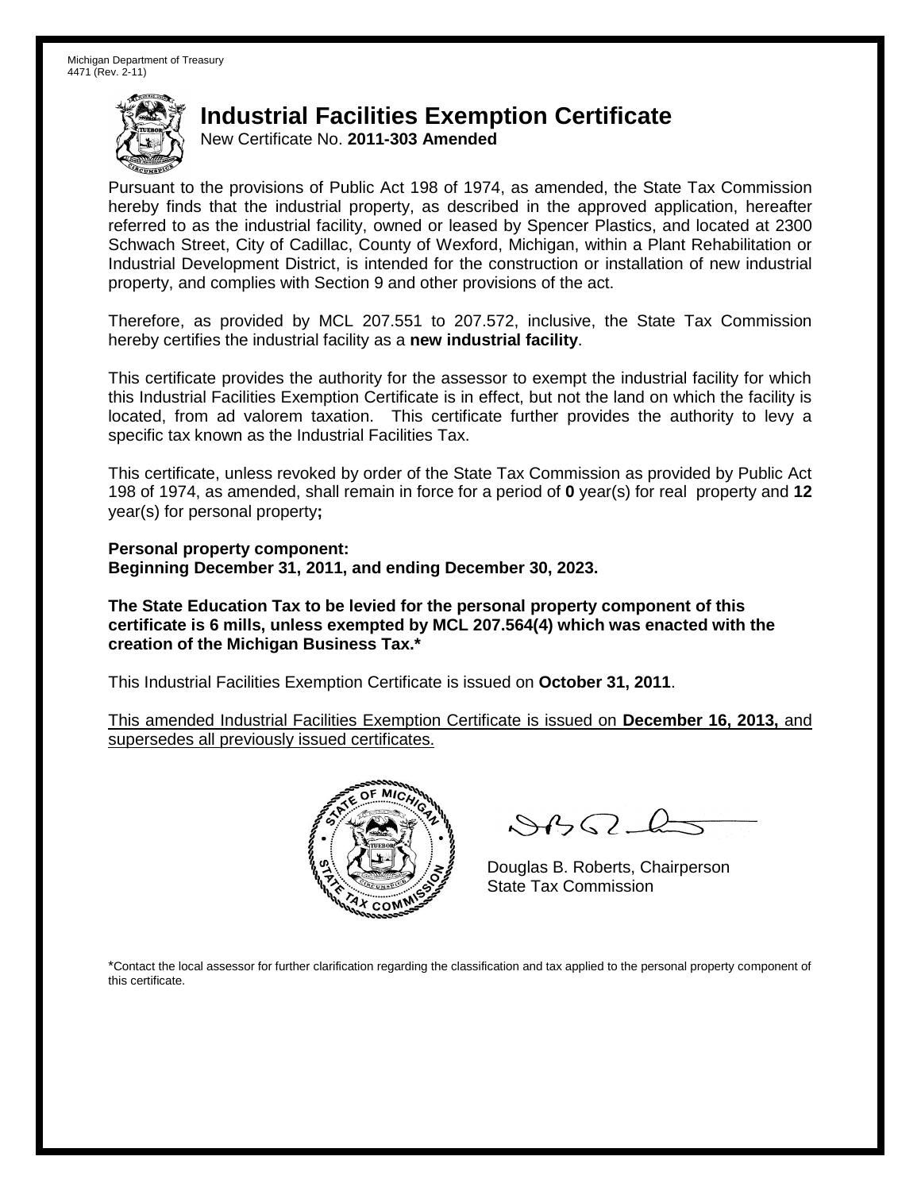Michigan Department of Treasury
4471 (Rev. 2-11)

# Industrial Facilities Exemption Certificate

New Certificate No. **2011-303 Amended**

Pursuant to the provisions of Public Act 198 of 1974, as amended, the State Tax Commission hereby finds that the industrial property, as described in the approved application, hereafter referred to as the industrial facility, owned or leased by Spencer Plastics, and located at 2300 Schwach Street, City of Cadillac, County of Wexford, Michigan, within a Plant Rehabilitation or Industrial Development District, is intended for the construction or installation of new industrial property, and complies with Section 9 and other provisions of the act.

Therefore, as provided by MCL 207.551 to 207.572, inclusive, the State Tax Commission hereby certifies the industrial facility as a **new industrial facility**.

This certificate provides the authority for the assessor to exempt the industrial facility for which this Industrial Facilities Exemption Certificate is in effect, but not the land on which the facility is located, from ad valorem taxation. This certificate further provides the authority to levy a specific tax known as the Industrial Facilities Tax.

This certificate, unless revoked by order of the State Tax Commission as provided by Public Act 198 of 1974, as amended, shall remain in force for a period of **0** year(s) for real property and **12** year(s) for personal property**;**

**Personal property component:**
**Beginning December 31, 2011, and ending December 30, 2023.**

**The State Education Tax to be levied for the personal property component of this certificate is 6 mills, unless exempted by MCL 207.564(4) which was enacted with the creation of the Michigan Business Tax.***

This Industrial Facilities Exemption Certificate is issued on **October 31, 2011**.

<u>This amended Industrial Facilities Exemption Certificate is issued on **December 16, 2013,** and supersedes all previously issued certificates.</u>

Douglas B. Roberts, Chairperson
State Tax Commission

*Contact the local assessor for further clarification regarding the classification and tax applied to the personal property component of this certificate.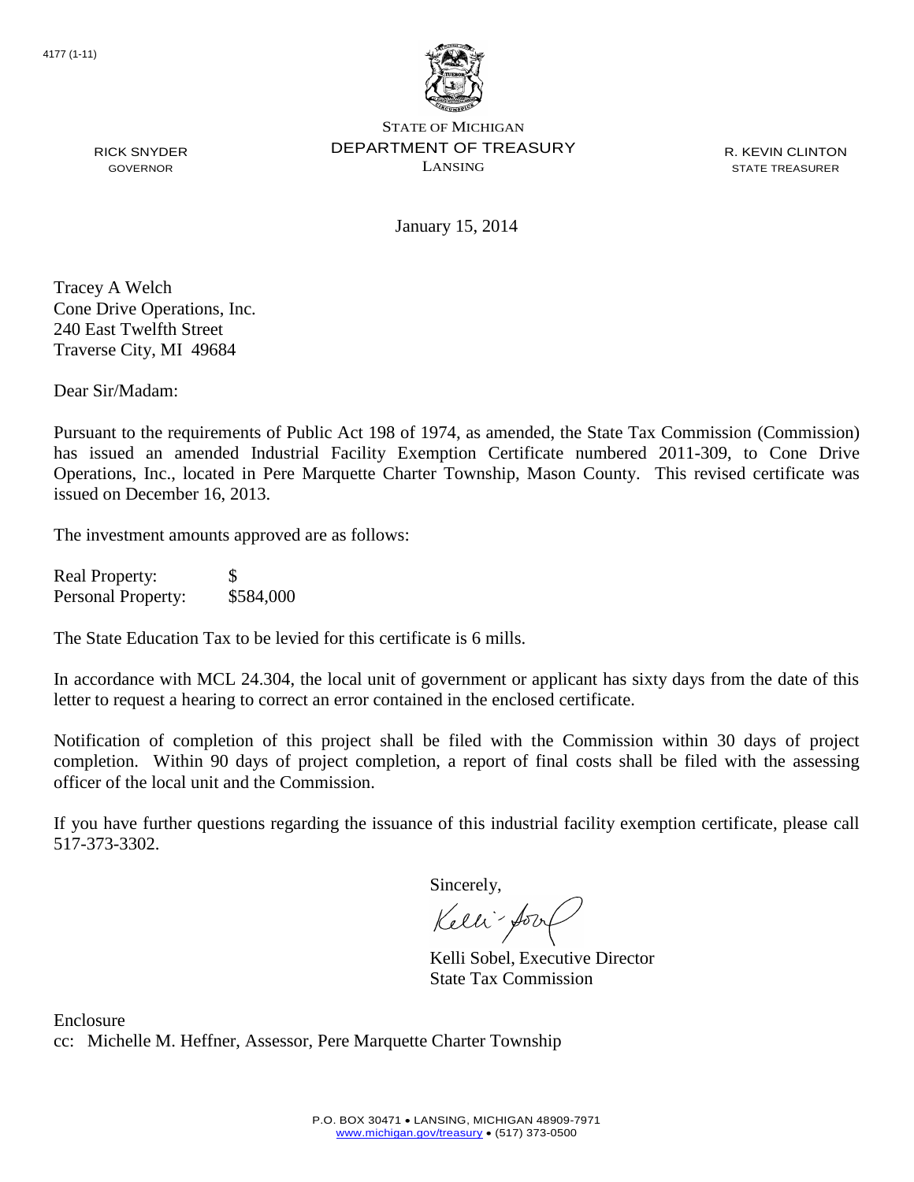4177 (1-11)

STATE OF MICHIGAN
DEPARTMENT OF TREASURY
LANSING

RICK SNYDER
GOVERNOR

R. KEVIN CLINTON
STATE TREASURER

January 15, 2014

Tracey A Welch
Cone Drive Operations, Inc.
240 East Twelfth Street
Traverse City, MI 49684

Dear Sir/Madam:

Pursuant to the requirements of Public Act 198 of 1974, as amended, the State Tax Commission (Commission) has issued an amended Industrial Facility Exemption Certificate numbered 2011-309, to Cone Drive Operations, Inc., located in Pere Marquette Charter Township, Mason County. This revised certificate was issued on December 16, 2013.

The investment amounts approved are as follows:

| | |
|---|---|
| Real Property: | $ |
| Personal Property: | $584,000 |

The State Education Tax to be levied for this certificate is 6 mills.

In accordance with MCL 24.304, the local unit of government or applicant has sixty days from the date of this letter to request a hearing to correct an error contained in the enclosed certificate.

Notification of completion of this project shall be filed with the Commission within 30 days of project completion. Within 90 days of project completion, a report of final costs shall be filed with the assessing officer of the local unit and the Commission.

If you have further questions regarding the issuance of this industrial facility exemption certificate, please call 517-373-3302.

Sincerely,

Kelli Sobel, Executive Director
State Tax Commission

Enclosure
cc: Michelle M. Heffner, Assessor, Pere Marquette Charter Township

P.O. BOX 30471 • LANSING, MICHIGAN 48909-7971
www.michigan.gov/treasury • (517) 373-0500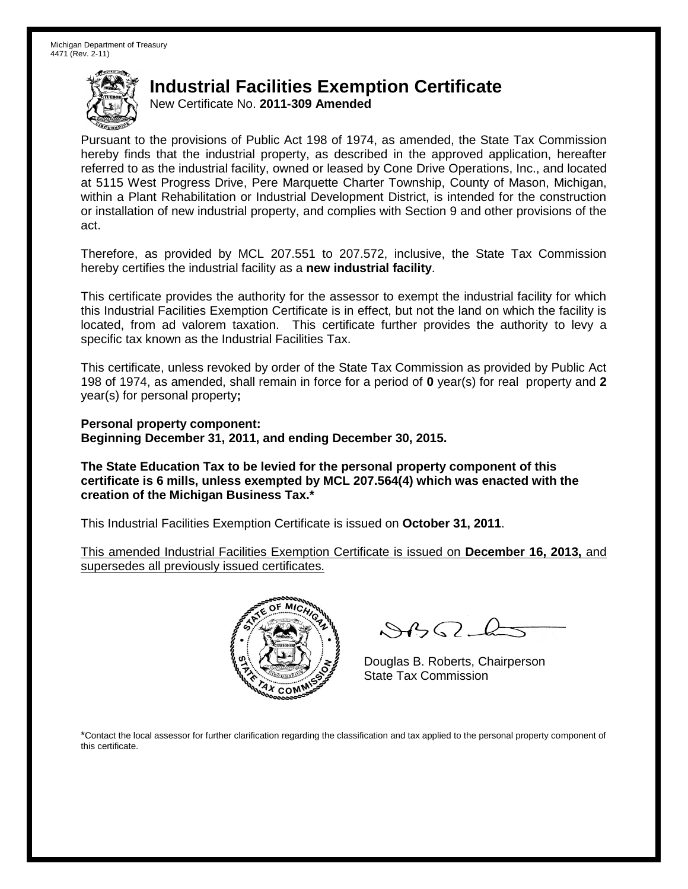Michigan Department of Treasury
4471 (Rev. 2-11)

# Industrial Facilities Exemption Certificate

New Certificate No. **2011-309 Amended**

Pursuant to the provisions of Public Act 198 of 1974, as amended, the State Tax Commission hereby finds that the industrial property, as described in the approved application, hereafter referred to as the industrial facility, owned or leased by Cone Drive Operations, Inc., and located at 5115 West Progress Drive, Pere Marquette Charter Township, County of Mason, Michigan, within a Plant Rehabilitation or Industrial Development District, is intended for the construction or installation of new industrial property, and complies with Section 9 and other provisions of the act.

Therefore, as provided by MCL 207.551 to 207.572, inclusive, the State Tax Commission hereby certifies the industrial facility as a **new industrial facility**.

This certificate provides the authority for the assessor to exempt the industrial facility for which this Industrial Facilities Exemption Certificate is in effect, but not the land on which the facility is located, from ad valorem taxation. This certificate further provides the authority to levy a specific tax known as the Industrial Facilities Tax.

This certificate, unless revoked by order of the State Tax Commission as provided by Public Act 198 of 1974, as amended, shall remain in force for a period of **0** year(s) for real property and **2** year(s) for personal property**;**

**Personal property component:**
**Beginning December 31, 2011, and ending December 30, 2015.**

**The State Education Tax to be levied for the personal property component of this certificate is 6 mills, unless exempted by MCL 207.564(4) which was enacted with the creation of the Michigan Business Tax.***

This Industrial Facilities Exemption Certificate is issued on **October 31, 2011**.

This amended Industrial Facilities Exemption Certificate is issued on **December 16, 2013,** and supersedes all previously issued certificates.

Douglas B. Roberts, Chairperson
State Tax Commission

*Contact the local assessor for further clarification regarding the classification and tax applied to the personal property component of this certificate.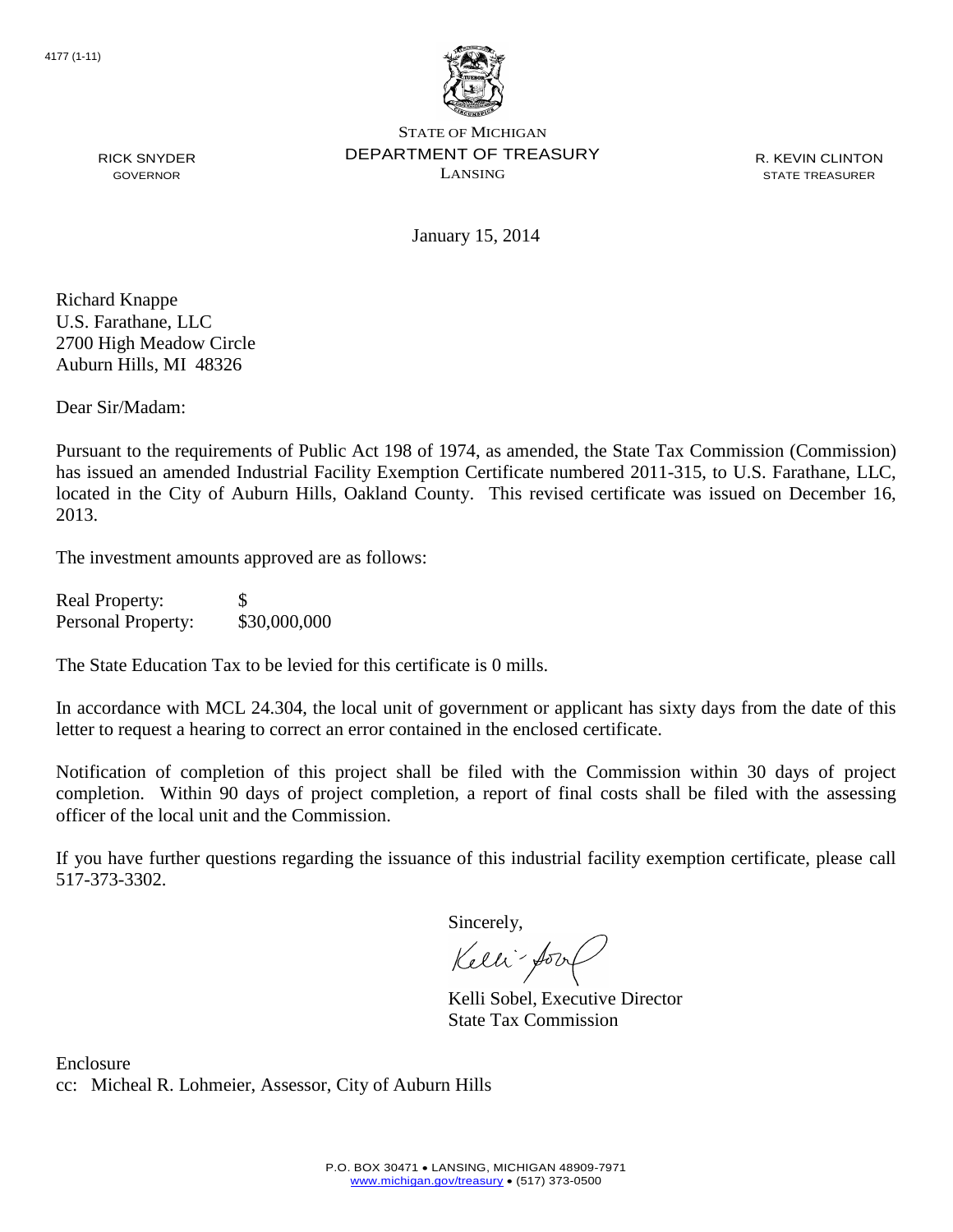4177 (1-11)

STATE OF MICHIGAN
DEPARTMENT OF TREASURY
LANSING

RICK SNYDER
GOVERNOR

R. KEVIN CLINTON
STATE TREASURER

January 15, 2014

Richard Knappe
U.S. Farathane, LLC
2700 High Meadow Circle
Auburn Hills, MI 48326

Dear Sir/Madam:

Pursuant to the requirements of Public Act 198 of 1974, as amended, the State Tax Commission (Commission) has issued an amended Industrial Facility Exemption Certificate numbered 2011-315, to U.S. Farathane, LLC, located in the City of Auburn Hills, Oakland County. This revised certificate was issued on December 16, 2013.

The investment amounts approved are as follows:

| | |
|---|---|
| Real Property: | $ |
| Personal Property: | $30,000,000 |

The State Education Tax to be levied for this certificate is 0 mills.

In accordance with MCL 24.304, the local unit of government or applicant has sixty days from the date of this letter to request a hearing to correct an error contained in the enclosed certificate.

Notification of completion of this project shall be filed with the Commission within 30 days of project completion. Within 90 days of project completion, a report of final costs shall be filed with the assessing officer of the local unit and the Commission.

If you have further questions regarding the issuance of this industrial facility exemption certificate, please call 517-373-3302.

Sincerely,

Kelli Sobel, Executive Director
State Tax Commission

Enclosure
cc: Micheal R. Lohmeier, Assessor, City of Auburn Hills

P.O. BOX 30471 • LANSING, MICHIGAN 48909-7971
www.michigan.gov/treasury • (517) 373-0500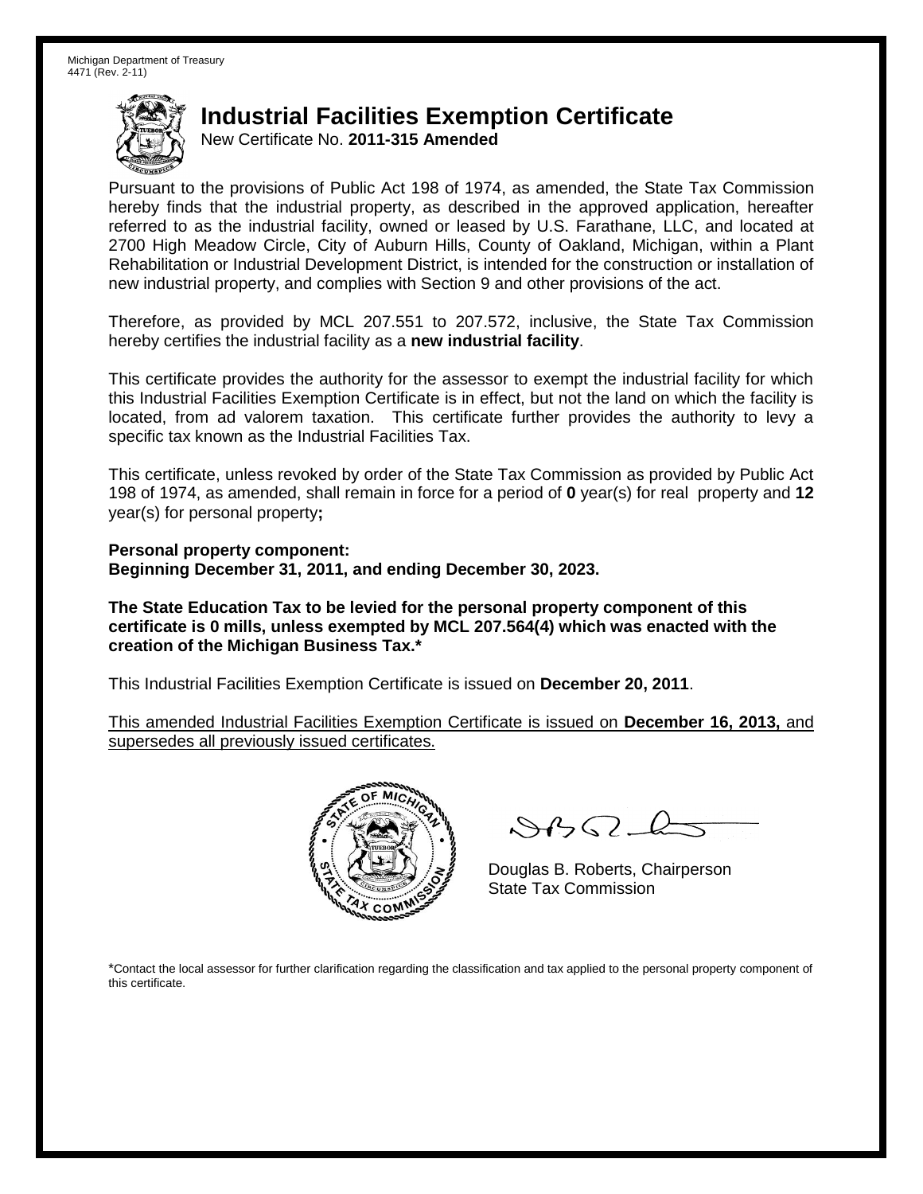Michigan Department of Treasury
4471 (Rev. 2-11)

# Industrial Facilities Exemption Certificate

New Certificate No. **2011-315 Amended**

Pursuant to the provisions of Public Act 198 of 1974, as amended, the State Tax Commission hereby finds that the industrial property, as described in the approved application, hereafter referred to as the industrial facility, owned or leased by U.S. Farathane, LLC, and located at 2700 High Meadow Circle, City of Auburn Hills, County of Oakland, Michigan, within a Plant Rehabilitation or Industrial Development District, is intended for the construction or installation of new industrial property, and complies with Section 9 and other provisions of the act.

Therefore, as provided by MCL 207.551 to 207.572, inclusive, the State Tax Commission hereby certifies the industrial facility as a **new industrial facility**.

This certificate provides the authority for the assessor to exempt the industrial facility for which this Industrial Facilities Exemption Certificate is in effect, but not the land on which the facility is located, from ad valorem taxation. This certificate further provides the authority to levy a specific tax known as the Industrial Facilities Tax.

This certificate, unless revoked by order of the State Tax Commission as provided by Public Act 198 of 1974, as amended, shall remain in force for a period of **0** year(s) for real property and **12** year(s) for personal property**;**

**Personal property component:**
**Beginning December 31, 2011, and ending December 30, 2023.**

**The State Education Tax to be levied for the personal property component of this certificate is 0 mills, unless exempted by MCL 207.564(4) which was enacted with the creation of the Michigan Business Tax.***

This Industrial Facilities Exemption Certificate is issued on **December 20, 2011**.

This amended Industrial Facilities Exemption Certificate is issued on **December 16, 2013,** and supersedes all previously issued certificates.

Douglas B. Roberts, Chairperson
State Tax Commission

*Contact the local assessor for further clarification regarding the classification and tax applied to the personal property component of this certificate.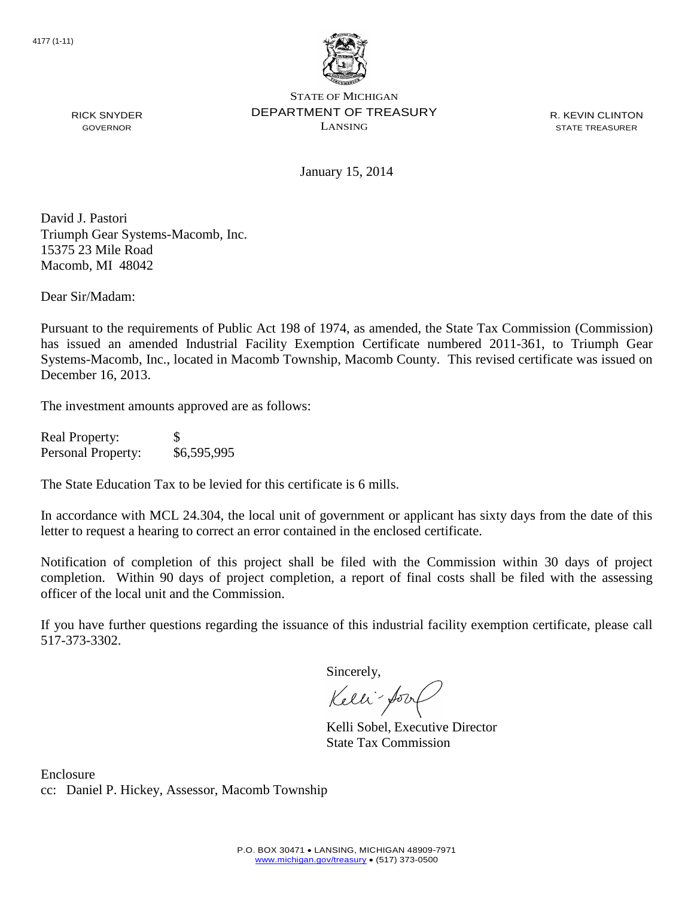4177 (1-11)

STATE OF MICHIGAN
DEPARTMENT OF TREASURY
LANSING

RICK SNYDER
GOVERNOR

R. KEVIN CLINTON
STATE TREASURER

January 15, 2014

David J. Pastori
Triumph Gear Systems-Macomb, Inc.
15375 23 Mile Road
Macomb, MI 48042

Dear Sir/Madam:

Pursuant to the requirements of Public Act 198 of 1974, as amended, the State Tax Commission (Commission) has issued an amended Industrial Facility Exemption Certificate numbered 2011-361, to Triumph Gear Systems-Macomb, Inc., located in Macomb Township, Macomb County. This revised certificate was issued on December 16, 2013.

The investment amounts approved are as follows:

| | |
|---|---|
| Real Property: | $ |
| Personal Property: | $6,595,995 |

The State Education Tax to be levied for this certificate is 6 mills.

In accordance with MCL 24.304, the local unit of government or applicant has sixty days from the date of this letter to request a hearing to correct an error contained in the enclosed certificate.

Notification of completion of this project shall be filed with the Commission within 30 days of project completion. Within 90 days of project completion, a report of final costs shall be filed with the assessing officer of the local unit and the Commission.

If you have further questions regarding the issuance of this industrial facility exemption certificate, please call 517-373-3302.

Sincerely,

Kelli Sobel, Executive Director
State Tax Commission

Enclosure
cc: Daniel P. Hickey, Assessor, Macomb Township

P.O. BOX 30471 • LANSING, MICHIGAN 48909-7971
www.michigan.gov/treasury • (517) 373-0500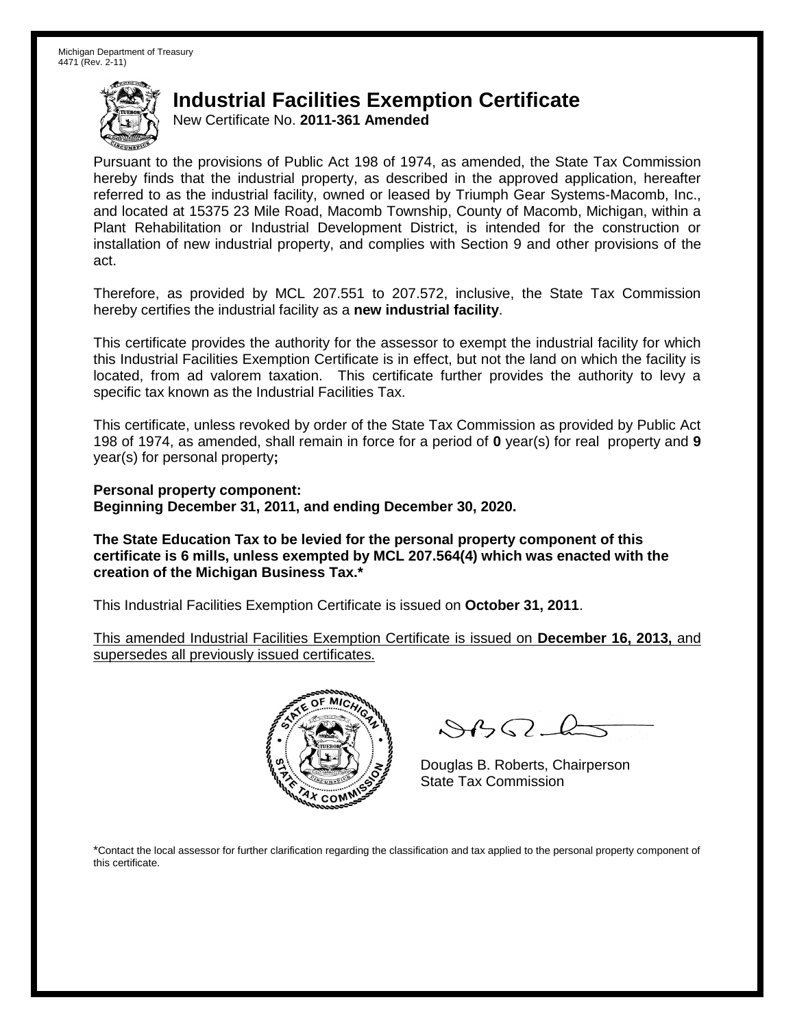Michigan Department of Treasury
4471 (Rev. 2-11)

# Industrial Facilities Exemption Certificate

New Certificate No. **2011-361 Amended**

Pursuant to the provisions of Public Act 198 of 1974, as amended, the State Tax Commission hereby finds that the industrial property, as described in the approved application, hereafter referred to as the industrial facility, owned or leased by Triumph Gear Systems-Macomb, Inc., and located at 15375 23 Mile Road, Macomb Township, County of Macomb, Michigan, within a Plant Rehabilitation or Industrial Development District, is intended for the construction or installation of new industrial property, and complies with Section 9 and other provisions of the act.

Therefore, as provided by MCL 207.551 to 207.572, inclusive, the State Tax Commission hereby certifies the industrial facility as a **new industrial facility**.

This certificate provides the authority for the assessor to exempt the industrial facility for which this Industrial Facilities Exemption Certificate is in effect, but not the land on which the facility is located, from ad valorem taxation. This certificate further provides the authority to levy a specific tax known as the Industrial Facilities Tax.

This certificate, unless revoked by order of the State Tax Commission as provided by Public Act 198 of 1974, as amended, shall remain in force for a period of **0** year(s) for real property and **9** year(s) for personal property**;**

**Personal property component:**
**Beginning December 31, 2011, and ending December 30, 2020.**

**The State Education Tax to be levied for the personal property component of this certificate is 6 mills, unless exempted by MCL 207.564(4) which was enacted with the creation of the Michigan Business Tax.***

This Industrial Facilities Exemption Certificate is issued on **October 31, 2011**.

This amended Industrial Facilities Exemption Certificate is issued on **December 16, 2013,** and supersedes all previously issued certificates.

Douglas B. Roberts, Chairperson
State Tax Commission

*Contact the local assessor for further clarification regarding the classification and tax applied to the personal property component of this certificate.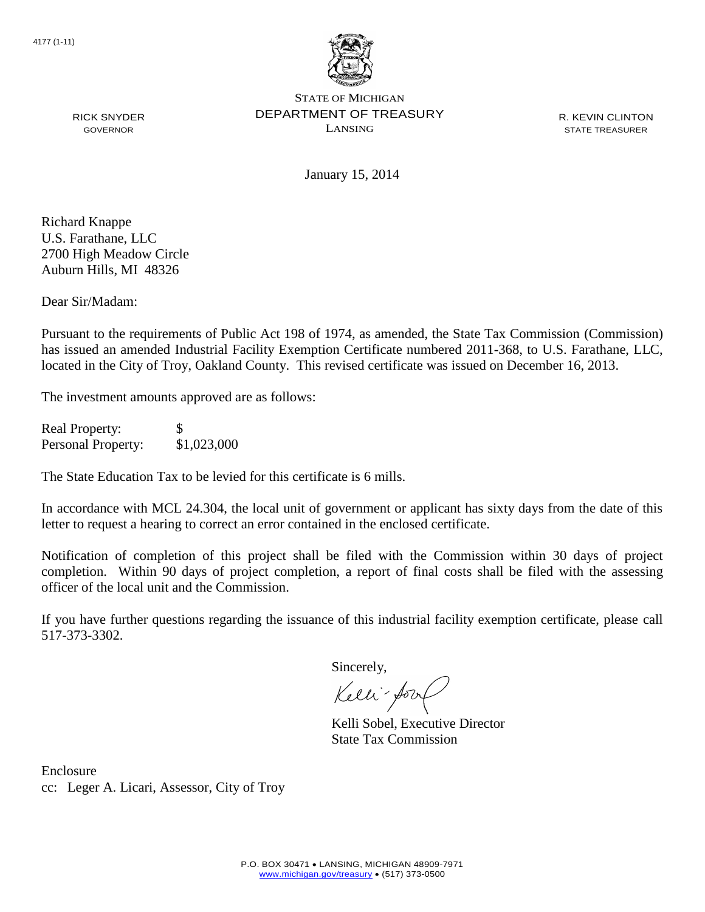4177 (1-11)

STATE OF MICHIGAN
DEPARTMENT OF TREASURY
LANSING

RICK SNYDER
GOVERNOR

R. KEVIN CLINTON
STATE TREASURER

January 15, 2014

Richard Knappe
U.S. Farathane, LLC
2700 High Meadow Circle
Auburn Hills, MI 48326

Dear Sir/Madam:

Pursuant to the requirements of Public Act 198 of 1974, as amended, the State Tax Commission (Commission) has issued an amended Industrial Facility Exemption Certificate numbered 2011-368, to U.S. Farathane, LLC, located in the City of Troy, Oakland County. This revised certificate was issued on December 16, 2013.

The investment amounts approved are as follows:

| | |
|---|---|
| Real Property: | $ |
| Personal Property: | $1,023,000 |

The State Education Tax to be levied for this certificate is 6 mills.

In accordance with MCL 24.304, the local unit of government or applicant has sixty days from the date of this letter to request a hearing to correct an error contained in the enclosed certificate.

Notification of completion of this project shall be filed with the Commission within 30 days of project completion. Within 90 days of project completion, a report of final costs shall be filed with the assessing officer of the local unit and the Commission.

If you have further questions regarding the issuance of this industrial facility exemption certificate, please call 517-373-3302.

Sincerely,

Kelli Sobel, Executive Director
State Tax Commission

Enclosure
cc: Leger A. Licari, Assessor, City of Troy

P.O. BOX 30471 • LANSING, MICHIGAN 48909-7971
www.michigan.gov/treasury • (517) 373-0500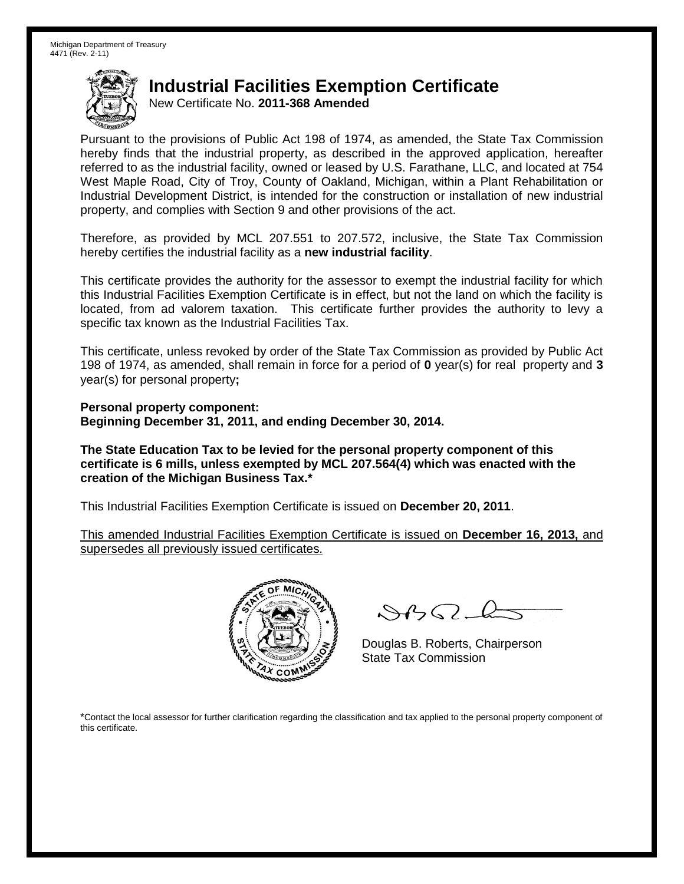Michigan Department of Treasury
4471 (Rev. 2-11)

# Industrial Facilities Exemption Certificate

New Certificate No. **2011-368 Amended**

Pursuant to the provisions of Public Act 198 of 1974, as amended, the State Tax Commission hereby finds that the industrial property, as described in the approved application, hereafter referred to as the industrial facility, owned or leased by U.S. Farathane, LLC, and located at 754 West Maple Road, City of Troy, County of Oakland, Michigan, within a Plant Rehabilitation or Industrial Development District, is intended for the construction or installation of new industrial property, and complies with Section 9 and other provisions of the act.

Therefore, as provided by MCL 207.551 to 207.572, inclusive, the State Tax Commission hereby certifies the industrial facility as a **new industrial facility**.

This certificate provides the authority for the assessor to exempt the industrial facility for which this Industrial Facilities Exemption Certificate is in effect, but not the land on which the facility is located, from ad valorem taxation. This certificate further provides the authority to levy a specific tax known as the Industrial Facilities Tax.

This certificate, unless revoked by order of the State Tax Commission as provided by Public Act 198 of 1974, as amended, shall remain in force for a period of **0** year(s) for real property and **3** year(s) for personal property**;**

**Personal property component:**
**Beginning December 31, 2011, and ending December 30, 2014.**

**The State Education Tax to be levied for the personal property component of this certificate is 6 mills, unless exempted by MCL 207.564(4) which was enacted with the creation of the Michigan Business Tax.***

This Industrial Facilities Exemption Certificate is issued on **December 20, 2011**.

This amended Industrial Facilities Exemption Certificate is issued on **December 16, 2013,** and supersedes all previously issued certificates.

Douglas B. Roberts, Chairperson
State Tax Commission

*Contact the local assessor for further clarification regarding the classification and tax applied to the personal property component of this certificate.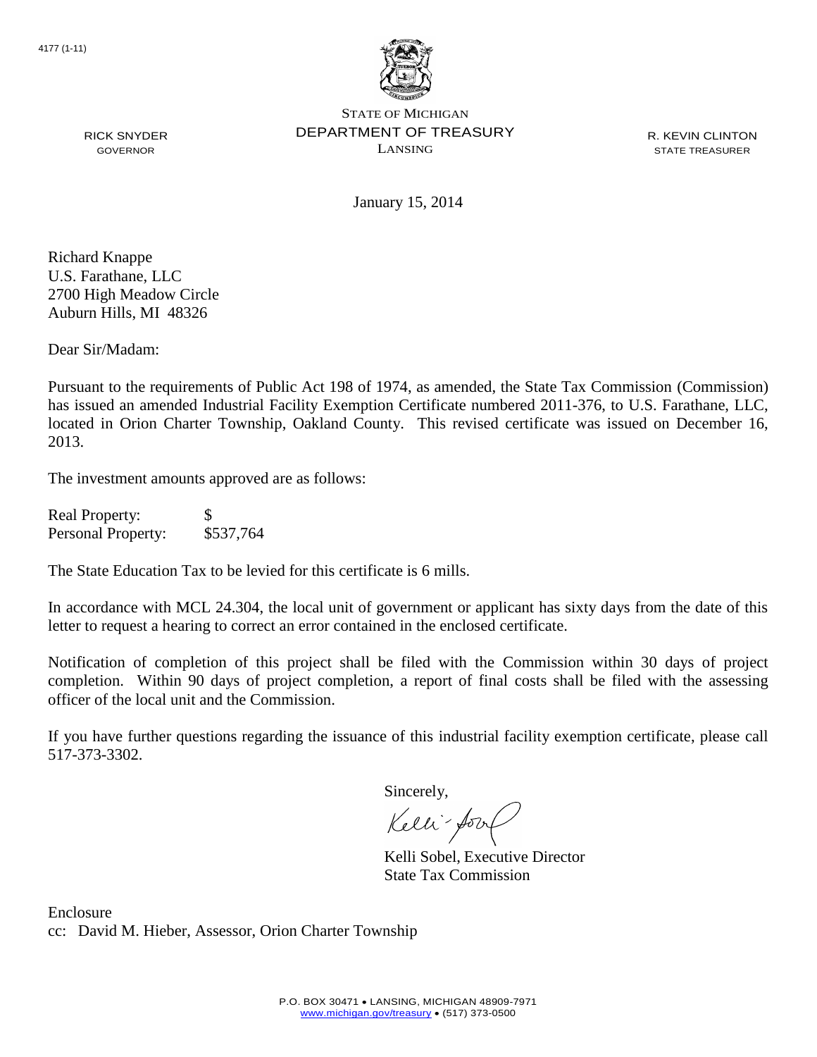4177 (1-11)

STATE OF MICHIGAN
DEPARTMENT OF TREASURY
LANSING

RICK SNYDER
GOVERNOR

R. KEVIN CLINTON
STATE TREASURER

January 15, 2014

Richard Knappe
U.S. Farathane, LLC
2700 High Meadow Circle
Auburn Hills, MI 48326

Dear Sir/Madam:

Pursuant to the requirements of Public Act 198 of 1974, as amended, the State Tax Commission (Commission) has issued an amended Industrial Facility Exemption Certificate numbered 2011-376, to U.S. Farathane, LLC, located in Orion Charter Township, Oakland County. This revised certificate was issued on December 16, 2013.

The investment amounts approved are as follows:

| | |
|---|---|
| Real Property: | $ |
| Personal Property: | $537,764 |

The State Education Tax to be levied for this certificate is 6 mills.

In accordance with MCL 24.304, the local unit of government or applicant has sixty days from the date of this letter to request a hearing to correct an error contained in the enclosed certificate.

Notification of completion of this project shall be filed with the Commission within 30 days of project completion. Within 90 days of project completion, a report of final costs shall be filed with the assessing officer of the local unit and the Commission.

If you have further questions regarding the issuance of this industrial facility exemption certificate, please call 517-373-3302.

Sincerely,

Kelli Sobel, Executive Director
State Tax Commission

Enclosure
cc: David M. Hieber, Assessor, Orion Charter Township

P.O. BOX 30471 • LANSING, MICHIGAN 48909-7971
www.michigan.gov/treasury • (517) 373-0500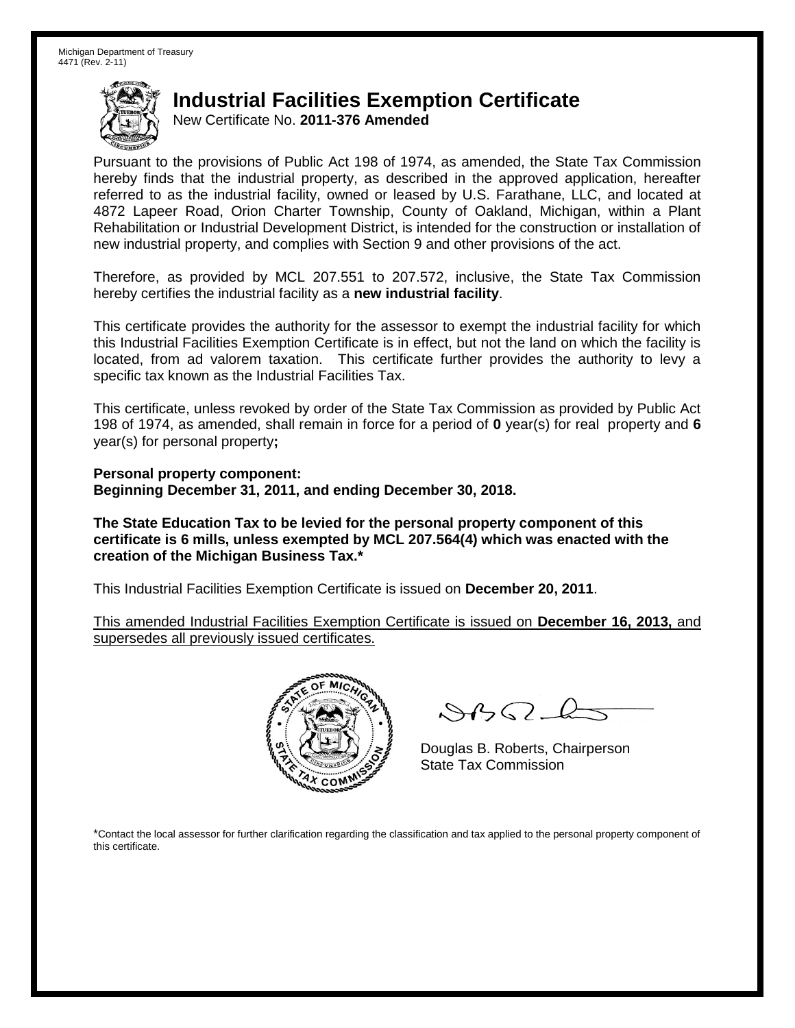Michigan Department of Treasury
4471 (Rev. 2-11)

# Industrial Facilities Exemption Certificate

New Certificate No. **2011-376 Amended**

Pursuant to the provisions of Public Act 198 of 1974, as amended, the State Tax Commission hereby finds that the industrial property, as described in the approved application, hereafter referred to as the industrial facility, owned or leased by U.S. Farathane, LLC, and located at 4872 Lapeer Road, Orion Charter Township, County of Oakland, Michigan, within a Plant Rehabilitation or Industrial Development District, is intended for the construction or installation of new industrial property, and complies with Section 9 and other provisions of the act.

Therefore, as provided by MCL 207.551 to 207.572, inclusive, the State Tax Commission hereby certifies the industrial facility as a **new industrial facility**.

This certificate provides the authority for the assessor to exempt the industrial facility for which this Industrial Facilities Exemption Certificate is in effect, but not the land on which the facility is located, from ad valorem taxation. This certificate further provides the authority to levy a specific tax known as the Industrial Facilities Tax.

This certificate, unless revoked by order of the State Tax Commission as provided by Public Act 198 of 1974, as amended, shall remain in force for a period of **0** year(s) for real property and **6** year(s) for personal property**;**

**Personal property component:**
**Beginning December 31, 2011, and ending December 30, 2018.**

**The State Education Tax to be levied for the personal property component of this certificate is 6 mills, unless exempted by MCL 207.564(4) which was enacted with the creation of the Michigan Business Tax.***

This Industrial Facilities Exemption Certificate is issued on **December 20, 2011**.

This amended Industrial Facilities Exemption Certificate is issued on **December 16, 2013,** and supersedes all previously issued certificates.

Douglas B. Roberts, Chairperson
State Tax Commission

*Contact the local assessor for further clarification regarding the classification and tax applied to the personal property component of this certificate.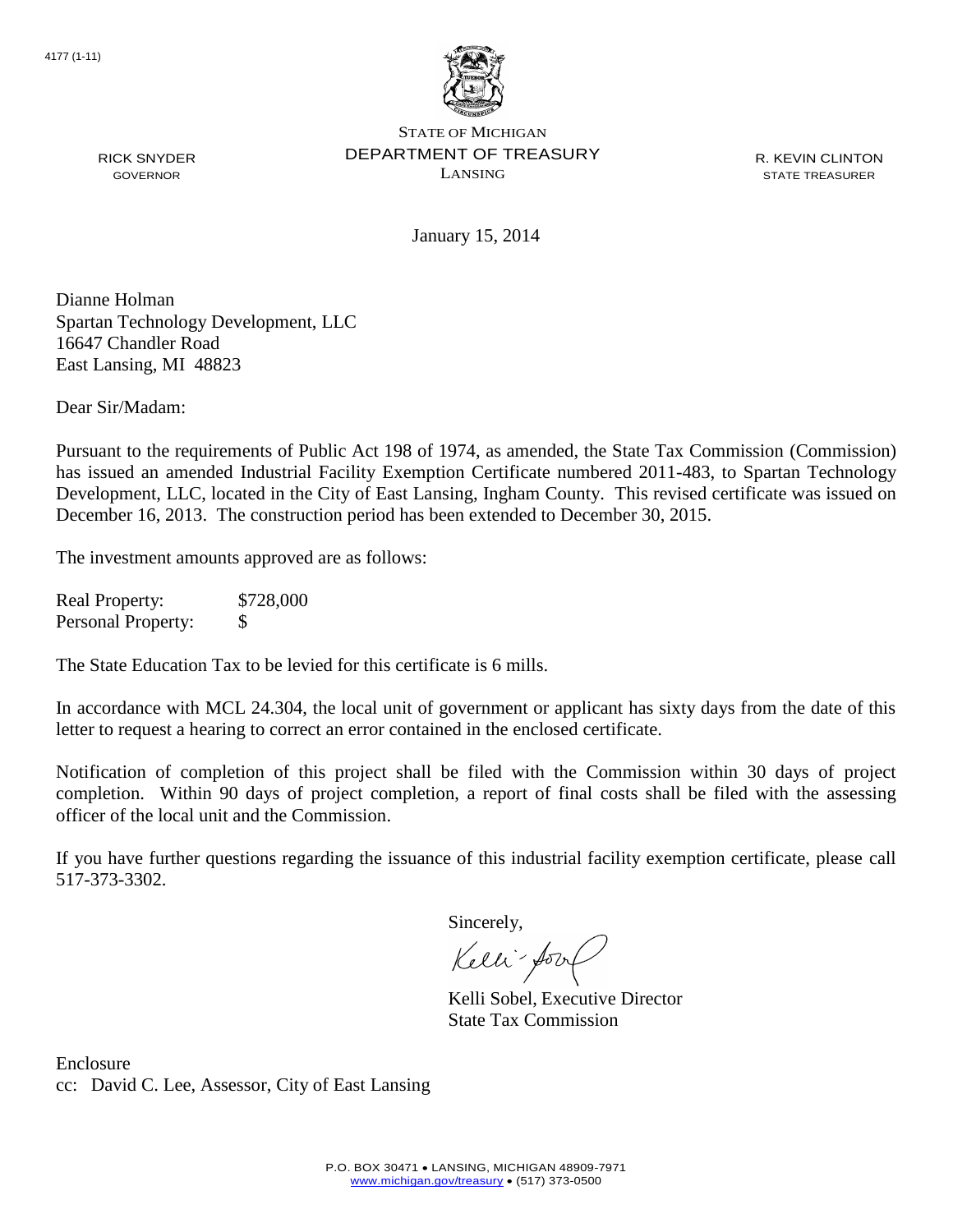4177 (1-11)

STATE OF MICHIGAN
DEPARTMENT OF TREASURY
LANSING

RICK SNYDER
GOVERNOR

R. KEVIN CLINTON
STATE TREASURER

January 15, 2014

Dianne Holman
Spartan Technology Development, LLC
16647 Chandler Road
East Lansing, MI 48823

Dear Sir/Madam:

Pursuant to the requirements of Public Act 198 of 1974, as amended, the State Tax Commission (Commission) has issued an amended Industrial Facility Exemption Certificate numbered 2011-483, to Spartan Technology Development, LLC, located in the City of East Lansing, Ingham County. This revised certificate was issued on December 16, 2013. The construction period has been extended to December 30, 2015.

The investment amounts approved are as follows:

| | |
|---|---|
| Real Property: | \$728,000 |
| Personal Property: | \$ |

The State Education Tax to be levied for this certificate is 6 mills.

In accordance with MCL 24.304, the local unit of government or applicant has sixty days from the date of this letter to request a hearing to correct an error contained in the enclosed certificate.

Notification of completion of this project shall be filed with the Commission within 30 days of project completion. Within 90 days of project completion, a report of final costs shall be filed with the assessing officer of the local unit and the Commission.

If you have further questions regarding the issuance of this industrial facility exemption certificate, please call 517-373-3302.

Sincerely,

Kelli Sobel, Executive Director
State Tax Commission

Enclosure
cc: David C. Lee, Assessor, City of East Lansing

P.O. BOX 30471 • LANSING, MICHIGAN 48909-7971
www.michigan.gov/treasury • (517) 373-0500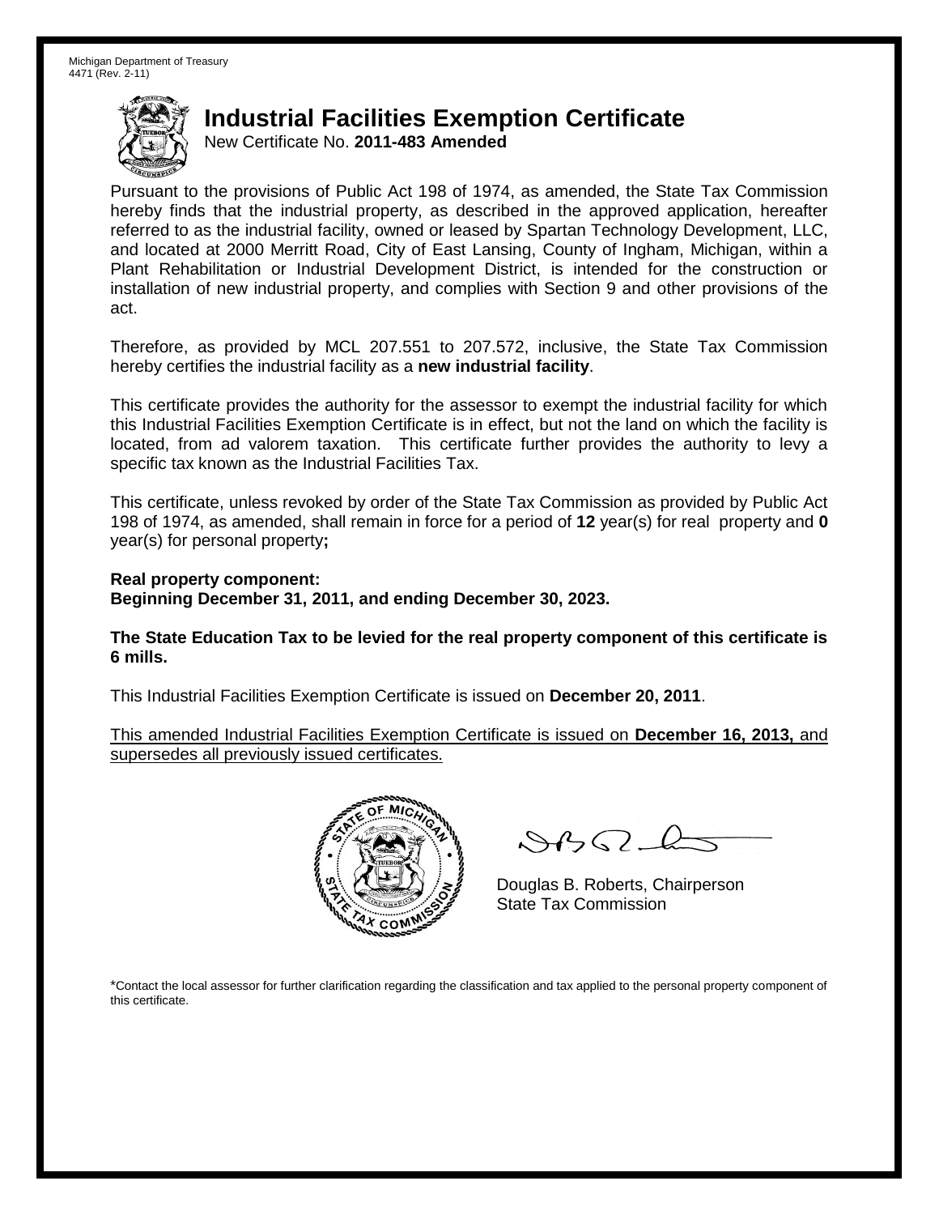Michigan Department of Treasury
4471 (Rev. 2-11)

# Industrial Facilities Exemption Certificate

New Certificate No. **2011-483 Amended**

Pursuant to the provisions of Public Act 198 of 1974, as amended, the State Tax Commission hereby finds that the industrial property, as described in the approved application, hereafter referred to as the industrial facility, owned or leased by Spartan Technology Development, LLC, and located at 2000 Merritt Road, City of East Lansing, County of Ingham, Michigan, within a Plant Rehabilitation or Industrial Development District, is intended for the construction or installation of new industrial property, and complies with Section 9 and other provisions of the act.

Therefore, as provided by MCL 207.551 to 207.572, inclusive, the State Tax Commission hereby certifies the industrial facility as a **new industrial facility**.

This certificate provides the authority for the assessor to exempt the industrial facility for which this Industrial Facilities Exemption Certificate is in effect, but not the land on which the facility is located, from ad valorem taxation. This certificate further provides the authority to levy a specific tax known as the Industrial Facilities Tax.

This certificate, unless revoked by order of the State Tax Commission as provided by Public Act 198 of 1974, as amended, shall remain in force for a period of **12** year(s) for real property and **0** year(s) for personal property**;**

**Real property component:**
**Beginning December 31, 2011, and ending December 30, 2023.**

**The State Education Tax to be levied for the real property component of this certificate is 6 mills.**

This Industrial Facilities Exemption Certificate is issued on **December 20, 2011**.

This amended Industrial Facilities Exemption Certificate is issued on **December 16, 2013,** and supersedes all previously issued certificates.

Douglas B. Roberts, Chairperson
State Tax Commission

*Contact the local assessor for further clarification regarding the classification and tax applied to the personal property component of this certificate.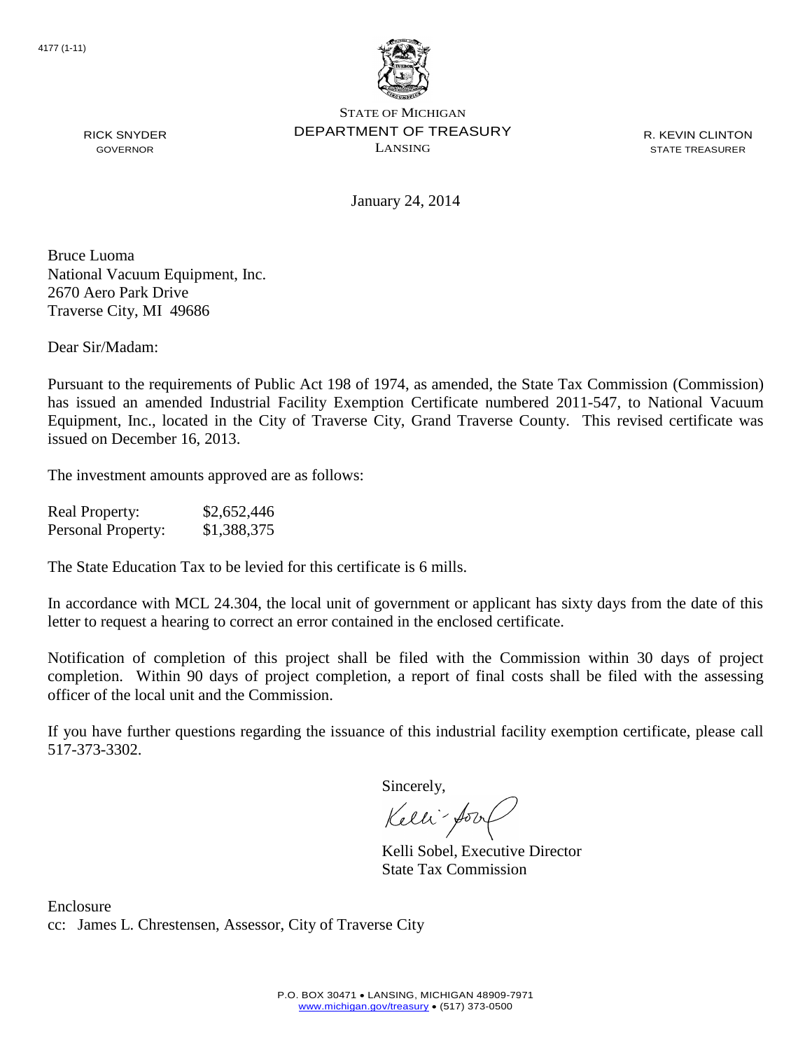4177 (1-11)

STATE OF MICHIGAN
DEPARTMENT OF TREASURY
LANSING

RICK SNYDER
GOVERNOR

R. KEVIN CLINTON
STATE TREASURER

January 24, 2014

Bruce Luoma
National Vacuum Equipment, Inc.
2670 Aero Park Drive
Traverse City, MI 49686

Dear Sir/Madam:

Pursuant to the requirements of Public Act 198 of 1974, as amended, the State Tax Commission (Commission) has issued an amended Industrial Facility Exemption Certificate numbered 2011-547, to National Vacuum Equipment, Inc., located in the City of Traverse City, Grand Traverse County. This revised certificate was issued on December 16, 2013.

The investment amounts approved are as follows:

| | |
|---|---|
| Real Property: | $2,652,446 |
| Personal Property: | $1,388,375 |

The State Education Tax to be levied for this certificate is 6 mills.

In accordance with MCL 24.304, the local unit of government or applicant has sixty days from the date of this letter to request a hearing to correct an error contained in the enclosed certificate.

Notification of completion of this project shall be filed with the Commission within 30 days of project completion. Within 90 days of project completion, a report of final costs shall be filed with the assessing officer of the local unit and the Commission.

If you have further questions regarding the issuance of this industrial facility exemption certificate, please call 517-373-3302.

Sincerely,

Kelli Sobel, Executive Director
State Tax Commission

Enclosure
cc: James L. Chrestensen, Assessor, City of Traverse City

P.O. BOX 30471 • LANSING, MICHIGAN 48909-7971
www.michigan.gov/treasury • (517) 373-0500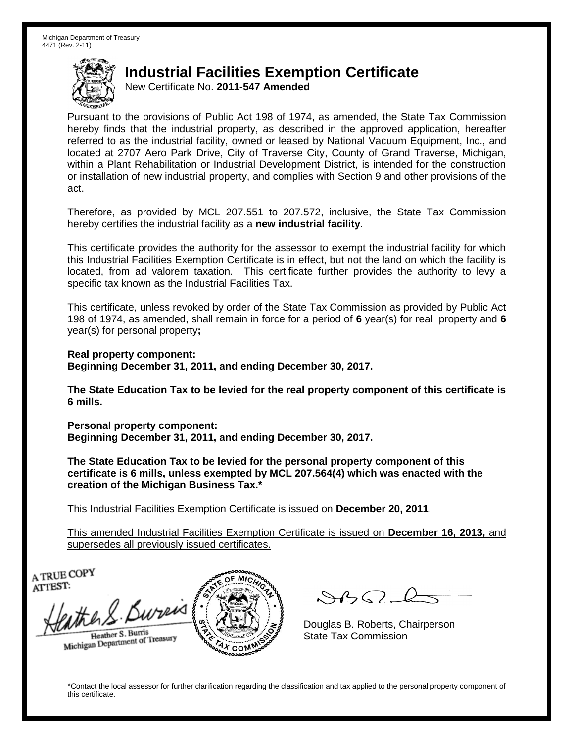Michigan Department of Treasury
4471 (Rev. 2-11)

# Industrial Facilities Exemption Certificate

New Certificate No. **2011-547 Amended**

Pursuant to the provisions of Public Act 198 of 1974, as amended, the State Tax Commission hereby finds that the industrial property, as described in the approved application, hereafter referred to as the industrial facility, owned or leased by National Vacuum Equipment, Inc., and located at 2707 Aero Park Drive, City of Traverse City, County of Grand Traverse, Michigan, within a Plant Rehabilitation or Industrial Development District, is intended for the construction or installation of new industrial property, and complies with Section 9 and other provisions of the act.

Therefore, as provided by MCL 207.551 to 207.572, inclusive, the State Tax Commission hereby certifies the industrial facility as a **new industrial facility**.

This certificate provides the authority for the assessor to exempt the industrial facility for which this Industrial Facilities Exemption Certificate is in effect, but not the land on which the facility is located, from ad valorem taxation. This certificate further provides the authority to levy a specific tax known as the Industrial Facilities Tax.

This certificate, unless revoked by order of the State Tax Commission as provided by Public Act 198 of 1974, as amended, shall remain in force for a period of **6** year(s) for real property and **6** year(s) for personal property**;**

**Real property component:**
**Beginning December 31, 2011, and ending December 30, 2017.**

**The State Education Tax to be levied for the real property component of this certificate is 6 mills.**

**Personal property component:**
**Beginning December 31, 2011, and ending December 30, 2017.**

**The State Education Tax to be levied for the personal property component of this certificate is 6 mills, unless exempted by MCL 207.564(4) which was enacted with the creation of the Michigan Business Tax.***

This Industrial Facilities Exemption Certificate is issued on **December 20, 2011**.

This amended Industrial Facilities Exemption Certificate is issued on **December 16, 2013,** and supersedes all previously issued certificates.

A TRUE COPY
ATTEST:

Heather S. Burris
Michigan Department of Treasury

Douglas B. Roberts, Chairperson
State Tax Commission

*Contact the local assessor for further clarification regarding the classification and tax applied to the personal property component of this certificate.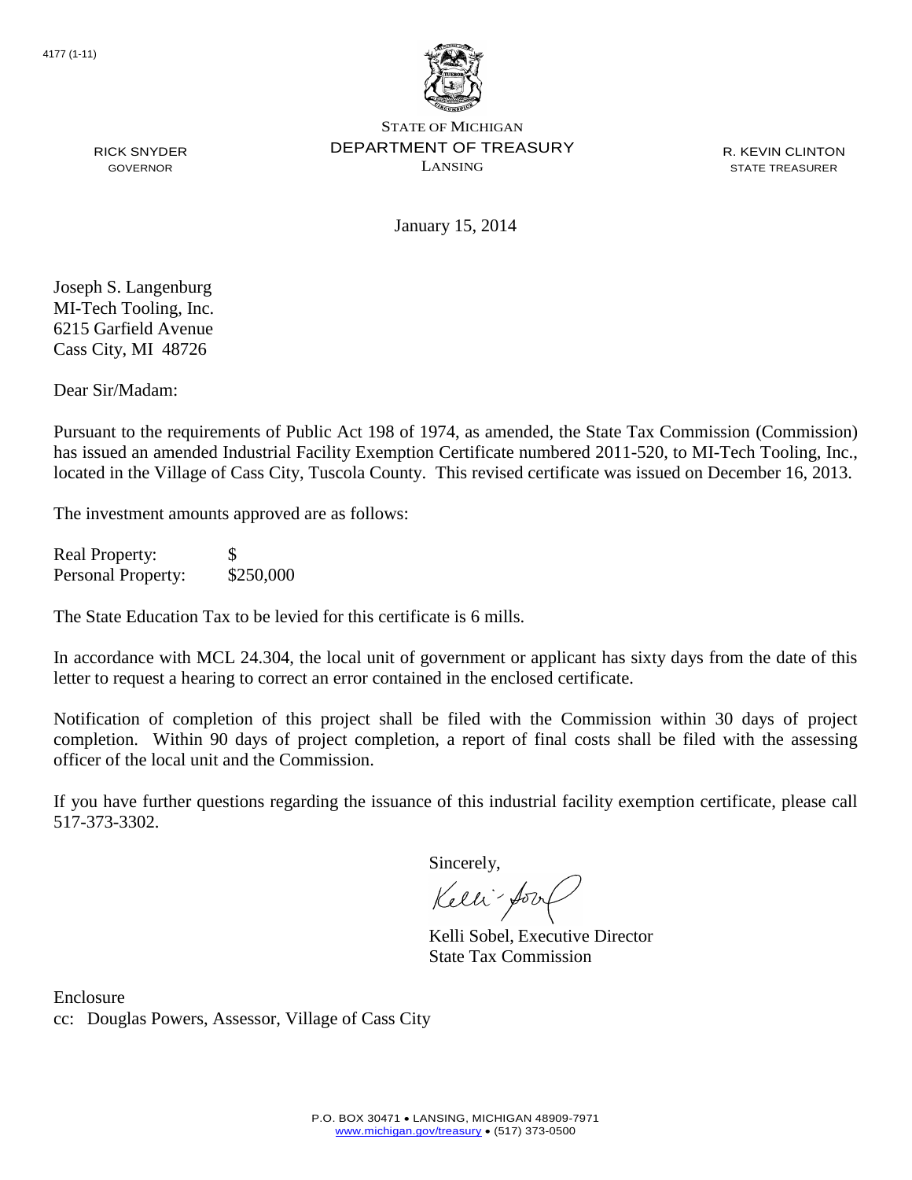4177 (1-11)

STATE OF MICHIGAN
DEPARTMENT OF TREASURY
LANSING

RICK SNYDER
GOVERNOR

R. KEVIN CLINTON
STATE TREASURER

January 15, 2014

Joseph S. Langenburg
MI-Tech Tooling, Inc.
6215 Garfield Avenue
Cass City, MI 48726

Dear Sir/Madam:

Pursuant to the requirements of Public Act 198 of 1974, as amended, the State Tax Commission (Commission) has issued an amended Industrial Facility Exemption Certificate numbered 2011-520, to MI-Tech Tooling, Inc., located in the Village of Cass City, Tuscola County. This revised certificate was issued on December 16, 2013.

The investment amounts approved are as follows:

| | |
|---|---|
| Real Property: | $ |
| Personal Property: | $250,000 |

The State Education Tax to be levied for this certificate is 6 mills.

In accordance with MCL 24.304, the local unit of government or applicant has sixty days from the date of this letter to request a hearing to correct an error contained in the enclosed certificate.

Notification of completion of this project shall be filed with the Commission within 30 days of project completion. Within 90 days of project completion, a report of final costs shall be filed with the assessing officer of the local unit and the Commission.

If you have further questions regarding the issuance of this industrial facility exemption certificate, please call 517-373-3302.

Sincerely,

Kelli Sobel, Executive Director
State Tax Commission

Enclosure
cc: Douglas Powers, Assessor, Village of Cass City

P.O. BOX 30471 • LANSING, MICHIGAN 48909-7971
www.michigan.gov/treasury • (517) 373-0500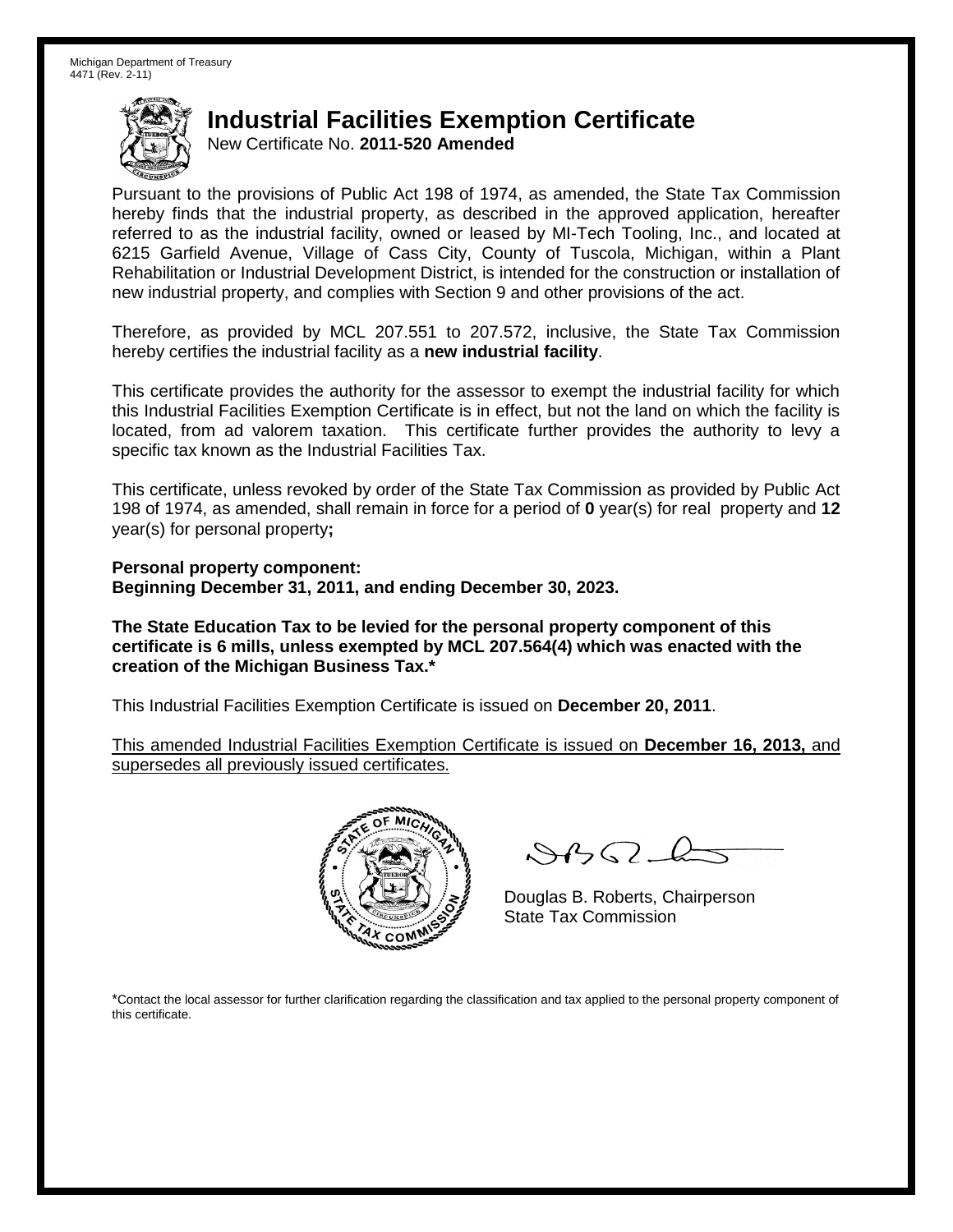Michigan Department of Treasury
4471 (Rev. 2-11)

# Industrial Facilities Exemption Certificate

New Certificate No. **2011-520 Amended**

Pursuant to the provisions of Public Act 198 of 1974, as amended, the State Tax Commission hereby finds that the industrial property, as described in the approved application, hereafter referred to as the industrial facility, owned or leased by MI-Tech Tooling, Inc., and located at 6215 Garfield Avenue, Village of Cass City, County of Tuscola, Michigan, within a Plant Rehabilitation or Industrial Development District, is intended for the construction or installation of new industrial property, and complies with Section 9 and other provisions of the act.

Therefore, as provided by MCL 207.551 to 207.572, inclusive, the State Tax Commission hereby certifies the industrial facility as a **new industrial facility**.

This certificate provides the authority for the assessor to exempt the industrial facility for which this Industrial Facilities Exemption Certificate is in effect, but not the land on which the facility is located, from ad valorem taxation. This certificate further provides the authority to levy a specific tax known as the Industrial Facilities Tax.

This certificate, unless revoked by order of the State Tax Commission as provided by Public Act 198 of 1974, as amended, shall remain in force for a period of **0** year(s) for real property and **12** year(s) for personal property**;**

**Personal property component:**
**Beginning December 31, 2011, and ending December 30, 2023.**

**The State Education Tax to be levied for the personal property component of this certificate is 6 mills, unless exempted by MCL 207.564(4) which was enacted with the creation of the Michigan Business Tax.***

This Industrial Facilities Exemption Certificate is issued on **December 20, 2011**.

<u>This amended Industrial Facilities Exemption Certificate is issued on **December 16, 2013,** and supersedes all previously issued certificates.</u>

Douglas B. Roberts, Chairperson
State Tax Commission

*Contact the local assessor for further clarification regarding the classification and tax applied to the personal property component of this certificate.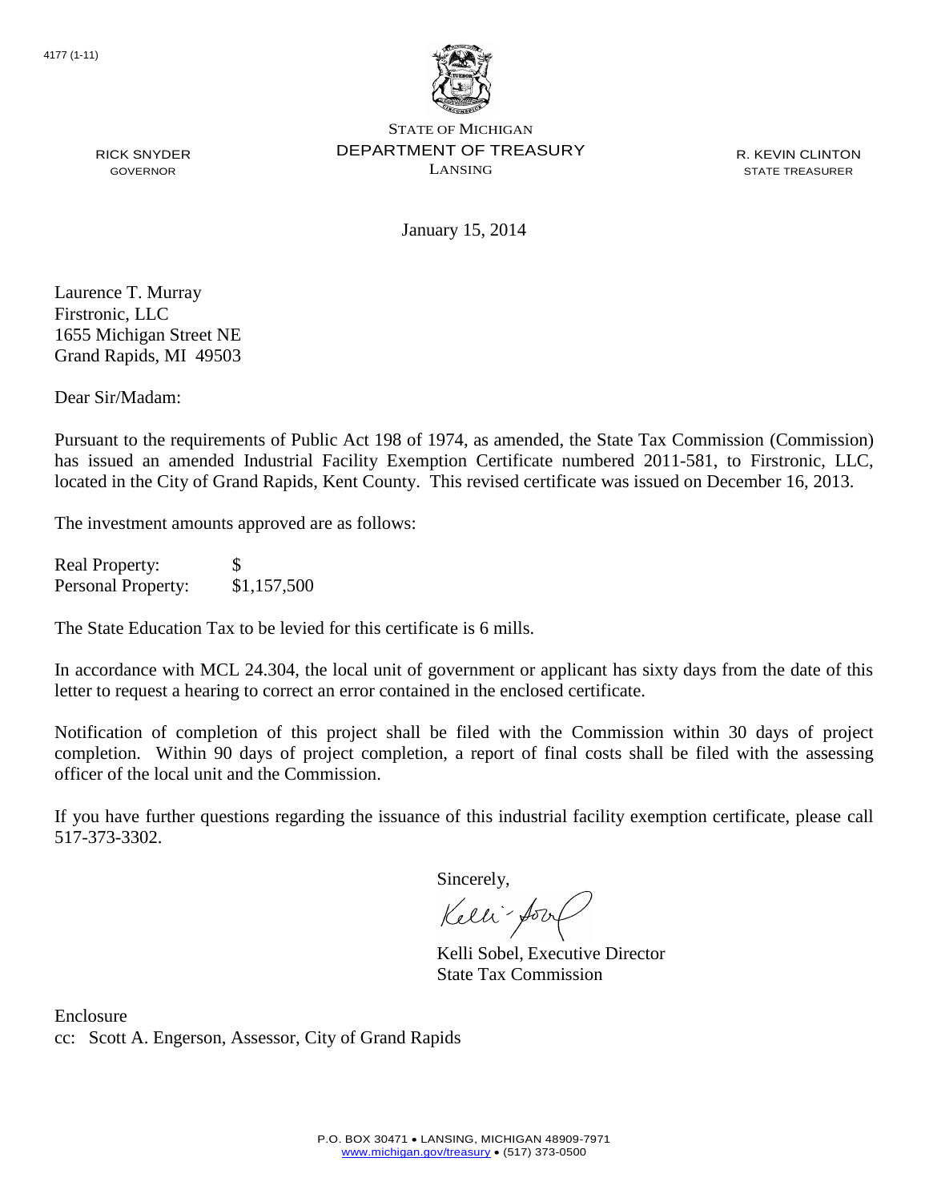4177 (1-11)

STATE OF MICHIGAN
DEPARTMENT OF TREASURY
LANSING

RICK SNYDER
GOVERNOR

R. KEVIN CLINTON
STATE TREASURER

January 15, 2014

Laurence T. Murray
Firstronic, LLC
1655 Michigan Street NE
Grand Rapids, MI 49503

Dear Sir/Madam:

Pursuant to the requirements of Public Act 198 of 1974, as amended, the State Tax Commission (Commission) has issued an amended Industrial Facility Exemption Certificate numbered 2011-581, to Firstronic, LLC, located in the City of Grand Rapids, Kent County. This revised certificate was issued on December 16, 2013.

The investment amounts approved are as follows:

| | |
|---|---|
| Real Property: | $ |
| Personal Property: | $1,157,500 |

The State Education Tax to be levied for this certificate is 6 mills.

In accordance with MCL 24.304, the local unit of government or applicant has sixty days from the date of this letter to request a hearing to correct an error contained in the enclosed certificate.

Notification of completion of this project shall be filed with the Commission within 30 days of project completion. Within 90 days of project completion, a report of final costs shall be filed with the assessing officer of the local unit and the Commission.

If you have further questions regarding the issuance of this industrial facility exemption certificate, please call 517-373-3302.

Sincerely,

Kelli Sobel, Executive Director
State Tax Commission

Enclosure
cc: Scott A. Engerson, Assessor, City of Grand Rapids

P.O. BOX 30471 • LANSING, MICHIGAN 48909-7971
www.michigan.gov/treasury • (517) 373-0500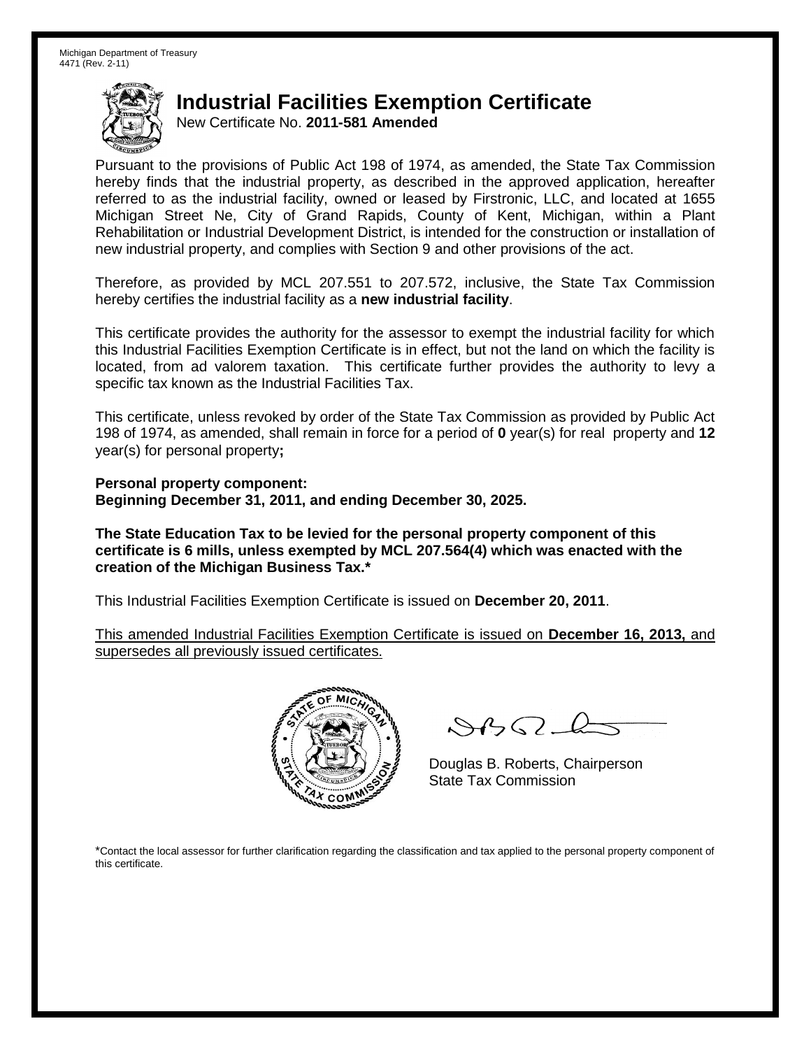Michigan Department of Treasury
4471 (Rev. 2-11)

# Industrial Facilities Exemption Certificate

New Certificate No. **2011-581 Amended**

Pursuant to the provisions of Public Act 198 of 1974, as amended, the State Tax Commission hereby finds that the industrial property, as described in the approved application, hereafter referred to as the industrial facility, owned or leased by Firstronic, LLC, and located at 1655 Michigan Street Ne, City of Grand Rapids, County of Kent, Michigan, within a Plant Rehabilitation or Industrial Development District, is intended for the construction or installation of new industrial property, and complies with Section 9 and other provisions of the act.

Therefore, as provided by MCL 207.551 to 207.572, inclusive, the State Tax Commission hereby certifies the industrial facility as a **new industrial facility**.

This certificate provides the authority for the assessor to exempt the industrial facility for which this Industrial Facilities Exemption Certificate is in effect, but not the land on which the facility is located, from ad valorem taxation. This certificate further provides the authority to levy a specific tax known as the Industrial Facilities Tax.

This certificate, unless revoked by order of the State Tax Commission as provided by Public Act 198 of 1974, as amended, shall remain in force for a period of **0** year(s) for real property and **12** year(s) for personal property**;**

**Personal property component:**
**Beginning December 31, 2011, and ending December 30, 2025.**

**The State Education Tax to be levied for the personal property component of this certificate is 6 mills, unless exempted by MCL 207.564(4) which was enacted with the creation of the Michigan Business Tax.***

This Industrial Facilities Exemption Certificate is issued on **December 20, 2011**.

This amended Industrial Facilities Exemption Certificate is issued on **December 16, 2013,** and supersedes all previously issued certificates.

Douglas B. Roberts, Chairperson
State Tax Commission

*Contact the local assessor for further clarification regarding the classification and tax applied to the personal property component of this certificate.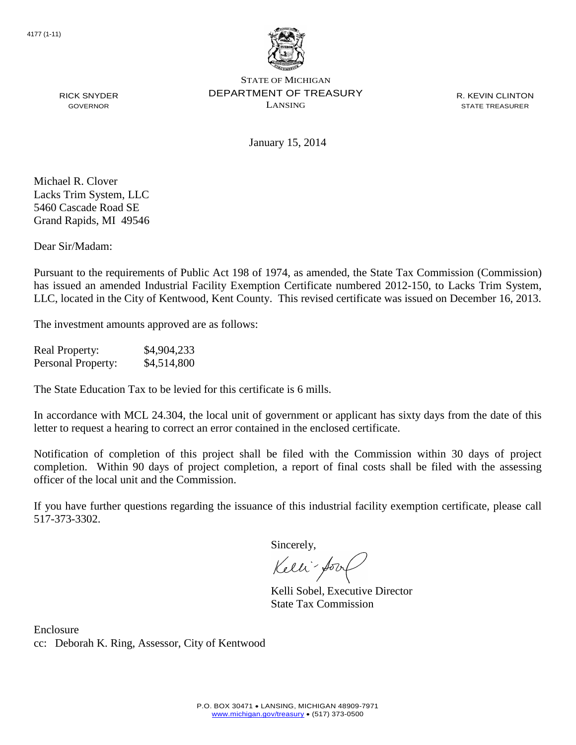4177 (1-11)

STATE OF MICHIGAN
DEPARTMENT OF TREASURY
LANSING

RICK SNYDER
GOVERNOR

R. KEVIN CLINTON
STATE TREASURER

January 15, 2014

Michael R. Clover
Lacks Trim System, LLC
5460 Cascade Road SE
Grand Rapids, MI 49546

Dear Sir/Madam:

Pursuant to the requirements of Public Act 198 of 1974, as amended, the State Tax Commission (Commission) has issued an amended Industrial Facility Exemption Certificate numbered 2012-150, to Lacks Trim System, LLC, located in the City of Kentwood, Kent County. This revised certificate was issued on December 16, 2013.

The investment amounts approved are as follows:

| | |
|---|---|
| Real Property: | \$4,904,233 |
| Personal Property: | \$4,514,800 |

The State Education Tax to be levied for this certificate is 6 mills.

In accordance with MCL 24.304, the local unit of government or applicant has sixty days from the date of this letter to request a hearing to correct an error contained in the enclosed certificate.

Notification of completion of this project shall be filed with the Commission within 30 days of project completion. Within 90 days of project completion, a report of final costs shall be filed with the assessing officer of the local unit and the Commission.

If you have further questions regarding the issuance of this industrial facility exemption certificate, please call 517-373-3302.

Sincerely,

Kelli Sobel, Executive Director
State Tax Commission

Enclosure
cc: Deborah K. Ring, Assessor, City of Kentwood

P.O. BOX 30471 • LANSING, MICHIGAN 48909-7971
www.michigan.gov/treasury • (517) 373-0500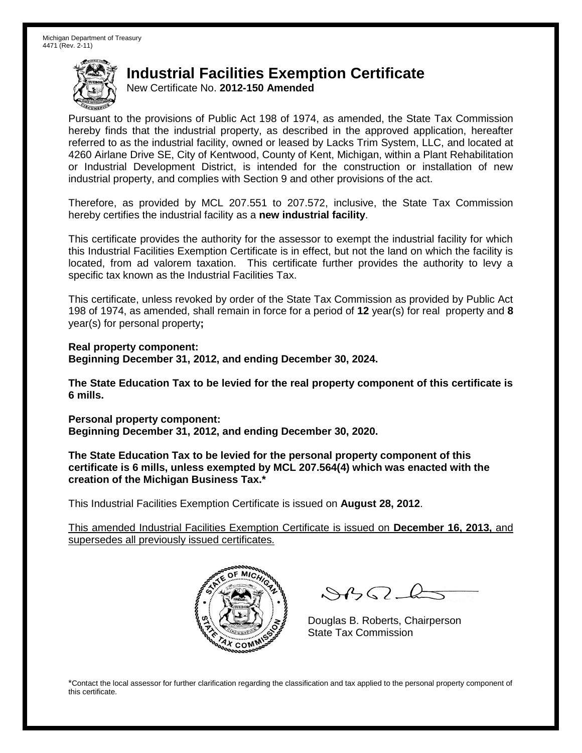Michigan Department of Treasury
4471 (Rev. 2-11)

# Industrial Facilities Exemption Certificate

New Certificate No. **2012-150 Amended**

Pursuant to the provisions of Public Act 198 of 1974, as amended, the State Tax Commission hereby finds that the industrial property, as described in the approved application, hereafter referred to as the industrial facility, owned or leased by Lacks Trim System, LLC, and located at 4260 Airlane Drive SE, City of Kentwood, County of Kent, Michigan, within a Plant Rehabilitation or Industrial Development District, is intended for the construction or installation of new industrial property, and complies with Section 9 and other provisions of the act.

Therefore, as provided by MCL 207.551 to 207.572, inclusive, the State Tax Commission hereby certifies the industrial facility as a **new industrial facility**.

This certificate provides the authority for the assessor to exempt the industrial facility for which this Industrial Facilities Exemption Certificate is in effect, but not the land on which the facility is located, from ad valorem taxation. This certificate further provides the authority to levy a specific tax known as the Industrial Facilities Tax.

This certificate, unless revoked by order of the State Tax Commission as provided by Public Act 198 of 1974, as amended, shall remain in force for a period of **12** year(s) for real property and **8** year(s) for personal property**;**

**Real property component:**
**Beginning December 31, 2012, and ending December 30, 2024.**

**The State Education Tax to be levied for the real property component of this certificate is 6 mills.**

**Personal property component:**
**Beginning December 31, 2012, and ending December 30, 2020.**

**The State Education Tax to be levied for the personal property component of this certificate is 6 mills, unless exempted by MCL 207.564(4) which was enacted with the creation of the Michigan Business Tax.***

This Industrial Facilities Exemption Certificate is issued on **August 28, 2012**.

This amended Industrial Facilities Exemption Certificate is issued on **December 16, 2013,** and supersedes all previously issued certificates.

Douglas B. Roberts, Chairperson
State Tax Commission

*Contact the local assessor for further clarification regarding the classification and tax applied to the personal property component of this certificate.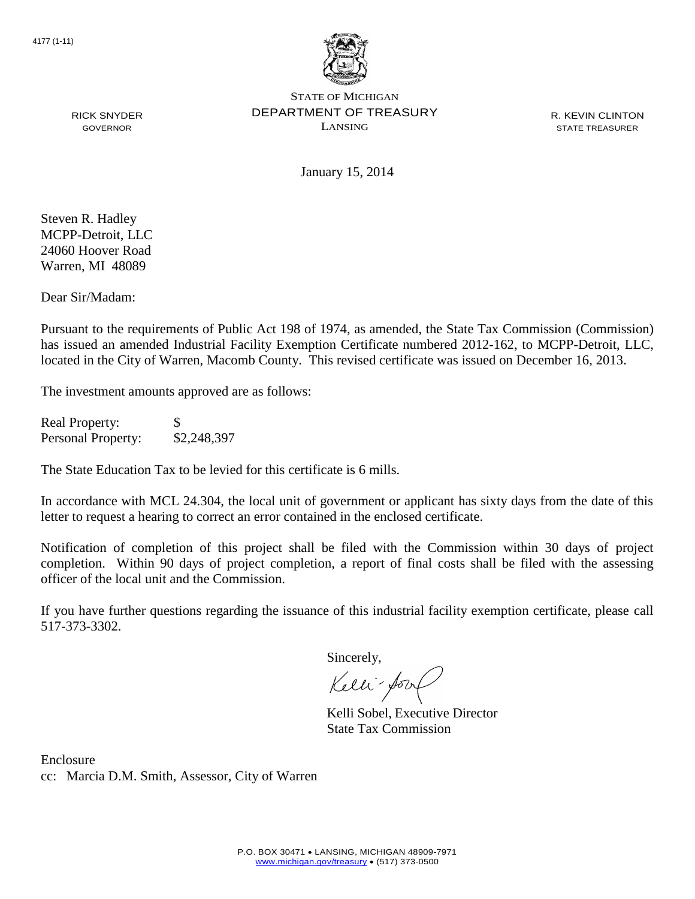4177 (1-11)

STATE OF MICHIGAN
DEPARTMENT OF TREASURY
LANSING

RICK SNYDER
GOVERNOR

R. KEVIN CLINTON
STATE TREASURER

January 15, 2014

Steven R. Hadley
MCPP-Detroit, LLC
24060 Hoover Road
Warren, MI 48089

Dear Sir/Madam:

Pursuant to the requirements of Public Act 198 of 1974, as amended, the State Tax Commission (Commission) has issued an amended Industrial Facility Exemption Certificate numbered 2012-162, to MCPP-Detroit, LLC, located in the City of Warren, Macomb County. This revised certificate was issued on December 16, 2013.

The investment amounts approved are as follows:

| | |
|---|---|
| Real Property: | $ |
| Personal Property: | $2,248,397 |

The State Education Tax to be levied for this certificate is 6 mills.

In accordance with MCL 24.304, the local unit of government or applicant has sixty days from the date of this letter to request a hearing to correct an error contained in the enclosed certificate.

Notification of completion of this project shall be filed with the Commission within 30 days of project completion. Within 90 days of project completion, a report of final costs shall be filed with the assessing officer of the local unit and the Commission.

If you have further questions regarding the issuance of this industrial facility exemption certificate, please call 517-373-3302.

Sincerely,

Kelli Sobel, Executive Director
State Tax Commission

Enclosure
cc: Marcia D.M. Smith, Assessor, City of Warren

P.O. BOX 30471 • LANSING, MICHIGAN 48909-7971
www.michigan.gov/treasury • (517) 373-0500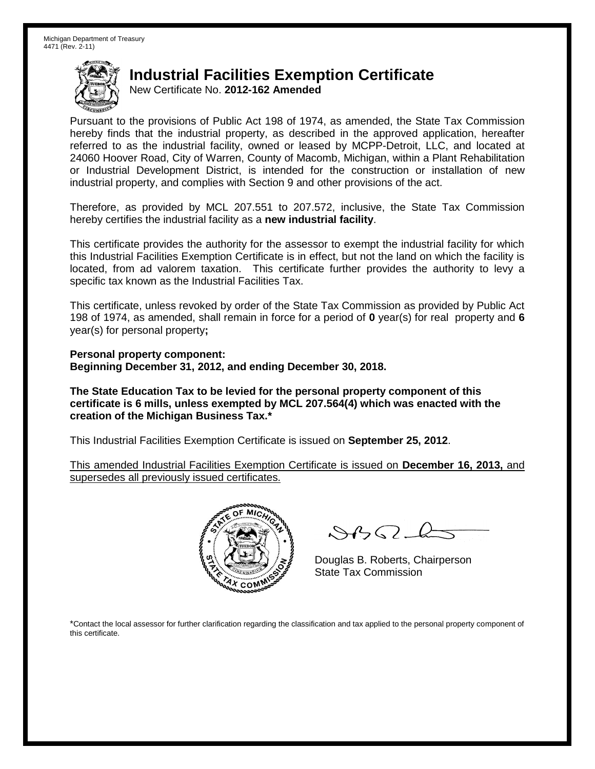Michigan Department of Treasury
4471 (Rev. 2-11)

# Industrial Facilities Exemption Certificate

New Certificate No. **2012-162 Amended**

Pursuant to the provisions of Public Act 198 of 1974, as amended, the State Tax Commission hereby finds that the industrial property, as described in the approved application, hereafter referred to as the industrial facility, owned or leased by MCPP-Detroit, LLC, and located at 24060 Hoover Road, City of Warren, County of Macomb, Michigan, within a Plant Rehabilitation or Industrial Development District, is intended for the construction or installation of new industrial property, and complies with Section 9 and other provisions of the act.

Therefore, as provided by MCL 207.551 to 207.572, inclusive, the State Tax Commission hereby certifies the industrial facility as a **new industrial facility**.

This certificate provides the authority for the assessor to exempt the industrial facility for which this Industrial Facilities Exemption Certificate is in effect, but not the land on which the facility is located, from ad valorem taxation. This certificate further provides the authority to levy a specific tax known as the Industrial Facilities Tax.

This certificate, unless revoked by order of the State Tax Commission as provided by Public Act 198 of 1974, as amended, shall remain in force for a period of **0** year(s) for real property and **6** year(s) for personal property**;**

**Personal property component:**
**Beginning December 31, 2012, and ending December 30, 2018.**

**The State Education Tax to be levied for the personal property component of this certificate is 6 mills, unless exempted by MCL 207.564(4) which was enacted with the creation of the Michigan Business Tax.***

This Industrial Facilities Exemption Certificate is issued on **September 25, 2012**.

This amended Industrial Facilities Exemption Certificate is issued on **December 16, 2013,** and supersedes all previously issued certificates.

Douglas B. Roberts, Chairperson
State Tax Commission

*Contact the local assessor for further clarification regarding the classification and tax applied to the personal property component of this certificate.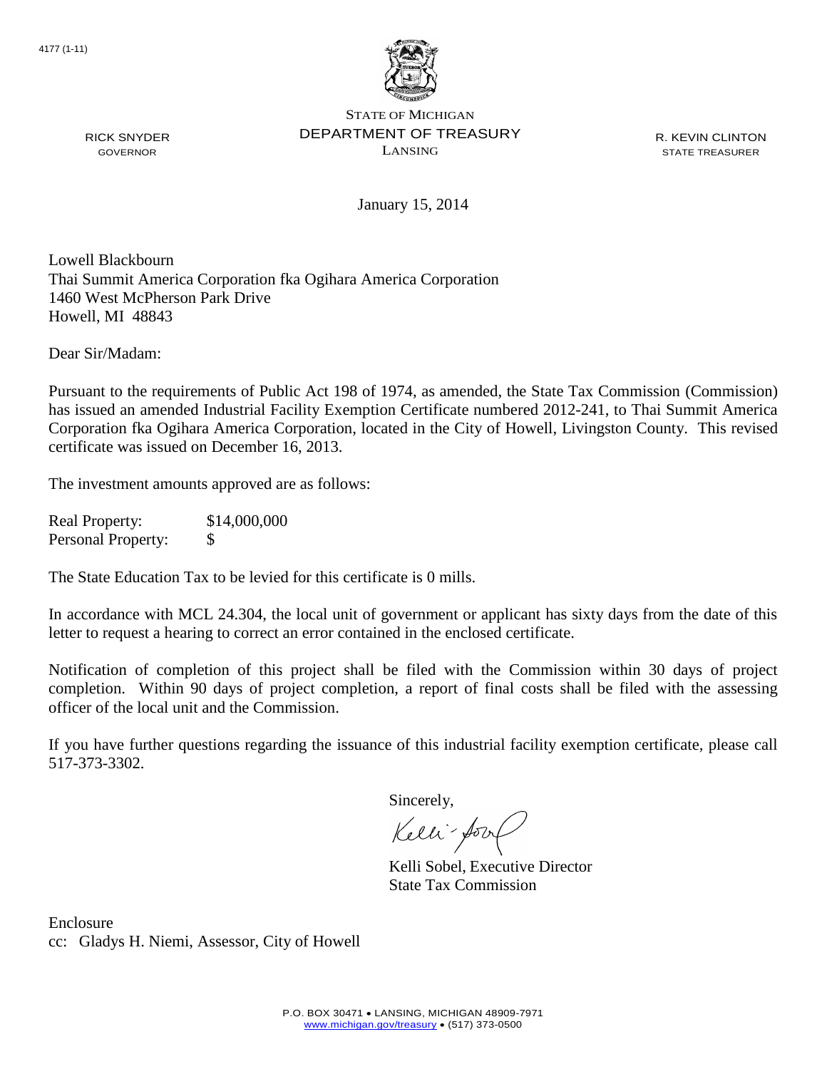4177 (1-11)

STATE OF MICHIGAN
DEPARTMENT OF TREASURY
LANSING

RICK SNYDER
GOVERNOR

R. KEVIN CLINTON
STATE TREASURER

January 15, 2014

Lowell Blackbourn
Thai Summit America Corporation fka Ogihara America Corporation
1460 West McPherson Park Drive
Howell, MI 48843

Dear Sir/Madam:

Pursuant to the requirements of Public Act 198 of 1974, as amended, the State Tax Commission (Commission) has issued an amended Industrial Facility Exemption Certificate numbered 2012-241, to Thai Summit America Corporation fka Ogihara America Corporation, located in the City of Howell, Livingston County. This revised certificate was issued on December 16, 2013.

The investment amounts approved are as follows:

| | |
|---|---|
| Real Property: | $14,000,000 |
| Personal Property: | $ |

The State Education Tax to be levied for this certificate is 0 mills.

In accordance with MCL 24.304, the local unit of government or applicant has sixty days from the date of this letter to request a hearing to correct an error contained in the enclosed certificate.

Notification of completion of this project shall be filed with the Commission within 30 days of project completion. Within 90 days of project completion, a report of final costs shall be filed with the assessing officer of the local unit and the Commission.

If you have further questions regarding the issuance of this industrial facility exemption certificate, please call 517-373-3302.

Sincerely,

Kelli Sobel, Executive Director
State Tax Commission

Enclosure
cc: Gladys H. Niemi, Assessor, City of Howell

P.O. BOX 30471 • LANSING, MICHIGAN 48909-7971
www.michigan.gov/treasury • (517) 373-0500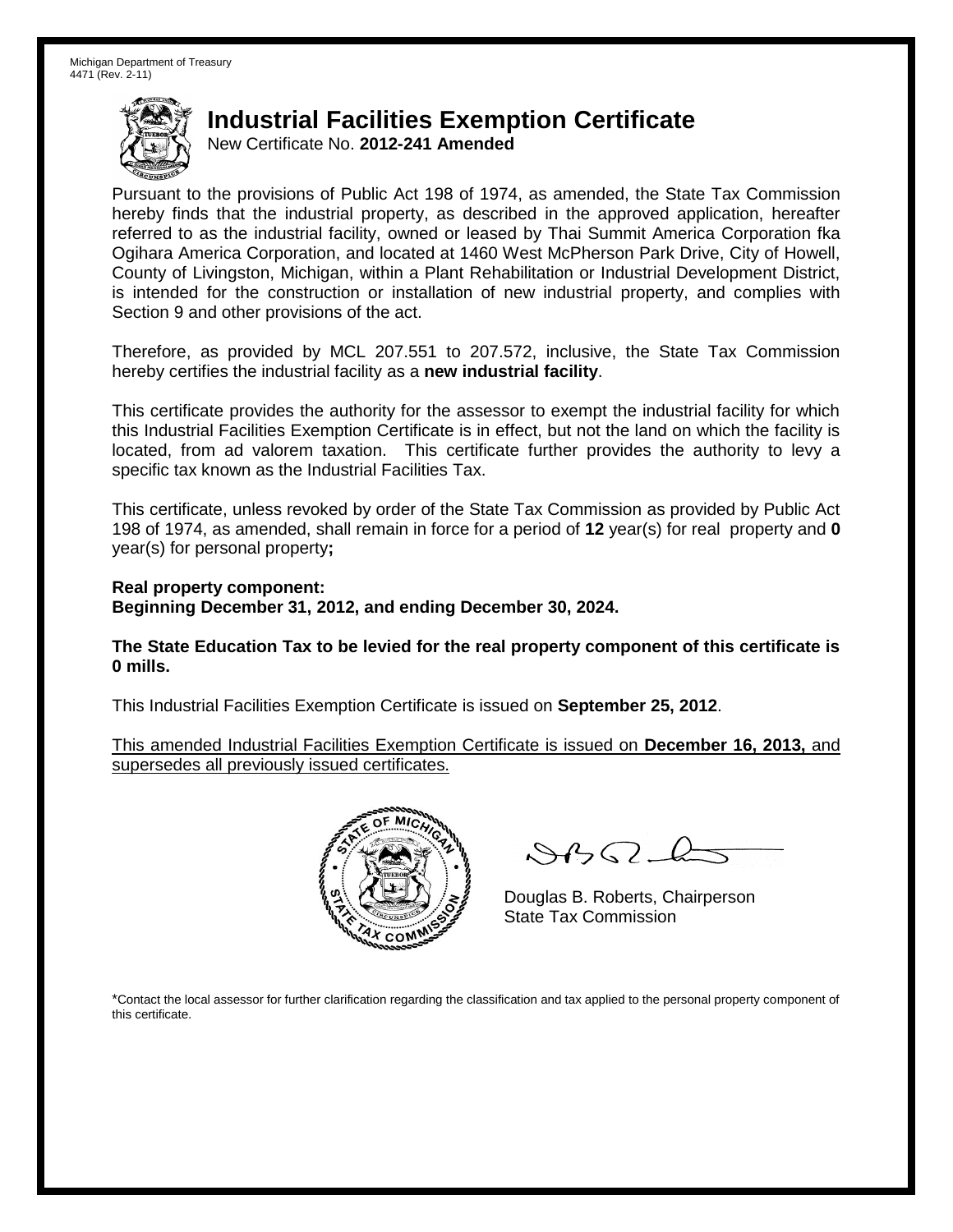Michigan Department of Treasury
4471 (Rev. 2-11)

# Industrial Facilities Exemption Certificate

New Certificate No. **2012-241 Amended**

Pursuant to the provisions of Public Act 198 of 1974, as amended, the State Tax Commission hereby finds that the industrial property, as described in the approved application, hereafter referred to as the industrial facility, owned or leased by Thai Summit America Corporation fka Ogihara America Corporation, and located at 1460 West McPherson Park Drive, City of Howell, County of Livingston, Michigan, within a Plant Rehabilitation or Industrial Development District, is intended for the construction or installation of new industrial property, and complies with Section 9 and other provisions of the act.

Therefore, as provided by MCL 207.551 to 207.572, inclusive, the State Tax Commission hereby certifies the industrial facility as a **new industrial facility**.

This certificate provides the authority for the assessor to exempt the industrial facility for which this Industrial Facilities Exemption Certificate is in effect, but not the land on which the facility is located, from ad valorem taxation. This certificate further provides the authority to levy a specific tax known as the Industrial Facilities Tax.

This certificate, unless revoked by order of the State Tax Commission as provided by Public Act 198 of 1974, as amended, shall remain in force for a period of **12** year(s) for real property and **0** year(s) for personal property**;**

**Real property component:**
**Beginning December 31, 2012, and ending December 30, 2024.**

**The State Education Tax to be levied for the real property component of this certificate is 0 mills.**

This Industrial Facilities Exemption Certificate is issued on **September 25, 2012**.

This amended Industrial Facilities Exemption Certificate is issued on **December 16, 2013,** and supersedes all previously issued certificates.

Douglas B. Roberts, Chairperson
State Tax Commission

*Contact the local assessor for further clarification regarding the classification and tax applied to the personal property component of this certificate.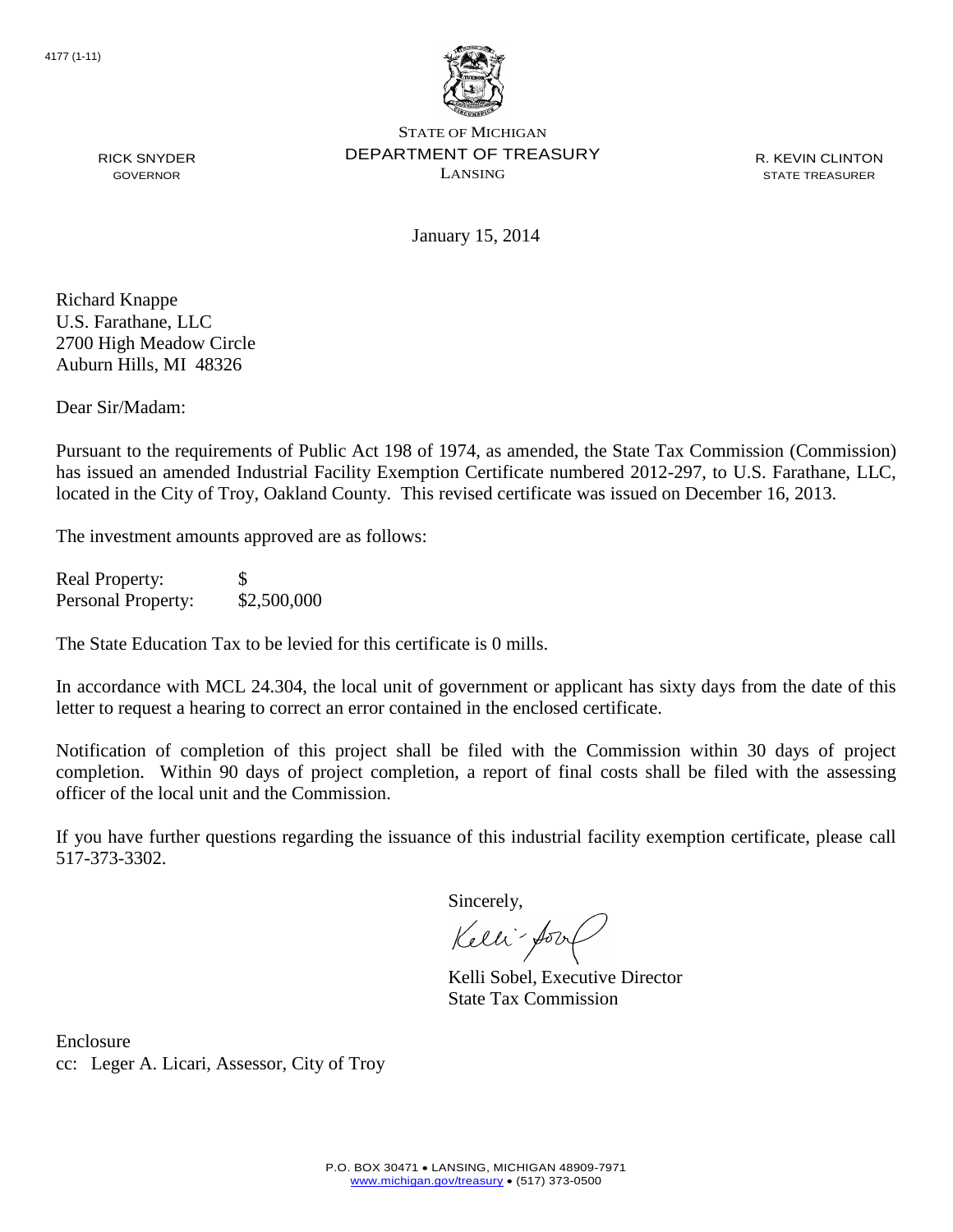4177 (1-11)

STATE OF MICHIGAN
DEPARTMENT OF TREASURY
LANSING

RICK SNYDER
GOVERNOR

R. KEVIN CLINTON
STATE TREASURER

January 15, 2014

Richard Knappe
U.S. Farathane, LLC
2700 High Meadow Circle
Auburn Hills, MI 48326

Dear Sir/Madam:

Pursuant to the requirements of Public Act 198 of 1974, as amended, the State Tax Commission (Commission) has issued an amended Industrial Facility Exemption Certificate numbered 2012-297, to U.S. Farathane, LLC, located in the City of Troy, Oakland County. This revised certificate was issued on December 16, 2013.

The investment amounts approved are as follows:

| | |
|---|---|
| Real Property: | $ |
| Personal Property: | $2,500,000 |

The State Education Tax to be levied for this certificate is 0 mills.

In accordance with MCL 24.304, the local unit of government or applicant has sixty days from the date of this letter to request a hearing to correct an error contained in the enclosed certificate.

Notification of completion of this project shall be filed with the Commission within 30 days of project completion. Within 90 days of project completion, a report of final costs shall be filed with the assessing officer of the local unit and the Commission.

If you have further questions regarding the issuance of this industrial facility exemption certificate, please call 517-373-3302.

Sincerely,

Kelli Sobel, Executive Director
State Tax Commission

Enclosure
cc: Leger A. Licari, Assessor, City of Troy

P.O. BOX 30471 • LANSING, MICHIGAN 48909-7971
www.michigan.gov/treasury • (517) 373-0500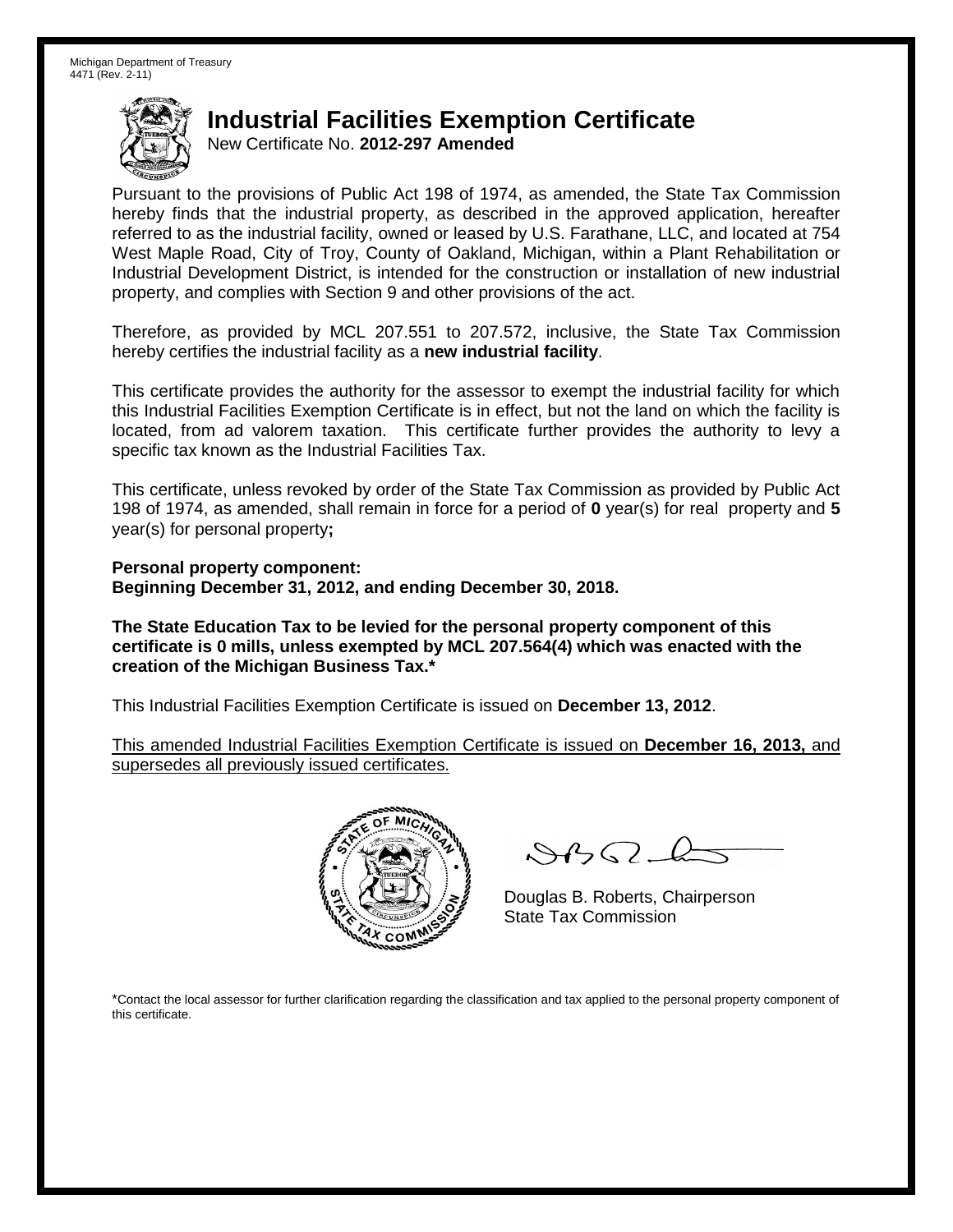Michigan Department of Treasury
4471 (Rev. 2-11)

# Industrial Facilities Exemption Certificate

New Certificate No. **2012-297 Amended**

Pursuant to the provisions of Public Act 198 of 1974, as amended, the State Tax Commission hereby finds that the industrial property, as described in the approved application, hereafter referred to as the industrial facility, owned or leased by U.S. Farathane, LLC, and located at 754 West Maple Road, City of Troy, County of Oakland, Michigan, within a Plant Rehabilitation or Industrial Development District, is intended for the construction or installation of new industrial property, and complies with Section 9 and other provisions of the act.

Therefore, as provided by MCL 207.551 to 207.572, inclusive, the State Tax Commission hereby certifies the industrial facility as a **new industrial facility**.

This certificate provides the authority for the assessor to exempt the industrial facility for which this Industrial Facilities Exemption Certificate is in effect, but not the land on which the facility is located, from ad valorem taxation. This certificate further provides the authority to levy a specific tax known as the Industrial Facilities Tax.

This certificate, unless revoked by order of the State Tax Commission as provided by Public Act 198 of 1974, as amended, shall remain in force for a period of **0** year(s) for real property and **5** year(s) for personal property**;**

**Personal property component:**
**Beginning December 31, 2012, and ending December 30, 2018.**

**The State Education Tax to be levied for the personal property component of this certificate is 0 mills, unless exempted by MCL 207.564(4) which was enacted with the creation of the Michigan Business Tax.***

This Industrial Facilities Exemption Certificate is issued on **December 13, 2012**.

This amended Industrial Facilities Exemption Certificate is issued on **December 16, 2013,** and supersedes all previously issued certificates.

Douglas B. Roberts, Chairperson
State Tax Commission

*Contact the local assessor for further clarification regarding the classification and tax applied to the personal property component of this certificate.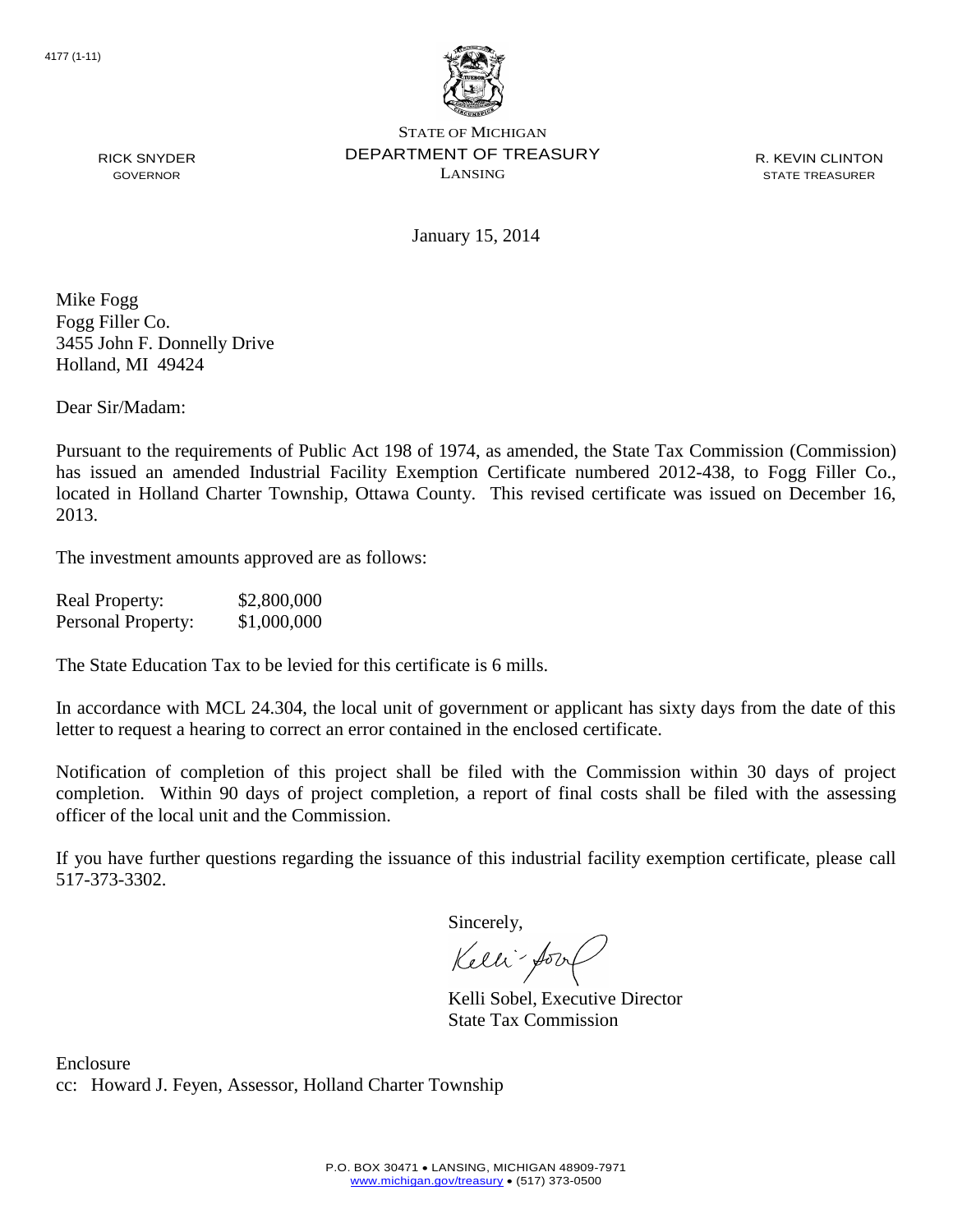4177 (1-11)

STATE OF MICHIGAN
DEPARTMENT OF TREASURY
LANSING

RICK SNYDER
GOVERNOR

R. KEVIN CLINTON
STATE TREASURER

January 15, 2014

Mike Fogg
Fogg Filler Co.
3455 John F. Donnelly Drive
Holland, MI 49424

Dear Sir/Madam:

Pursuant to the requirements of Public Act 198 of 1974, as amended, the State Tax Commission (Commission) has issued an amended Industrial Facility Exemption Certificate numbered 2012-438, to Fogg Filler Co., located in Holland Charter Township, Ottawa County. This revised certificate was issued on December 16, 2013.

The investment amounts approved are as follows:

| | |
|---|---|
| Real Property: | $2,800,000 |
| Personal Property: | $1,000,000 |

The State Education Tax to be levied for this certificate is 6 mills.

In accordance with MCL 24.304, the local unit of government or applicant has sixty days from the date of this letter to request a hearing to correct an error contained in the enclosed certificate.

Notification of completion of this project shall be filed with the Commission within 30 days of project completion. Within 90 days of project completion, a report of final costs shall be filed with the assessing officer of the local unit and the Commission.

If you have further questions regarding the issuance of this industrial facility exemption certificate, please call 517-373-3302.

Sincerely,

Kelli Sobel, Executive Director
State Tax Commission

Enclosure
cc: Howard J. Feyen, Assessor, Holland Charter Township

P.O. BOX 30471 • LANSING, MICHIGAN 48909-7971
www.michigan.gov/treasury • (517) 373-0500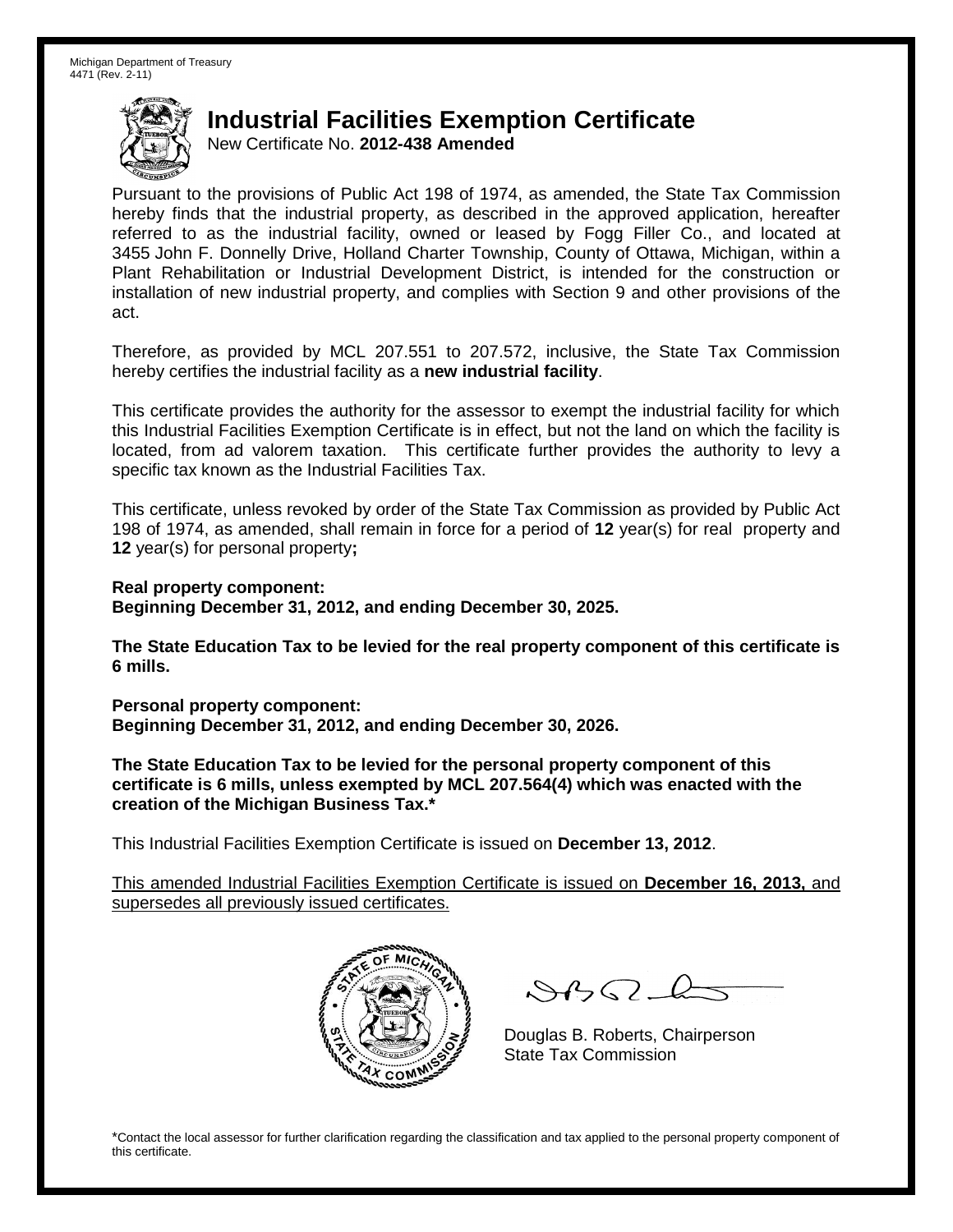Michigan Department of Treasury
4471 (Rev. 2-11)

# Industrial Facilities Exemption Certificate

New Certificate No. **2012-438 Amended**

Pursuant to the provisions of Public Act 198 of 1974, as amended, the State Tax Commission hereby finds that the industrial property, as described in the approved application, hereafter referred to as the industrial facility, owned or leased by Fogg Filler Co., and located at 3455 John F. Donnelly Drive, Holland Charter Township, County of Ottawa, Michigan, within a Plant Rehabilitation or Industrial Development District, is intended for the construction or installation of new industrial property, and complies with Section 9 and other provisions of the act.

Therefore, as provided by MCL 207.551 to 207.572, inclusive, the State Tax Commission hereby certifies the industrial facility as a **new industrial facility**.

This certificate provides the authority for the assessor to exempt the industrial facility for which this Industrial Facilities Exemption Certificate is in effect, but not the land on which the facility is located, from ad valorem taxation. This certificate further provides the authority to levy a specific tax known as the Industrial Facilities Tax.

This certificate, unless revoked by order of the State Tax Commission as provided by Public Act 198 of 1974, as amended, shall remain in force for a period of **12** year(s) for real property and **12** year(s) for personal property**;**

**Real property component:**
**Beginning December 31, 2012, and ending December 30, 2025.**

**The State Education Tax to be levied for the real property component of this certificate is 6 mills.**

**Personal property component:**
**Beginning December 31, 2012, and ending December 30, 2026.**

**The State Education Tax to be levied for the personal property component of this certificate is 6 mills, unless exempted by MCL 207.564(4) which was enacted with the creation of the Michigan Business Tax.***

This Industrial Facilities Exemption Certificate is issued on **December 13, 2012**.

This amended Industrial Facilities Exemption Certificate is issued on **December 16, 2013,** and supersedes all previously issued certificates.

Douglas B. Roberts, Chairperson
State Tax Commission

*Contact the local assessor for further clarification regarding the classification and tax applied to the personal property component of this certificate.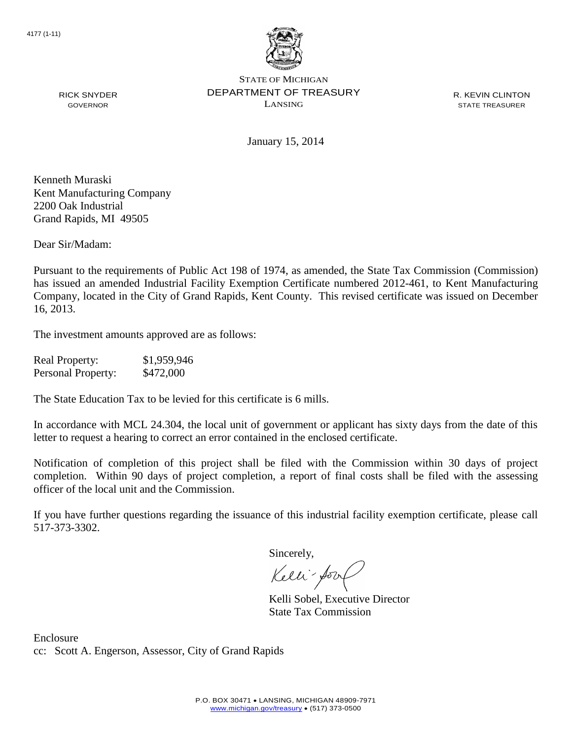4177 (1-11)

STATE OF MICHIGAN
DEPARTMENT OF TREASURY
LANSING

RICK SNYDER
GOVERNOR

R. KEVIN CLINTON
STATE TREASURER

January 15, 2014

Kenneth Muraski
Kent Manufacturing Company
2200 Oak Industrial
Grand Rapids, MI 49505

Dear Sir/Madam:

Pursuant to the requirements of Public Act 198 of 1974, as amended, the State Tax Commission (Commission) has issued an amended Industrial Facility Exemption Certificate numbered 2012-461, to Kent Manufacturing Company, located in the City of Grand Rapids, Kent County. This revised certificate was issued on December 16, 2013.

The investment amounts approved are as follows:

| | |
|---|---|
| Real Property: | $1,959,946 |
| Personal Property: | $472,000 |

The State Education Tax to be levied for this certificate is 6 mills.

In accordance with MCL 24.304, the local unit of government or applicant has sixty days from the date of this letter to request a hearing to correct an error contained in the enclosed certificate.

Notification of completion of this project shall be filed with the Commission within 30 days of project completion. Within 90 days of project completion, a report of final costs shall be filed with the assessing officer of the local unit and the Commission.

If you have further questions regarding the issuance of this industrial facility exemption certificate, please call 517-373-3302.

Sincerely,

Kelli Sobel, Executive Director
State Tax Commission

Enclosure
cc: Scott A. Engerson, Assessor, City of Grand Rapids

P.O. BOX 30471 • LANSING, MICHIGAN 48909-7971
www.michigan.gov/treasury • (517) 373-0500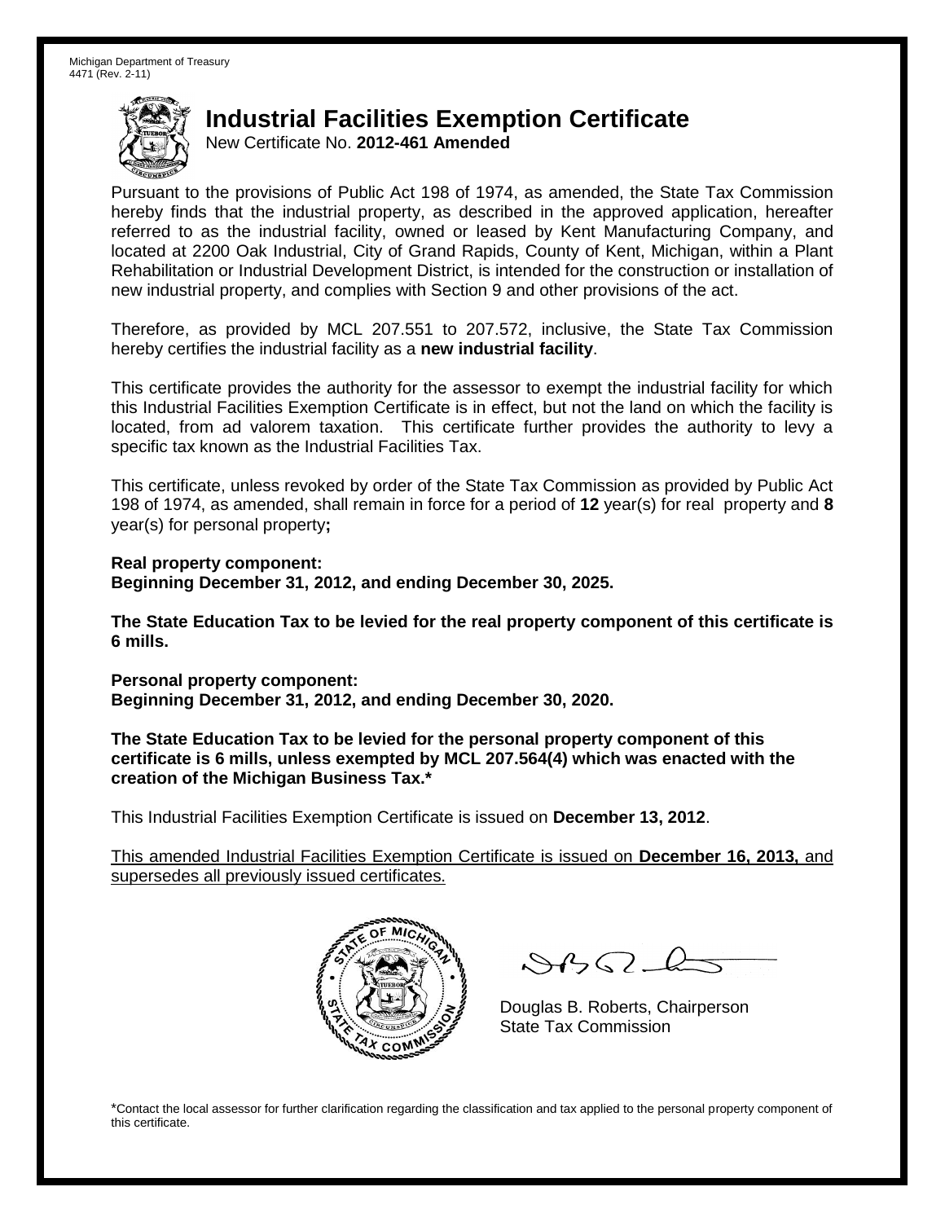Michigan Department of Treasury
4471 (Rev. 2-11)

# Industrial Facilities Exemption Certificate

New Certificate No. **2012-461 Amended**

Pursuant to the provisions of Public Act 198 of 1974, as amended, the State Tax Commission hereby finds that the industrial property, as described in the approved application, hereafter referred to as the industrial facility, owned or leased by Kent Manufacturing Company, and located at 2200 Oak Industrial, City of Grand Rapids, County of Kent, Michigan, within a Plant Rehabilitation or Industrial Development District, is intended for the construction or installation of new industrial property, and complies with Section 9 and other provisions of the act.

Therefore, as provided by MCL 207.551 to 207.572, inclusive, the State Tax Commission hereby certifies the industrial facility as a **new industrial facility**.

This certificate provides the authority for the assessor to exempt the industrial facility for which this Industrial Facilities Exemption Certificate is in effect, but not the land on which the facility is located, from ad valorem taxation. This certificate further provides the authority to levy a specific tax known as the Industrial Facilities Tax.

This certificate, unless revoked by order of the State Tax Commission as provided by Public Act 198 of 1974, as amended, shall remain in force for a period of **12** year(s) for real property and **8** year(s) for personal property**;**

**Real property component:**
**Beginning December 31, 2012, and ending December 30, 2025.**

**The State Education Tax to be levied for the real property component of this certificate is 6 mills.**

**Personal property component:**
**Beginning December 31, 2012, and ending December 30, 2020.**

**The State Education Tax to be levied for the personal property component of this certificate is 6 mills, unless exempted by MCL 207.564(4) which was enacted with the creation of the Michigan Business Tax.***

This Industrial Facilities Exemption Certificate is issued on **December 13, 2012**.

This amended Industrial Facilities Exemption Certificate is issued on **December 16, 2013,** and supersedes all previously issued certificates.

Douglas B. Roberts, Chairperson
State Tax Commission

*Contact the local assessor for further clarification regarding the classification and tax applied to the personal property component of this certificate.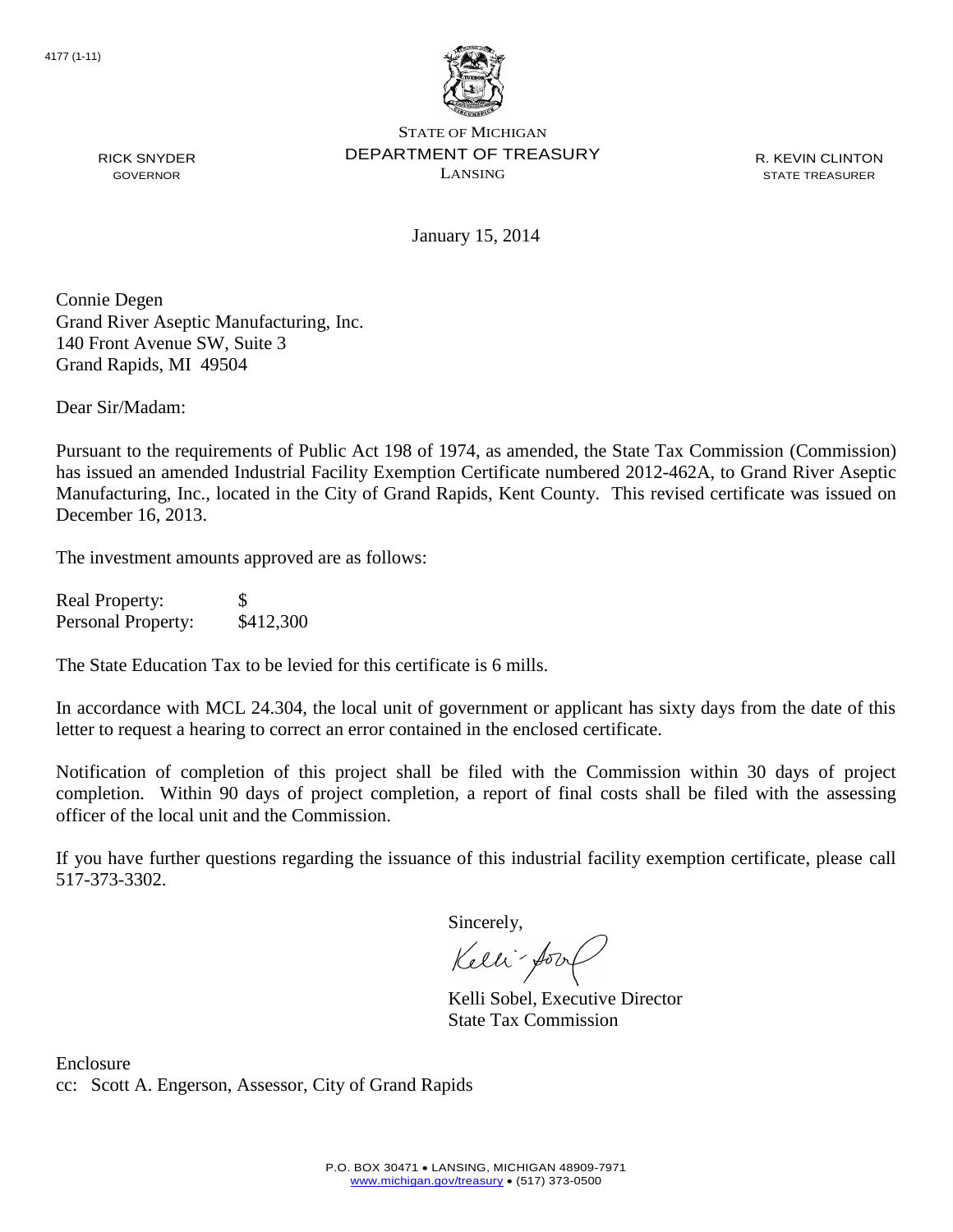4177 (1-11)

STATE OF MICHIGAN
DEPARTMENT OF TREASURY
LANSING

RICK SNYDER
GOVERNOR

R. KEVIN CLINTON
STATE TREASURER

January 15, 2014

Connie Degen
Grand River Aseptic Manufacturing, Inc.
140 Front Avenue SW, Suite 3
Grand Rapids, MI 49504

Dear Sir/Madam:

Pursuant to the requirements of Public Act 198 of 1974, as amended, the State Tax Commission (Commission) has issued an amended Industrial Facility Exemption Certificate numbered 2012-462A, to Grand River Aseptic Manufacturing, Inc., located in the City of Grand Rapids, Kent County. This revised certificate was issued on December 16, 2013.

The investment amounts approved are as follows:

| | |
|---|---|
| Real Property: | $ |
| Personal Property: | $412,300 |

The State Education Tax to be levied for this certificate is 6 mills.

In accordance with MCL 24.304, the local unit of government or applicant has sixty days from the date of this letter to request a hearing to correct an error contained in the enclosed certificate.

Notification of completion of this project shall be filed with the Commission within 30 days of project completion. Within 90 days of project completion, a report of final costs shall be filed with the assessing officer of the local unit and the Commission.

If you have further questions regarding the issuance of this industrial facility exemption certificate, please call 517-373-3302.

Sincerely,

Kelli Sobel, Executive Director
State Tax Commission

Enclosure
cc: Scott A. Engerson, Assessor, City of Grand Rapids

P.O. BOX 30471 • LANSING, MICHIGAN 48909-7971
www.michigan.gov/treasury • (517) 373-0500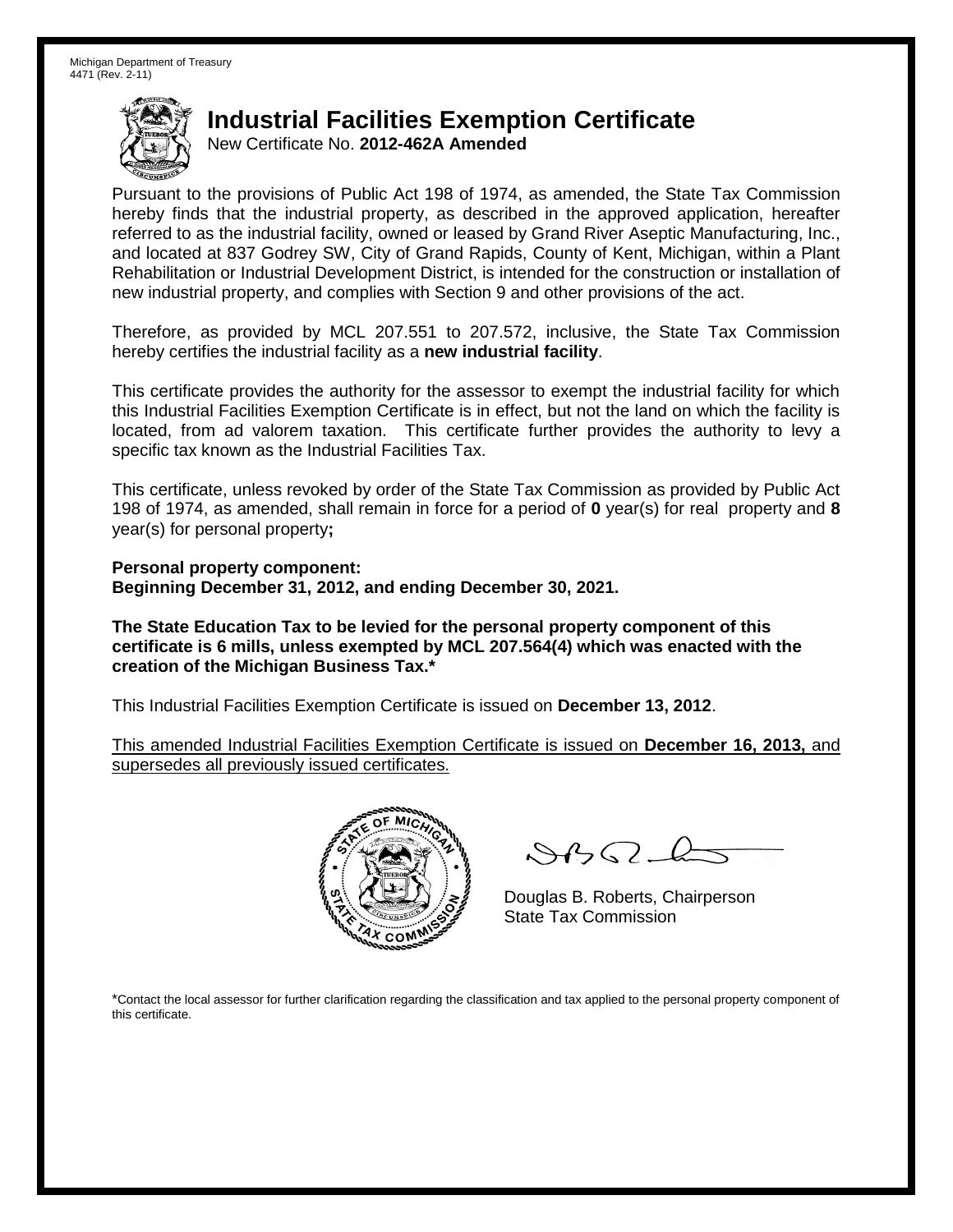Michigan Department of Treasury
4471 (Rev. 2-11)

# Industrial Facilities Exemption Certificate

New Certificate No. **2012-462A Amended**

Pursuant to the provisions of Public Act 198 of 1974, as amended, the State Tax Commission hereby finds that the industrial property, as described in the approved application, hereafter referred to as the industrial facility, owned or leased by Grand River Aseptic Manufacturing, Inc., and located at 837 Godrey SW, City of Grand Rapids, County of Kent, Michigan, within a Plant Rehabilitation or Industrial Development District, is intended for the construction or installation of new industrial property, and complies with Section 9 and other provisions of the act.

Therefore, as provided by MCL 207.551 to 207.572, inclusive, the State Tax Commission hereby certifies the industrial facility as a **new industrial facility**.

This certificate provides the authority for the assessor to exempt the industrial facility for which this Industrial Facilities Exemption Certificate is in effect, but not the land on which the facility is located, from ad valorem taxation. This certificate further provides the authority to levy a specific tax known as the Industrial Facilities Tax.

This certificate, unless revoked by order of the State Tax Commission as provided by Public Act 198 of 1974, as amended, shall remain in force for a period of **0** year(s) for real property and **8** year(s) for personal property**;**

**Personal property component:**
**Beginning December 31, 2012, and ending December 30, 2021.**

**The State Education Tax to be levied for the personal property component of this certificate is 6 mills, unless exempted by MCL 207.564(4) which was enacted with the creation of the Michigan Business Tax.***

This Industrial Facilities Exemption Certificate is issued on **December 13, 2012**.

This amended Industrial Facilities Exemption Certificate is issued on **December 16, 2013,** and supersedes all previously issued certificates.

Douglas B. Roberts, Chairperson
State Tax Commission

*Contact the local assessor for further clarification regarding the classification and tax applied to the personal property component of this certificate.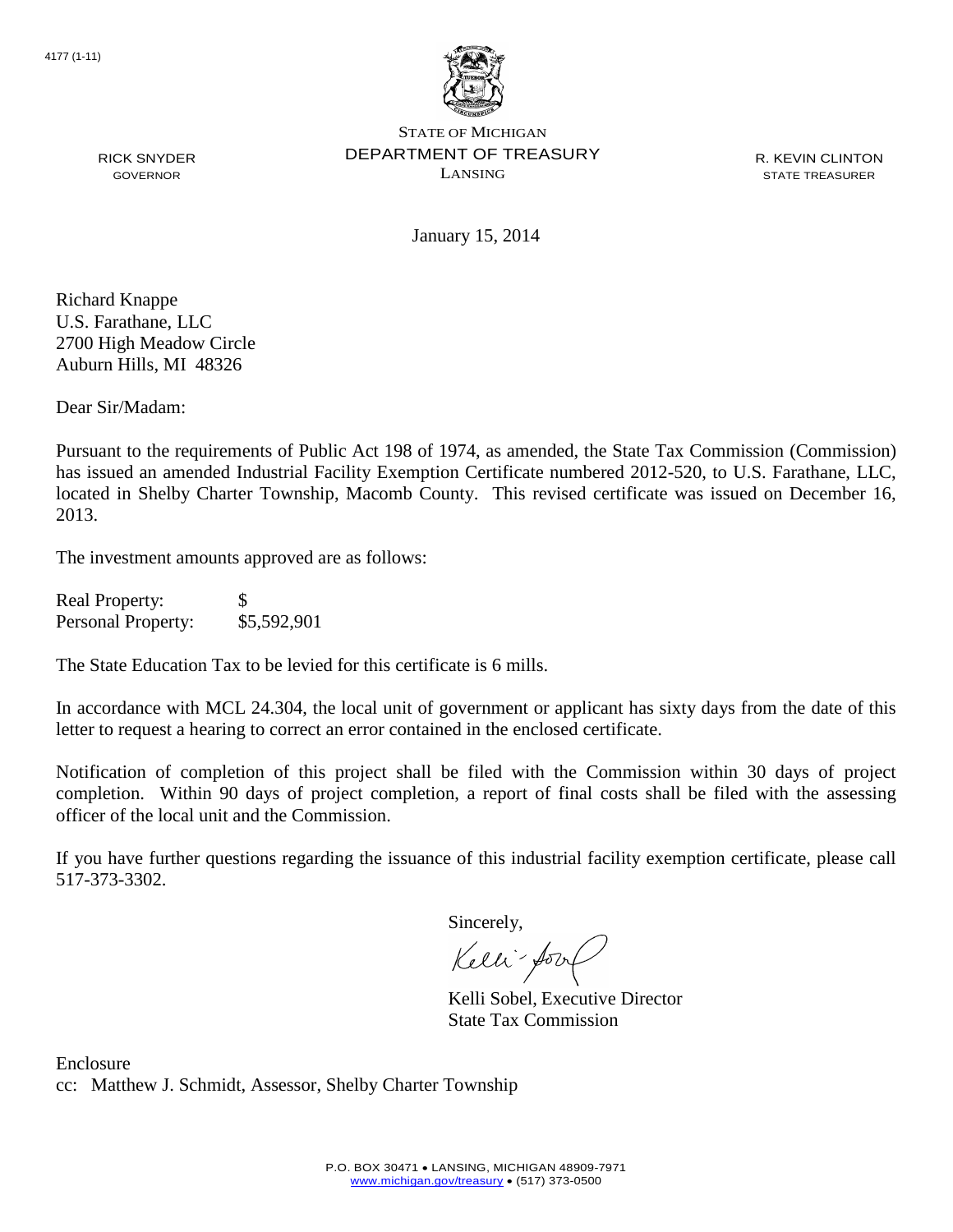4177 (1-11)

STATE OF MICHIGAN
DEPARTMENT OF TREASURY
LANSING

RICK SNYDER
GOVERNOR

R. KEVIN CLINTON
STATE TREASURER

January 15, 2014

Richard Knappe
U.S. Farathane, LLC
2700 High Meadow Circle
Auburn Hills, MI 48326

Dear Sir/Madam:

Pursuant to the requirements of Public Act 198 of 1974, as amended, the State Tax Commission (Commission) has issued an amended Industrial Facility Exemption Certificate numbered 2012-520, to U.S. Farathane, LLC, located in Shelby Charter Township, Macomb County. This revised certificate was issued on December 16, 2013.

The investment amounts approved are as follows:

| | |
|---|---|
| Real Property: | $ |
| Personal Property: | $5,592,901 |

The State Education Tax to be levied for this certificate is 6 mills.

In accordance with MCL 24.304, the local unit of government or applicant has sixty days from the date of this letter to request a hearing to correct an error contained in the enclosed certificate.

Notification of completion of this project shall be filed with the Commission within 30 days of project completion. Within 90 days of project completion, a report of final costs shall be filed with the assessing officer of the local unit and the Commission.

If you have further questions regarding the issuance of this industrial facility exemption certificate, please call 517-373-3302.

Sincerely,

Kelli Sobel, Executive Director
State Tax Commission

Enclosure
cc: Matthew J. Schmidt, Assessor, Shelby Charter Township

P.O. BOX 30471 • LANSING, MICHIGAN 48909-7971
www.michigan.gov/treasury • (517) 373-0500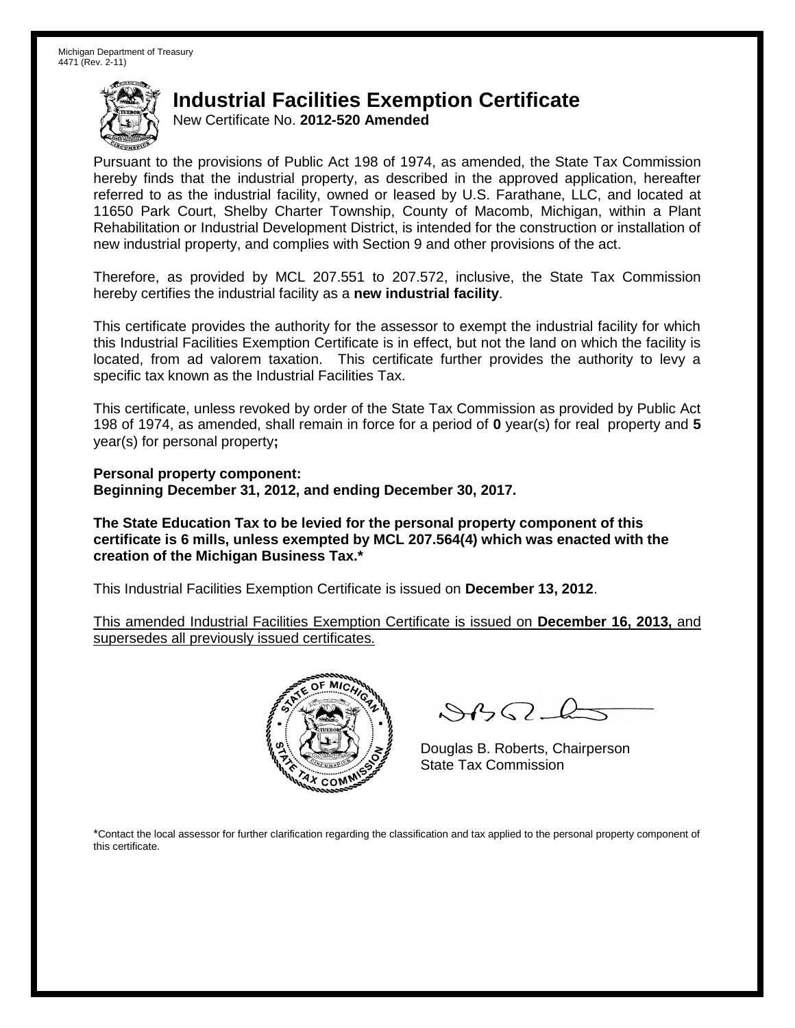Michigan Department of Treasury
4471 (Rev. 2-11)

# Industrial Facilities Exemption Certificate

New Certificate No. **2012-520 Amended**

Pursuant to the provisions of Public Act 198 of 1974, as amended, the State Tax Commission hereby finds that the industrial property, as described in the approved application, hereafter referred to as the industrial facility, owned or leased by U.S. Farathane, LLC, and located at 11650 Park Court, Shelby Charter Township, County of Macomb, Michigan, within a Plant Rehabilitation or Industrial Development District, is intended for the construction or installation of new industrial property, and complies with Section 9 and other provisions of the act.

Therefore, as provided by MCL 207.551 to 207.572, inclusive, the State Tax Commission hereby certifies the industrial facility as a **new industrial facility**.

This certificate provides the authority for the assessor to exempt the industrial facility for which this Industrial Facilities Exemption Certificate is in effect, but not the land on which the facility is located, from ad valorem taxation. This certificate further provides the authority to levy a specific tax known as the Industrial Facilities Tax.

This certificate, unless revoked by order of the State Tax Commission as provided by Public Act 198 of 1974, as amended, shall remain in force for a period of **0** year(s) for real property and **5** year(s) for personal property**;**

**Personal property component:**
**Beginning December 31, 2012, and ending December 30, 2017.**

**The State Education Tax to be levied for the personal property component of this certificate is 6 mills, unless exempted by MCL 207.564(4) which was enacted with the creation of the Michigan Business Tax.***

This Industrial Facilities Exemption Certificate is issued on **December 13, 2012**.

<u>This amended Industrial Facilities Exemption Certificate is issued on **December 16, 2013,** and supersedes all previously issued certificates.</u>

Douglas B. Roberts, Chairperson
State Tax Commission

*Contact the local assessor for further clarification regarding the classification and tax applied to the personal property component of this certificate.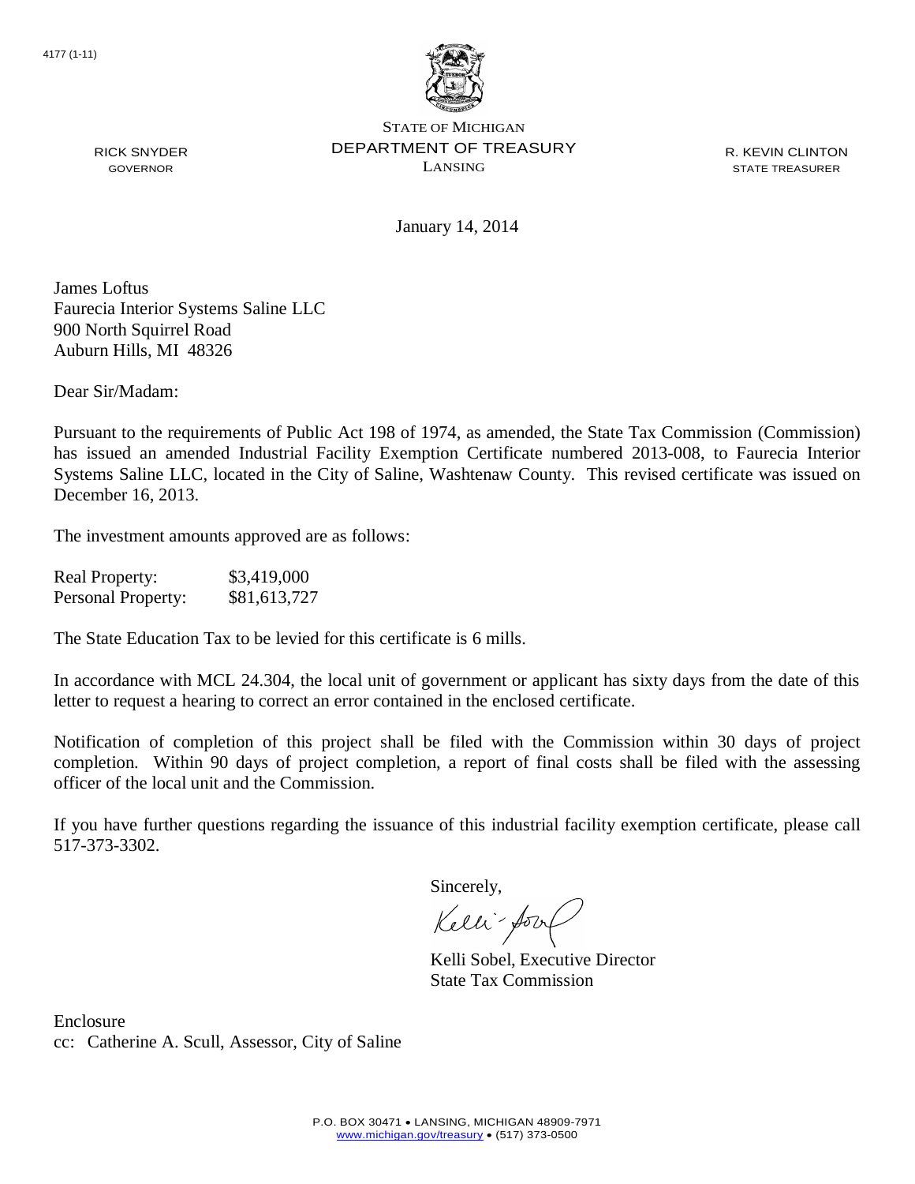4177 (1-11)

STATE OF MICHIGAN
DEPARTMENT OF TREASURY
LANSING

RICK SNYDER
GOVERNOR

R. KEVIN CLINTON
STATE TREASURER

January 14, 2014

James Loftus
Faurecia Interior Systems Saline LLC
900 North Squirrel Road
Auburn Hills, MI 48326

Dear Sir/Madam:

Pursuant to the requirements of Public Act 198 of 1974, as amended, the State Tax Commission (Commission) has issued an amended Industrial Facility Exemption Certificate numbered 2013-008, to Faurecia Interior Systems Saline LLC, located in the City of Saline, Washtenaw County. This revised certificate was issued on December 16, 2013.

The investment amounts approved are as follows:

| | |
|---|---|
| Real Property: | $3,419,000 |
| Personal Property: | $81,613,727 |

The State Education Tax to be levied for this certificate is 6 mills.

In accordance with MCL 24.304, the local unit of government or applicant has sixty days from the date of this letter to request a hearing to correct an error contained in the enclosed certificate.

Notification of completion of this project shall be filed with the Commission within 30 days of project completion. Within 90 days of project completion, a report of final costs shall be filed with the assessing officer of the local unit and the Commission.

If you have further questions regarding the issuance of this industrial facility exemption certificate, please call 517-373-3302.

Sincerely,

Kelli Sobel, Executive Director
State Tax Commission

Enclosure
cc: Catherine A. Scull, Assessor, City of Saline

P.O. BOX 30471 • LANSING, MICHIGAN 48909-7971
www.michigan.gov/treasury • (517) 373-0500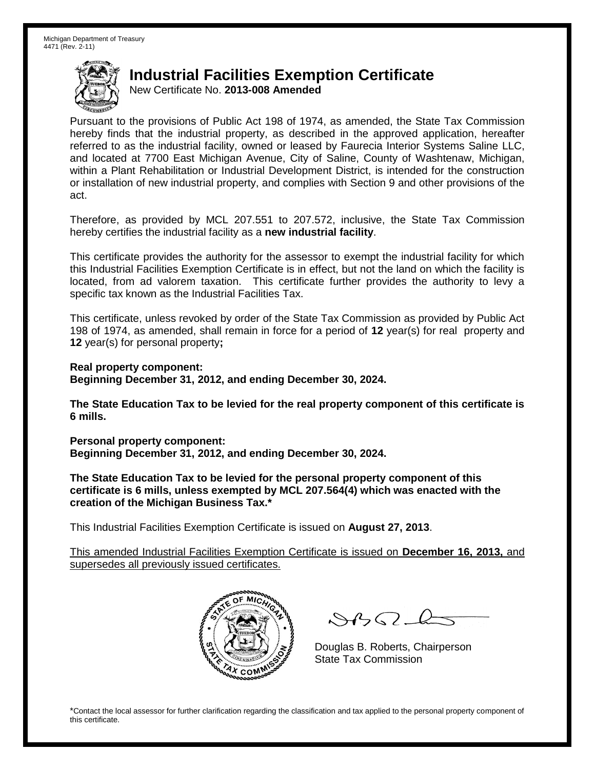Michigan Department of Treasury
4471 (Rev. 2-11)

# Industrial Facilities Exemption Certificate

New Certificate No. **2013-008 Amended**

Pursuant to the provisions of Public Act 198 of 1974, as amended, the State Tax Commission hereby finds that the industrial property, as described in the approved application, hereafter referred to as the industrial facility, owned or leased by Faurecia Interior Systems Saline LLC, and located at 7700 East Michigan Avenue, City of Saline, County of Washtenaw, Michigan, within a Plant Rehabilitation or Industrial Development District, is intended for the construction or installation of new industrial property, and complies with Section 9 and other provisions of the act.

Therefore, as provided by MCL 207.551 to 207.572, inclusive, the State Tax Commission hereby certifies the industrial facility as a **new industrial facility**.

This certificate provides the authority for the assessor to exempt the industrial facility for which this Industrial Facilities Exemption Certificate is in effect, but not the land on which the facility is located, from ad valorem taxation. This certificate further provides the authority to levy a specific tax known as the Industrial Facilities Tax.

This certificate, unless revoked by order of the State Tax Commission as provided by Public Act 198 of 1974, as amended, shall remain in force for a period of **12** year(s) for real property and **12** year(s) for personal property**;**

**Real property component:**
**Beginning December 31, 2012, and ending December 30, 2024.**

**The State Education Tax to be levied for the real property component of this certificate is 6 mills.**

**Personal property component:**
**Beginning December 31, 2012, and ending December 30, 2024.**

**The State Education Tax to be levied for the personal property component of this certificate is 6 mills, unless exempted by MCL 207.564(4) which was enacted with the creation of the Michigan Business Tax.***

This Industrial Facilities Exemption Certificate is issued on **August 27, 2013**.

This amended Industrial Facilities Exemption Certificate is issued on **December 16, 2013,** and supersedes all previously issued certificates.

Douglas B. Roberts, Chairperson
State Tax Commission

*Contact the local assessor for further clarification regarding the classification and tax applied to the personal property component of this certificate.